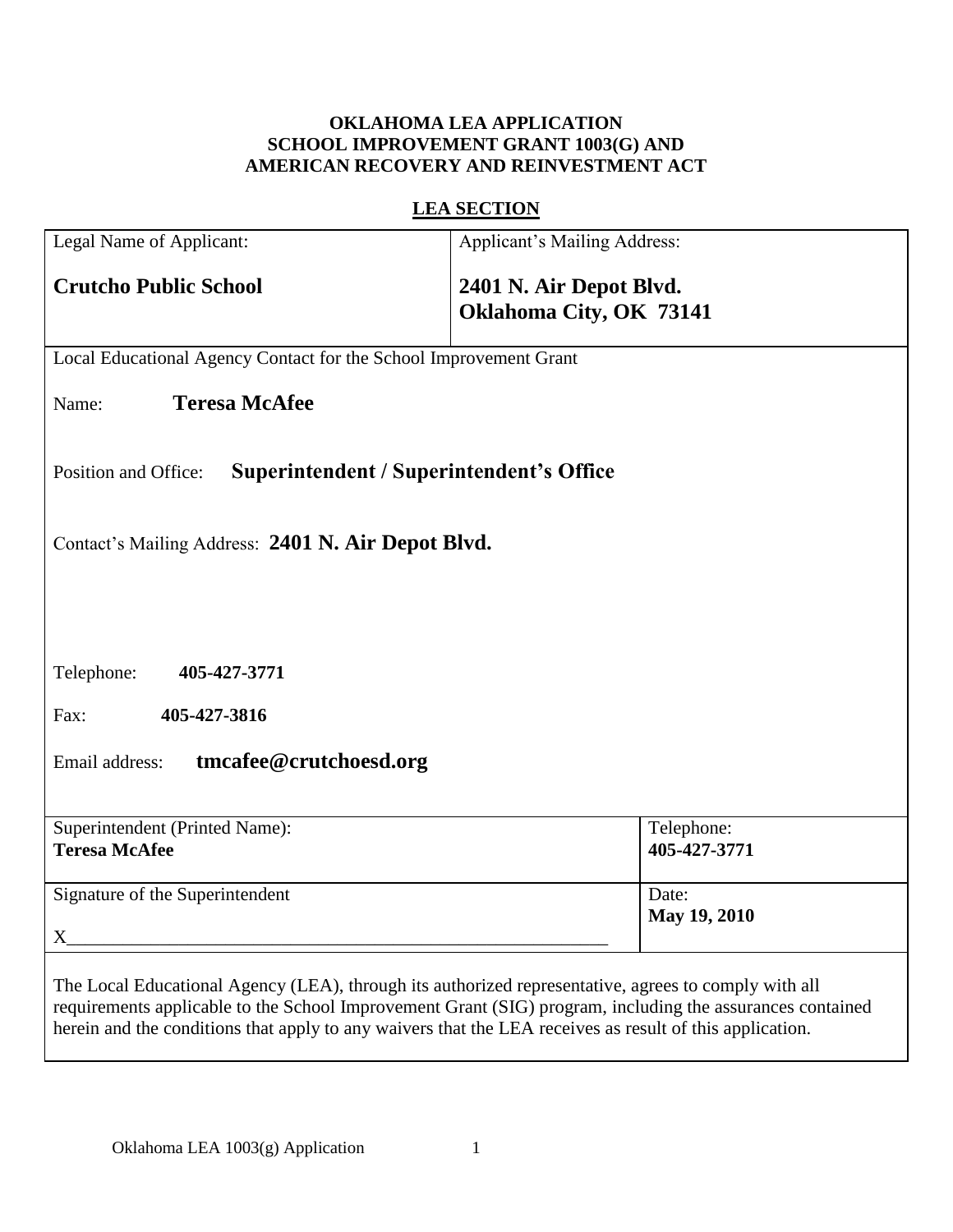**OKLAHOMA LEA APPLICATION**
**SCHOOL IMPROVEMENT GRANT 1003(G) AND**
**AMERICAN RECOVERY AND REINVESTMENT ACT**

**LEA SECTION**

| Legal Name of Applicant: **Crutcho Public School** | Applicant's Mailing Address: **2401 N. Air Depot Blvd. Oklahoma City, OK 73141** |
|---|---|

Local Educational Agency Contact for the School Improvement Grant

Name: **Teresa McAfee**

Position and Office: **Superintendent / Superintendent's Office**

Contact's Mailing Address: **2401 N. Air Depot Blvd.**

Telephone: **405-427-3771**

Fax: **405-427-3816**

Email address: **tmcafee@crutchoesd.org**

| Superintendent (Printed Name): **Teresa McAfee** | Telephone: **405-427-3771** |
|---|---|
| Signature of the Superintendent X________________________________ | Date: **May 19, 2010** |

The Local Educational Agency (LEA), through its authorized representative, agrees to comply with all requirements applicable to the School Improvement Grant (SIG) program, including the assurances contained herein and the conditions that apply to any waivers that the LEA receives as result of this application.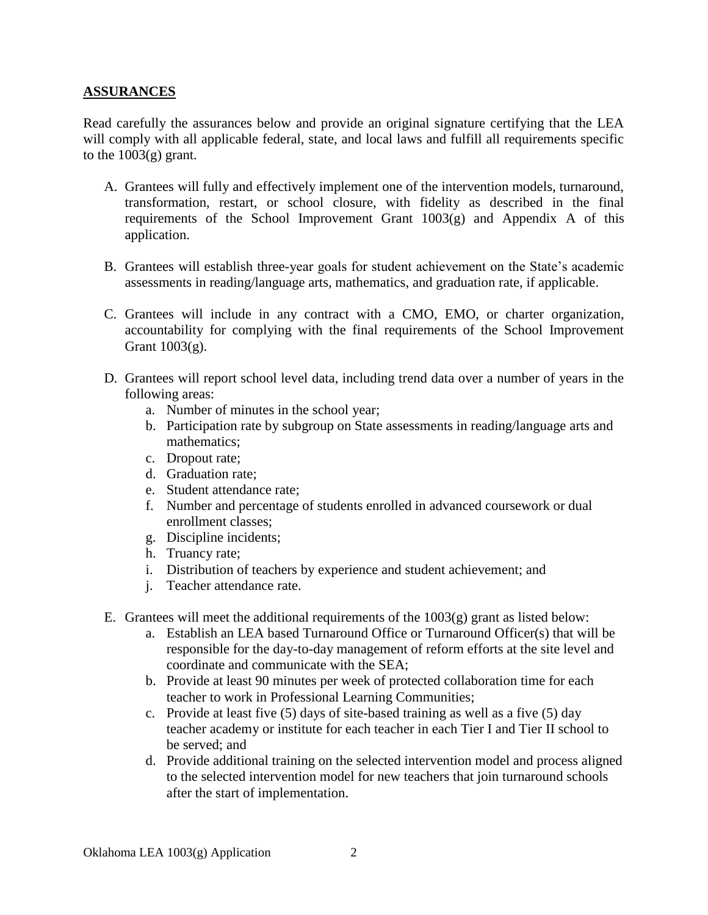## ASSURANCES

Read carefully the assurances below and provide an original signature certifying that the LEA will comply with all applicable federal, state, and local laws and fulfill all requirements specific to the 1003(g) grant.

A. Grantees will fully and effectively implement one of the intervention models, turnaround, transformation, restart, or school closure, with fidelity as described in the final requirements of the School Improvement Grant 1003(g) and Appendix A of this application.

B. Grantees will establish three-year goals for student achievement on the State's academic assessments in reading/language arts, mathematics, and graduation rate, if applicable.

C. Grantees will include in any contract with a CMO, EMO, or charter organization, accountability for complying with the final requirements of the School Improvement Grant 1003(g).

D. Grantees will report school level data, including trend data over a number of years in the following areas:
   a. Number of minutes in the school year;
   b. Participation rate by subgroup on State assessments in reading/language arts and mathematics;
   c. Dropout rate;
   d. Graduation rate;
   e. Student attendance rate;
   f. Number and percentage of students enrolled in advanced coursework or dual enrollment classes;
   g. Discipline incidents;
   h. Truancy rate;
   i. Distribution of teachers by experience and student achievement; and
   j. Teacher attendance rate.

E. Grantees will meet the additional requirements of the 1003(g) grant as listed below:
   a. Establish an LEA based Turnaround Office or Turnaround Officer(s) that will be responsible for the day-to-day management of reform efforts at the site level and coordinate and communicate with the SEA;
   b. Provide at least 90 minutes per week of protected collaboration time for each teacher to work in Professional Learning Communities;
   c. Provide at least five (5) days of site-based training as well as a five (5) day teacher academy or institute for each teacher in each Tier I and Tier II school to be served; and
   d. Provide additional training on the selected intervention model and process aligned to the selected intervention model for new teachers that join turnaround schools after the start of implementation.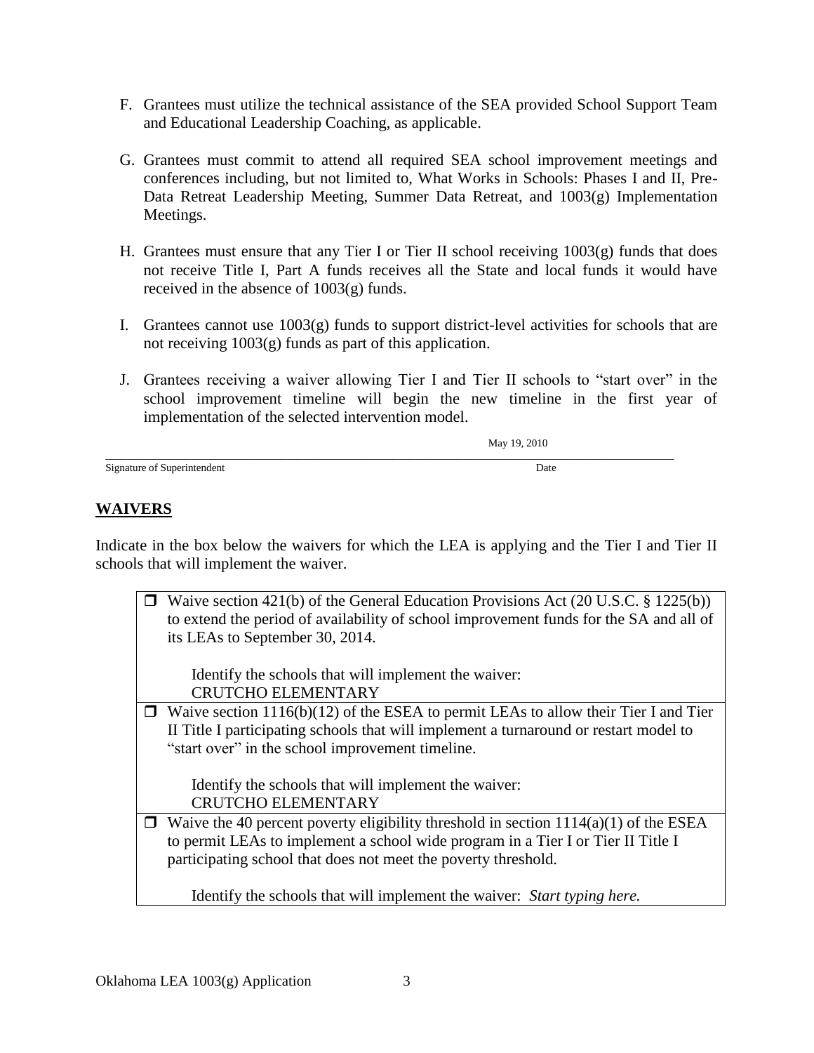F. Grantees must utilize the technical assistance of the SEA provided School Support Team and Educational Leadership Coaching, as applicable.

G. Grantees must commit to attend all required SEA school improvement meetings and conferences including, but not limited to, What Works in Schools: Phases I and II, Pre-Data Retreat Leadership Meeting, Summer Data Retreat, and 1003(g) Implementation Meetings.

H. Grantees must ensure that any Tier I or Tier II school receiving 1003(g) funds that does not receive Title I, Part A funds receives all the State and local funds it would have received in the absence of 1003(g) funds.

I. Grantees cannot use 1003(g) funds to support district-level activities for schools that are not receiving 1003(g) funds as part of this application.

J. Grantees receiving a waiver allowing Tier I and Tier II schools to "start over" in the school improvement timeline will begin the new timeline in the first year of implementation of the selected intervention model.

May 19, 2010

Signature of Superintendent　　　　　　　　　　Date

## WAIVERS

Indicate in the box below the waivers for which the LEA is applying and the Tier I and Tier II schools that will implement the waiver.

| |
|---|
| ☐ Waive section 421(b) of the General Education Provisions Act (20 U.S.C. § 1225(b)) to extend the period of availability of school improvement funds for the SA and all of its LEAs to September 30, 2014.<br><br>Identify the schools that will implement the waiver:<br>CRUTCHO ELEMENTARY |
| ☐ Waive section 1116(b)(12) of the ESEA to permit LEAs to allow their Tier I and Tier II Title I participating schools that will implement a turnaround or restart model to "start over" in the school improvement timeline.<br><br>Identify the schools that will implement the waiver:<br>CRUTCHO ELEMENTARY |
| ☐ Waive the 40 percent poverty eligibility threshold in section 1114(a)(1) of the ESEA to permit LEAs to implement a school wide program in a Tier I or Tier II Title I participating school that does not meet the poverty threshold.<br><br>Identify the schools that will implement the waiver: *Start typing here.* |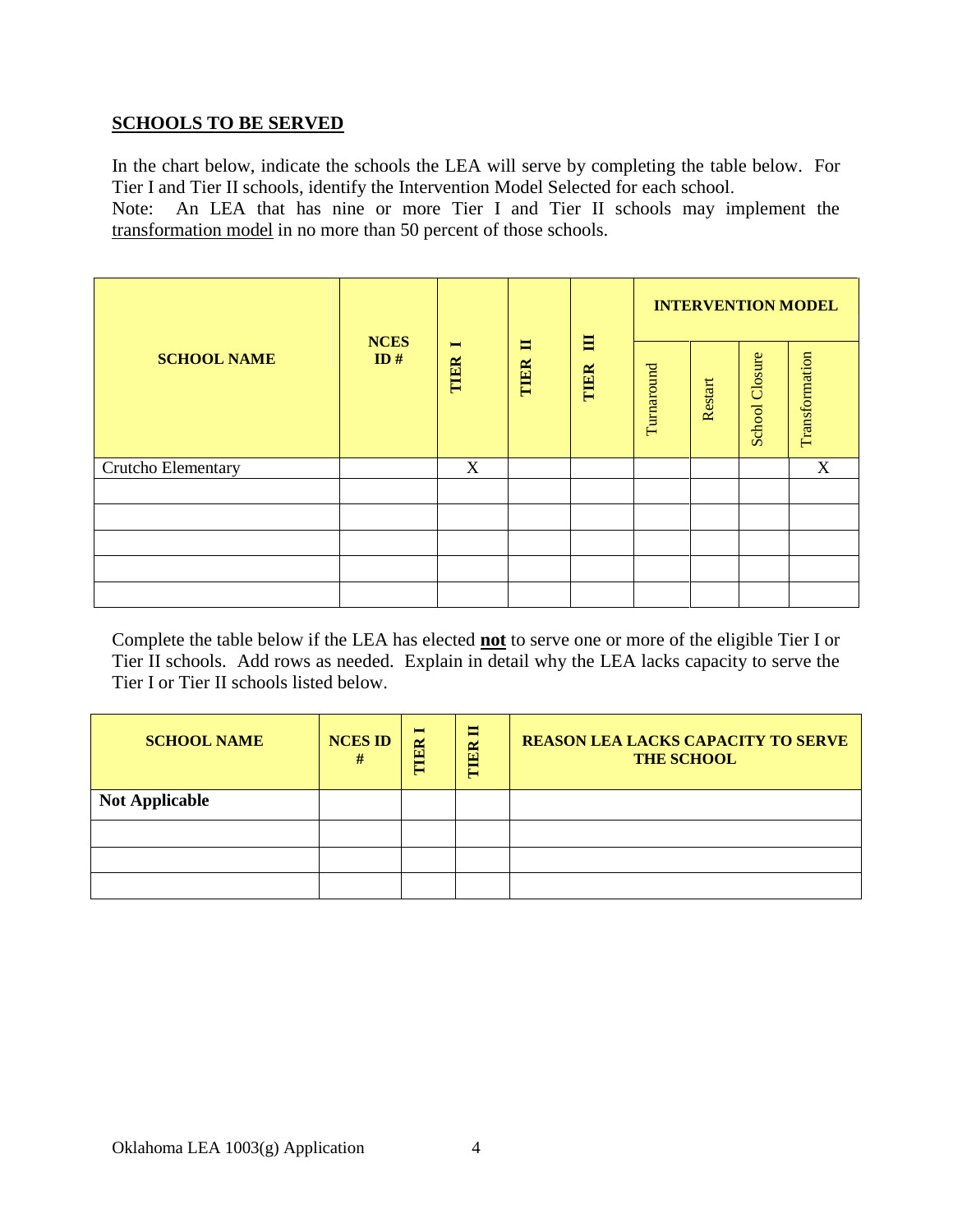## SCHOOLS TO BE SERVED

In the chart below, indicate the schools the LEA will serve by completing the table below. For Tier I and Tier II schools, identify the Intervention Model Selected for each school.
Note: An LEA that has nine or more Tier I and Tier II schools may implement the <u>transformation model</u> in no more than 50 percent of those schools.

| SCHOOL NAME | NCES ID # | TIER I | TIER II | TIER III | INTERVENTION MODEL | | | |
|---|---|---|---|---|---|---|---|---|
| | | | | | Turnaround | Restart | School Closure | Transformation |
| Crutcho Elementary | | X | | | | | | X |
| | | | | | | | | |
| | | | | | | | | |
| | | | | | | | | |
| | | | | | | | | |
| | | | | | | | | |

Complete the table below if the LEA has elected **<u>not</u>** to serve one or more of the eligible Tier I or Tier II schools. Add rows as needed. Explain in detail why the LEA lacks capacity to serve the Tier I or Tier II schools listed below.

| SCHOOL NAME | NCES ID # | TIER I | TIER II | REASON LEA LACKS CAPACITY TO SERVE THE SCHOOL |
|---|---|---|---|---|
| **Not Applicable** | | | | |
| | | | | |
| | | | | |
| | | | | |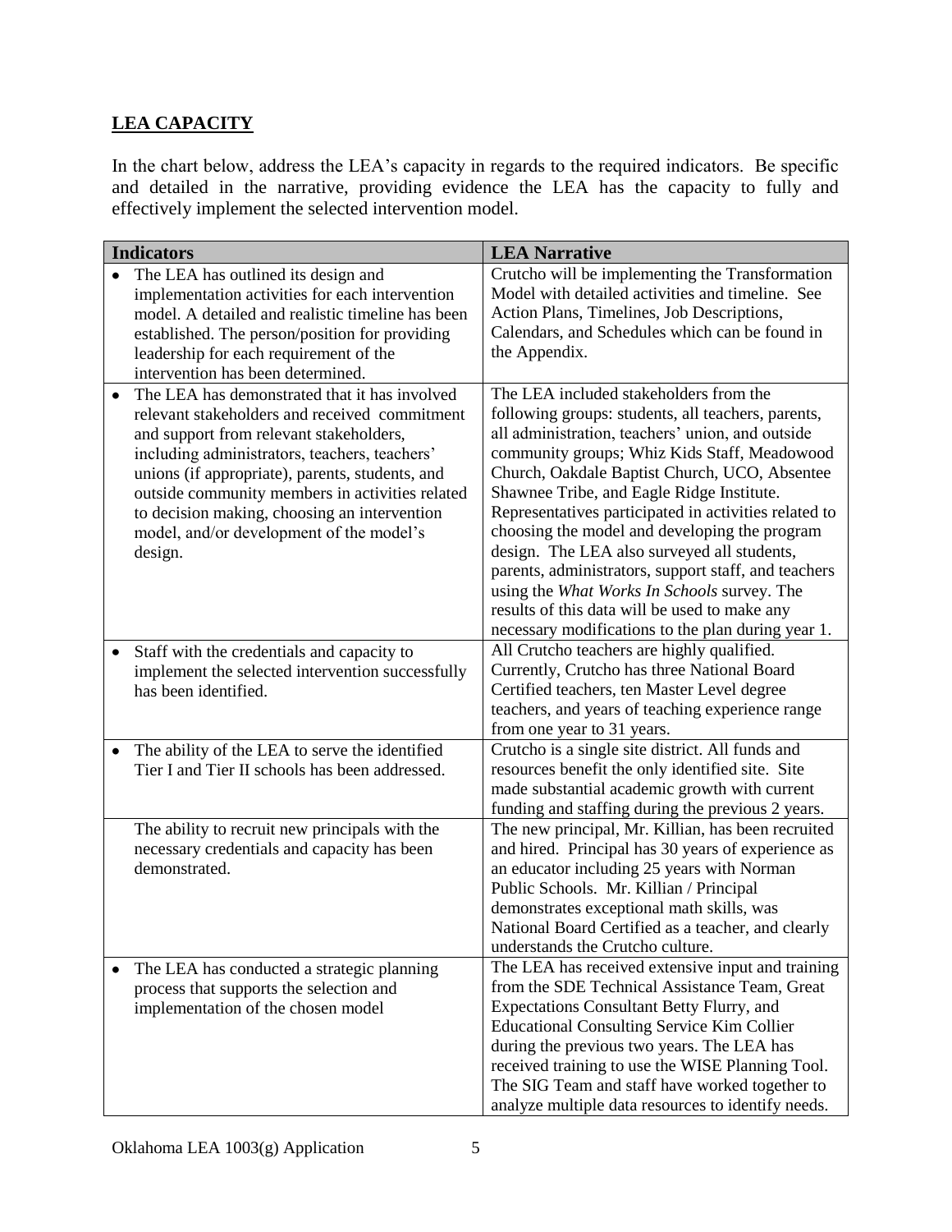## LEA CAPACITY

In the chart below, address the LEA's capacity in regards to the required indicators. Be specific and detailed in the narrative, providing evidence the LEA has the capacity to fully and effectively implement the selected intervention model.

| Indicators | LEA Narrative |
|---|---|
| • The LEA has outlined its design and implementation activities for each intervention model. A detailed and realistic timeline has been established. The person/position for providing leadership for each requirement of the intervention has been determined. | Crutcho will be implementing the Transformation Model with detailed activities and timeline. See Action Plans, Timelines, Job Descriptions, Calendars, and Schedules which can be found in the Appendix. |
| • The LEA has demonstrated that it has involved relevant stakeholders and received commitment and support from relevant stakeholders, including administrators, teachers, teachers' unions (if appropriate), parents, students, and outside community members in activities related to decision making, choosing an intervention model, and/or development of the model's design. | The LEA included stakeholders from the following groups: students, all teachers, parents, all administration, teachers' union, and outside community groups; Whiz Kids Staff, Meadowood Church, Oakdale Baptist Church, UCO, Absentee Shawnee Tribe, and Eagle Ridge Institute. Representatives participated in activities related to choosing the model and developing the program design. The LEA also surveyed all students, parents, administrators, support staff, and teachers using the *What Works In Schools* survey. The results of this data will be used to make any necessary modifications to the plan during year 1. |
| • Staff with the credentials and capacity to implement the selected intervention successfully has been identified. | All Crutcho teachers are highly qualified. Currently, Crutcho has three National Board Certified teachers, ten Master Level degree teachers, and years of teaching experience range from one year to 31 years. |
| • The ability of the LEA to serve the identified Tier I and Tier II schools has been addressed. | Crutcho is a single site district. All funds and resources benefit the only identified site. Site made substantial academic growth with current funding and staffing during the previous 2 years. |
| The ability to recruit new principals with the necessary credentials and capacity has been demonstrated. | The new principal, Mr. Killian, has been recruited and hired. Principal has 30 years of experience as an educator including 25 years with Norman Public Schools. Mr. Killian / Principal demonstrates exceptional math skills, was National Board Certified as a teacher, and clearly understands the Crutcho culture. |
| • The LEA has conducted a strategic planning process that supports the selection and implementation of the chosen model | The LEA has received extensive input and training from the SDE Technical Assistance Team, Great Expectations Consultant Betty Flurry, and Educational Consulting Service Kim Collier during the previous two years. The LEA has received training to use the WISE Planning Tool. The SIG Team and staff have worked together to analyze multiple data resources to identify needs. |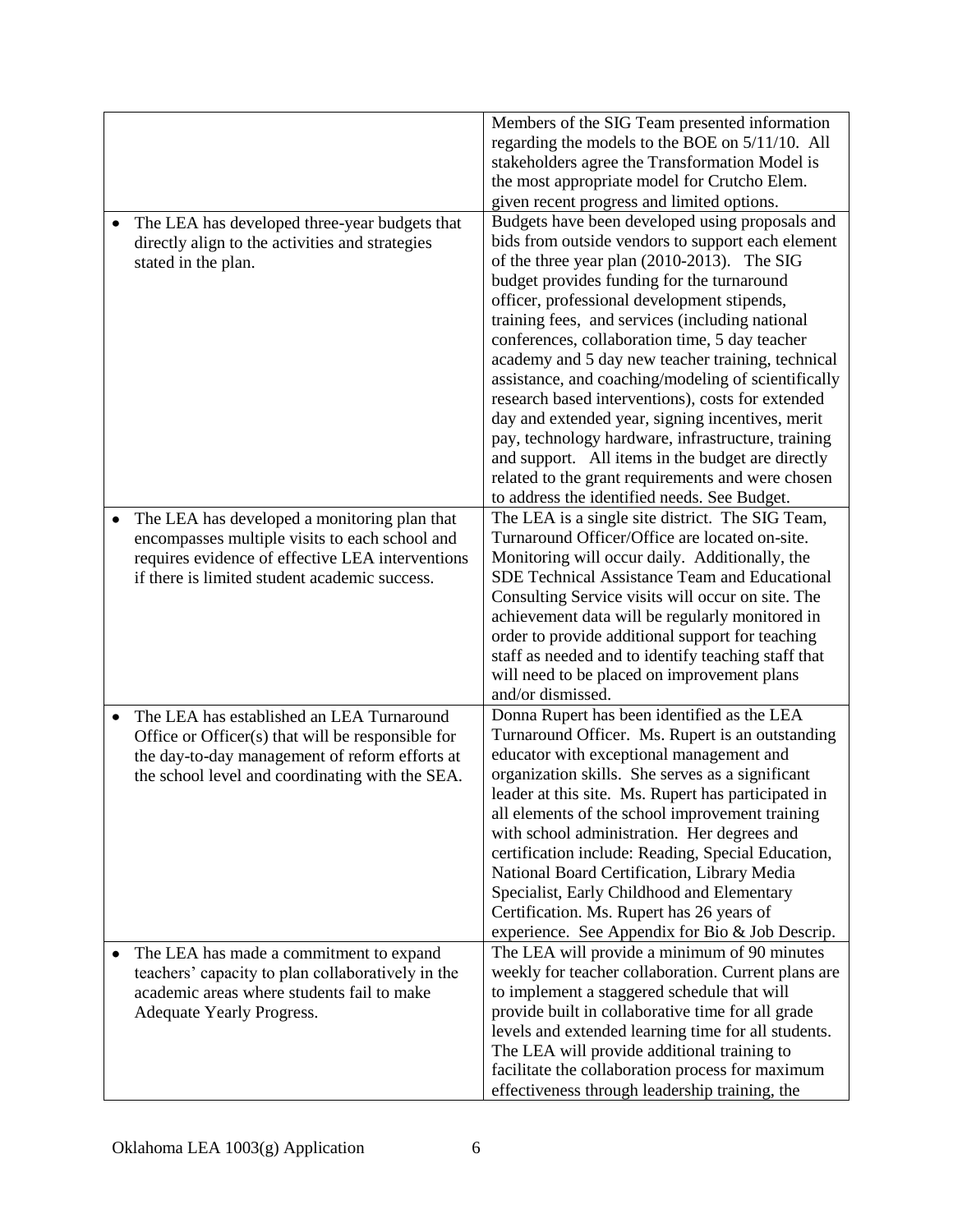| | |
|---|---|
| | Members of the SIG Team presented information regarding the models to the BOE on 5/11/10. All stakeholders agree the Transformation Model is the most appropriate model for Crutcho Elem. given recent progress and limited options. |
| • The LEA has developed three-year budgets that directly align to the activities and strategies stated in the plan. | Budgets have been developed using proposals and bids from outside vendors to support each element of the three year plan (2010-2013). The SIG budget provides funding for the turnaround officer, professional development stipends, training fees, and services (including national conferences, collaboration time, 5 day teacher academy and 5 day new teacher training, technical assistance, and coaching/modeling of scientifically research based interventions), costs for extended day and extended year, signing incentives, merit pay, technology hardware, infrastructure, training and support. All items in the budget are directly related to the grant requirements and were chosen to address the identified needs. See Budget. |
| • The LEA has developed a monitoring plan that encompasses multiple visits to each school and requires evidence of effective LEA interventions if there is limited student academic success. | The LEA is a single site district. The SIG Team, Turnaround Officer/Office are located on-site. Monitoring will occur daily. Additionally, the SDE Technical Assistance Team and Educational Consulting Service visits will occur on site. The achievement data will be regularly monitored in order to provide additional support for teaching staff as needed and to identify teaching staff that will need to be placed on improvement plans and/or dismissed. |
| • The LEA has established an LEA Turnaround Office or Officer(s) that will be responsible for the day-to-day management of reform efforts at the school level and coordinating with the SEA. | Donna Rupert has been identified as the LEA Turnaround Officer. Ms. Rupert is an outstanding educator with exceptional management and organization skills. She serves as a significant leader at this site. Ms. Rupert has participated in all elements of the school improvement training with school administration. Her degrees and certification include: Reading, Special Education, National Board Certification, Library Media Specialist, Early Childhood and Elementary Certification. Ms. Rupert has 26 years of experience. See Appendix for Bio & Job Descrip. |
| • The LEA has made a commitment to expand teachers' capacity to plan collaboratively in the academic areas where students fail to make Adequate Yearly Progress. | The LEA will provide a minimum of 90 minutes weekly for teacher collaboration. Current plans are to implement a staggered schedule that will provide built in collaborative time for all grade levels and extended learning time for all students. The LEA will provide additional training to facilitate the collaboration process for maximum effectiveness through leadership training, the |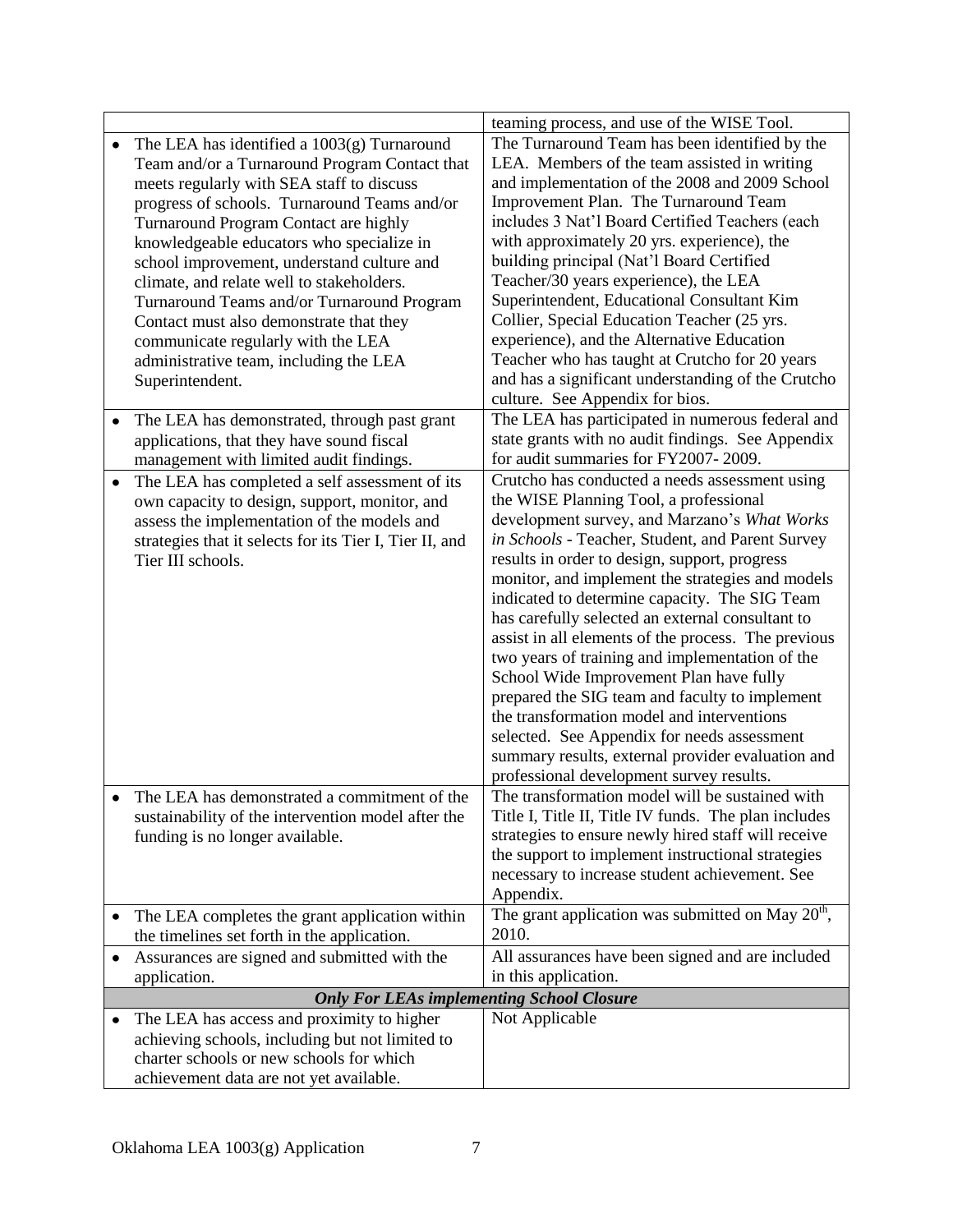| | |
|---|---|
| | teaming process, and use of the WISE Tool. |
| • The LEA has identified a 1003(g) Turnaround Team and/or a Turnaround Program Contact that meets regularly with SEA staff to discuss progress of schools. Turnaround Teams and/or Turnaround Program Contact are highly knowledgeable educators who specialize in school improvement, understand culture and climate, and relate well to stakeholders. Turnaround Teams and/or Turnaround Program Contact must also demonstrate that they communicate regularly with the LEA administrative team, including the LEA Superintendent. | The Turnaround Team has been identified by the LEA. Members of the team assisted in writing and implementation of the 2008 and 2009 School Improvement Plan. The Turnaround Team includes 3 Nat'l Board Certified Teachers (each with approximately 20 yrs. experience), the building principal (Nat'l Board Certified Teacher/30 years experience), the LEA Superintendent, Educational Consultant Kim Collier, Special Education Teacher (25 yrs. experience), and the Alternative Education Teacher who has taught at Crutcho for 20 years and has a significant understanding of the Crutcho culture. See Appendix for bios. |
| • The LEA has demonstrated, through past grant applications, that they have sound fiscal management with limited audit findings. | The LEA has participated in numerous federal and state grants with no audit findings. See Appendix for audit summaries for FY2007- 2009. |
| • The LEA has completed a self assessment of its own capacity to design, support, monitor, and assess the implementation of the models and strategies that it selects for its Tier I, Tier II, and Tier III schools. | Crutcho has conducted a needs assessment using the WISE Planning Tool, a professional development survey, and Marzano's *What Works in Schools* - Teacher, Student, and Parent Survey results in order to design, support, progress monitor, and implement the strategies and models indicated to determine capacity. The SIG Team has carefully selected an external consultant to assist in all elements of the process. The previous two years of training and implementation of the School Wide Improvement Plan have fully prepared the SIG team and faculty to implement the transformation model and interventions selected. See Appendix for needs assessment summary results, external provider evaluation and professional development survey results. |
| • The LEA has demonstrated a commitment of the sustainability of the intervention model after the funding is no longer available. | The transformation model will be sustained with Title I, Title II, Title IV funds. The plan includes strategies to ensure newly hired staff will receive the support to implement instructional strategies necessary to increase student achievement. See Appendix. |
| • The LEA completes the grant application within the timelines set forth in the application. | The grant application was submitted on May 20th, 2010. |
| • Assurances are signed and submitted with the application. | All assurances have been signed and are included in this application. |
| ***Only For LEAs implementing School Closure*** | |
| • The LEA has access and proximity to higher achieving schools, including but not limited to charter schools or new schools for which achievement data are not yet available. | Not Applicable |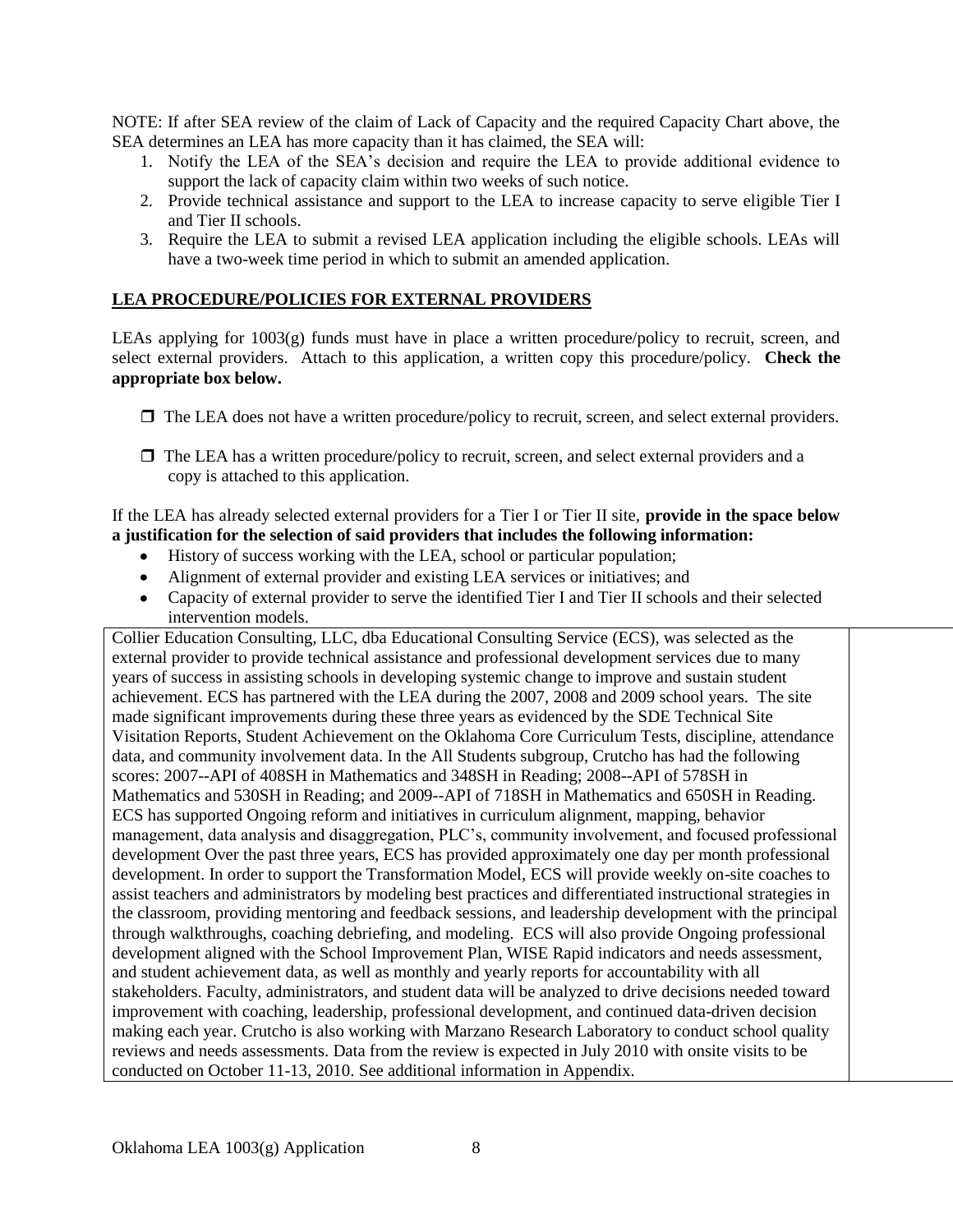NOTE: If after SEA review of the claim of Lack of Capacity and the required Capacity Chart above, the SEA determines an LEA has more capacity than it has claimed, the SEA will:

1. Notify the LEA of the SEA's decision and require the LEA to provide additional evidence to support the lack of capacity claim within two weeks of such notice.
2. Provide technical assistance and support to the LEA to increase capacity to serve eligible Tier I and Tier II schools.
3. Require the LEA to submit a revised LEA application including the eligible schools. LEAs will have a two-week time period in which to submit an amended application.

**LEA PROCEDURE/POLICIES FOR EXTERNAL PROVIDERS**

LEAs applying for 1003(g) funds must have in place a written procedure/policy to recruit, screen, and select external providers. Attach to this application, a written copy this procedure/policy. **Check the appropriate box below.**

❒ The LEA does not have a written procedure/policy to recruit, screen, and select external providers.

❒ The LEA has a written procedure/policy to recruit, screen, and select external providers and a copy is attached to this application.

If the LEA has already selected external providers for a Tier I or Tier II site, **provide in the space below a justification for the selection of said providers that includes the following information:**

- History of success working with the LEA, school or particular population;
- Alignment of external provider and existing LEA services or initiatives; and
- Capacity of external provider to serve the identified Tier I and Tier II schools and their selected intervention models.

| | |
|---|---|
| Collier Education Consulting, LLC, dba Educational Consulting Service (ECS), was selected as the external provider to provide technical assistance and professional development services due to many years of success in assisting schools in developing systemic change to improve and sustain student achievement. ECS has partnered with the LEA during the 2007, 2008 and 2009 school years. The site made significant improvements during these three years as evidenced by the SDE Technical Site Visitation Reports, Student Achievement on the Oklahoma Core Curriculum Tests, discipline, attendance data, and community involvement data. In the All Students subgroup, Crutcho has had the following scores: 2007--API of 408SH in Mathematics and 348SH in Reading; 2008--API of 578SH in Mathematics and 530SH in Reading; and 2009--API of 718SH in Mathematics and 650SH in Reading. ECS has supported Ongoing reform and initiatives in curriculum alignment, mapping, behavior management, data analysis and disaggregation, PLC's, community involvement, and focused professional development Over the past three years, ECS has provided approximately one day per month professional development. In order to support the Transformation Model, ECS will provide weekly on-site coaches to assist teachers and administrators by modeling best practices and differentiated instructional strategies in the classroom, providing mentoring and feedback sessions, and leadership development with the principal through walkthroughs, coaching debriefing, and modeling. ECS will also provide Ongoing professional development aligned with the School Improvement Plan, WISE Rapid indicators and needs assessment, and student achievement data, as well as monthly and yearly reports for accountability with all stakeholders. Faculty, administrators, and student data will be analyzed to drive decisions needed toward improvement with coaching, leadership, professional development, and continued data-driven decision making each year. Crutcho is also working with Marzano Research Laboratory to conduct school quality reviews and needs assessments. Data from the review is expected in July 2010 with onsite visits to be conducted on October 11-13, 2010. See additional information in Appendix. | |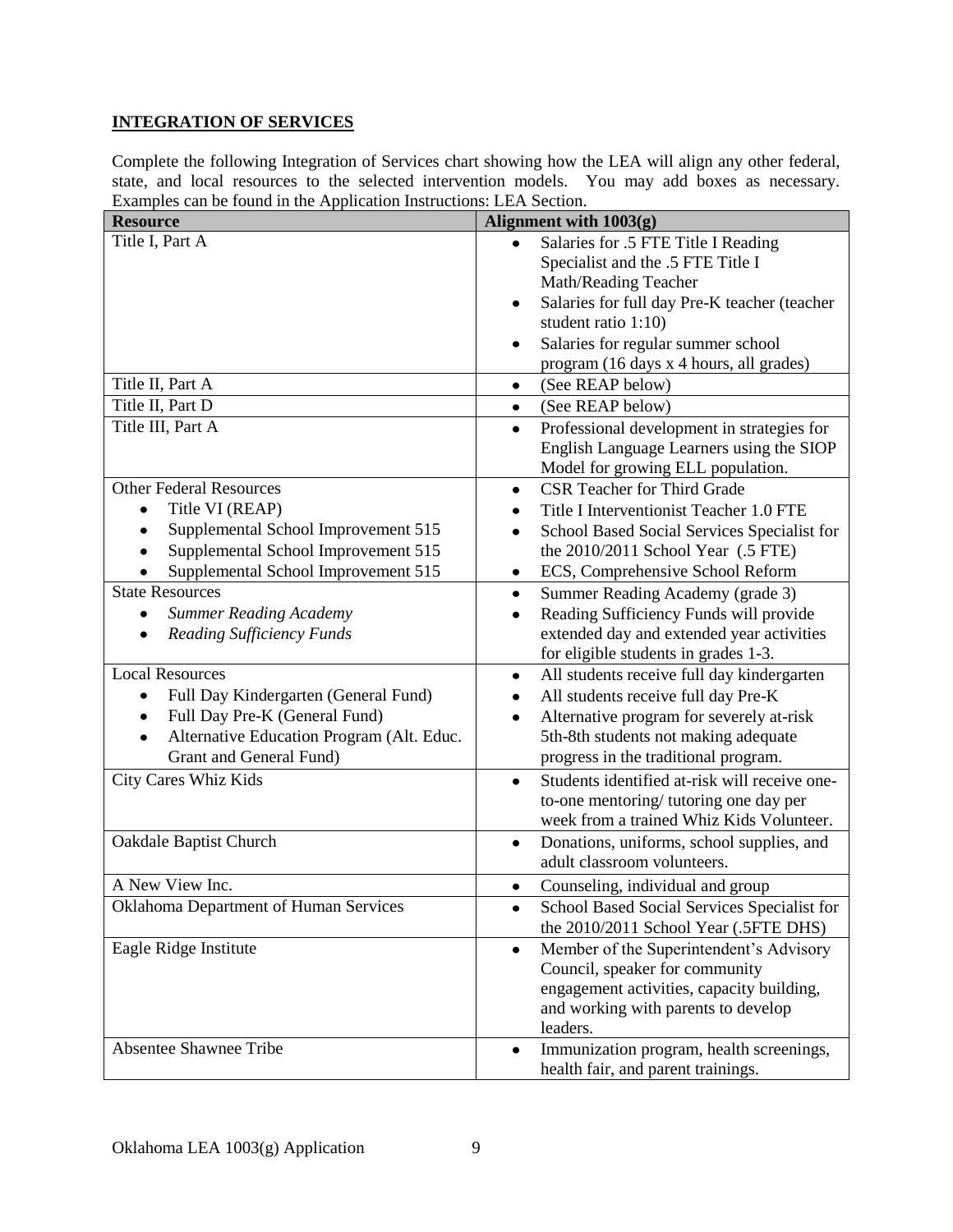## INTEGRATION OF SERVICES

Complete the following Integration of Services chart showing how the LEA will align any other federal, state, and local resources to the selected intervention models. You may add boxes as necessary. Examples can be found in the Application Instructions: LEA Section.

| Resource | Alignment with 1003(g) |
|---|---|
| Title I, Part A | • Salaries for .5 FTE Title I Reading Specialist and the .5 FTE Title I Math/Reading Teacher<br>• Salaries for full day Pre-K teacher (teacher student ratio 1:10)<br>• Salaries for regular summer school program (16 days x 4 hours, all grades) |
| Title II, Part A | • (See REAP below) |
| Title II, Part D | • (See REAP below) |
| Title III, Part A | • Professional development in strategies for English Language Learners using the SIOP Model for growing ELL population. |
| Other Federal Resources<br>• Title VI (REAP)<br>• Supplemental School Improvement 515<br>• Supplemental School Improvement 515<br>• Supplemental School Improvement 515 | • CSR Teacher for Third Grade<br>• Title I Interventionist Teacher 1.0 FTE<br>• School Based Social Services Specialist for the 2010/2011 School Year (.5 FTE)<br>• ECS, Comprehensive School Reform |
| State Resources<br>• *Summer Reading Academy*<br>• *Reading Sufficiency Funds* | • Summer Reading Academy (grade 3)<br>• Reading Sufficiency Funds will provide extended day and extended year activities for eligible students in grades 1-3. |
| Local Resources<br>• Full Day Kindergarten (General Fund)<br>• Full Day Pre-K (General Fund)<br>• Alternative Education Program (Alt. Educ. Grant and General Fund) | • All students receive full day kindergarten<br>• All students receive full day Pre-K<br>• Alternative program for severely at-risk 5th-8th students not making adequate progress in the traditional program. |
| City Cares Whiz Kids | • Students identified at-risk will receive one-to-one mentoring/ tutoring one day per week from a trained Whiz Kids Volunteer. |
| Oakdale Baptist Church | • Donations, uniforms, school supplies, and adult classroom volunteers. |
| A New View Inc. | • Counseling, individual and group |
| Oklahoma Department of Human Services | • School Based Social Services Specialist for the 2010/2011 School Year (.5FTE DHS) |
| Eagle Ridge Institute | • Member of the Superintendent's Advisory Council, speaker for community engagement activities, capacity building, and working with parents to develop leaders. |
| Absentee Shawnee Tribe | • Immunization program, health screenings, health fair, and parent trainings. |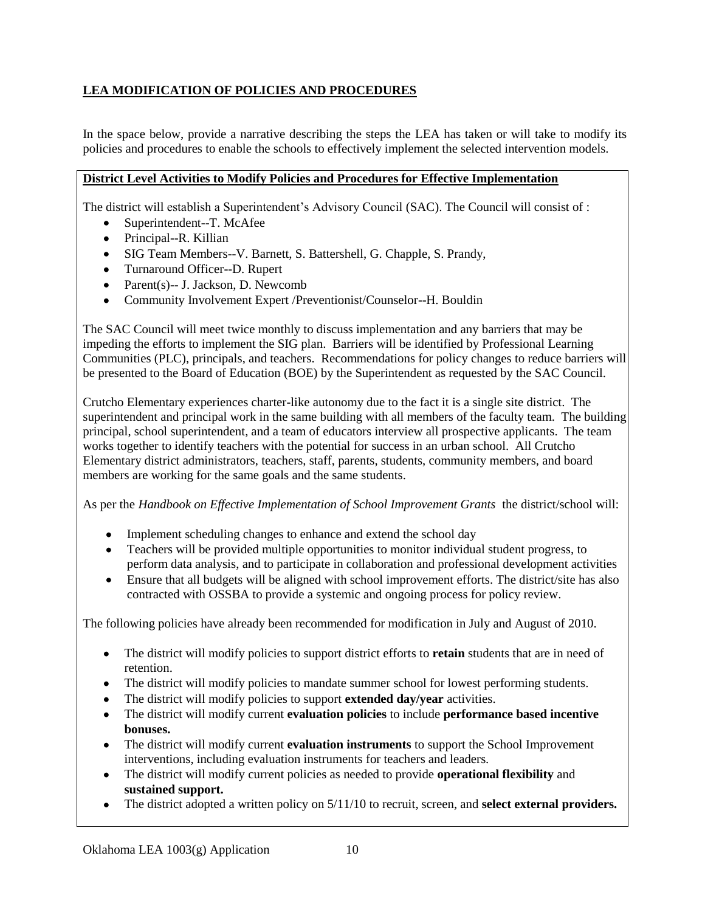## **LEA MODIFICATION OF POLICIES AND PROCEDURES**

In the space below, provide a narrative describing the steps the LEA has taken or will take to modify its policies and procedures to enable the schools to effectively implement the selected intervention models.

### **District Level Activities to Modify Policies and Procedures for Effective Implementation**

The district will establish a Superintendent's Advisory Council (SAC). The Council will consist of :

- Superintendent--T. McAfee
- Principal--R. Killian
- SIG Team Members--V. Barnett, S. Battershell, G. Chapple, S. Prandy,
- Turnaround Officer--D. Rupert
- Parent(s)-- J. Jackson, D. Newcomb
- Community Involvement Expert /Preventionist/Counselor--H. Bouldin

The SAC Council will meet twice monthly to discuss implementation and any barriers that may be impeding the efforts to implement the SIG plan. Barriers will be identified by Professional Learning Communities (PLC), principals, and teachers. Recommendations for policy changes to reduce barriers will be presented to the Board of Education (BOE) by the Superintendent as requested by the SAC Council.

Crutcho Elementary experiences charter-like autonomy due to the fact it is a single site district. The superintendent and principal work in the same building with all members of the faculty team. The building principal, school superintendent, and a team of educators interview all prospective applicants. The team works together to identify teachers with the potential for success in an urban school. All Crutcho Elementary district administrators, teachers, staff, parents, students, community members, and board members are working for the same goals and the same students.

As per the *Handbook on Effective Implementation of School Improvement Grants* the district/school will:

- Implement scheduling changes to enhance and extend the school day
- Teachers will be provided multiple opportunities to monitor individual student progress, to perform data analysis, and to participate in collaboration and professional development activities
- Ensure that all budgets will be aligned with school improvement efforts. The district/site has also contracted with OSSBA to provide a systemic and ongoing process for policy review.

The following policies have already been recommended for modification in July and August of 2010.

- The district will modify policies to support district efforts to **retain** students that are in need of retention.
- The district will modify policies to mandate summer school for lowest performing students.
- The district will modify policies to support **extended day/year** activities.
- The district will modify current **evaluation policies** to include **performance based incentive bonuses.**
- The district will modify current **evaluation instruments** to support the School Improvement interventions, including evaluation instruments for teachers and leaders.
- The district will modify current policies as needed to provide **operational flexibility** and **sustained support.**
- The district adopted a written policy on 5/11/10 to recruit, screen, and **select external providers.**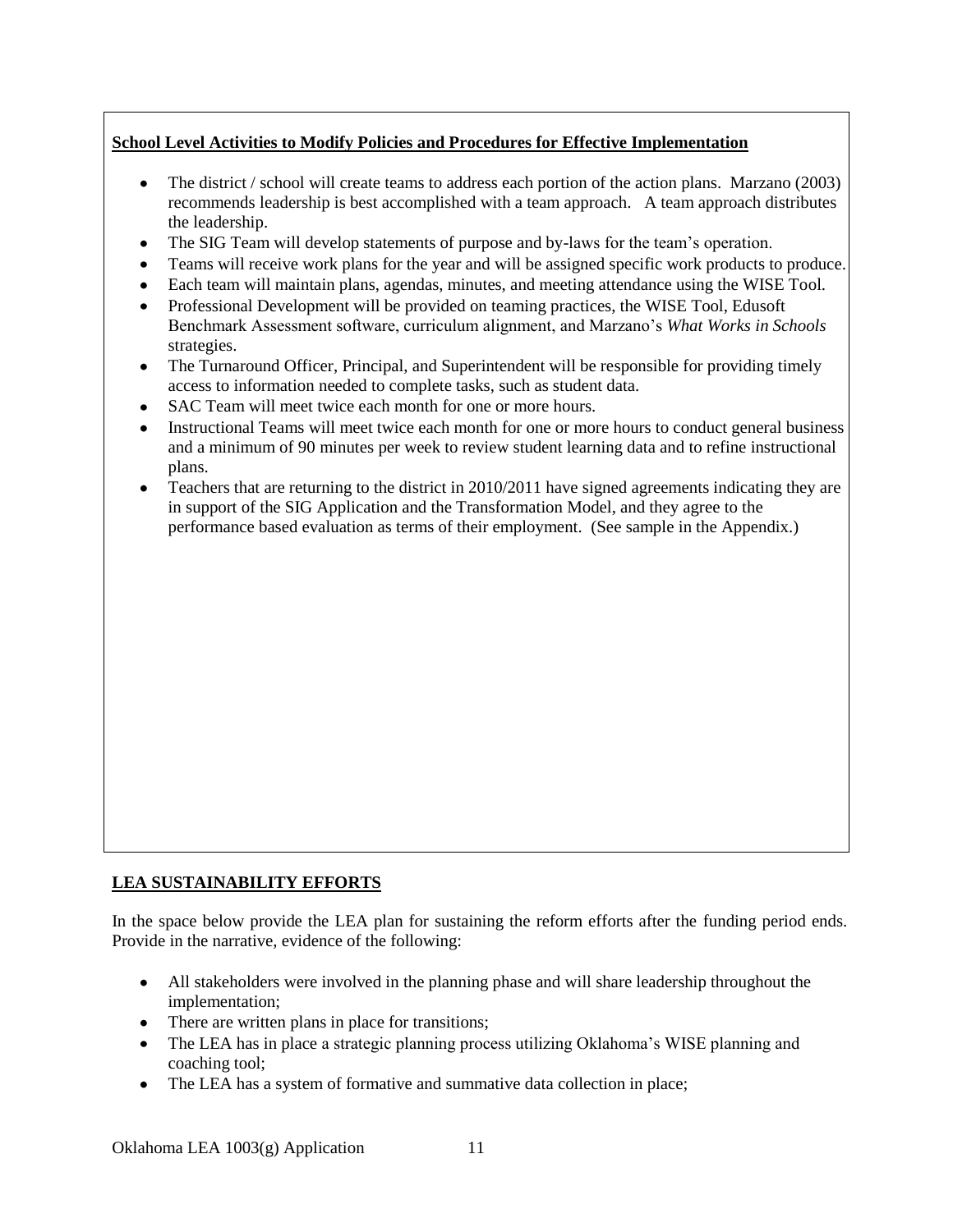**School Level Activities to Modify Policies and Procedures for Effective Implementation**

- The district / school will create teams to address each portion of the action plans. Marzano (2003) recommends leadership is best accomplished with a team approach. A team approach distributes the leadership.
- The SIG Team will develop statements of purpose and by-laws for the team's operation.
- Teams will receive work plans for the year and will be assigned specific work products to produce.
- Each team will maintain plans, agendas, minutes, and meeting attendance using the WISE Tool.
- Professional Development will be provided on teaming practices, the WISE Tool, Edusoft Benchmark Assessment software, curriculum alignment, and Marzano's *What Works in Schools* strategies.
- The Turnaround Officer, Principal, and Superintendent will be responsible for providing timely access to information needed to complete tasks, such as student data.
- SAC Team will meet twice each month for one or more hours.
- Instructional Teams will meet twice each month for one or more hours to conduct general business and a minimum of 90 minutes per week to review student learning data and to refine instructional plans.
- Teachers that are returning to the district in 2010/2011 have signed agreements indicating they are in support of the SIG Application and the Transformation Model, and they agree to the performance based evaluation as terms of their employment. (See sample in the Appendix.)

**LEA SUSTAINABILITY EFFORTS**

In the space below provide the LEA plan for sustaining the reform efforts after the funding period ends. Provide in the narrative, evidence of the following:

- All stakeholders were involved in the planning phase and will share leadership throughout the implementation;
- There are written plans in place for transitions;
- The LEA has in place a strategic planning process utilizing Oklahoma's WISE planning and coaching tool;
- The LEA has a system of formative and summative data collection in place;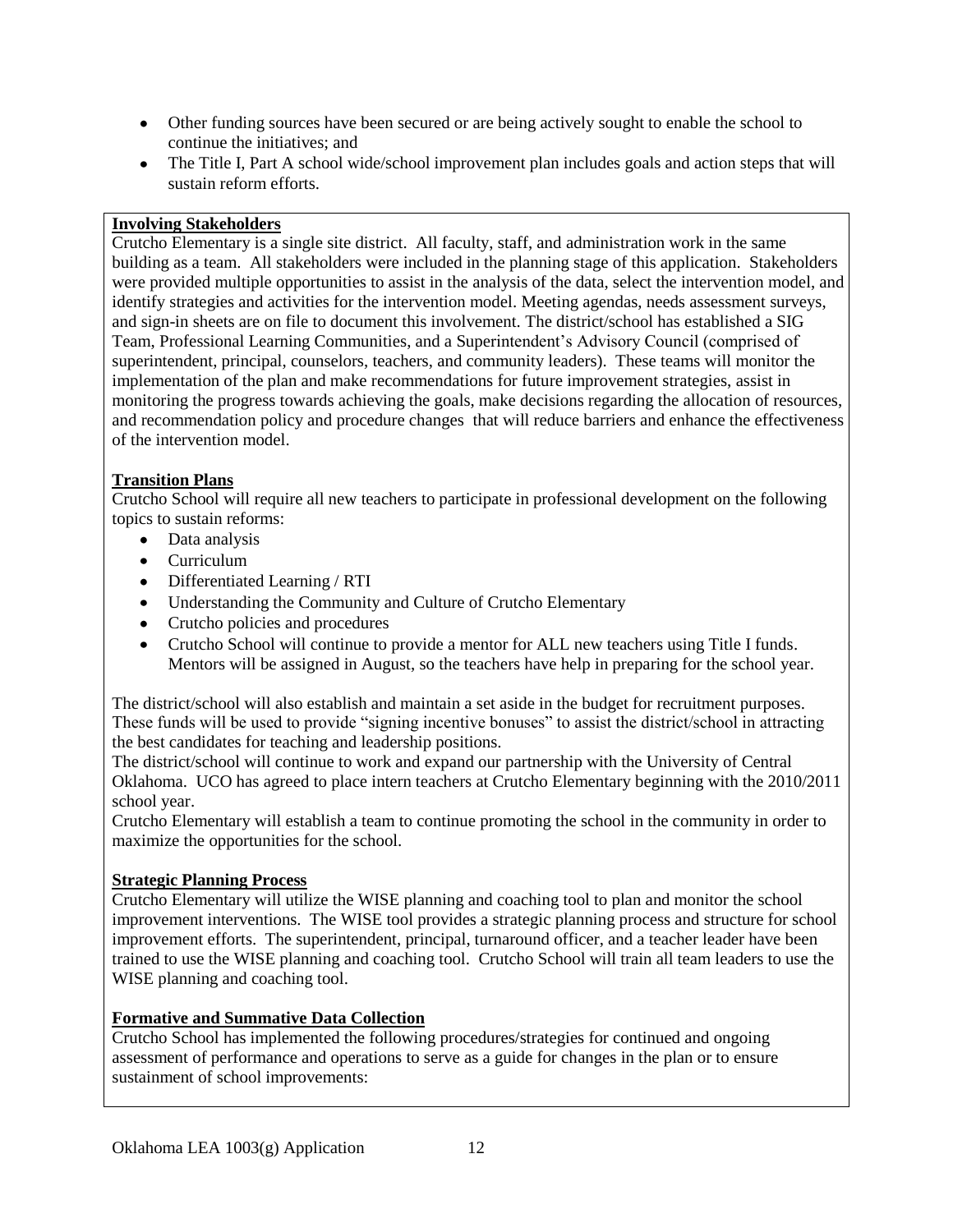- Other funding sources have been secured or are being actively sought to enable the school to continue the initiatives; and
- The Title I, Part A school wide/school improvement plan includes goals and action steps that will sustain reform efforts.

**Involving Stakeholders**

Crutcho Elementary is a single site district. All faculty, staff, and administration work in the same building as a team. All stakeholders were included in the planning stage of this application. Stakeholders were provided multiple opportunities to assist in the analysis of the data, select the intervention model, and identify strategies and activities for the intervention model. Meeting agendas, needs assessment surveys, and sign-in sheets are on file to document this involvement. The district/school has established a SIG Team, Professional Learning Communities, and a Superintendent's Advisory Council (comprised of superintendent, principal, counselors, teachers, and community leaders). These teams will monitor the implementation of the plan and make recommendations for future improvement strategies, assist in monitoring the progress towards achieving the goals, make decisions regarding the allocation of resources, and recommendation policy and procedure changes that will reduce barriers and enhance the effectiveness of the intervention model.

**Transition Plans**

Crutcho School will require all new teachers to participate in professional development on the following topics to sustain reforms:

- Data analysis
- Curriculum
- Differentiated Learning / RTI
- Understanding the Community and Culture of Crutcho Elementary
- Crutcho policies and procedures
- Crutcho School will continue to provide a mentor for ALL new teachers using Title I funds. Mentors will be assigned in August, so the teachers have help in preparing for the school year.

The district/school will also establish and maintain a set aside in the budget for recruitment purposes. These funds will be used to provide "signing incentive bonuses" to assist the district/school in attracting the best candidates for teaching and leadership positions.

The district/school will continue to work and expand our partnership with the University of Central Oklahoma. UCO has agreed to place intern teachers at Crutcho Elementary beginning with the 2010/2011 school year.

Crutcho Elementary will establish a team to continue promoting the school in the community in order to maximize the opportunities for the school.

**Strategic Planning Process**

Crutcho Elementary will utilize the WISE planning and coaching tool to plan and monitor the school improvement interventions. The WISE tool provides a strategic planning process and structure for school improvement efforts. The superintendent, principal, turnaround officer, and a teacher leader have been trained to use the WISE planning and coaching tool. Crutcho School will train all team leaders to use the WISE planning and coaching tool.

**Formative and Summative Data Collection**

Crutcho School has implemented the following procedures/strategies for continued and ongoing assessment of performance and operations to serve as a guide for changes in the plan or to ensure sustainment of school improvements: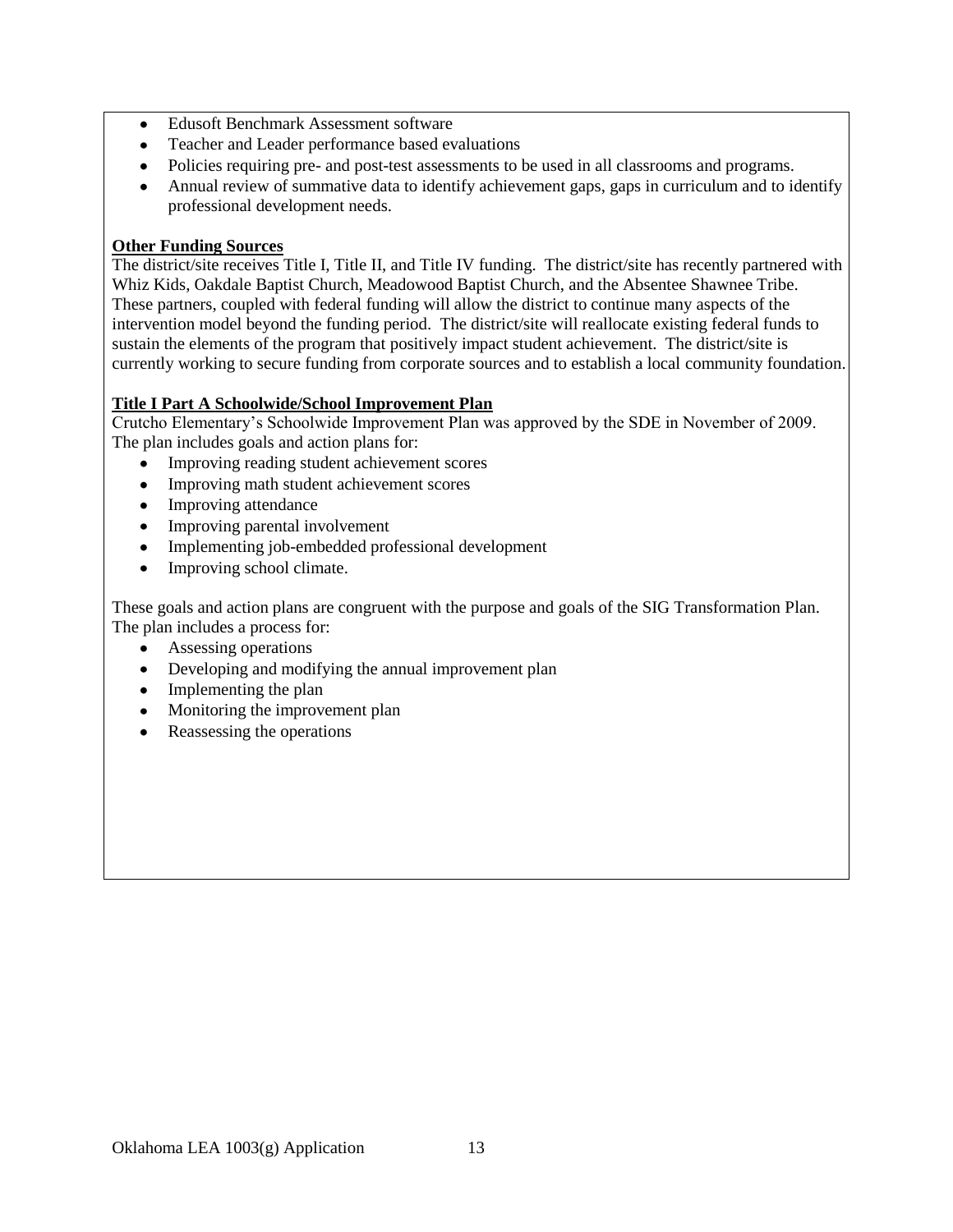- Edusoft Benchmark Assessment software
- Teacher and Leader performance based evaluations
- Policies requiring pre- and post-test assessments to be used in all classrooms and programs.
- Annual review of summative data to identify achievement gaps, gaps in curriculum and to identify professional development needs.

**Other Funding Sources**

The district/site receives Title I, Title II, and Title IV funding. The district/site has recently partnered with Whiz Kids, Oakdale Baptist Church, Meadowood Baptist Church, and the Absentee Shawnee Tribe. These partners, coupled with federal funding will allow the district to continue many aspects of the intervention model beyond the funding period. The district/site will reallocate existing federal funds to sustain the elements of the program that positively impact student achievement. The district/site is currently working to secure funding from corporate sources and to establish a local community foundation.

**Title I Part A Schoolwide/School Improvement Plan**

Crutcho Elementary's Schoolwide Improvement Plan was approved by the SDE in November of 2009. The plan includes goals and action plans for:

- Improving reading student achievement scores
- Improving math student achievement scores
- Improving attendance
- Improving parental involvement
- Implementing job-embedded professional development
- Improving school climate.

These goals and action plans are congruent with the purpose and goals of the SIG Transformation Plan. The plan includes a process for:

- Assessing operations
- Developing and modifying the annual improvement plan
- Implementing the plan
- Monitoring the improvement plan
- Reassessing the operations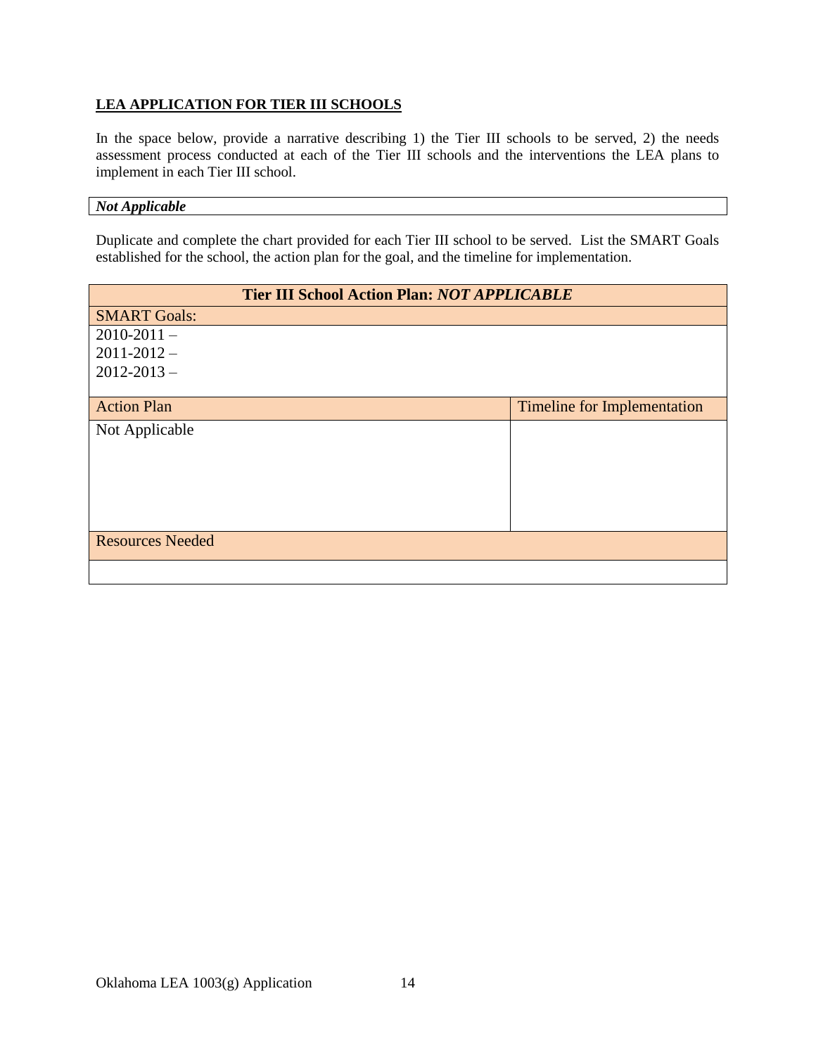**<u>LEA APPLICATION FOR TIER III SCHOOLS</u>**

In the space below, provide a narrative describing 1) the Tier III schools to be served, 2) the needs assessment process conducted at each of the Tier III schools and the interventions the LEA plans to implement in each Tier III school.

| ***Not Applicable*** |
|---|

Duplicate and complete the chart provided for each Tier III school to be served. List the SMART Goals established for the school, the action plan for the goal, and the timeline for implementation.

| **Tier III School Action Plan: *NOT APPLICABLE*** | |
|---|---|
| SMART Goals: | |
| 2010-2011 –<br>2011-2012 –<br>2012-2013 – | |
| Action Plan | Timeline for Implementation |
| Not Applicable | |
| Resources Needed | |
| | |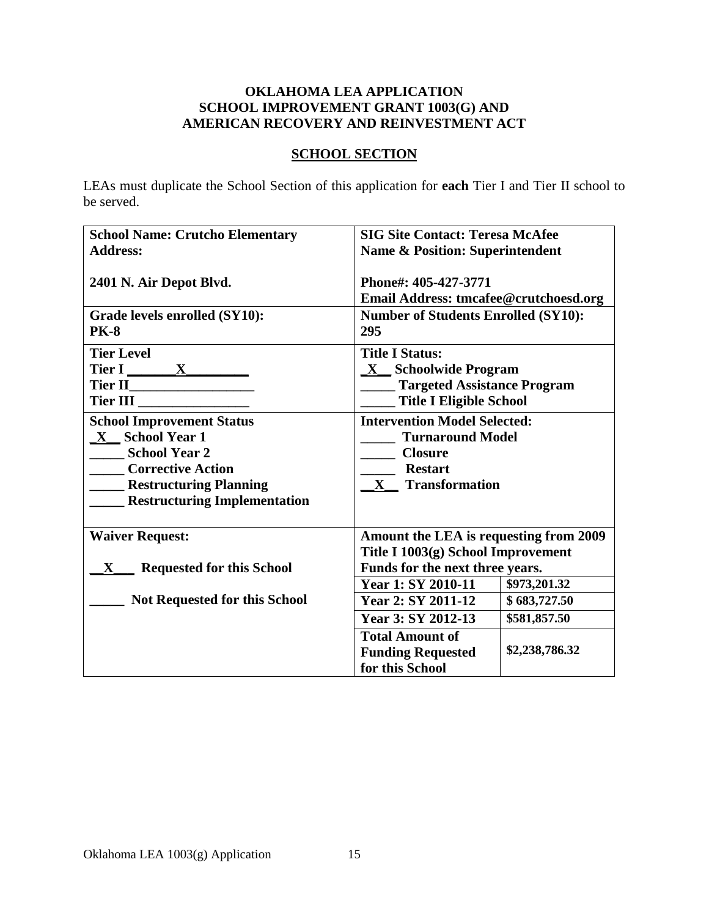**OKLAHOMA LEA APPLICATION**
**SCHOOL IMPROVEMENT GRANT 1003(G) AND**
**AMERICAN RECOVERY AND REINVESTMENT ACT**

**SCHOOL SECTION**

LEAs must duplicate the School Section of this application for **each** Tier I and Tier II school to be served.

| | | |
|---|---|---|
| **School Name: Crutcho Elementary**<br>**Address:**<br><br>**2401 N. Air Depot Blvd.** | **SIG Site Contact: Teresa McAfee**<br>**Name & Position: Superintendent**<br><br>**Phone#: 405-427-3771**<br>**Email Address: tmcafee@crutchoesd.org** | |
| **Grade levels enrolled (SY10):**<br>**PK-8** | **Number of Students Enrolled (SY10):**<br>**295** | |
| **Tier Level**<br>**Tier I \_\_\_\_\_\_\_X\_\_\_\_\_\_\_\_\_**<br>**Tier II\_\_\_\_\_\_\_\_\_\_\_\_\_\_\_\_\_\_**<br>**Tier III \_\_\_\_\_\_\_\_\_\_\_\_\_\_\_\_** | **Title I Status:**<br>**\_X\_\_ Schoolwide Program**<br>**\_\_\_\_\_ Targeted Assistance Program**<br>**\_\_\_\_\_ Title I Eligible School** | |
| **School Improvement Status**<br>**\_X\_\_ School Year 1**<br>**\_\_\_\_\_ School Year 2**<br>**\_\_\_\_\_ Corrective Action**<br>**\_\_\_\_\_ Restructuring Planning**<br>**\_\_\_\_\_ Restructuring Implementation** | **Intervention Model Selected:**<br>**\_\_\_\_\_ Turnaround Model**<br>**\_\_\_\_\_ Closure**<br>**\_\_\_\_\_ Restart**<br>**\_\_X\_\_ Transformation** | |
| **Waiver Request:**<br><br>**\_\_X\_\_\_ Requested for this School**<br><br>**\_\_\_\_\_ Not Requested for this School** | **Amount the LEA is requesting from 2009 Title I 1003(g) School Improvement Funds for the next three years.** | |
| | **Year 1: SY 2010-11** | **\$973,201.32** |
| | **Year 2: SY 2011-12** | **\$ 683,727.50** |
| | **Year 3: SY 2012-13** | **\$581,857.50** |
| | **Total Amount of Funding Requested for this School** | **\$2,238,786.32** |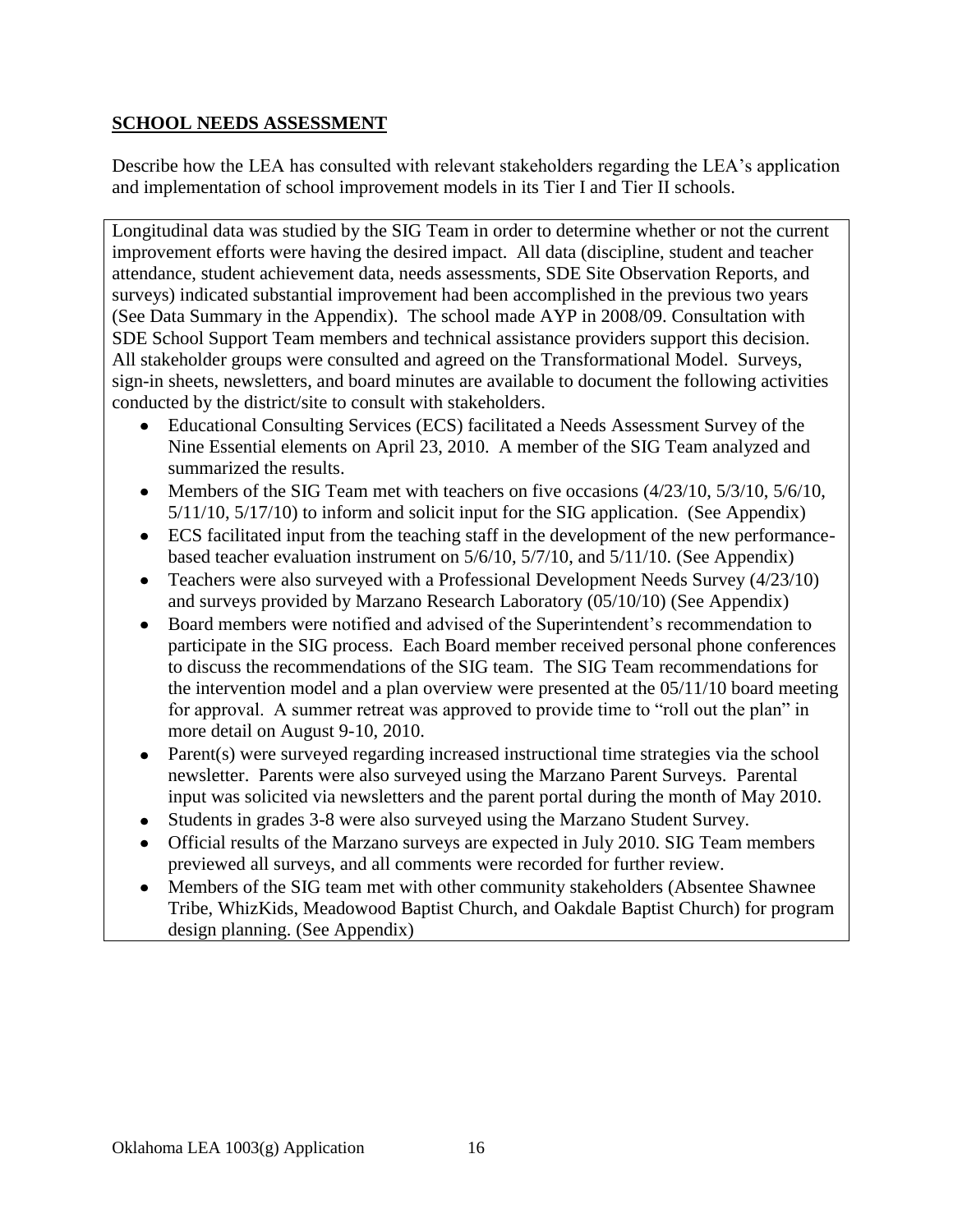## **SCHOOL NEEDS ASSESSMENT**

Describe how the LEA has consulted with relevant stakeholders regarding the LEA's application and implementation of school improvement models in its Tier I and Tier II schools.

Longitudinal data was studied by the SIG Team in order to determine whether or not the current improvement efforts were having the desired impact. All data (discipline, student and teacher attendance, student achievement data, needs assessments, SDE Site Observation Reports, and surveys) indicated substantial improvement had been accomplished in the previous two years (See Data Summary in the Appendix). The school made AYP in 2008/09. Consultation with SDE School Support Team members and technical assistance providers support this decision. All stakeholder groups were consulted and agreed on the Transformational Model. Surveys, sign-in sheets, newsletters, and board minutes are available to document the following activities conducted by the district/site to consult with stakeholders.

- Educational Consulting Services (ECS) facilitated a Needs Assessment Survey of the Nine Essential elements on April 23, 2010. A member of the SIG Team analyzed and summarized the results.
- Members of the SIG Team met with teachers on five occasions (4/23/10, 5/3/10, 5/6/10, 5/11/10, 5/17/10) to inform and solicit input for the SIG application. (See Appendix)
- ECS facilitated input from the teaching staff in the development of the new performance-based teacher evaluation instrument on 5/6/10, 5/7/10, and 5/11/10. (See Appendix)
- Teachers were also surveyed with a Professional Development Needs Survey (4/23/10) and surveys provided by Marzano Research Laboratory (05/10/10) (See Appendix)
- Board members were notified and advised of the Superintendent's recommendation to participate in the SIG process. Each Board member received personal phone conferences to discuss the recommendations of the SIG team. The SIG Team recommendations for the intervention model and a plan overview were presented at the 05/11/10 board meeting for approval. A summer retreat was approved to provide time to "roll out the plan" in more detail on August 9-10, 2010.
- Parent(s) were surveyed regarding increased instructional time strategies via the school newsletter. Parents were also surveyed using the Marzano Parent Surveys. Parental input was solicited via newsletters and the parent portal during the month of May 2010.
- Students in grades 3-8 were also surveyed using the Marzano Student Survey.
- Official results of the Marzano surveys are expected in July 2010. SIG Team members previewed all surveys, and all comments were recorded for further review.
- Members of the SIG team met with other community stakeholders (Absentee Shawnee Tribe, WhizKids, Meadowood Baptist Church, and Oakdale Baptist Church) for program design planning. (See Appendix)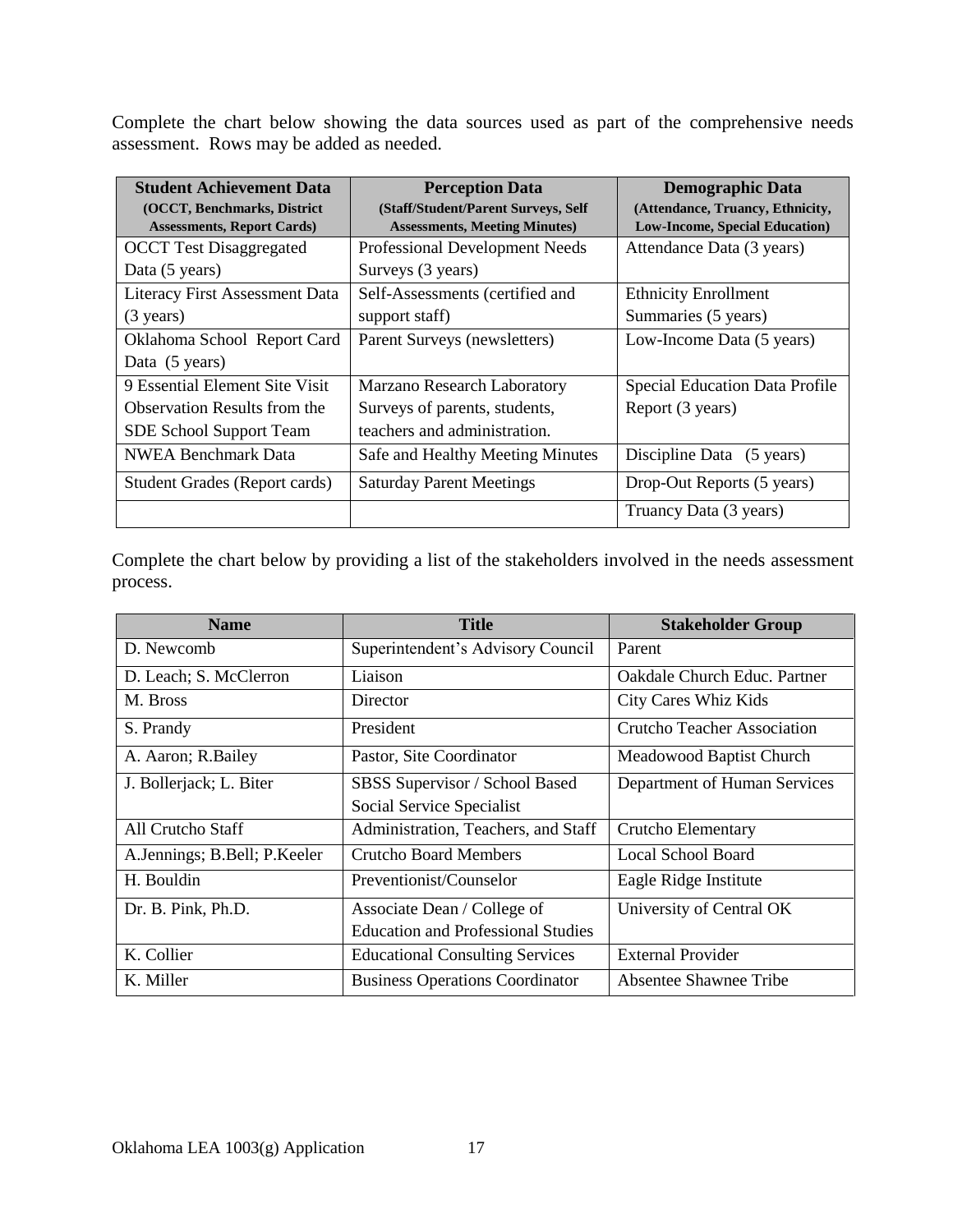Complete the chart below showing the data sources used as part of the comprehensive needs assessment. Rows may be added as needed.

| **Student Achievement Data** (OCCT, Benchmarks, District Assessments, Report Cards) | **Perception Data** (Staff/Student/Parent Surveys, Self Assessments, Meeting Minutes) | **Demographic Data** (Attendance, Truancy, Ethnicity, Low-Income, Special Education) |
|---|---|---|
| OCCT Test Disaggregated Data (5 years) | Professional Development Needs Surveys (3 years) | Attendance Data (3 years) |
| Literacy First Assessment Data (3 years) | Self-Assessments (certified and support staff) | Ethnicity Enrollment Summaries (5 years) |
| Oklahoma School Report Card Data (5 years) | Parent Surveys (newsletters) | Low-Income Data (5 years) |
| 9 Essential Element Site Visit Observation Results from the SDE School Support Team | Marzano Research Laboratory Surveys of parents, students, teachers and administration. | Special Education Data Profile Report (3 years) |
| NWEA Benchmark Data | Safe and Healthy Meeting Minutes | Discipline Data (5 years) |
| Student Grades (Report cards) | Saturday Parent Meetings | Drop-Out Reports (5 years) |
| | | Truancy Data (3 years) |

Complete the chart below by providing a list of the stakeholders involved in the needs assessment process.

| Name | Title | Stakeholder Group |
|---|---|---|
| D. Newcomb | Superintendent's Advisory Council | Parent |
| D. Leach; S. McClerron | Liaison | Oakdale Church Educ. Partner |
| M. Bross | Director | City Cares Whiz Kids |
| S. Prandy | President | Crutcho Teacher Association |
| A. Aaron; R.Bailey | Pastor, Site Coordinator | Meadowood Baptist Church |
| J. Bollerjack; L. Biter | SBSS Supervisor / School Based Social Service Specialist | Department of Human Services |
| All Crutcho Staff | Administration, Teachers, and Staff | Crutcho Elementary |
| A.Jennings; B.Bell; P.Keeler | Crutcho Board Members | Local School Board |
| H. Bouldin | Preventionist/Counselor | Eagle Ridge Institute |
| Dr. B. Pink, Ph.D. | Associate Dean / College of Education and Professional Studies | University of Central OK |
| K. Collier | Educational Consulting Services | External Provider |
| K. Miller | Business Operations Coordinator | Absentee Shawnee Tribe |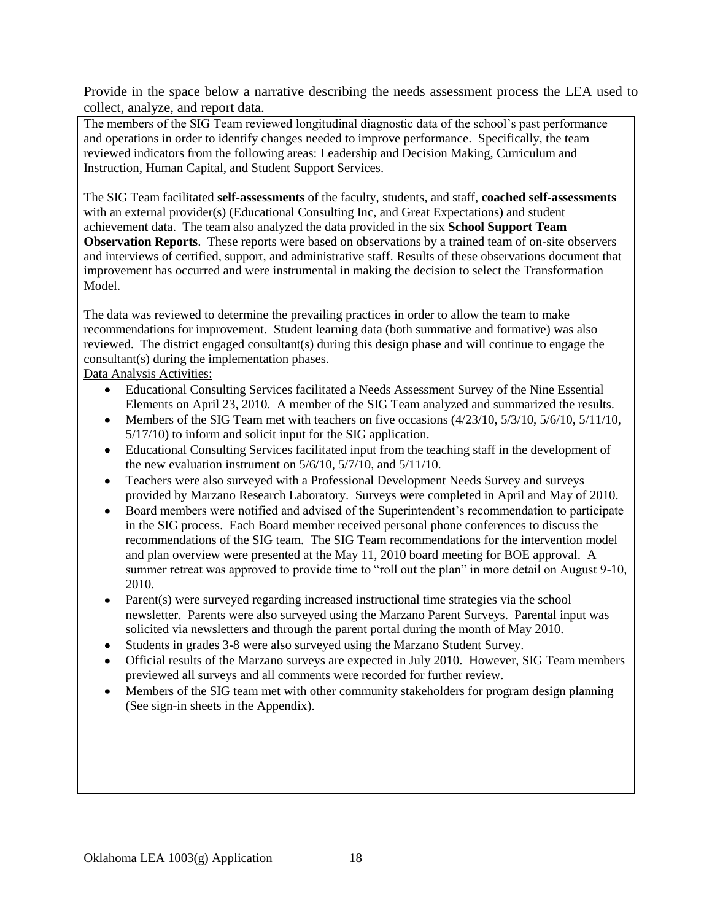Provide in the space below a narrative describing the needs assessment process the LEA used to collect, analyze, and report data.

The members of the SIG Team reviewed longitudinal diagnostic data of the school's past performance and operations in order to identify changes needed to improve performance. Specifically, the team reviewed indicators from the following areas: Leadership and Decision Making, Curriculum and Instruction, Human Capital, and Student Support Services.

The SIG Team facilitated **self-assessments** of the faculty, students, and staff, **coached self-assessments** with an external provider(s) (Educational Consulting Inc, and Great Expectations) and student achievement data. The team also analyzed the data provided in the six **School Support Team Observation Reports**. These reports were based on observations by a trained team of on-site observers and interviews of certified, support, and administrative staff. Results of these observations document that improvement has occurred and were instrumental in making the decision to select the Transformation Model.

The data was reviewed to determine the prevailing practices in order to allow the team to make recommendations for improvement. Student learning data (both summative and formative) was also reviewed. The district engaged consultant(s) during this design phase and will continue to engage the consultant(s) during the implementation phases.

<u>Data Analysis Activities:</u>

- Educational Consulting Services facilitated a Needs Assessment Survey of the Nine Essential Elements on April 23, 2010. A member of the SIG Team analyzed and summarized the results.
- Members of the SIG Team met with teachers on five occasions (4/23/10, 5/3/10, 5/6/10, 5/11/10, 5/17/10) to inform and solicit input for the SIG application.
- Educational Consulting Services facilitated input from the teaching staff in the development of the new evaluation instrument on 5/6/10, 5/7/10, and 5/11/10.
- Teachers were also surveyed with a Professional Development Needs Survey and surveys provided by Marzano Research Laboratory. Surveys were completed in April and May of 2010.
- Board members were notified and advised of the Superintendent's recommendation to participate in the SIG process. Each Board member received personal phone conferences to discuss the recommendations of the SIG team. The SIG Team recommendations for the intervention model and plan overview were presented at the May 11, 2010 board meeting for BOE approval. A summer retreat was approved to provide time to "roll out the plan" in more detail on August 9-10, 2010.
- Parent(s) were surveyed regarding increased instructional time strategies via the school newsletter. Parents were also surveyed using the Marzano Parent Surveys. Parental input was solicited via newsletters and through the parent portal during the month of May 2010.
- Students in grades 3-8 were also surveyed using the Marzano Student Survey.
- Official results of the Marzano surveys are expected in July 2010. However, SIG Team members previewed all surveys and all comments were recorded for further review.
- Members of the SIG team met with other community stakeholders for program design planning (See sign-in sheets in the Appendix).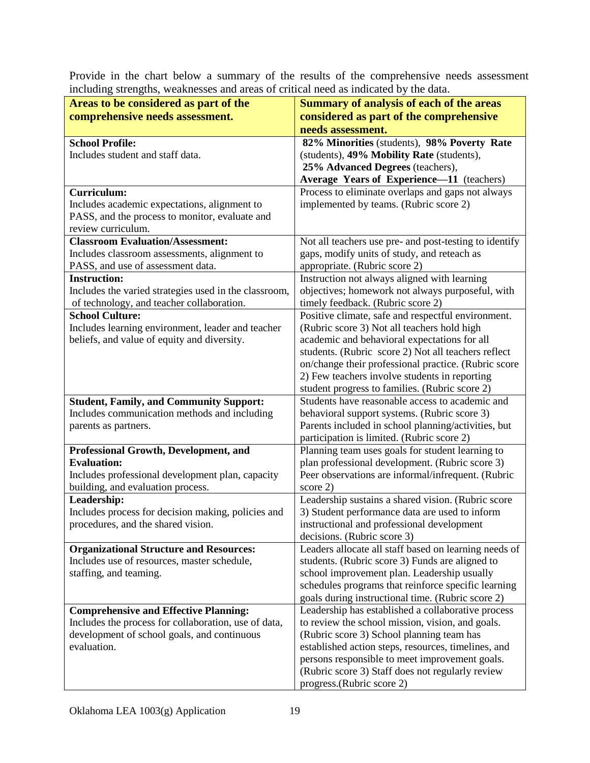Provide in the chart below a summary of the results of the comprehensive needs assessment including strengths, weaknesses and areas of critical need as indicated by the data.

| **Areas to be considered as part of the comprehensive needs assessment.** | **Summary of analysis of each of the areas considered as part of the comprehensive needs assessment.** |
|---|---|
| **School Profile:**<br>Includes student and staff data. | **82% Minorities** (students), **98% Poverty Rate** (students), **49% Mobility Rate** (students), **25% Advanced Degrees** (teachers), **Average Years of Experience—11** (teachers) |
| **Curriculum:**<br>Includes academic expectations, alignment to PASS, and the process to monitor, evaluate and review curriculum. | Process to eliminate overlaps and gaps not always implemented by teams. (Rubric score 2) |
| **Classroom Evaluation/Assessment:**<br>Includes classroom assessments, alignment to PASS, and use of assessment data. | Not all teachers use pre- and post-testing to identify gaps, modify units of study, and reteach as appropriate. (Rubric score 2) |
| **Instruction:**<br>Includes the varied strategies used in the classroom, of technology, and teacher collaboration. | Instruction not always aligned with learning objectives; homework not always purposeful, with timely feedback. (Rubric score 2) |
| **School Culture:**<br>Includes learning environment, leader and teacher beliefs, and value of equity and diversity. | Positive climate, safe and respectful environment. (Rubric score 3) Not all teachers hold high academic and behavioral expectations for all students. (Rubric score 2) Not all teachers reflect on/change their professional practice. (Rubric score 2) Few teachers involve students in reporting student progress to families. (Rubric score 2) |
| **Student, Family, and Community Support:**<br>Includes communication methods and including parents as partners. | Students have reasonable access to academic and behavioral support systems. (Rubric score 3) Parents included in school planning/activities, but participation is limited. (Rubric score 2) |
| **Professional Growth, Development, and Evaluation:**<br>Includes professional development plan, capacity building, and evaluation process. | Planning team uses goals for student learning to plan professional development. (Rubric score 3) Peer observations are informal/infrequent. (Rubric score 2) |
| **Leadership:**<br>Includes process for decision making, policies and procedures, and the shared vision. | Leadership sustains a shared vision. (Rubric score 3) Student performance data are used to inform instructional and professional development decisions. (Rubric score 3) |
| **Organizational Structure and Resources:**<br>Includes use of resources, master schedule, staffing, and teaming. | Leaders allocate all staff based on learning needs of students. (Rubric score 3) Funds are aligned to school improvement plan. Leadership usually schedules programs that reinforce specific learning goals during instructional time. (Rubric score 2) |
| **Comprehensive and Effective Planning:**<br>Includes the process for collaboration, use of data, development of school goals, and continuous evaluation. | Leadership has established a collaborative process to review the school mission, vision, and goals. (Rubric score 3) School planning team has established action steps, resources, timelines, and persons responsible to meet improvement goals. (Rubric score 3) Staff does not regularly review progress.(Rubric score 2) |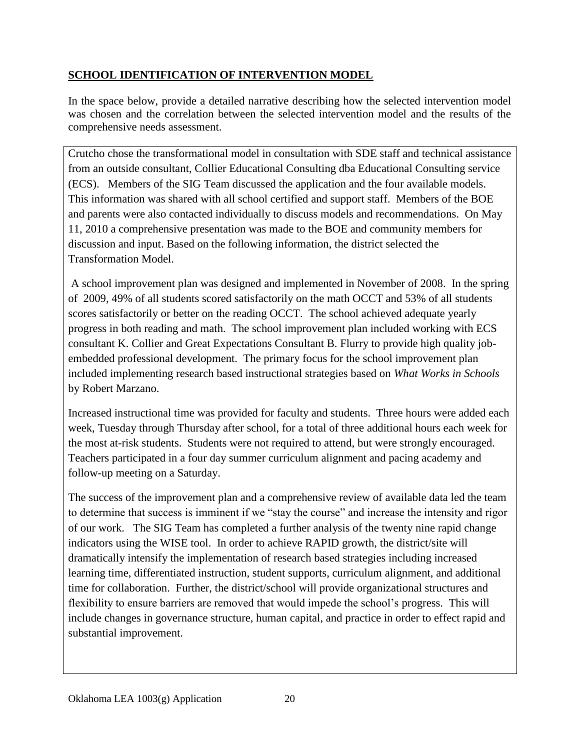## **SCHOOL IDENTIFICATION OF INTERVENTION MODEL**

In the space below, provide a detailed narrative describing how the selected intervention model was chosen and the correlation between the selected intervention model and the results of the comprehensive needs assessment.

Crutcho chose the transformational model in consultation with SDE staff and technical assistance from an outside consultant, Collier Educational Consulting dba Educational Consulting service (ECS). Members of the SIG Team discussed the application and the four available models. This information was shared with all school certified and support staff. Members of the BOE and parents were also contacted individually to discuss models and recommendations. On May 11, 2010 a comprehensive presentation was made to the BOE and community members for discussion and input. Based on the following information, the district selected the Transformation Model.

A school improvement plan was designed and implemented in November of 2008. In the spring of 2009, 49% of all students scored satisfactorily on the math OCCT and 53% of all students scores satisfactorily or better on the reading OCCT. The school achieved adequate yearly progress in both reading and math. The school improvement plan included working with ECS consultant K. Collier and Great Expectations Consultant B. Flurry to provide high quality job-embedded professional development. The primary focus for the school improvement plan included implementing research based instructional strategies based on *What Works in Schools* by Robert Marzano.

Increased instructional time was provided for faculty and students. Three hours were added each week, Tuesday through Thursday after school, for a total of three additional hours each week for the most at-risk students. Students were not required to attend, but were strongly encouraged. Teachers participated in a four day summer curriculum alignment and pacing academy and follow-up meeting on a Saturday.

The success of the improvement plan and a comprehensive review of available data led the team to determine that success is imminent if we "stay the course" and increase the intensity and rigor of our work. The SIG Team has completed a further analysis of the twenty nine rapid change indicators using the WISE tool. In order to achieve RAPID growth, the district/site will dramatically intensify the implementation of research based strategies including increased learning time, differentiated instruction, student supports, curriculum alignment, and additional time for collaboration. Further, the district/school will provide organizational structures and flexibility to ensure barriers are removed that would impede the school's progress. This will include changes in governance structure, human capital, and practice in order to effect rapid and substantial improvement.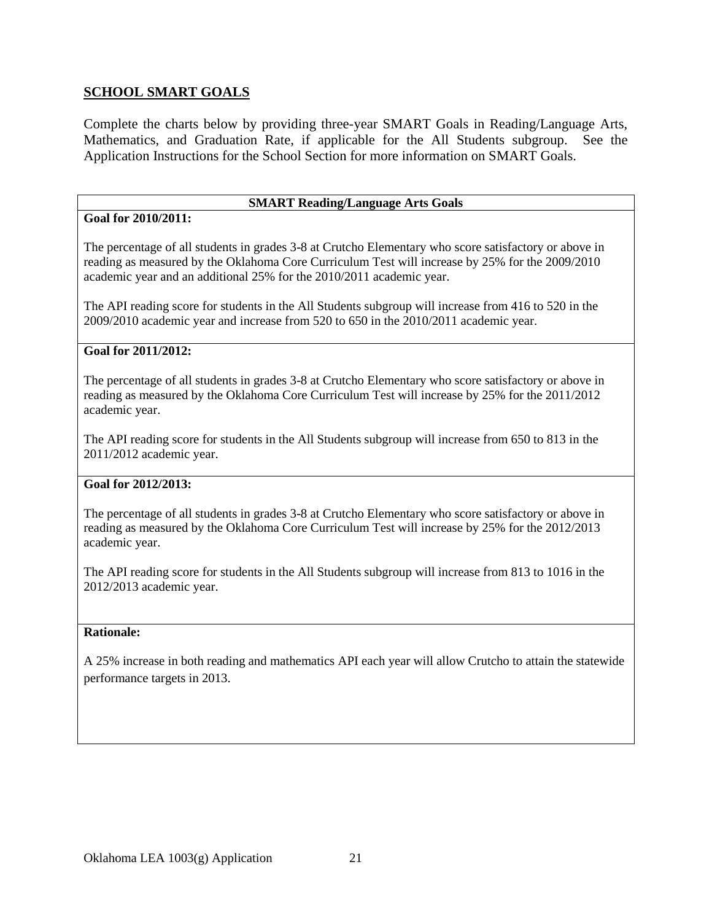## SCHOOL SMART GOALS

Complete the charts below by providing three-year SMART Goals in Reading/Language Arts, Mathematics, and Graduation Rate, if applicable for the All Students subgroup. See the Application Instructions for the School Section for more information on SMART Goals.

| SMART Reading/Language Arts Goals |
|---|
| **Goal for 2010/2011:**<br><br>The percentage of all students in grades 3-8 at Crutcho Elementary who score satisfactory or above in reading as measured by the Oklahoma Core Curriculum Test will increase by 25% for the 2009/2010 academic year and an additional 25% for the 2010/2011 academic year.<br><br>The API reading score for students in the All Students subgroup will increase from 416 to 520 in the 2009/2010 academic year and increase from 520 to 650 in the 2010/2011 academic year. |
| **Goal for 2011/2012:**<br><br>The percentage of all students in grades 3-8 at Crutcho Elementary who score satisfactory or above in reading as measured by the Oklahoma Core Curriculum Test will increase by 25% for the 2011/2012 academic year.<br><br>The API reading score for students in the All Students subgroup will increase from 650 to 813 in the 2011/2012 academic year. |
| **Goal for 2012/2013:**<br><br>The percentage of all students in grades 3-8 at Crutcho Elementary who score satisfactory or above in reading as measured by the Oklahoma Core Curriculum Test will increase by 25% for the 2012/2013 academic year.<br><br>The API reading score for students in the All Students subgroup will increase from 813 to 1016 in the 2012/2013 academic year. |
| **Rationale:**<br><br>A 25% increase in both reading and mathematics API each year will allow Crutcho to attain the statewide performance targets in 2013. |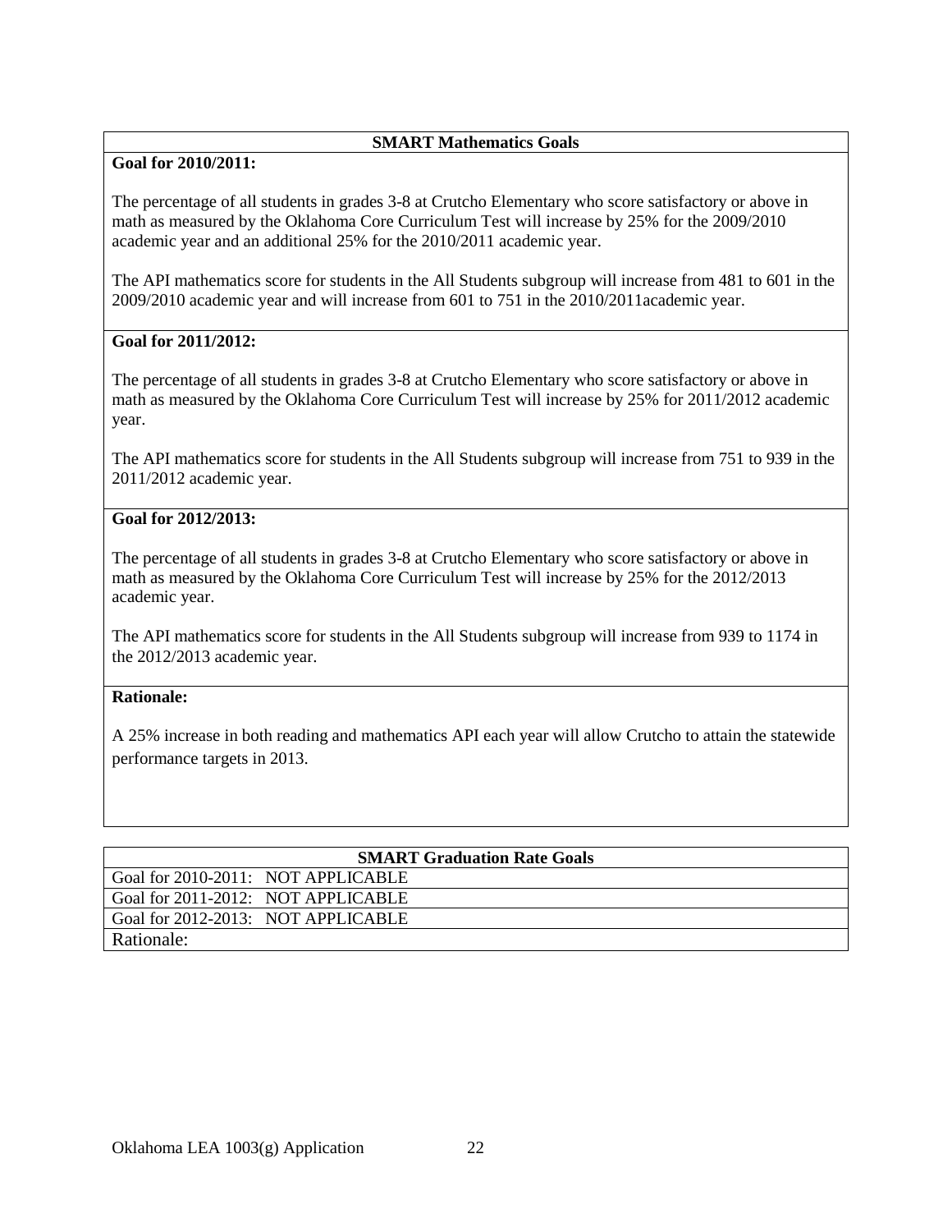| SMART Mathematics Goals |
| --- |
| **Goal for 2010/2011:**<br><br>The percentage of all students in grades 3-8 at Crutcho Elementary who score satisfactory or above in math as measured by the Oklahoma Core Curriculum Test will increase by 25% for the 2009/2010 academic year and an additional 25% for the 2010/2011 academic year.<br><br>The API mathematics score for students in the All Students subgroup will increase from 481 to 601 in the 2009/2010 academic year and will increase from 601 to 751 in the 2010/2011academic year. |
| **Goal for 2011/2012:**<br><br>The percentage of all students in grades 3-8 at Crutcho Elementary who score satisfactory or above in math as measured by the Oklahoma Core Curriculum Test will increase by 25% for 2011/2012 academic year.<br><br>The API mathematics score for students in the All Students subgroup will increase from 751 to 939 in the 2011/2012 academic year. |
| **Goal for 2012/2013:**<br><br>The percentage of all students in grades 3-8 at Crutcho Elementary who score satisfactory or above in math as measured by the Oklahoma Core Curriculum Test will increase by 25% for the 2012/2013 academic year.<br><br>The API mathematics score for students in the All Students subgroup will increase from 939 to 1174 in the 2012/2013 academic year. |
| **Rationale:**<br><br>A 25% increase in both reading and mathematics API each year will allow Crutcho to attain the statewide performance targets in 2013. |

| SMART Graduation Rate Goals |
| --- |
| Goal for 2010-2011: NOT APPLICABLE |
| Goal for 2011-2012: NOT APPLICABLE |
| Goal for 2012-2013: NOT APPLICABLE |
| Rationale: |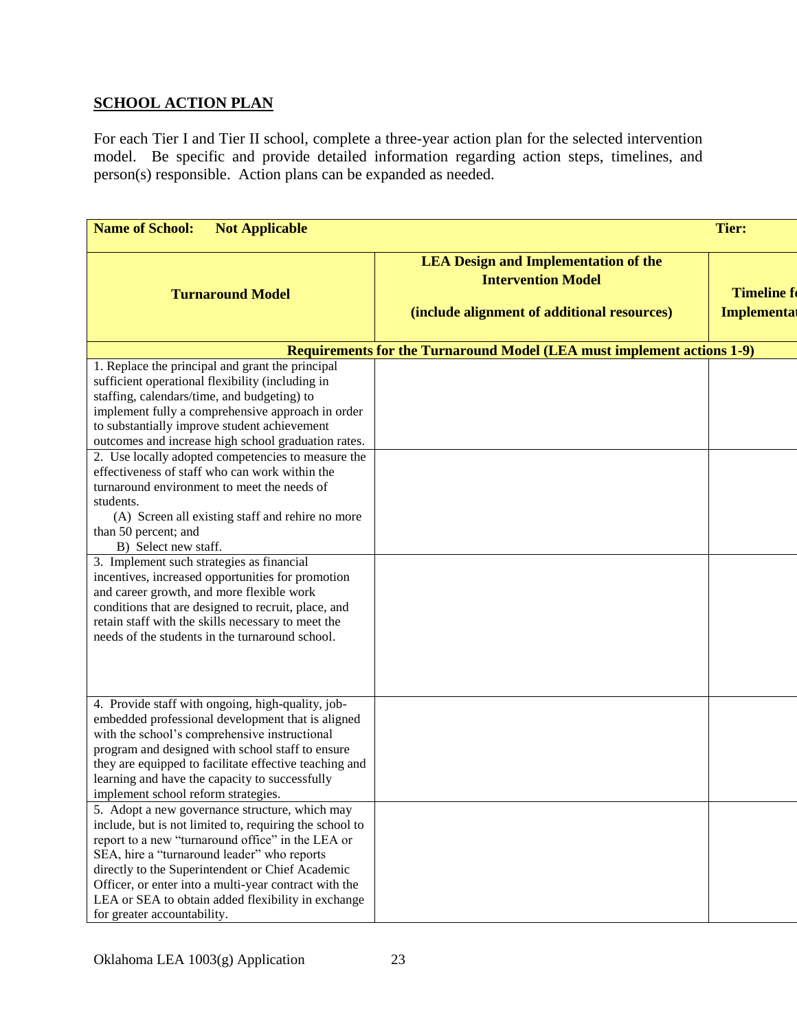## SCHOOL ACTION PLAN

For each Tier I and Tier II school, complete a three-year action plan for the selected intervention model. Be specific and provide detailed information regarding action steps, timelines, and person(s) responsible. Action plans can be expanded as needed.

| **Name of School: Not Applicable** | | **Tier:** |
|---|---|---|
| **Turnaround Model** | **LEA Design and Implementation of the Intervention Model**<br><br>**(include alignment of additional resources)** | **Timeline fo Implementat** |
| **Requirements for the Turnaround Model (LEA must implement actions 1-9)** | | |
| 1. Replace the principal and grant the principal sufficient operational flexibility (including in staffing, calendars/time, and budgeting) to implement fully a comprehensive approach in order to substantially improve student achievement outcomes and increase high school graduation rates. | | |
| 2. Use locally adopted competencies to measure the effectiveness of staff who can work within the turnaround environment to meet the needs of students.<br>(A) Screen all existing staff and rehire no more than 50 percent; and<br>B) Select new staff. | | |
| 3. Implement such strategies as financial incentives, increased opportunities for promotion and career growth, and more flexible work conditions that are designed to recruit, place, and retain staff with the skills necessary to meet the needs of the students in the turnaround school. | | |
| 4. Provide staff with ongoing, high-quality, job-embedded professional development that is aligned with the school's comprehensive instructional program and designed with school staff to ensure they are equipped to facilitate effective teaching and learning and have the capacity to successfully implement school reform strategies. | | |
| 5. Adopt a new governance structure, which may include, but is not limited to, requiring the school to report to a new "turnaround office" in the LEA or SEA, hire a "turnaround leader" who reports directly to the Superintendent or Chief Academic Officer, or enter into a multi-year contract with the LEA or SEA to obtain added flexibility in exchange for greater accountability. | | |

Oklahoma LEA 1003(g) Application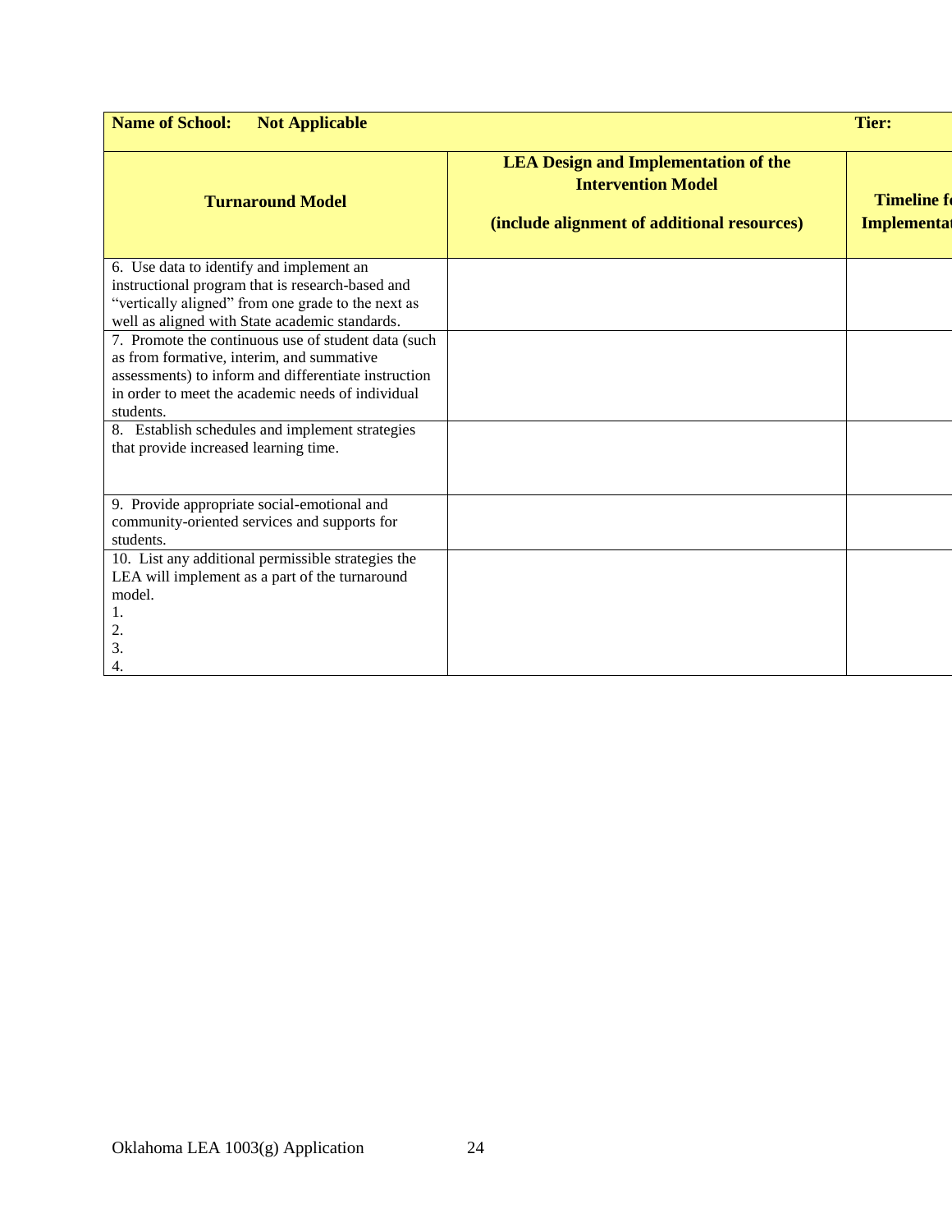| **Name of School: Not Applicable** | | **Tier:** |
|---|---|---|
| **Turnaround Model** | **LEA Design and Implementation of the Intervention Model**<br><br>**(include alignment of additional resources)** | **Timeline fo Implementat** |
| 6. Use data to identify and implement an instructional program that is research-based and "vertically aligned" from one grade to the next as well as aligned with State academic standards. | | |
| 7. Promote the continuous use of student data (such as from formative, interim, and summative assessments) to inform and differentiate instruction in order to meet the academic needs of individual students. | | |
| 8. Establish schedules and implement strategies that provide increased learning time. | | |
| 9. Provide appropriate social-emotional and community-oriented services and supports for students. | | |
| 10. List any additional permissible strategies the LEA will implement as a part of the turnaround model.<br>1.<br>2.<br>3.<br>4. | | |

Oklahoma LEA 1003(g) Application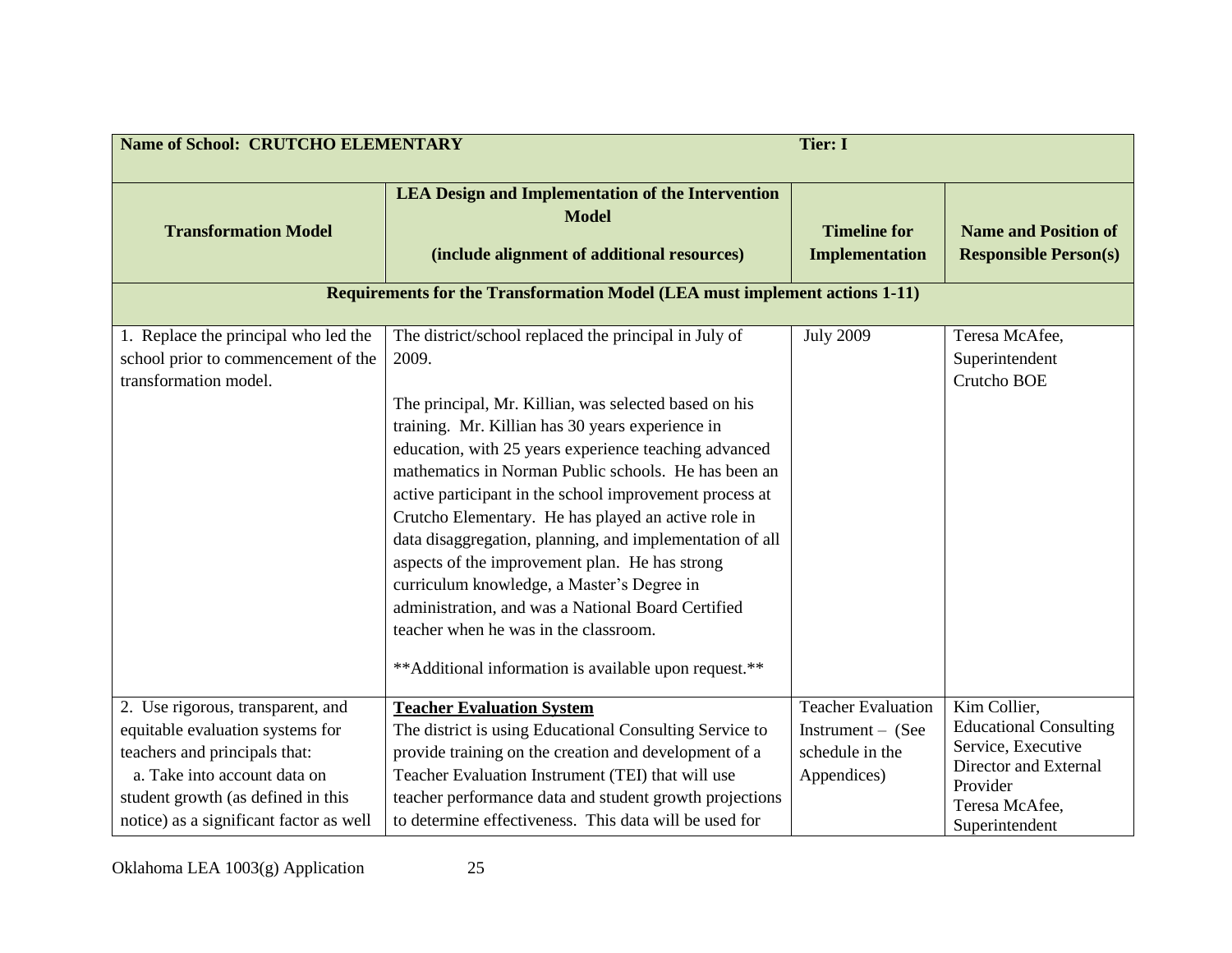| **Name of School: CRUTCHO ELEMENTARY** | | **Tier: I** | |
|---|---|---|---|
| **Transformation Model** | **LEA Design and Implementation of the Intervention Model**<br><br>**(include alignment of additional resources)** | **Timeline for Implementation** | **Name and Position of Responsible Person(s)** |
| **Requirements for the Transformation Model (LEA must implement actions 1-11)** | | | |
| 1. Replace the principal who led the school prior to commencement of the transformation model. | The district/school replaced the principal in July of 2009.<br><br>The principal, Mr. Killian, was selected based on his training. Mr. Killian has 30 years experience in education, with 25 years experience teaching advanced mathematics in Norman Public schools. He has been an active participant in the school improvement process at Crutcho Elementary. He has played an active role in data disaggregation, planning, and implementation of all aspects of the improvement plan. He has strong curriculum knowledge, a Master's Degree in administration, and was a National Board Certified teacher when he was in the classroom.<br><br>**Additional information is available upon request.** | July 2009 | Teresa McAfee, Superintendent<br>Crutcho BOE |
| 2. Use rigorous, transparent, and equitable evaluation systems for teachers and principals that:<br>a. Take into account data on student growth (as defined in this notice) as a significant factor as well | **<u>Teacher Evaluation System</u>**<br>The district is using Educational Consulting Service to provide training on the creation and development of a Teacher Evaluation Instrument (TEI) that will use teacher performance data and student growth projections to determine effectiveness. This data will be used for | Teacher Evaluation Instrument – (See schedule in the Appendices) | Kim Collier, Educational Consulting Service, Executive Director and External Provider<br>Teresa McAfee, Superintendent |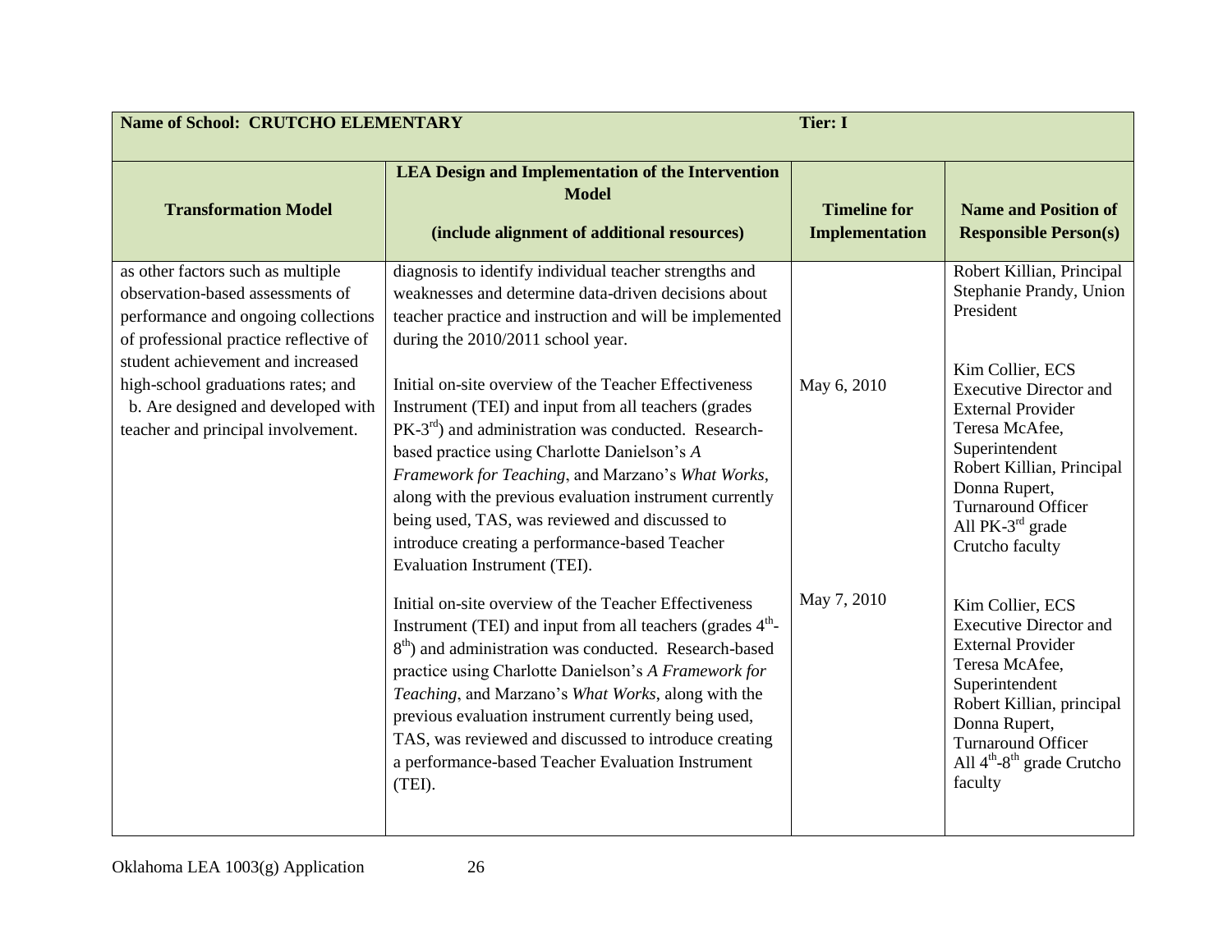| Name of School: CRUTCHO ELEMENTARY | | Tier: I | |
|---|---|---|---|
| **Transformation Model** | **LEA Design and Implementation of the Intervention Model**<br><br>**(include alignment of additional resources)** | **Timeline for Implementation** | **Name and Position of Responsible Person(s)** |
| as other factors such as multiple observation-based assessments of performance and ongoing collections of professional practice reflective of student achievement and increased high-school graduations rates; and<br>b. Are designed and developed with teacher and principal involvement. | diagnosis to identify individual teacher strengths and weaknesses and determine data-driven decisions about teacher practice and instruction and will be implemented during the 2010/2011 school year. | | Robert Killian, Principal<br>Stephanie Prandy, Union President |
| | Initial on-site overview of the Teacher Effectiveness Instrument (TEI) and input from all teachers (grades PK-3rd) and administration was conducted. Research-based practice using Charlotte Danielson's *A Framework for Teaching*, and Marzano's *What Works*, along with the previous evaluation instrument currently being used, TAS, was reviewed and discussed to introduce creating a performance-based Teacher Evaluation Instrument (TEI). | May 6, 2010 | Kim Collier, ECS Executive Director and External Provider<br>Teresa McAfee, Superintendent<br>Robert Killian, Principal<br>Donna Rupert, Turnaround Officer<br>All PK-3rd grade Crutcho faculty |
| | Initial on-site overview of the Teacher Effectiveness Instrument (TEI) and input from all teachers (grades 4th-8th) and administration was conducted. Research-based practice using Charlotte Danielson's *A Framework for Teaching*, and Marzano's *What Works*, along with the previous evaluation instrument currently being used, TAS, was reviewed and discussed to introduce creating a performance-based Teacher Evaluation Instrument (TEI). | May 7, 2010 | Kim Collier, ECS Executive Director and External Provider<br>Teresa McAfee, Superintendent<br>Robert Killian, principal<br>Donna Rupert, Turnaround Officer<br>All 4th-8th grade Crutcho faculty |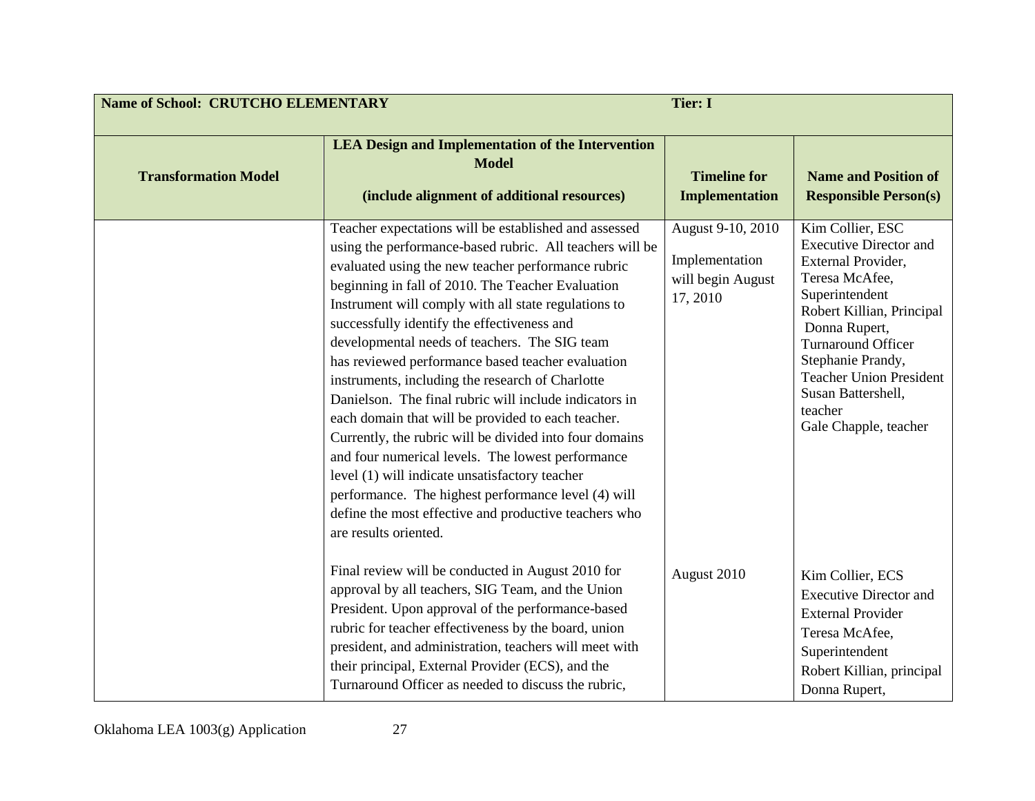| Name of School: CRUTCHO ELEMENTARY | | Tier: I | |
|---|---|---|---|
| **Transformation Model** | **LEA Design and Implementation of the Intervention Model**<br><br>**(include alignment of additional resources)** | **Timeline for Implementation** | **Name and Position of Responsible Person(s)** |
| | Teacher expectations will be established and assessed using the performance-based rubric. All teachers will be evaluated using the new teacher performance rubric beginning in fall of 2010. The Teacher Evaluation Instrument will comply with all state regulations to successfully identify the effectiveness and developmental needs of teachers. The SIG team has reviewed performance based teacher evaluation instruments, including the research of Charlotte Danielson. The final rubric will include indicators in each domain that will be provided to each teacher. Currently, the rubric will be divided into four domains and four numerical levels. The lowest performance level (1) will indicate unsatisfactory teacher performance. The highest performance level (4) will define the most effective and productive teachers who are results oriented. | August 9-10, 2010<br><br>Implementation will begin August 17, 2010 | Kim Collier, ESC Executive Director and External Provider,<br>Teresa McAfee, Superintendent<br>Robert Killian, Principal<br>Donna Rupert, Turnaround Officer<br>Stephanie Prandy, Teacher Union President<br>Susan Battershell, teacher<br>Gale Chapple, teacher |
| | Final review will be conducted in August 2010 for approval by all teachers, SIG Team, and the Union President. Upon approval of the performance-based rubric for teacher effectiveness by the board, union president, and administration, teachers will meet with their principal, External Provider (ECS), and the Turnaround Officer as needed to discuss the rubric, | August 2010 | Kim Collier, ECS Executive Director and External Provider<br>Teresa McAfee, Superintendent<br>Robert Killian, principal<br>Donna Rupert, |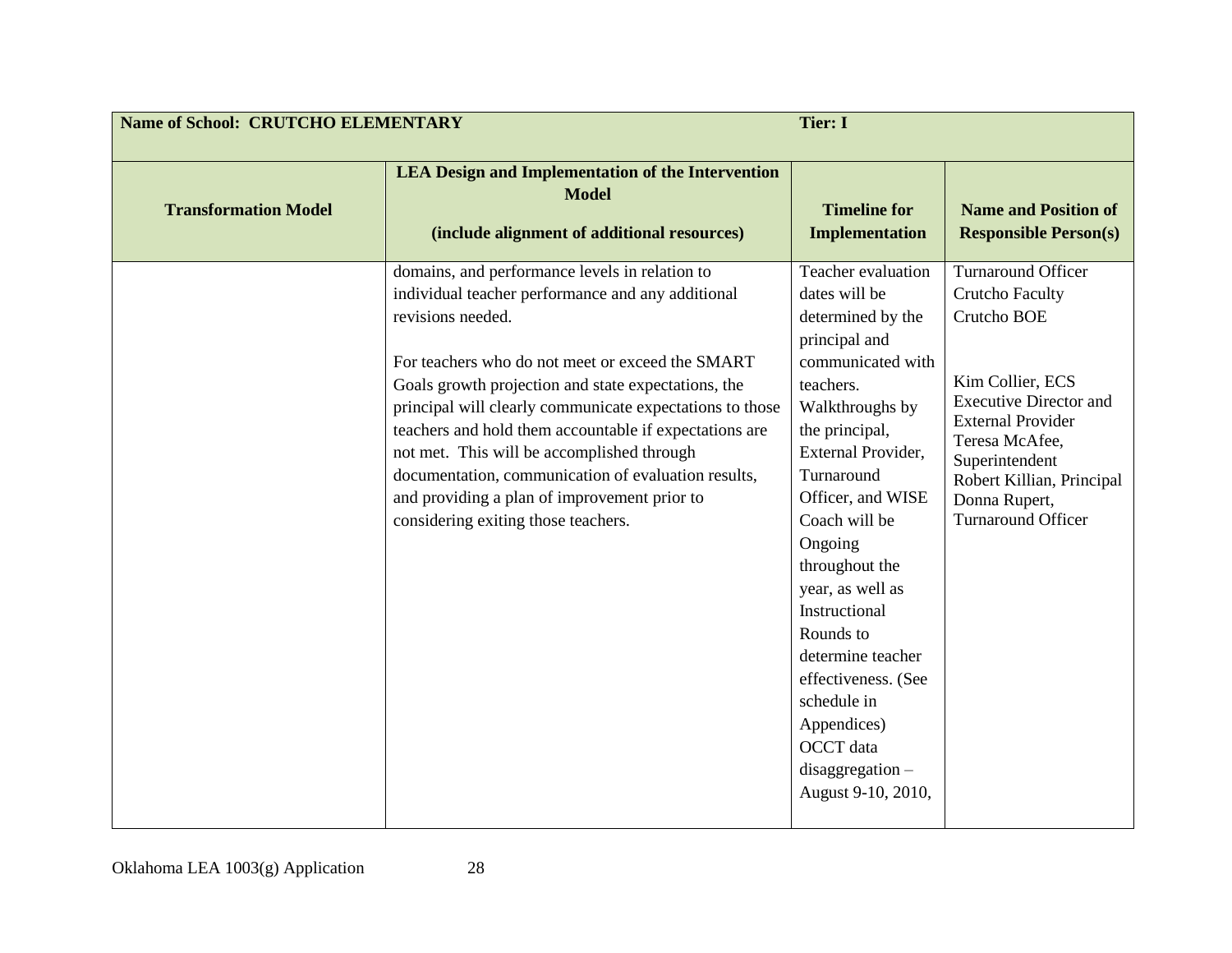| Name of School: CRUTCHO ELEMENTARY | | Tier: I | |
|---|---|---|---|
| **Transformation Model** | **LEA Design and Implementation of the Intervention Model (include alignment of additional resources)** | **Timeline for Implementation** | **Name and Position of Responsible Person(s)** |
| | domains, and performance levels in relation to individual teacher performance and any additional revisions needed.<br><br>For teachers who do not meet or exceed the SMART Goals growth projection and state expectations, the principal will clearly communicate expectations to those teachers and hold them accountable if expectations are not met. This will be accomplished through documentation, communication of evaluation results, and providing a plan of improvement prior to considering exiting those teachers. | Teacher evaluation dates will be determined by the principal and communicated with teachers. Walkthroughs by the principal, External Provider, Turnaround Officer, and WISE Coach will be Ongoing throughout the year, as well as Instructional Rounds to determine teacher effectiveness. (See schedule in Appendices) OCCT data disaggregation – August 9-10, 2010, | Turnaround Officer<br>Crutcho Faculty<br>Crutcho BOE<br><br>Kim Collier, ECS Executive Director and External Provider<br>Teresa McAfee, Superintendent<br>Robert Killian, Principal<br>Donna Rupert, Turnaround Officer |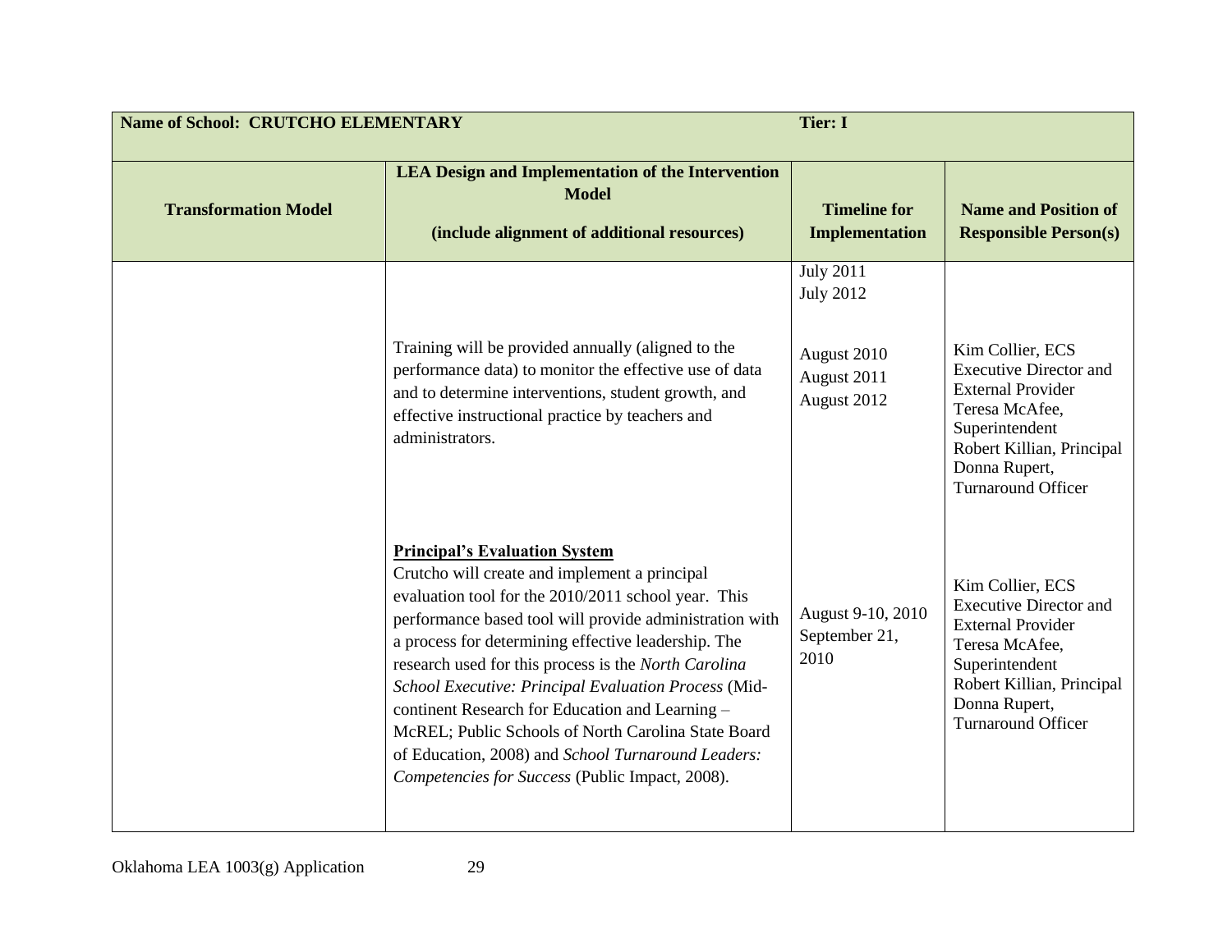| Name of School: CRUTCHO ELEMENTARY | | Tier: I | |
|---|---|---|---|
| **Transformation Model** | **LEA Design and Implementation of the Intervention Model**<br><br>**(include alignment of additional resources)** | **Timeline for Implementation** | **Name and Position of Responsible Person(s)** |
| | | July 2011<br>July 2012 | |
| | Training will be provided annually (aligned to the performance data) to monitor the effective use of data and to determine interventions, student growth, and effective instructional practice by teachers and administrators. | August 2010<br>August 2011<br>August 2012 | Kim Collier, ECS Executive Director and External Provider<br>Teresa McAfee, Superintendent<br>Robert Killian, Principal<br>Donna Rupert, Turnaround Officer |
| | **<u>Principal's Evaluation System</u>**<br>Crutcho will create and implement a principal evaluation tool for the 2010/2011 school year. This performance based tool will provide administration with a process for determining effective leadership. The research used for this process is the *North Carolina School Executive: Principal Evaluation Process* (Mid-continent Research for Education and Learning – McREL; Public Schools of North Carolina State Board of Education, 2008) and *School Turnaround Leaders: Competencies for Success* (Public Impact, 2008). | August 9-10, 2010<br>September 21, 2010 | Kim Collier, ECS Executive Director and External Provider<br>Teresa McAfee, Superintendent<br>Robert Killian, Principal<br>Donna Rupert, Turnaround Officer |

Oklahoma LEA 1003(g) Application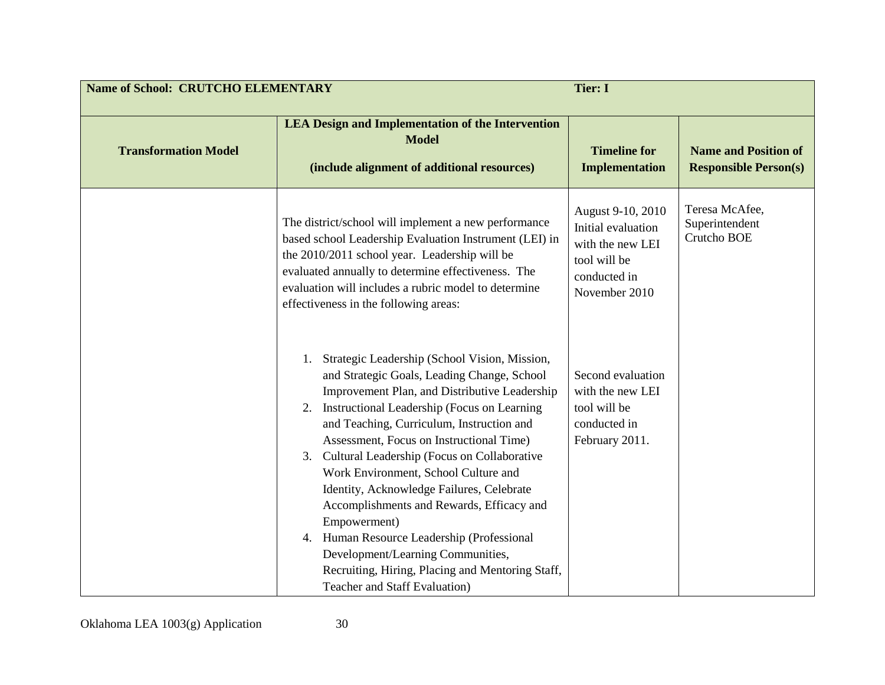| Name of School: CRUTCHO ELEMENTARY | | Tier: I | |
|---|---|---|---|
| **Transformation Model** | **LEA Design and Implementation of the Intervention Model**<br><br>**(include alignment of additional resources)** | **Timeline for Implementation** | **Name and Position of Responsible Person(s)** |
| | The district/school will implement a new performance based school Leadership Evaluation Instrument (LEI) in the 2010/2011 school year. Leadership will be evaluated annually to determine effectiveness. The evaluation will includes a rubric model to determine effectiveness in the following areas:<br><br>1. Strategic Leadership (School Vision, Mission, and Strategic Goals, Leading Change, School Improvement Plan, and Distributive Leadership<br>2. Instructional Leadership (Focus on Learning and Teaching, Curriculum, Instruction and Assessment, Focus on Instructional Time)<br>3. Cultural Leadership (Focus on Collaborative Work Environment, School Culture and Identity, Acknowledge Failures, Celebrate Accomplishments and Rewards, Efficacy and Empowerment)<br>4. Human Resource Leadership (Professional Development/Learning Communities, Recruiting, Hiring, Placing and Mentoring Staff, Teacher and Staff Evaluation) | August 9-10, 2010 Initial evaluation with the new LEI tool will be conducted in November 2010<br><br>Second evaluation with the new LEI tool will be conducted in February 2011. | Teresa McAfee, Superintendent<br>Crutcho BOE |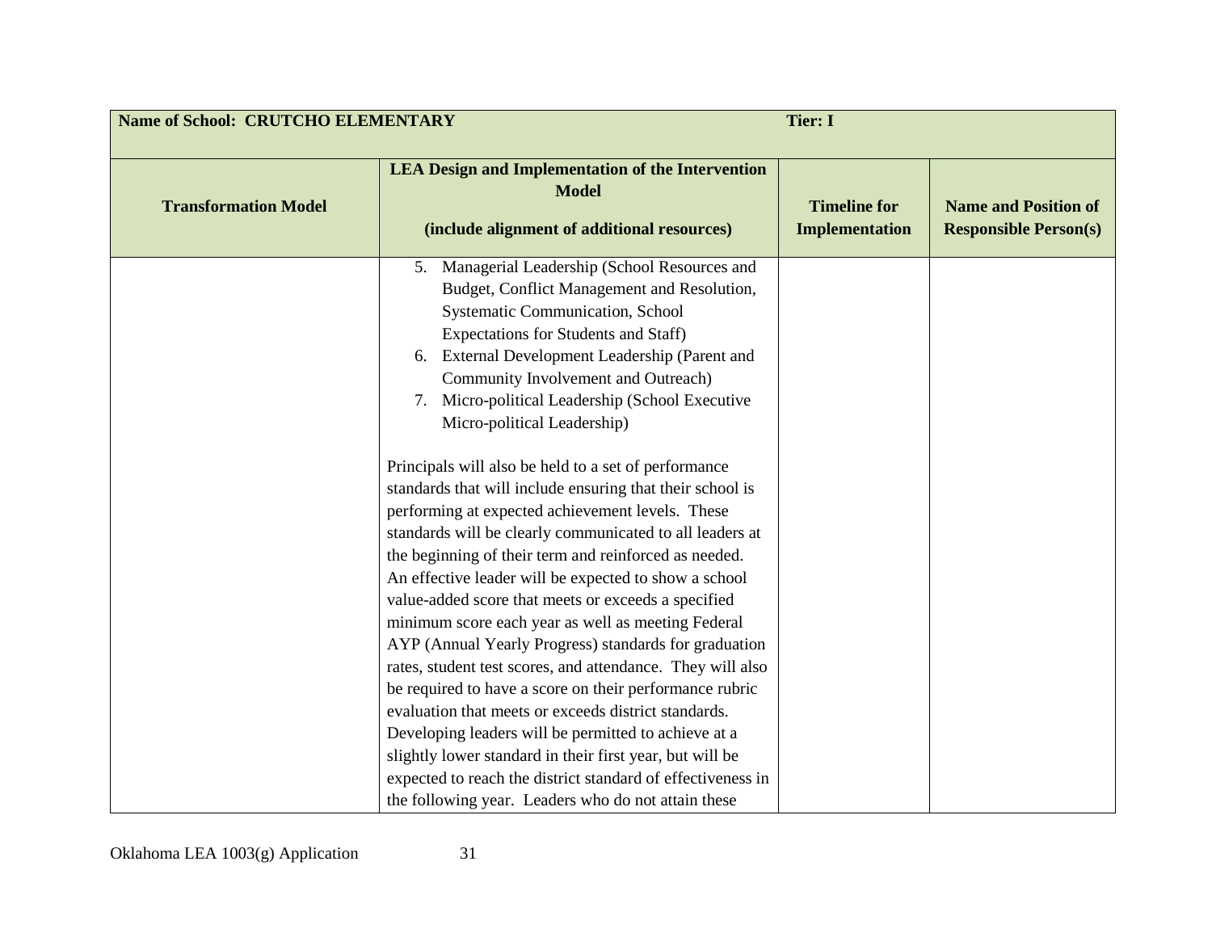| Name of School: CRUTCHO ELEMENTARY | | Tier: I | |
|---|---|---|---|
| **Transformation Model** | **LEA Design and Implementation of the Intervention Model**<br><br>**(include alignment of additional resources)** | **Timeline for Implementation** | **Name and Position of Responsible Person(s)** |
| | 5. Managerial Leadership (School Resources and Budget, Conflict Management and Resolution, Systematic Communication, School Expectations for Students and Staff)<br>6. External Development Leadership (Parent and Community Involvement and Outreach)<br>7. Micro-political Leadership (School Executive Micro-political Leadership)<br><br>Principals will also be held to a set of performance standards that will include ensuring that their school is performing at expected achievement levels. These standards will be clearly communicated to all leaders at the beginning of their term and reinforced as needed. An effective leader will be expected to show a school value-added score that meets or exceeds a specified minimum score each year as well as meeting Federal AYP (Annual Yearly Progress) standards for graduation rates, student test scores, and attendance. They will also be required to have a score on their performance rubric evaluation that meets or exceeds district standards. Developing leaders will be permitted to achieve at a slightly lower standard in their first year, but will be expected to reach the district standard of effectiveness in the following year. Leaders who do not attain these | | |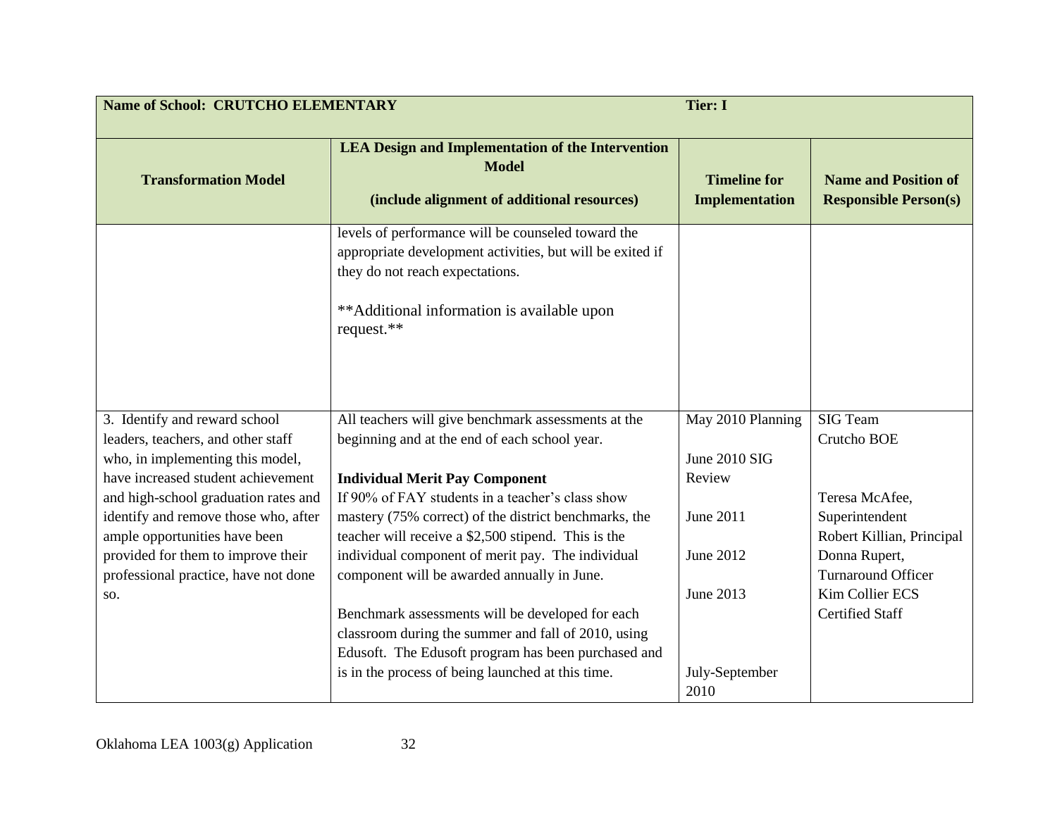| Name of School: CRUTCHO ELEMENTARY | | Tier: I | |
|---|---|---|---|
| **Transformation Model** | **LEA Design and Implementation of the Intervention Model**<br><br>**(include alignment of additional resources)** | **Timeline for Implementation** | **Name and Position of Responsible Person(s)** |
| | levels of performance will be counseled toward the appropriate development activities, but will be exited if they do not reach expectations.<br><br>**Additional information is available upon request.** | | |
| 3. Identify and reward school leaders, teachers, and other staff who, in implementing this model, have increased student achievement and high-school graduation rates and identify and remove those who, after ample opportunities have been provided for them to improve their professional practice, have not done so. | All teachers will give benchmark assessments at the beginning and at the end of each school year.<br><br>**Individual Merit Pay Component**<br>If 90% of FAY students in a teacher's class show mastery (75% correct) of the district benchmarks, the teacher will receive a $2,500 stipend. This is the individual component of merit pay. The individual component will be awarded annually in June.<br><br>Benchmark assessments will be developed for each classroom during the summer and fall of 2010, using Edusoft. The Edusoft program has been purchased and is in the process of being launched at this time. | May 2010 Planning<br><br>June 2010 SIG Review<br><br>June 2011<br><br>June 2012<br><br>June 2013<br><br>July-September 2010 | SIG Team<br>Crutcho BOE<br><br>Teresa McAfee, Superintendent<br>Robert Killian, Principal<br>Donna Rupert, Turnaround Officer<br>Kim Collier ECS<br>Certified Staff |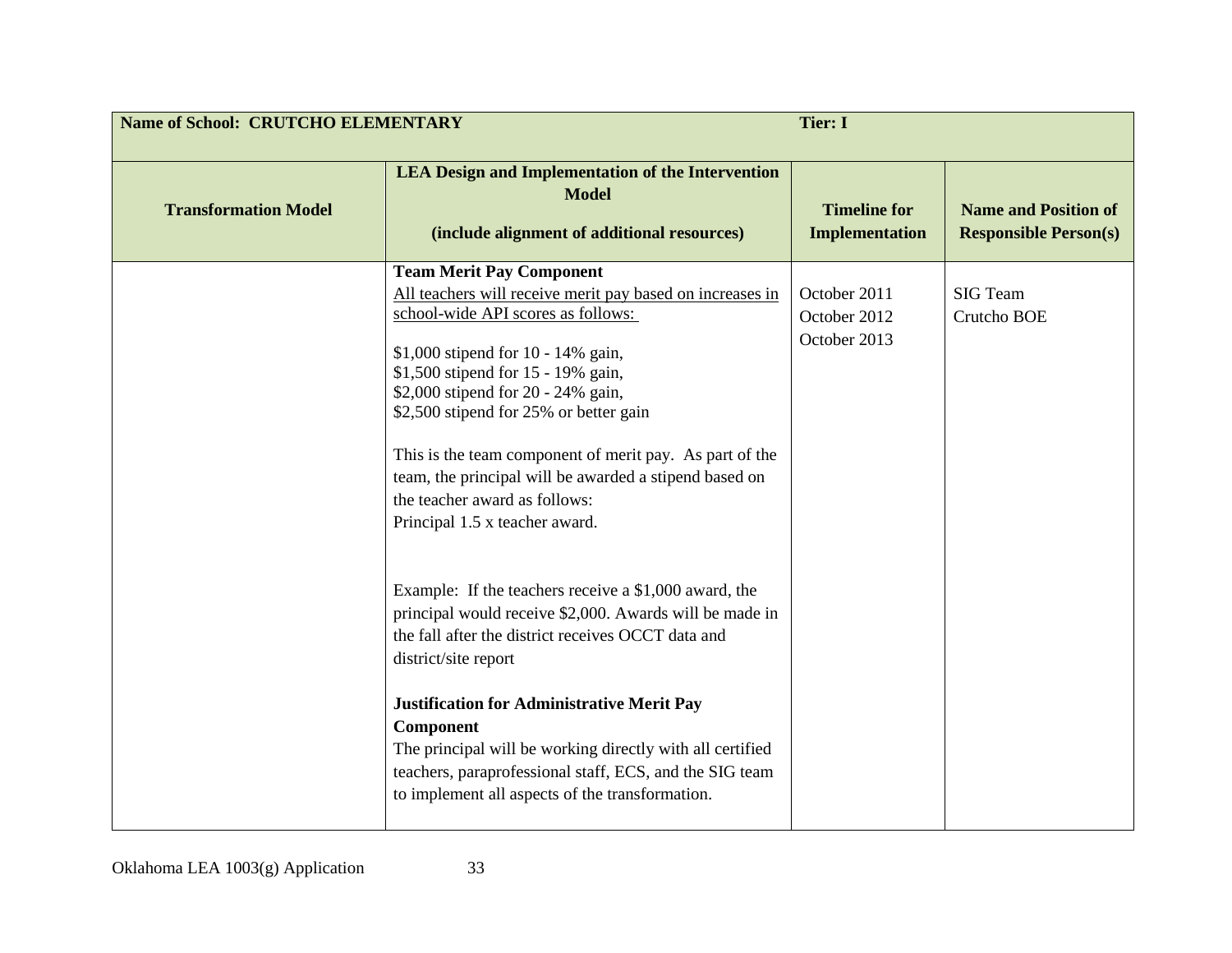| Name of School: CRUTCHO ELEMENTARY | | Tier: I | |
|---|---|---|---|
| **Transformation Model** | **LEA Design and Implementation of the Intervention Model**<br><br>**(include alignment of additional resources)** | **Timeline for Implementation** | **Name and Position of Responsible Person(s)** |
| | **Team Merit Pay Component**<br>All teachers will receive merit pay based on increases in school-wide API scores as follows:<br><br>$1,000 stipend for 10 - 14% gain,<br>$1,500 stipend for 15 - 19% gain,<br>$2,000 stipend for 20 - 24% gain,<br>$2,500 stipend for 25% or better gain<br><br>This is the team component of merit pay. As part of the team, the principal will be awarded a stipend based on the teacher award as follows:<br>Principal 1.5 x teacher award.<br><br>Example: If the teachers receive a $1,000 award, the principal would receive $2,000. Awards will be made in the fall after the district receives OCCT data and district/site report<br><br>**Justification for Administrative Merit Pay Component**<br>The principal will be working directly with all certified teachers, paraprofessional staff, ECS, and the SIG team to implement all aspects of the transformation. | October 2011<br>October 2012<br>October 2013 | SIG Team<br>Crutcho BOE |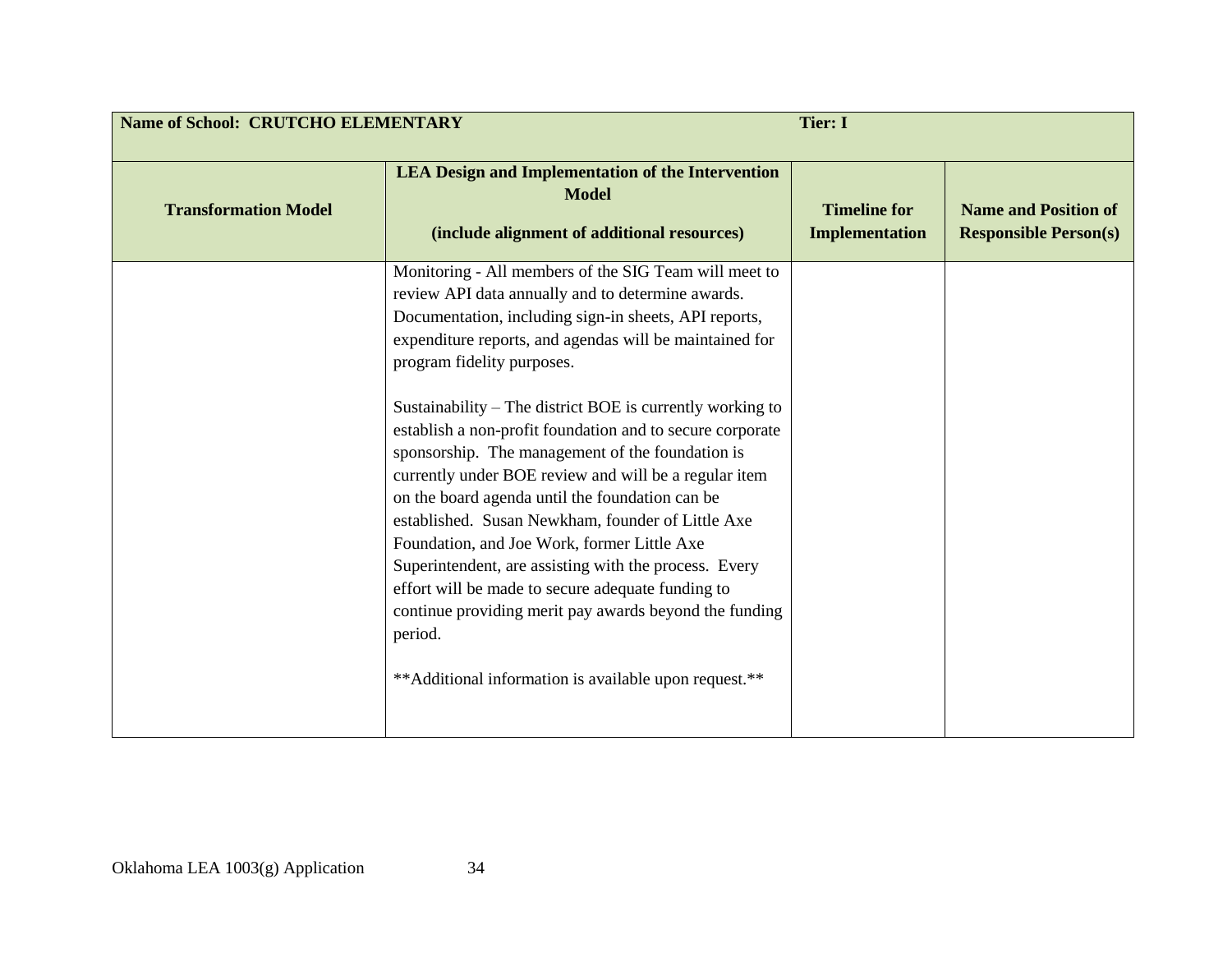| Name of School: CRUTCHO ELEMENTARY | | Tier: I | |
|---|---|---|---|
| **Transformation Model** | **LEA Design and Implementation of the Intervention Model**<br><br>**(include alignment of additional resources)** | **Timeline for Implementation** | **Name and Position of Responsible Person(s)** |
| | Monitoring - All members of the SIG Team will meet to review API data annually and to determine awards. Documentation, including sign-in sheets, API reports, expenditure reports, and agendas will be maintained for program fidelity purposes.<br><br>Sustainability – The district BOE is currently working to establish a non-profit foundation and to secure corporate sponsorship. The management of the foundation is currently under BOE review and will be a regular item on the board agenda until the foundation can be established. Susan Newkham, founder of Little Axe Foundation, and Joe Work, former Little Axe Superintendent, are assisting with the process. Every effort will be made to secure adequate funding to continue providing merit pay awards beyond the funding period.<br><br>**Additional information is available upon request.** | | |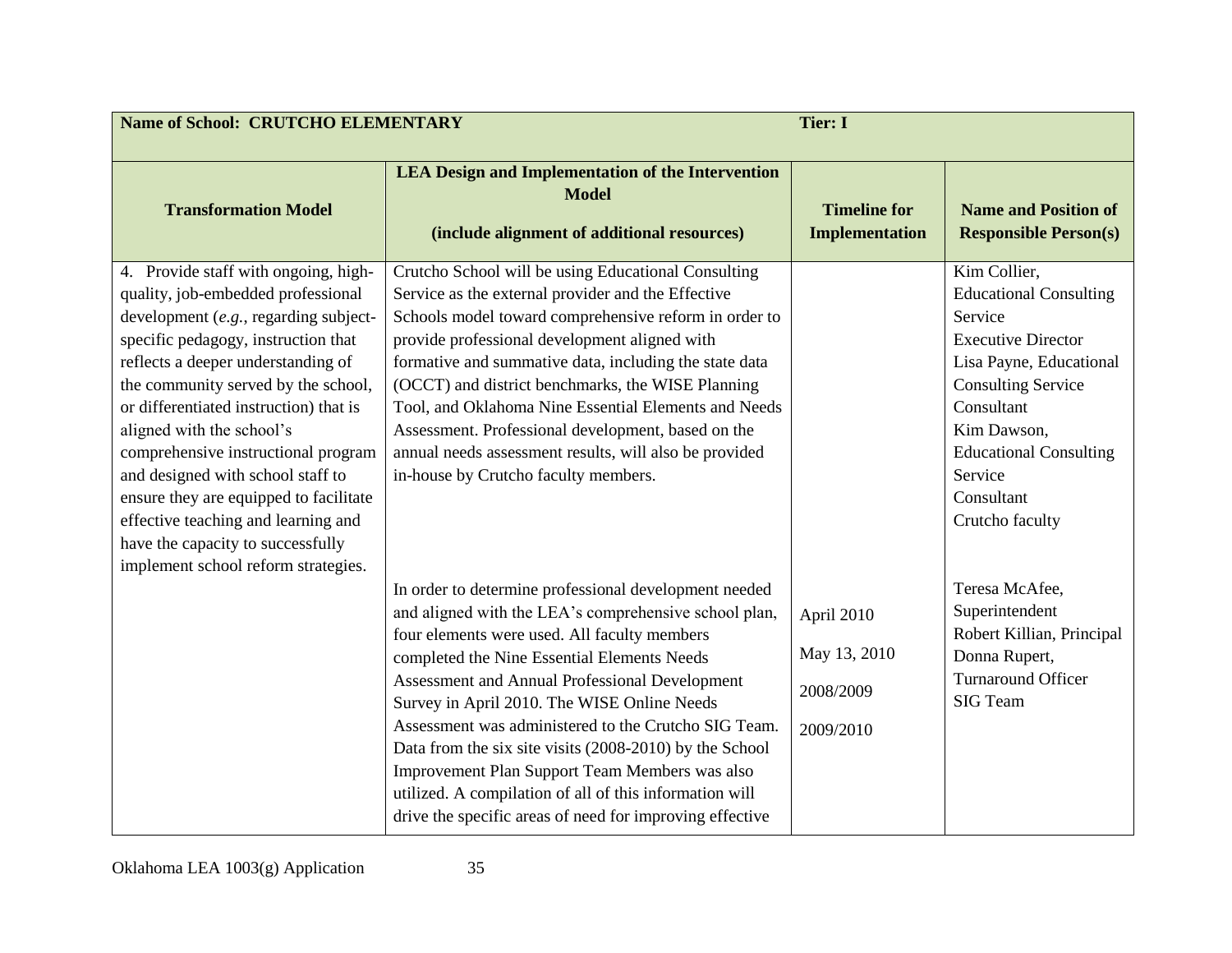| **Name of School: CRUTCHO ELEMENTARY** | | **Tier: I** | |
|---|---|---|---|
| **Transformation Model** | **LEA Design and Implementation of the Intervention Model**<br><br>**(include alignment of additional resources)** | **Timeline for Implementation** | **Name and Position of Responsible Person(s)** |
| 4. Provide staff with ongoing, high-quality, job-embedded professional development (*e.g.*, regarding subject-specific pedagogy, instruction that reflects a deeper understanding of the community served by the school, or differentiated instruction) that is aligned with the school's comprehensive instructional program and designed with school staff to ensure they are equipped to facilitate effective teaching and learning and have the capacity to successfully implement school reform strategies. | Crutcho School will be using Educational Consulting Service as the external provider and the Effective Schools model toward comprehensive reform in order to provide professional development aligned with formative and summative data, including the state data (OCCT) and district benchmarks, the WISE Planning Tool, and Oklahoma Nine Essential Elements and Needs Assessment. Professional development, based on the annual needs assessment results, will also be provided in-house by Crutcho faculty members. | | Kim Collier, Educational Consulting Service Executive Director<br>Lisa Payne, Educational Consulting Service Consultant<br>Kim Dawson, Educational Consulting Service Consultant<br>Crutcho faculty |
| | In order to determine professional development needed and aligned with the LEA's comprehensive school plan, four elements were used. All faculty members completed the Nine Essential Elements Needs Assessment and Annual Professional Development Survey in April 2010. The WISE Online Needs Assessment was administered to the Crutcho SIG Team. Data from the six site visits (2008-2010) by the School Improvement Plan Support Team Members was also utilized. A compilation of all of this information will drive the specific areas of need for improving effective | April 2010<br><br>May 13, 2010<br><br>2008/2009<br><br>2009/2010 | Teresa McAfee, Superintendent<br>Robert Killian, Principal<br>Donna Rupert, Turnaround Officer<br>SIG Team |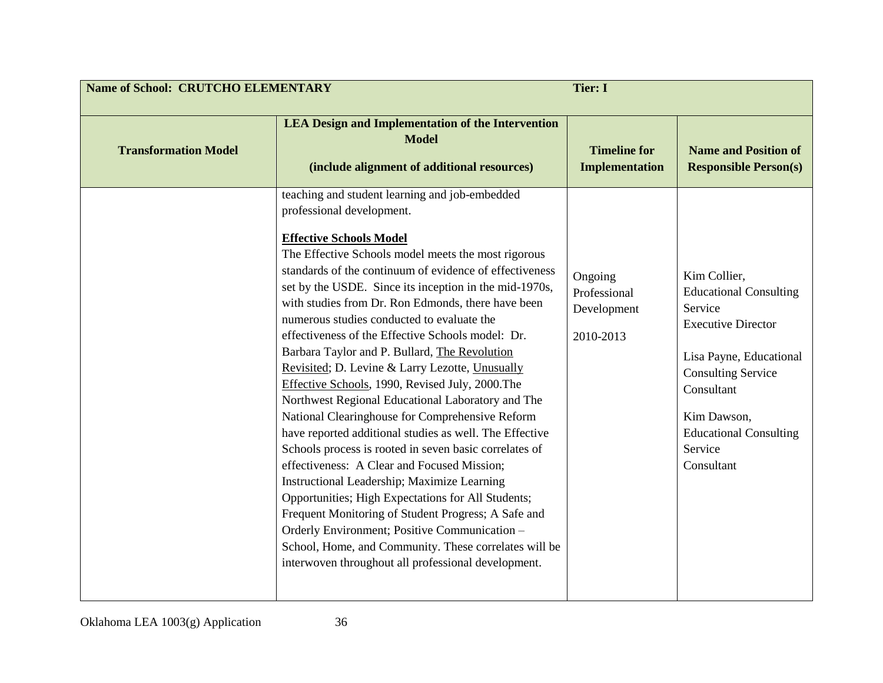| Name of School: CRUTCHO ELEMENTARY | | Tier: I | |
|---|---|---|---|
| **Transformation Model** | **LEA Design and Implementation of the Intervention Model** **(include alignment of additional resources)** | **Timeline for Implementation** | **Name and Position of Responsible Person(s)** |
| | teaching and student learning and job-embedded professional development.<br><br>**Effective Schools Model**<br>The Effective Schools model meets the most rigorous standards of the continuum of evidence of effectiveness set by the USDE. Since its inception in the mid-1970s, with studies from Dr. Ron Edmonds, there have been numerous studies conducted to evaluate the effectiveness of the Effective Schools model: Dr. Barbara Taylor and P. Bullard, The Revolution Revisited; D. Levine & Larry Lezotte, Unusually Effective Schools, 1990, Revised July, 2000.The Northwest Regional Educational Laboratory and The National Clearinghouse for Comprehensive Reform have reported additional studies as well. The Effective Schools process is rooted in seven basic correlates of effectiveness: A Clear and Focused Mission; Instructional Leadership; Maximize Learning Opportunities; High Expectations for All Students; Frequent Monitoring of Student Progress; A Safe and Orderly Environment; Positive Communication – School, Home, and Community. These correlates will be interwoven throughout all professional development. | Ongoing Professional Development<br><br>2010-2013 | Kim Collier, Educational Consulting Service Executive Director<br><br>Lisa Payne, Educational Consulting Service Consultant<br><br>Kim Dawson, Educational Consulting Service Consultant |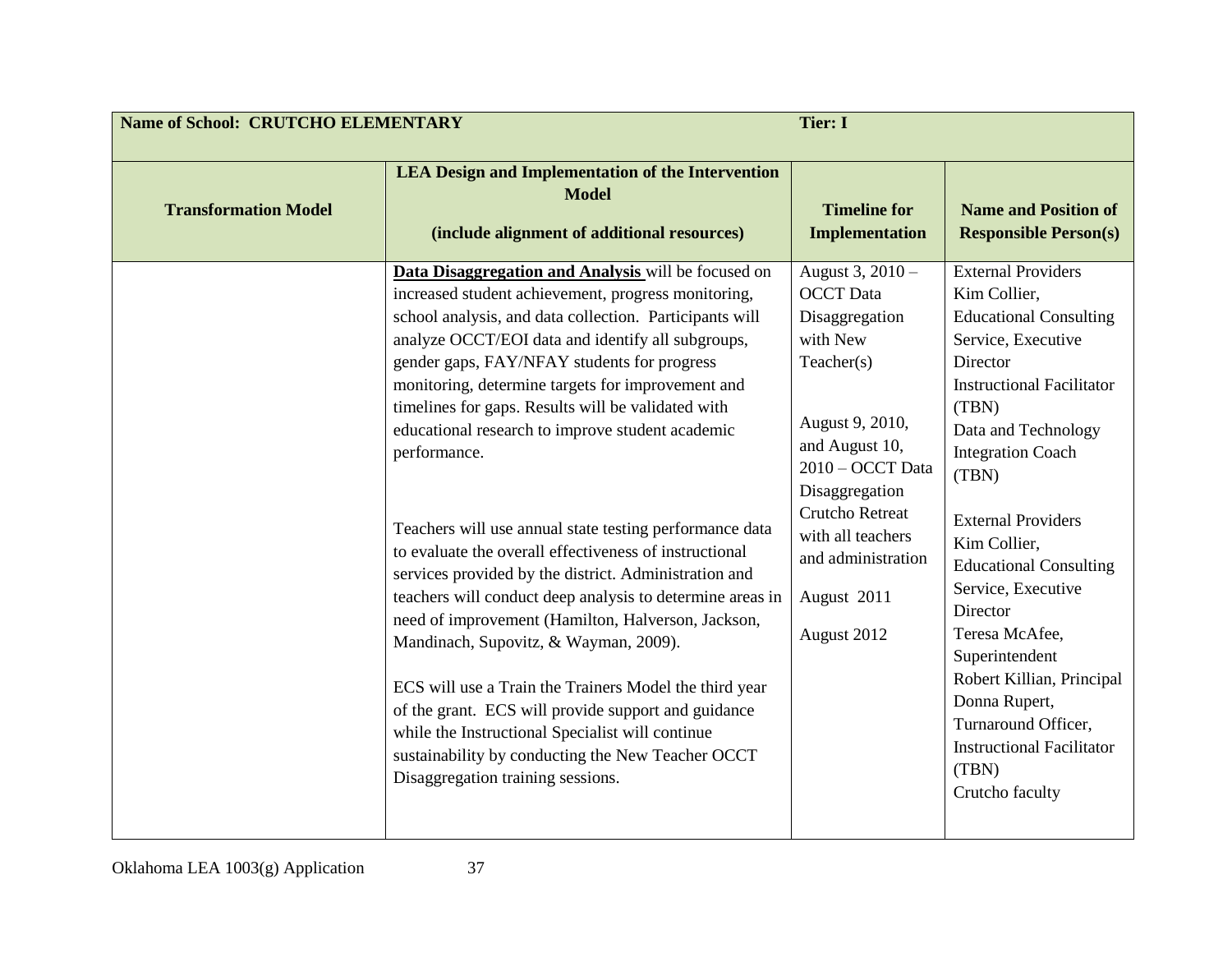| Name of School: CRUTCHO ELEMENTARY | | Tier: I | |
|---|---|---|---|
| **Transformation Model** | **LEA Design and Implementation of the Intervention Model**<br><br>**(include alignment of additional resources)** | **Timeline for Implementation** | **Name and Position of Responsible Person(s)** |
| | **Data Disaggregation and Analysis** will be focused on increased student achievement, progress monitoring, school analysis, and data collection. Participants will analyze OCCT/EOI data and identify all subgroups, gender gaps, FAY/NFAY students for progress monitoring, determine targets for improvement and timelines for gaps. Results will be validated with educational research to improve student academic performance.<br><br>Teachers will use annual state testing performance data to evaluate the overall effectiveness of instructional services provided by the district. Administration and teachers will conduct deep analysis to determine areas in need of improvement (Hamilton, Halverson, Jackson, Mandinach, Supovitz, & Wayman, 2009).<br><br>ECS will use a Train the Trainers Model the third year of the grant. ECS will provide support and guidance while the Instructional Specialist will continue sustainability by conducting the New Teacher OCCT Disaggregation training sessions. | August 3, 2010 – OCCT Data Disaggregation with New Teacher(s)<br><br>August 9, 2010, and August 10, 2010 – OCCT Data Disaggregation Crutcho Retreat with all teachers and administration<br><br>August 2011<br><br>August 2012 | External Providers<br>Kim Collier, Educational Consulting Service, Executive Director<br>Instructional Facilitator (TBN)<br>Data and Technology Integration Coach (TBN)<br><br>External Providers<br>Kim Collier, Educational Consulting Service, Executive Director<br>Teresa McAfee, Superintendent<br>Robert Killian, Principal<br>Donna Rupert, Turnaround Officer,<br>Instructional Facilitator (TBN)<br>Crutcho faculty |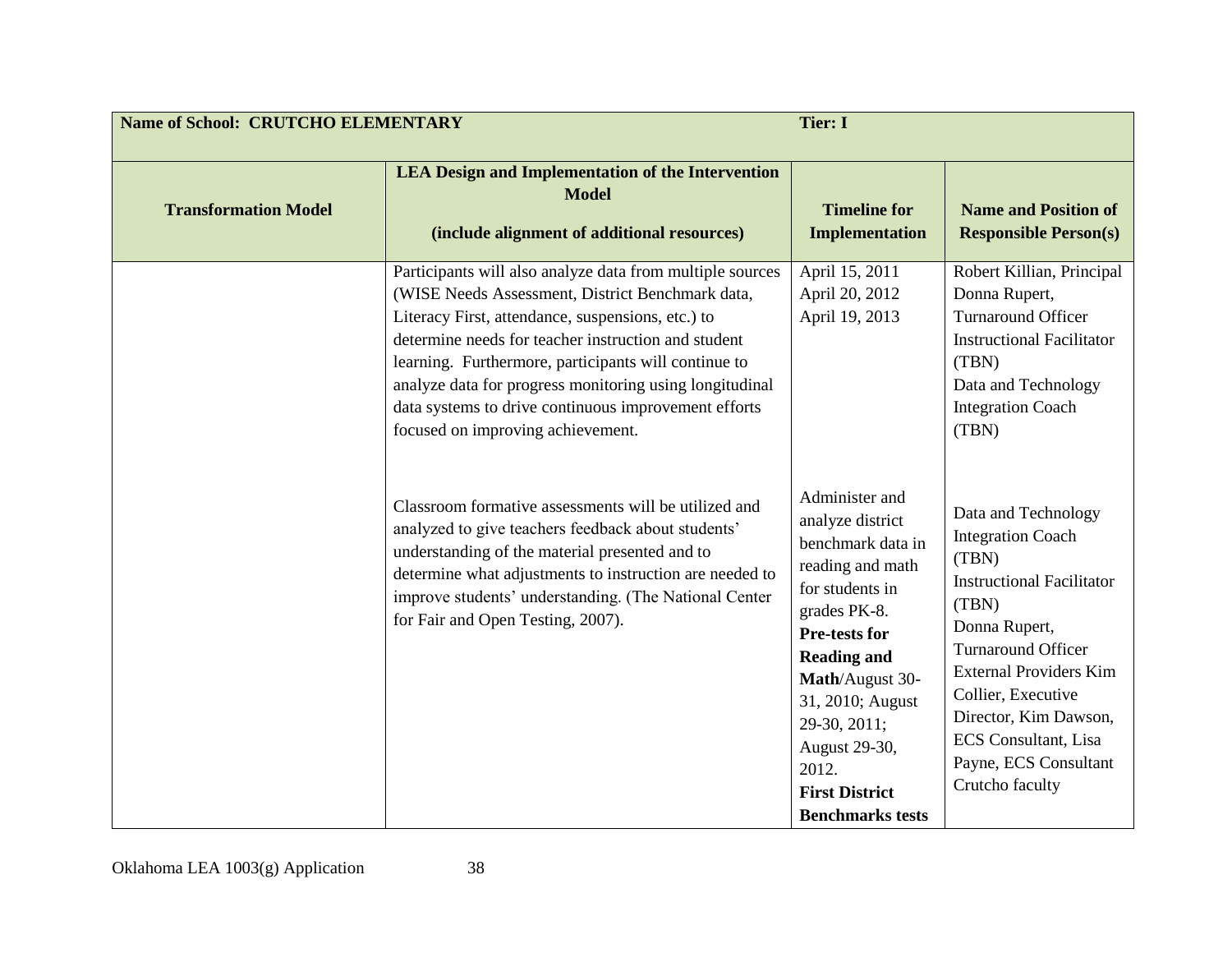| Name of School: CRUTCHO ELEMENTARY | | Tier: I | |
|---|---|---|---|
| **Transformation Model** | **LEA Design and Implementation of the Intervention Model**<br><br>**(include alignment of additional resources)** | **Timeline for Implementation** | **Name and Position of Responsible Person(s)** |
| | Participants will also analyze data from multiple sources (WISE Needs Assessment, District Benchmark data, Literacy First, attendance, suspensions, etc.) to determine needs for teacher instruction and student learning. Furthermore, participants will continue to analyze data for progress monitoring using longitudinal data systems to drive continuous improvement efforts focused on improving achievement. | April 15, 2011<br>April 20, 2012<br>April 19, 2013 | Robert Killian, Principal<br>Donna Rupert, Turnaround Officer<br>Instructional Facilitator (TBN)<br>Data and Technology Integration Coach (TBN) |
| | Classroom formative assessments will be utilized and analyzed to give teachers feedback about students' understanding of the material presented and to determine what adjustments to instruction are needed to improve students' understanding. (The National Center for Fair and Open Testing, 2007). | Administer and analyze district benchmark data in reading and math for students in grades PK-8.<br>**Pre-tests for Reading and Math**/August 30-31, 2010; August 29-30, 2011; August 29-30, 2012.<br>**First District Benchmarks tests** | Data and Technology Integration Coach (TBN)<br>Instructional Facilitator (TBN)<br>Donna Rupert, Turnaround Officer<br>External Providers Kim Collier, Executive Director, Kim Dawson, ECS Consultant, Lisa Payne, ECS Consultant<br>Crutcho faculty |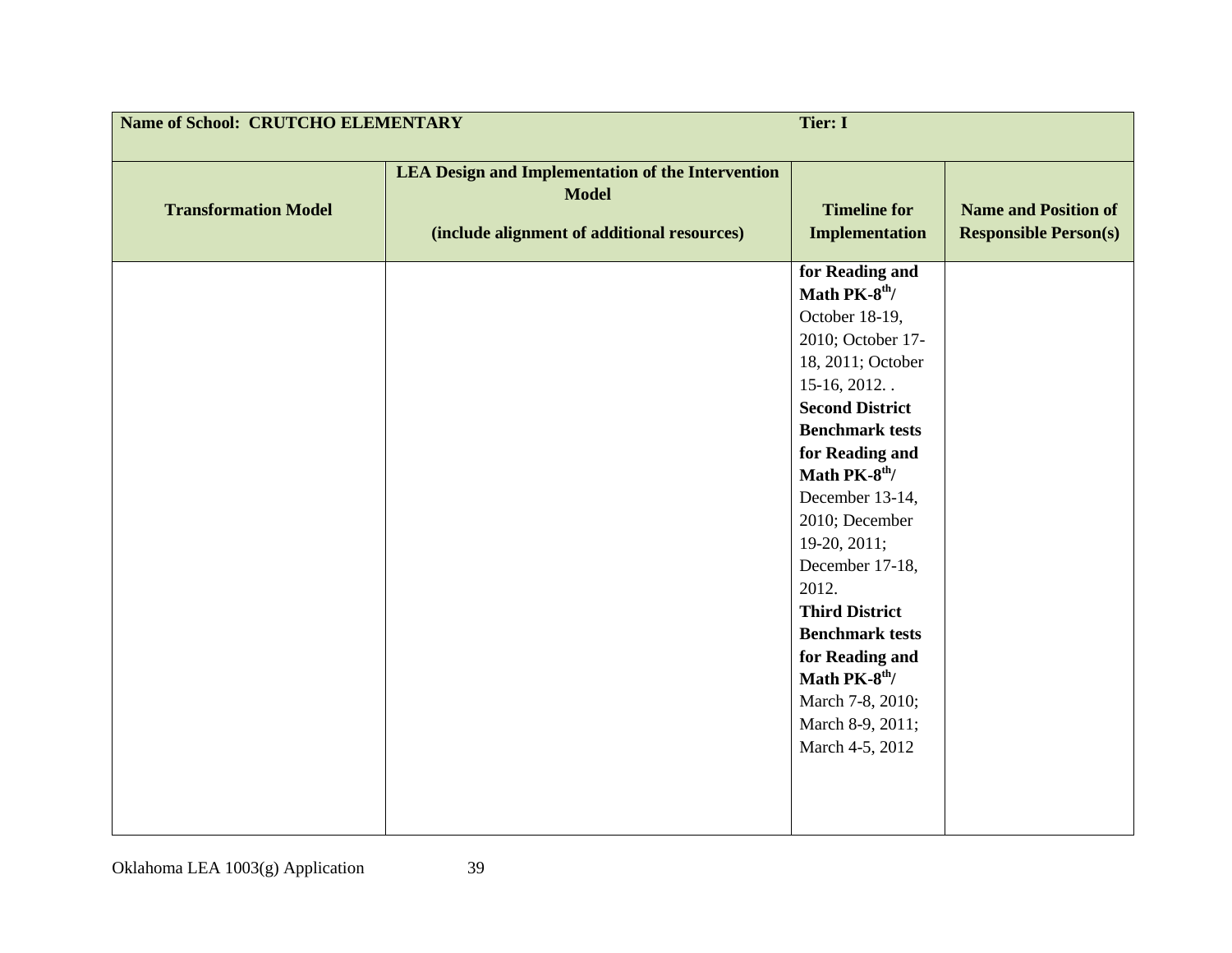| Name of School: CRUTCHO ELEMENTARY | | Tier: I | |
|---|---|---|---|
| **Transformation Model** | **LEA Design and Implementation of the Intervention Model**<br><br>**(include alignment of additional resources)** | **Timeline for Implementation** | **Name and Position of Responsible Person(s)** |
| | | **for Reading and Math PK-8$^{th}$/** October 18-19, 2010; October 17-18, 2011; October 15-16, 2012. . **Second District Benchmark tests for Reading and Math PK-8$^{th}$/** December 13-14, 2010; December 19-20, 2011; December 17-18, 2012. **Third District Benchmark tests for Reading and Math PK-8$^{th}$/** March 7-8, 2010; March 8-9, 2011; March 4-5, 2012 | |

Oklahoma LEA 1003(g) Application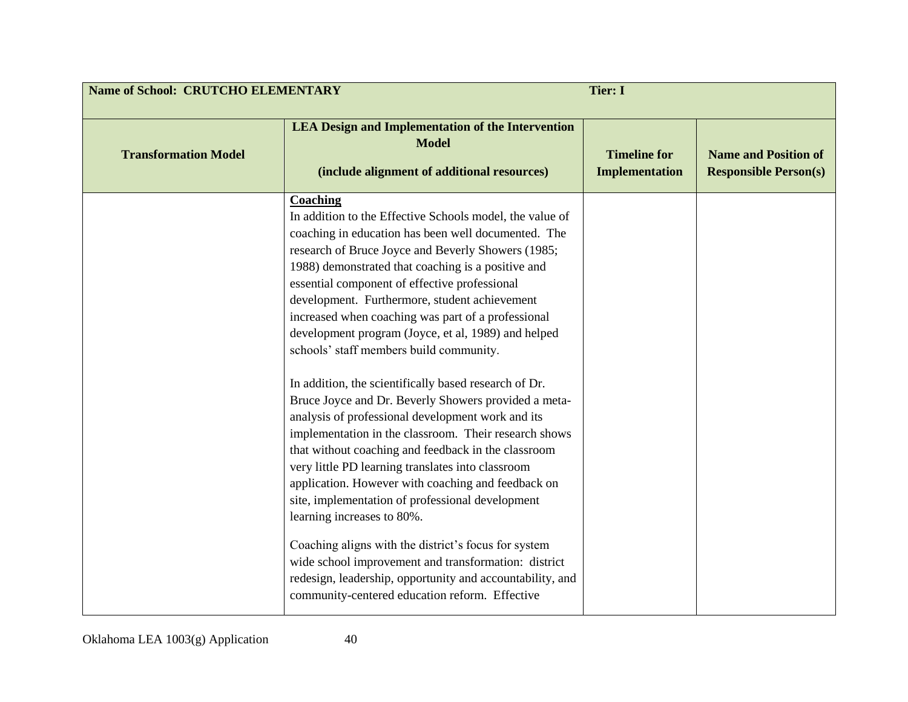| Name of School: CRUTCHO ELEMENTARY | | Tier: I | |
|---|---|---|---|
| **Transformation Model** | **LEA Design and Implementation of the Intervention Model**<br><br>**(include alignment of additional resources)** | **Timeline for Implementation** | **Name and Position of Responsible Person(s)** |
| | **<u>Coaching</u>**<br>In addition to the Effective Schools model, the value of coaching in education has been well documented. The research of Bruce Joyce and Beverly Showers (1985; 1988) demonstrated that coaching is a positive and essential component of effective professional development. Furthermore, student achievement increased when coaching was part of a professional development program (Joyce, et al, 1989) and helped schools' staff members build community.<br><br>In addition, the scientifically based research of Dr. Bruce Joyce and Dr. Beverly Showers provided a meta-analysis of professional development work and its implementation in the classroom. Their research shows that without coaching and feedback in the classroom very little PD learning translates into classroom application. However with coaching and feedback on site, implementation of professional development learning increases to 80%.<br><br>Coaching aligns with the district's focus for system wide school improvement and transformation: district redesign, leadership, opportunity and accountability, and community-centered education reform. Effective | | |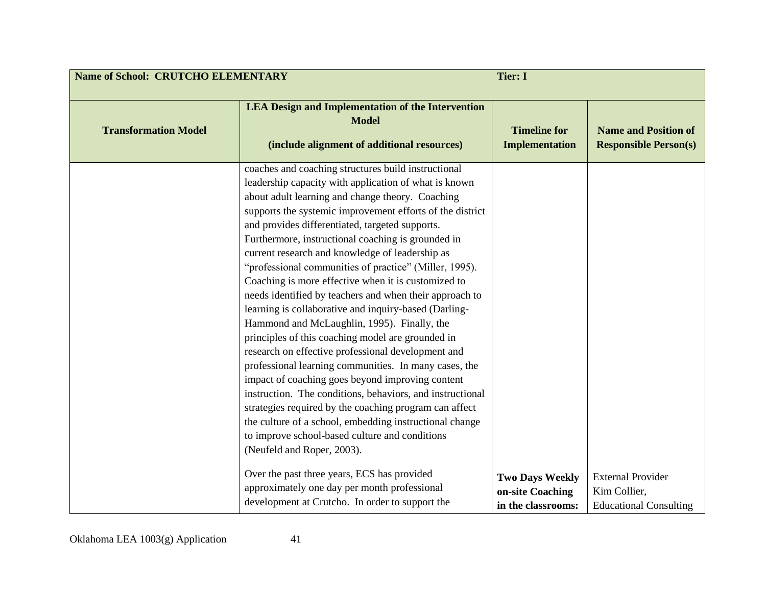| Name of School: CRUTCHO ELEMENTARY | | Tier: I | |
|---|---|---|---|
| **Transformation Model** | **LEA Design and Implementation of the Intervention Model**<br><br>**(include alignment of additional resources)** | **Timeline for Implementation** | **Name and Position of Responsible Person(s)** |
| | coaches and coaching structures build instructional leadership capacity with application of what is known about adult learning and change theory. Coaching supports the systemic improvement efforts of the district and provides differentiated, targeted supports. Furthermore, instructional coaching is grounded in current research and knowledge of leadership as "professional communities of practice" (Miller, 1995). Coaching is more effective when it is customized to needs identified by teachers and when their approach to learning is collaborative and inquiry-based (Darling-Hammond and McLaughlin, 1995). Finally, the principles of this coaching model are grounded in research on effective professional development and professional learning communities. In many cases, the impact of coaching goes beyond improving content instruction. The conditions, behaviors, and instructional strategies required by the coaching program can affect the culture of a school, embedding instructional change to improve school-based culture and conditions (Neufeld and Roper, 2003). | | |
| | Over the past three years, ECS has provided approximately one day per month professional development at Crutcho. In order to support the | **Two Days Weekly on-site Coaching in the classrooms:** | External Provider Kim Collier, Educational Consulting |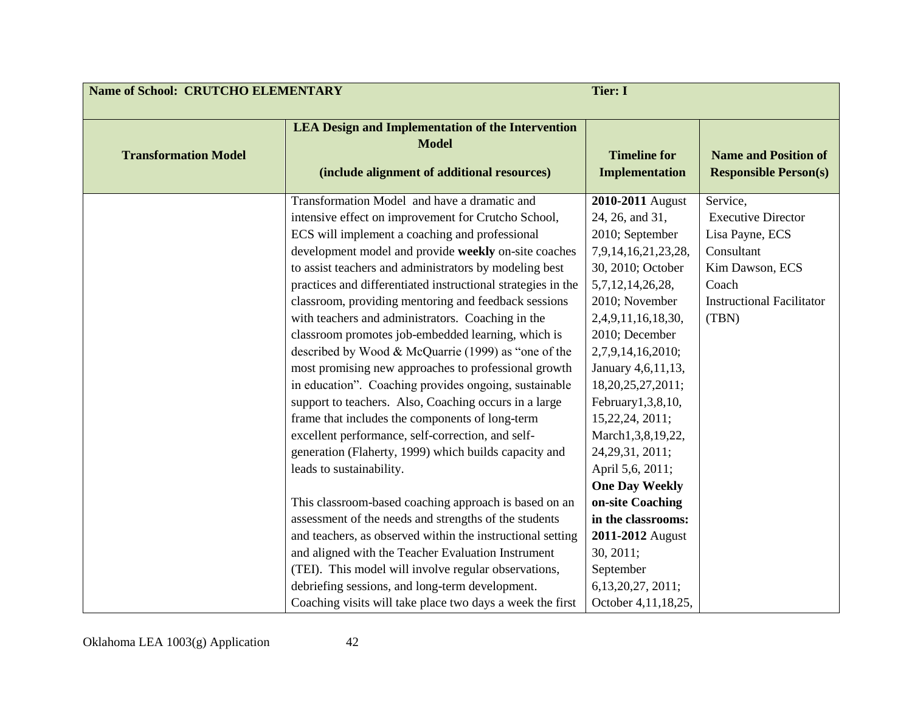| Name of School: CRUTCHO ELEMENTARY | | Tier: I | |
|---|---|---|---|
| **Transformation Model** | **LEA Design and Implementation of the Intervention Model**<br><br>**(include alignment of additional resources)** | **Timeline for Implementation** | **Name and Position of Responsible Person(s)** |
| | Transformation Model and have a dramatic and intensive effect on improvement for Crutcho School, ECS will implement a coaching and professional development model and provide **weekly** on-site coaches to assist teachers and administrators by modeling best practices and differentiated instructional strategies in the classroom, providing mentoring and feedback sessions with teachers and administrators. Coaching in the classroom promotes job-embedded learning, which is described by Wood & McQuarrie (1999) as "one of the most promising new approaches to professional growth in education". Coaching provides ongoing, sustainable support to teachers. Also, Coaching occurs in a large frame that includes the components of long-term excellent performance, self-correction, and self-generation (Flaherty, 1999) which builds capacity and leads to sustainability.<br><br>This classroom-based coaching approach is based on an assessment of the needs and strengths of the students and teachers, as observed within the instructional setting and aligned with the Teacher Evaluation Instrument (TEI). This model will involve regular observations, debriefing sessions, and long-term development. Coaching visits will take place two days a week the first | **2010-2011** August 24, 26, and 31, 2010; September 7,9,14,16,21,23,28, 30, 2010; October 5,7,12,14,26,28, 2010; November 2,4,9,11,16,18,30, 2010; December 2,7,9,14,16,2010; January 4,6,11,13, 18,20,25,27,2011; February1,3,8,10, 15,22,24, 2011; March1,3,8,19,22, 24,29,31, 2011; April 5,6, 2011; **One Day Weekly on-site Coaching in the classrooms: 2011-2012** August 30, 2011; September 6,13,20,27, 2011; October 4,11,18,25, | Service, Executive Director Lisa Payne, ECS Consultant Kim Dawson, ECS Coach Instructional Facilitator (TBN) |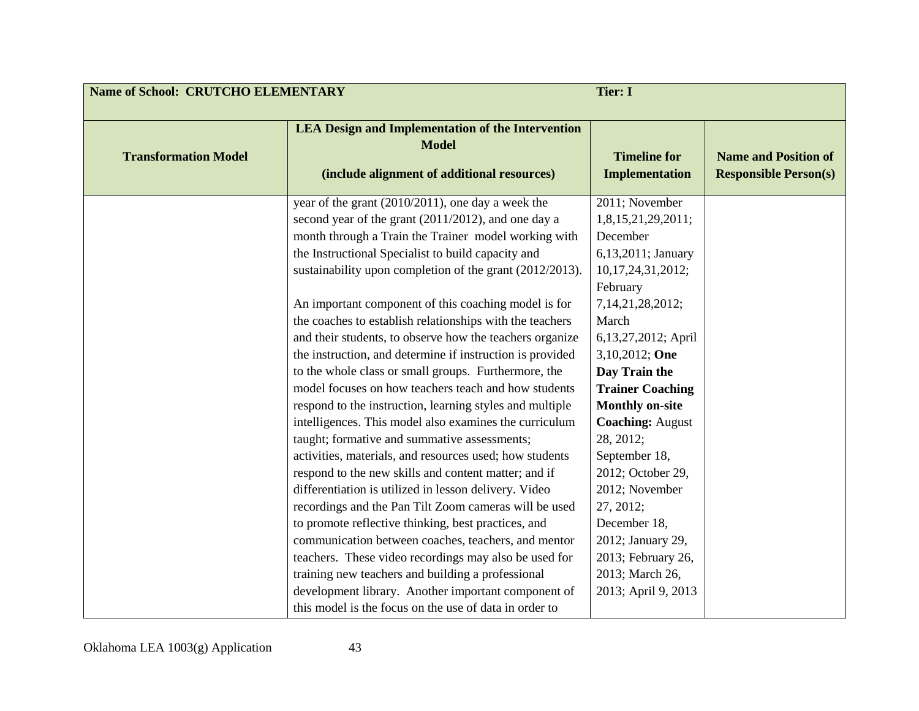| Name of School: CRUTCHO ELEMENTARY | | Tier: I | |
|---|---|---|---|
| **Transformation Model** | **LEA Design and Implementation of the Intervention Model**<br><br>**(include alignment of additional resources)** | **Timeline for Implementation** | **Name and Position of Responsible Person(s)** |
| | year of the grant (2010/2011), one day a week the second year of the grant (2011/2012), and one day a month through a Train the Trainer model working with the Instructional Specialist to build capacity and sustainability upon completion of the grant (2012/2013).<br><br>An important component of this coaching model is for the coaches to establish relationships with the teachers and their students, to observe how the teachers organize the instruction, and determine if instruction is provided to the whole class or small groups. Furthermore, the model focuses on how teachers teach and how students respond to the instruction, learning styles and multiple intelligences. This model also examines the curriculum taught; formative and summative assessments; activities, materials, and resources used; how students respond to the new skills and content matter; and if differentiation is utilized in lesson delivery. Video recordings and the Pan Tilt Zoom cameras will be used to promote reflective thinking, best practices, and communication between coaches, teachers, and mentor teachers. These video recordings may also be used for training new teachers and building a professional development library. Another important component of this model is the focus on the use of data in order to | 2011; November 1,8,15,21,29,2011; December 6,13,2011; January 10,17,24,31,2012; February 7,14,21,28,2012; March 6,13,27,2012; April 3,10,2012; **One Day Train the Trainer Coaching Monthly on-site Coaching:** August 28, 2012; September 18, 2012; October 29, 2012; November 27, 2012; December 18, 2012; January 29, 2013; February 26, 2013; March 26, 2013; April 9, 2013 | |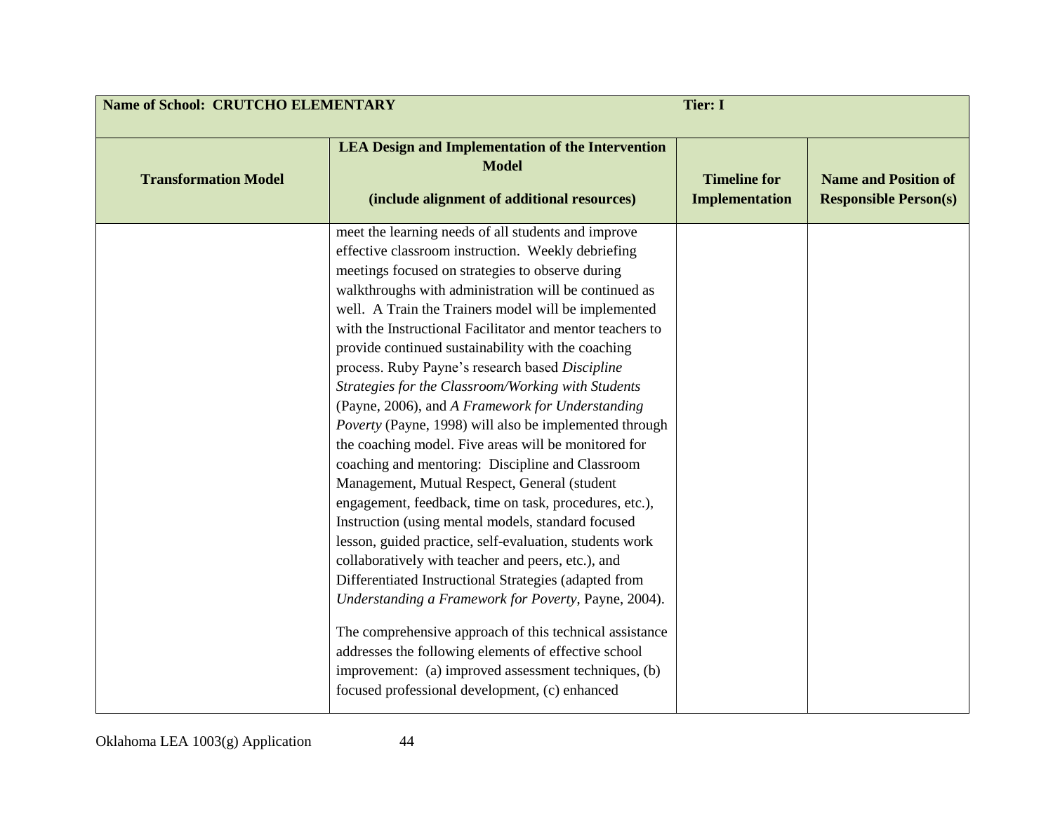| Name of School: CRUTCHO ELEMENTARY | | Tier: I | |
|---|---|---|---|
| **Transformation Model** | **LEA Design and Implementation of the Intervention Model**<br><br>**(include alignment of additional resources)** | **Timeline for Implementation** | **Name and Position of Responsible Person(s)** |
| | meet the learning needs of all students and improve effective classroom instruction. Weekly debriefing meetings focused on strategies to observe during walkthroughs with administration will be continued as well. A Train the Trainers model will be implemented with the Instructional Facilitator and mentor teachers to provide continued sustainability with the coaching process. Ruby Payne's research based *Discipline Strategies for the Classroom/Working with Students* (Payne, 2006), and *A Framework for Understanding Poverty* (Payne, 1998) will also be implemented through the coaching model. Five areas will be monitored for coaching and mentoring: Discipline and Classroom Management, Mutual Respect, General (student engagement, feedback, time on task, procedures, etc.), Instruction (using mental models, standard focused lesson, guided practice, self-evaluation, students work collaboratively with teacher and peers, etc.), and Differentiated Instructional Strategies (adapted from *Understanding a Framework for Poverty*, Payne, 2004).<br><br>The comprehensive approach of this technical assistance addresses the following elements of effective school improvement: (a) improved assessment techniques, (b) focused professional development, (c) enhanced | | |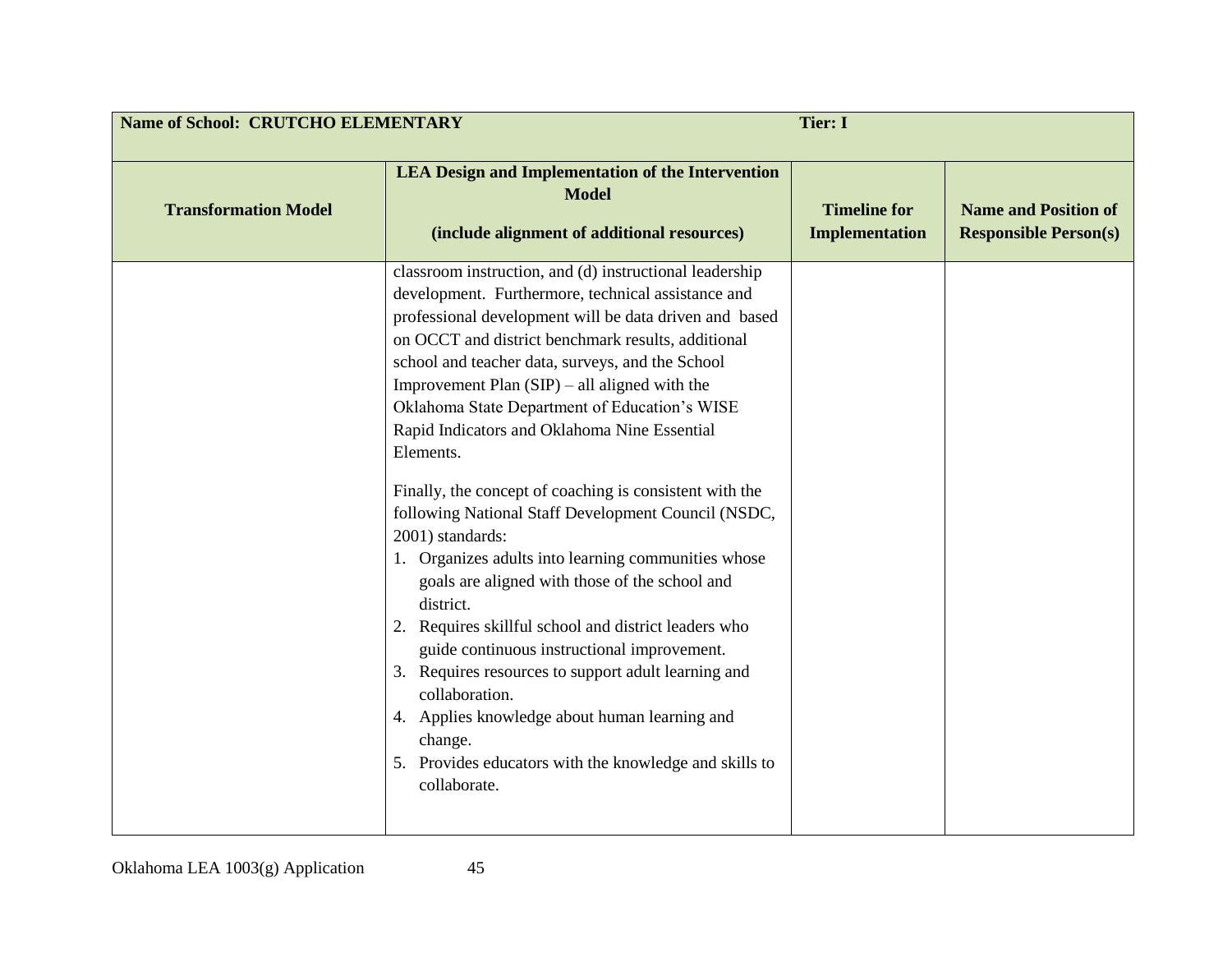| Name of School: CRUTCHO ELEMENTARY | | Tier: I | |
|---|---|---|---|
| **Transformation Model** | **LEA Design and Implementation of the Intervention Model**<br><br>**(include alignment of additional resources)** | **Timeline for Implementation** | **Name and Position of Responsible Person(s)** |
| | classroom instruction, and (d) instructional leadership development. Furthermore, technical assistance and professional development will be data driven and based on OCCT and district benchmark results, additional school and teacher data, surveys, and the School Improvement Plan (SIP) – all aligned with the Oklahoma State Department of Education's WISE Rapid Indicators and Oklahoma Nine Essential Elements.<br><br>Finally, the concept of coaching is consistent with the following National Staff Development Council (NSDC, 2001) standards:<br>1. Organizes adults into learning communities whose goals are aligned with those of the school and district.<br>2. Requires skillful school and district leaders who guide continuous instructional improvement.<br>3. Requires resources to support adult learning and collaboration.<br>4. Applies knowledge about human learning and change.<br>5. Provides educators with the knowledge and skills to collaborate. | | |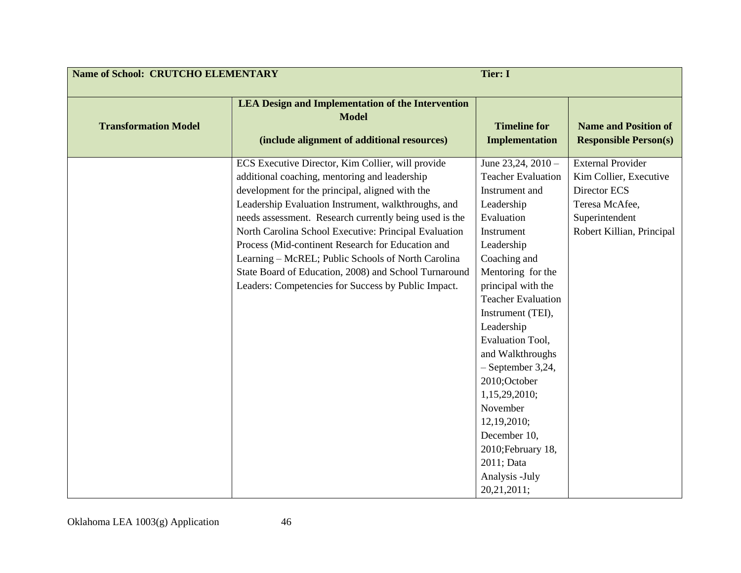| Name of School: CRUTCHO ELEMENTARY | | Tier: I | |
|---|---|---|---|
| **Transformation Model** | **LEA Design and Implementation of the Intervention Model (include alignment of additional resources)** | **Timeline for Implementation** | **Name and Position of Responsible Person(s)** |
| | ECS Executive Director, Kim Collier, will provide additional coaching, mentoring and leadership development for the principal, aligned with the Leadership Evaluation Instrument, walkthroughs, and needs assessment. Research currently being used is the North Carolina School Executive: Principal Evaluation Process (Mid-continent Research for Education and Learning – McREL; Public Schools of North Carolina State Board of Education, 2008) and School Turnaround Leaders: Competencies for Success by Public Impact. | June 23,24, 2010 – Teacher Evaluation Instrument and Leadership Evaluation Instrument Leadership Coaching and Mentoring for the principal with the Teacher Evaluation Instrument (TEI), Leadership Evaluation Tool, and Walkthroughs – September 3,24, 2010;October 1,15,29,2010; November 12,19,2010; December 10, 2010;February 18, 2011; Data Analysis -July 20,21,2011; | External Provider Kim Collier, Executive Director ECS Teresa McAfee, Superintendent Robert Killian, Principal |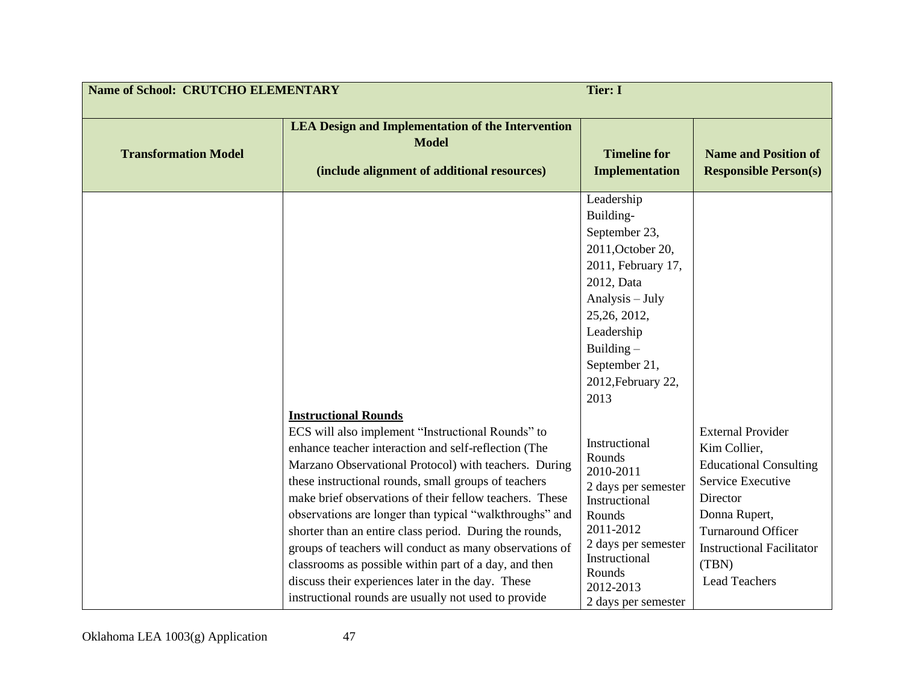| Name of School: CRUTCHO ELEMENTARY | | Tier: I | |
|---|---|---|---|
| **Transformation Model** | **LEA Design and Implementation of the Intervention Model (include alignment of additional resources)** | **Timeline for Implementation** | **Name and Position of Responsible Person(s)** |
| | | Leadership Building- September 23, 2011,October 20, 2011, February 17, 2012, Data Analysis – July 25,26, 2012, Leadership Building – September 21, 2012,February 22, 2013 | |
| | <u>**Instructional Rounds**</u><br>ECS will also implement "Instructional Rounds" to enhance teacher interaction and self-reflection (The Marzano Observational Protocol) with teachers. During these instructional rounds, small groups of teachers make brief observations of their fellow teachers. These observations are longer than typical "walkthroughs" and shorter than an entire class period. During the rounds, groups of teachers will conduct as many observations of classrooms as possible within part of a day, and then discuss their experiences later in the day. These instructional rounds are usually not used to provide | Instructional Rounds 2010-2011 2 days per semester Instructional Rounds 2011-2012 2 days per semester Instructional Rounds 2012-2013 2 days per semester | External Provider Kim Collier, Educational Consulting Service Executive Director Donna Rupert, Turnaround Officer Instructional Facilitator (TBN) Lead Teachers |

Oklahoma LEA 1003(g) Application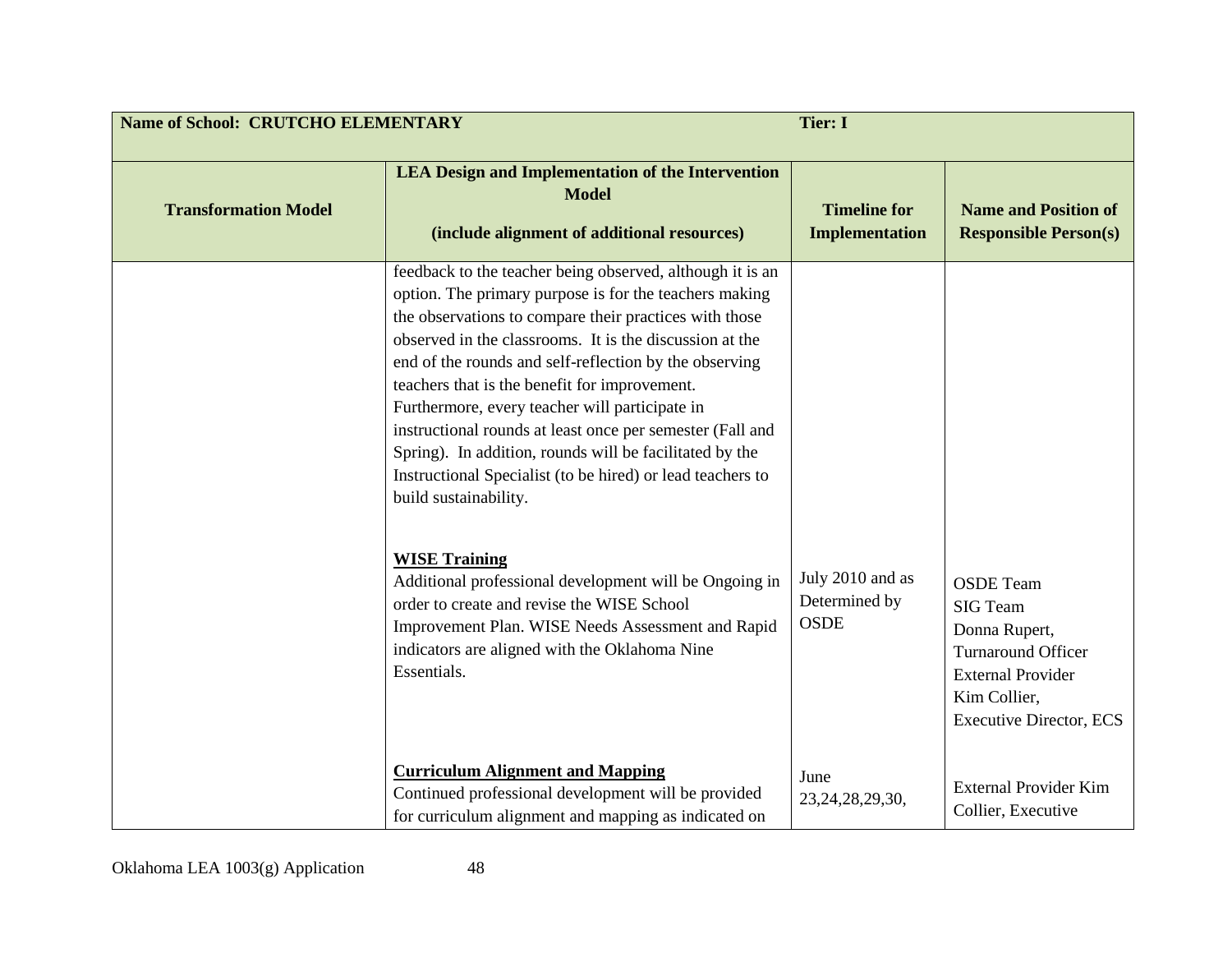| Name of School: CRUTCHO ELEMENTARY | | Tier: I | |
|---|---|---|---|
| **Transformation Model** | **LEA Design and Implementation of the Intervention Model**<br><br>**(include alignment of additional resources)** | **Timeline for Implementation** | **Name and Position of Responsible Person(s)** |
| | feedback to the teacher being observed, although it is an option. The primary purpose is for the teachers making the observations to compare their practices with those observed in the classrooms. It is the discussion at the end of the rounds and self-reflection by the observing teachers that is the benefit for improvement. Furthermore, every teacher will participate in instructional rounds at least once per semester (Fall and Spring). In addition, rounds will be facilitated by the Instructional Specialist (to be hired) or lead teachers to build sustainability. | | |
| | **WISE Training**<br>Additional professional development will be Ongoing in order to create and revise the WISE School Improvement Plan. WISE Needs Assessment and Rapid indicators are aligned with the Oklahoma Nine Essentials. | July 2010 and as Determined by OSDE | OSDE Team<br>SIG Team<br>Donna Rupert, Turnaround Officer<br>External Provider<br>Kim Collier, Executive Director, ECS |
| | **Curriculum Alignment and Mapping**<br>Continued professional development will be provided for curriculum alignment and mapping as indicated on | June 23,24,28,29,30, | External Provider Kim Collier, Executive |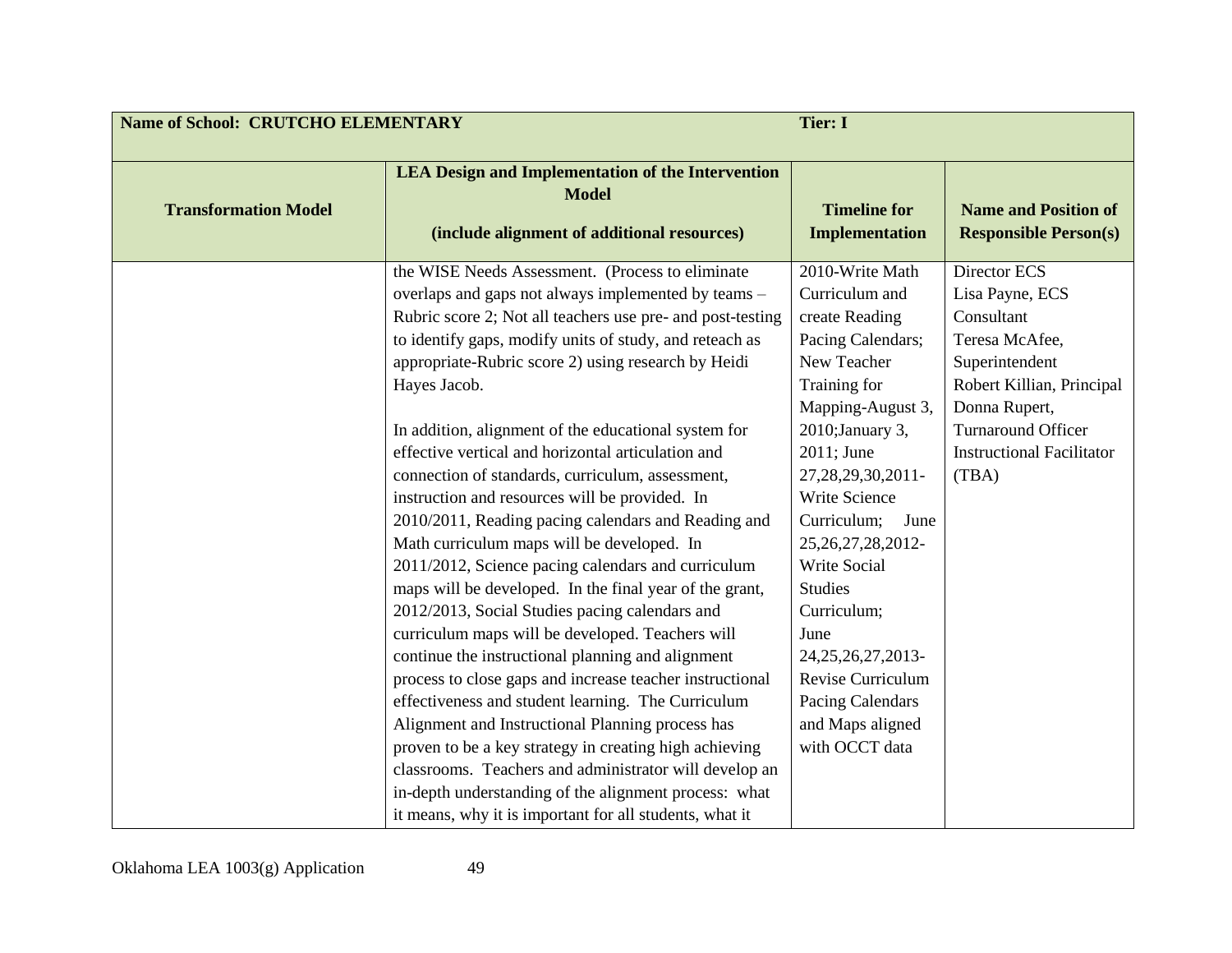| Name of School: CRUTCHO ELEMENTARY | | Tier: I | |
|---|---|---|---|
| **Transformation Model** | **LEA Design and Implementation of the Intervention Model**<br><br>**(include alignment of additional resources)** | **Timeline for Implementation** | **Name and Position of Responsible Person(s)** |
| | the WISE Needs Assessment. (Process to eliminate overlaps and gaps not always implemented by teams – Rubric score 2; Not all teachers use pre- and post-testing to identify gaps, modify units of study, and reteach as appropriate-Rubric score 2) using research by Heidi Hayes Jacob.<br><br>In addition, alignment of the educational system for effective vertical and horizontal articulation and connection of standards, curriculum, assessment, instruction and resources will be provided. In 2010/2011, Reading pacing calendars and Reading and Math curriculum maps will be developed. In 2011/2012, Science pacing calendars and curriculum maps will be developed. In the final year of the grant, 2012/2013, Social Studies pacing calendars and curriculum maps will be developed. Teachers will continue the instructional planning and alignment process to close gaps and increase teacher instructional effectiveness and student learning. The Curriculum Alignment and Instructional Planning process has proven to be a key strategy in creating high achieving classrooms. Teachers and administrator will develop an in-depth understanding of the alignment process: what it means, why it is important for all students, what it | 2010-Write Math Curriculum and create Reading Pacing Calendars; New Teacher Training for Mapping-August 3, 2010;January 3, 2011; June 27,28,29,30,2011-Write Science Curriculum; June 25,26,27,28,2012-Write Social Studies Curriculum; June 24,25,26,27,2013-Revise Curriculum Pacing Calendars and Maps aligned with OCCT data | Director ECS<br>Lisa Payne, ECS Consultant<br>Teresa McAfee, Superintendent<br>Robert Killian, Principal<br>Donna Rupert, Turnaround Officer<br>Instructional Facilitator (TBA) |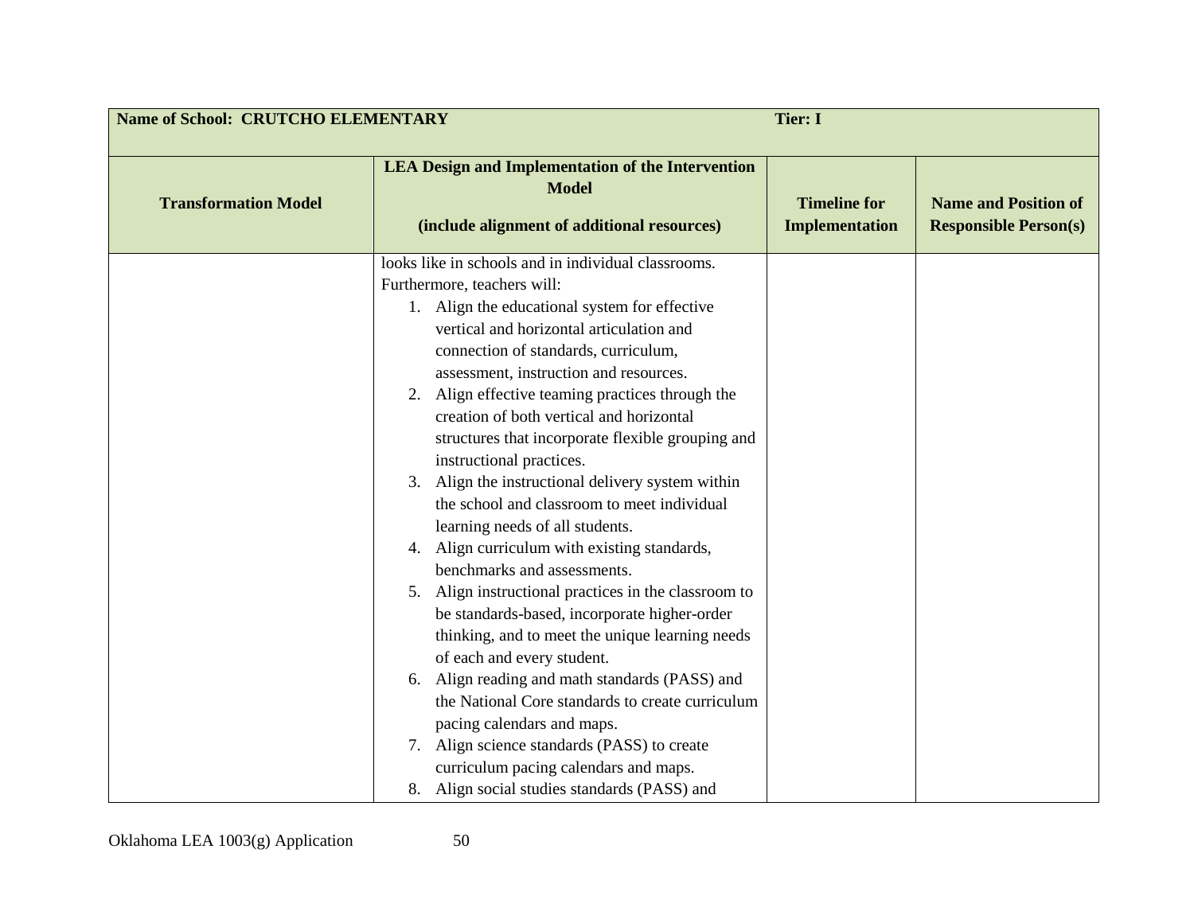| Name of School: CRUTCHO ELEMENTARY | | Tier: I | |
|---|---|---|---|
| **Transformation Model** | **LEA Design and Implementation of the Intervention Model**<br><br>**(include alignment of additional resources)** | **Timeline for Implementation** | **Name and Position of Responsible Person(s)** |
| | looks like in schools and in individual classrooms. Furthermore, teachers will:<br>1. Align the educational system for effective vertical and horizontal articulation and connection of standards, curriculum, assessment, instruction and resources.<br>2. Align effective teaming practices through the creation of both vertical and horizontal structures that incorporate flexible grouping and instructional practices.<br>3. Align the instructional delivery system within the school and classroom to meet individual learning needs of all students.<br>4. Align curriculum with existing standards, benchmarks and assessments.<br>5. Align instructional practices in the classroom to be standards-based, incorporate higher-order thinking, and to meet the unique learning needs of each and every student.<br>6. Align reading and math standards (PASS) and the National Core standards to create curriculum pacing calendars and maps.<br>7. Align science standards (PASS) to create curriculum pacing calendars and maps.<br>8. Align social studies standards (PASS) and | | |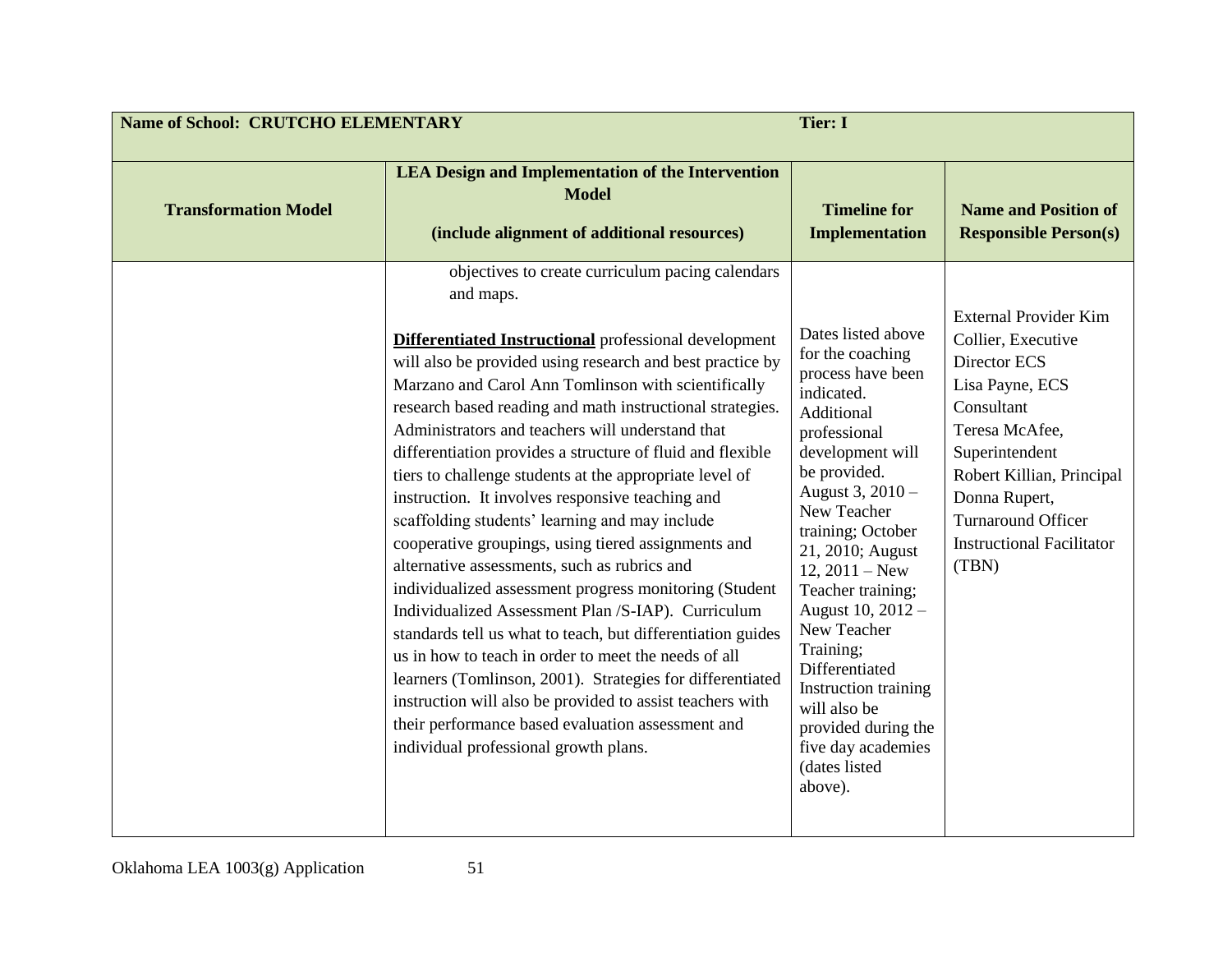| Name of School: CRUTCHO ELEMENTARY | | Tier: I | |
|---|---|---|---|
| **Transformation Model** | **LEA Design and Implementation of the Intervention Model**<br><br>**(include alignment of additional resources)** | **Timeline for Implementation** | **Name and Position of Responsible Person(s)** |
| | objectives to create curriculum pacing calendars and maps.<br><br>**Differentiated Instructional** professional development will also be provided using research and best practice by Marzano and Carol Ann Tomlinson with scientifically research based reading and math instructional strategies. Administrators and teachers will understand that differentiation provides a structure of fluid and flexible tiers to challenge students at the appropriate level of instruction. It involves responsive teaching and scaffolding students' learning and may include cooperative groupings, using tiered assignments and alternative assessments, such as rubrics and individualized assessment progress monitoring (Student Individualized Assessment Plan /S-IAP). Curriculum standards tell us what to teach, but differentiation guides us in how to teach in order to meet the needs of all learners (Tomlinson, 2001). Strategies for differentiated instruction will also be provided to assist teachers with their performance based evaluation assessment and individual professional growth plans. | Dates listed above for the coaching process have been indicated. Additional professional development will be provided. August 3, 2010 – New Teacher training; October 21, 2010; August 12, 2011 – New Teacher training; August 10, 2012 – New Teacher Training; Differentiated Instruction training will also be provided during the five day academies (dates listed above). | External Provider Kim Collier, Executive Director ECS<br>Lisa Payne, ECS Consultant<br>Teresa McAfee, Superintendent<br>Robert Killian, Principal<br>Donna Rupert, Turnaround Officer<br>Instructional Facilitator (TBN) |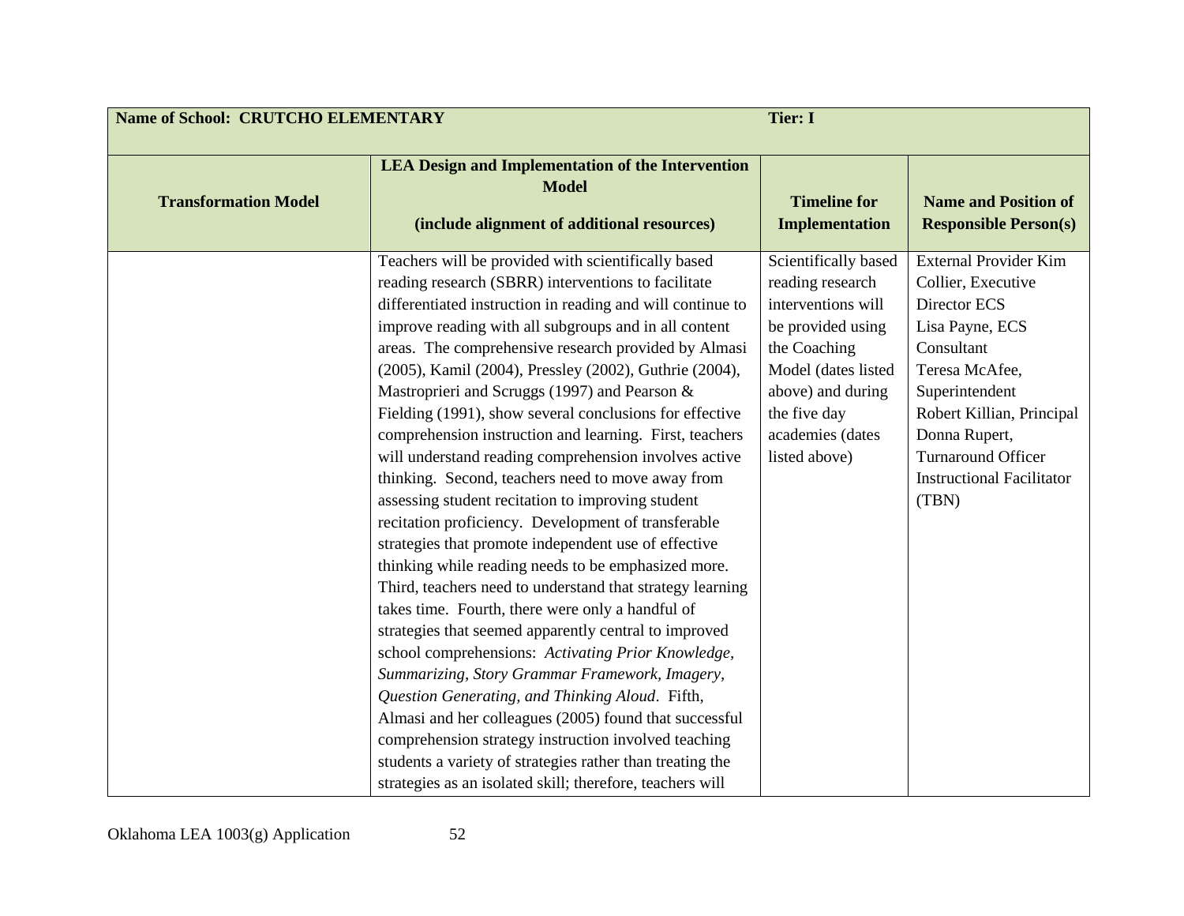| Name of School: CRUTCHO ELEMENTARY | | Tier: I | |
|---|---|---|---|
| **Transformation Model** | **LEA Design and Implementation of the Intervention Model**<br><br>**(include alignment of additional resources)** | **Timeline for Implementation** | **Name and Position of Responsible Person(s)** |
| | Teachers will be provided with scientifically based reading research (SBRR) interventions to facilitate differentiated instruction in reading and will continue to improve reading with all subgroups and in all content areas. The comprehensive research provided by Almasi (2005), Kamil (2004), Pressley (2002), Guthrie (2004), Mastroprieri and Scruggs (1997) and Pearson & Fielding (1991), show several conclusions for effective comprehension instruction and learning. First, teachers will understand reading comprehension involves active thinking. Second, teachers need to move away from assessing student recitation to improving student recitation proficiency. Development of transferable strategies that promote independent use of effective thinking while reading needs to be emphasized more. Third, teachers need to understand that strategy learning takes time. Fourth, there were only a handful of strategies that seemed apparently central to improved school comprehensions: *Activating Prior Knowledge, Summarizing, Story Grammar Framework, Imagery, Question Generating, and Thinking Aloud*. Fifth, Almasi and her colleagues (2005) found that successful comprehension strategy instruction involved teaching students a variety of strategies rather than treating the strategies as an isolated skill; therefore, teachers will | Scientifically based reading research interventions will be provided using the Coaching Model (dates listed above) and during the five day academies (dates listed above) | External Provider Kim Collier, Executive Director ECS<br>Lisa Payne, ECS Consultant<br>Teresa McAfee, Superintendent<br>Robert Killian, Principal<br>Donna Rupert, Turnaround Officer<br>Instructional Facilitator (TBN) |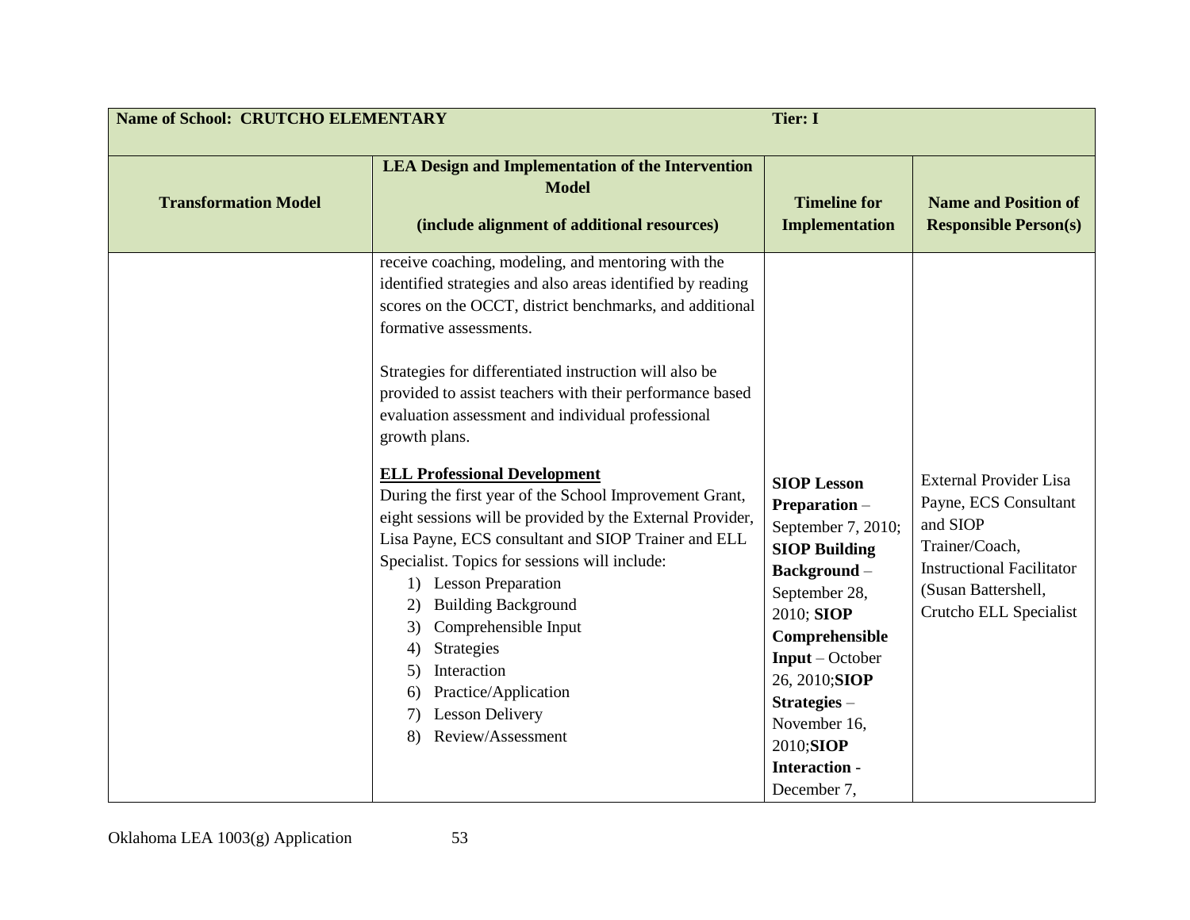| Name of School: CRUTCHO ELEMENTARY | | Tier: I | |
|---|---|---|---|
| **Transformation Model** | **LEA Design and Implementation of the Intervention Model**<br><br>**(include alignment of additional resources)** | **Timeline for Implementation** | **Name and Position of Responsible Person(s)** |
| | receive coaching, modeling, and mentoring with the identified strategies and also areas identified by reading scores on the OCCT, district benchmarks, and additional formative assessments.<br><br>Strategies for differentiated instruction will also be provided to assist teachers with their performance based evaluation assessment and individual professional growth plans.<br><br>**<u>ELL Professional Development</u>**<br>During the first year of the School Improvement Grant, eight sessions will be provided by the External Provider, Lisa Payne, ECS consultant and SIOP Trainer and ELL Specialist. Topics for sessions will include:<br>1) Lesson Preparation<br>2) Building Background<br>3) Comprehensible Input<br>4) Strategies<br>5) Interaction<br>6) Practice/Application<br>7) Lesson Delivery<br>8) Review/Assessment | **SIOP Lesson Preparation** – September 7, 2010; **SIOP Building Background** – September 28, 2010; **SIOP Comprehensible Input** – October 26, 2010;**SIOP Strategies** – November 16, 2010;**SIOP Interaction** - December 7, | External Provider Lisa Payne, ECS Consultant and SIOP Trainer/Coach, Instructional Facilitator (Susan Battershell, Crutcho ELL Specialist |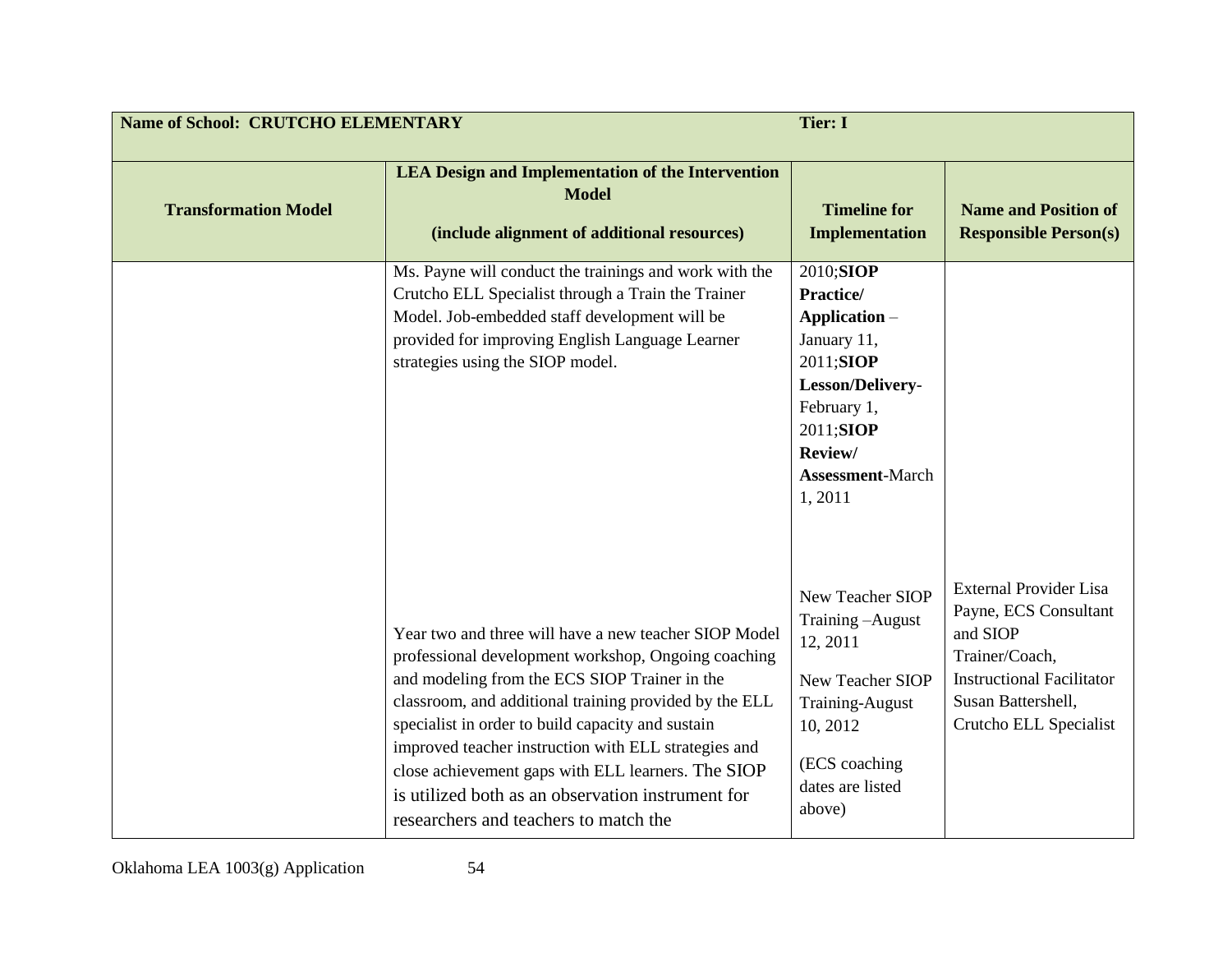| Name of School: CRUTCHO ELEMENTARY | | Tier: I | |
|---|---|---|---|
| **Transformation Model** | **LEA Design and Implementation of the Intervention Model**<br><br>**(include alignment of additional resources)** | **Timeline for Implementation** | **Name and Position of Responsible Person(s)** |
| | Ms. Payne will conduct the trainings and work with the Crutcho ELL Specialist through a Train the Trainer Model. Job-embedded staff development will be provided for improving English Language Learner strategies using the SIOP model. | 2010;**SIOP Practice/ Application** – January 11, 2011;**SIOP Lesson/Delivery**- February 1, 2011;**SIOP Review/ Assessment**-March 1, 2011 | |
| | Year two and three will have a new teacher SIOP Model professional development workshop, Ongoing coaching and modeling from the ECS SIOP Trainer in the classroom, and additional training provided by the ELL specialist in order to build capacity and sustain improved teacher instruction with ELL strategies and close achievement gaps with ELL learners. The SIOP is utilized both as an observation instrument for researchers and teachers to match the | New Teacher SIOP Training –August 12, 2011<br><br>New Teacher SIOP Training-August 10, 2012<br><br>(ECS coaching dates are listed above) | External Provider Lisa Payne, ECS Consultant and SIOP Trainer/Coach, Instructional Facilitator Susan Battershell, Crutcho ELL Specialist |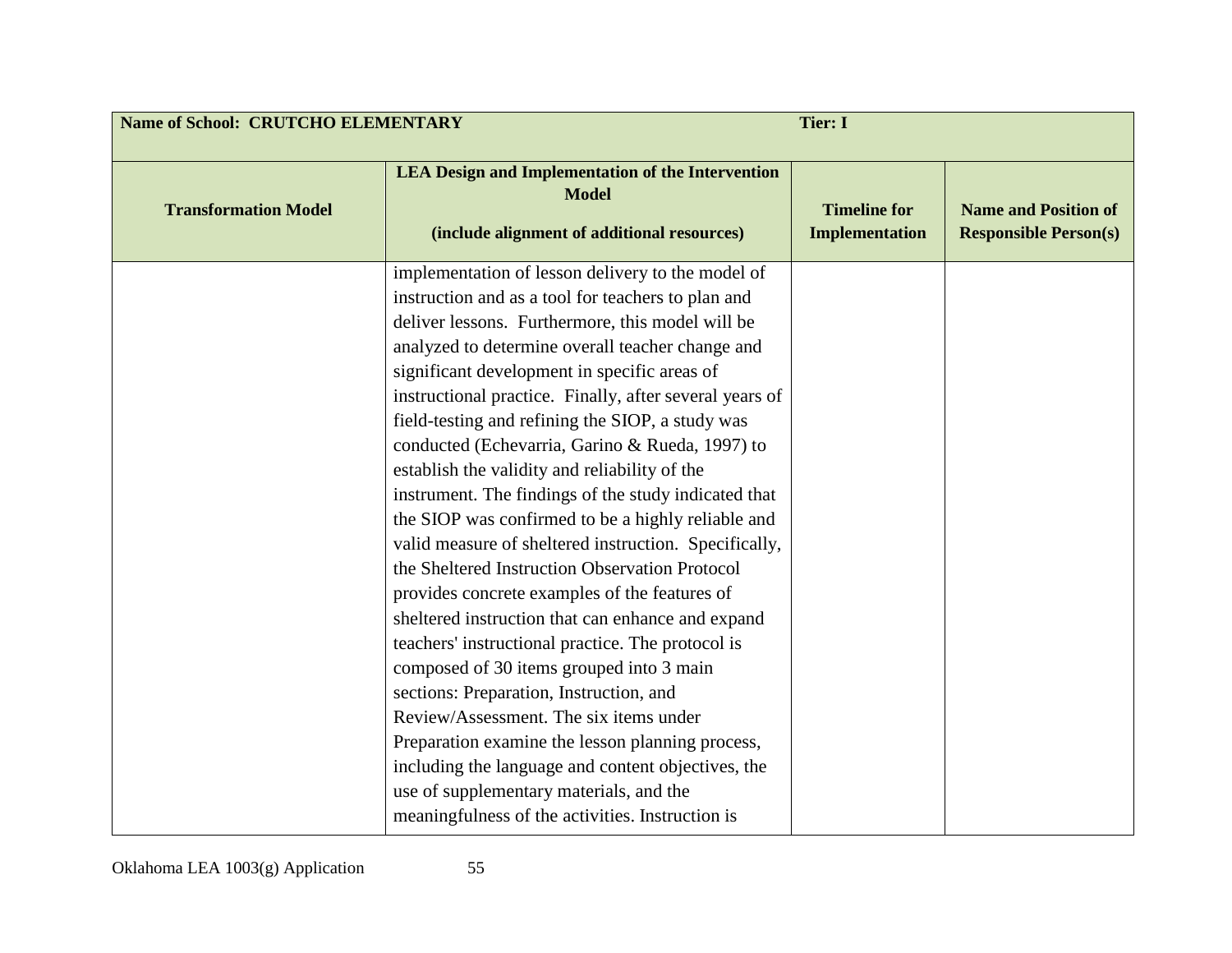| Name of School: CRUTCHO ELEMENTARY | Tier: I | | |
|---|---|---|---|
| **Transformation Model** | **LEA Design and Implementation of the Intervention Model**<br><br>**(include alignment of additional resources)** | **Timeline for Implementation** | **Name and Position of Responsible Person(s)** |
| | implementation of lesson delivery to the model of instruction and as a tool for teachers to plan and deliver lessons. Furthermore, this model will be analyzed to determine overall teacher change and significant development in specific areas of instructional practice. Finally, after several years of field-testing and refining the SIOP, a study was conducted (Echevarria, Garino & Rueda, 1997) to establish the validity and reliability of the instrument. The findings of the study indicated that the SIOP was confirmed to be a highly reliable and valid measure of sheltered instruction. Specifically, the Sheltered Instruction Observation Protocol provides concrete examples of the features of sheltered instruction that can enhance and expand teachers' instructional practice. The protocol is composed of 30 items grouped into 3 main sections: Preparation, Instruction, and Review/Assessment. The six items under Preparation examine the lesson planning process, including the language and content objectives, the use of supplementary materials, and the meaningfulness of the activities. Instruction is | | |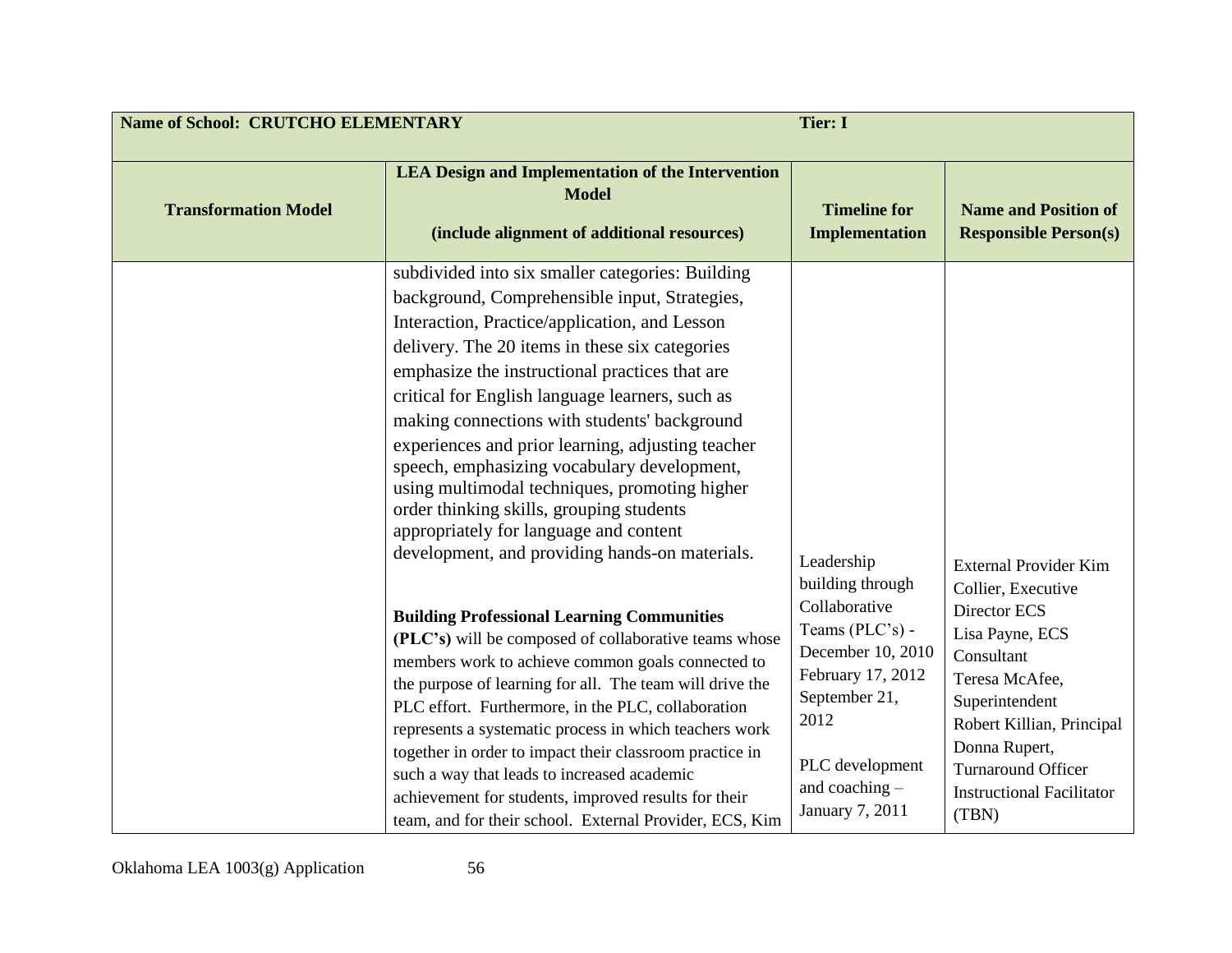| Name of School: CRUTCHO ELEMENTARY | | Tier: I | |
|---|---|---|---|
| **Transformation Model** | **LEA Design and Implementation of the Intervention Model**<br><br>**(include alignment of additional resources)** | **Timeline for Implementation** | **Name and Position of Responsible Person(s)** |
| | subdivided into six smaller categories: Building background, Comprehensible input, Strategies, Interaction, Practice/application, and Lesson delivery. The 20 items in these six categories emphasize the instructional practices that are critical for English language learners, such as making connections with students' background experiences and prior learning, adjusting teacher speech, emphasizing vocabulary development, using multimodal techniques, promoting higher order thinking skills, grouping students appropriately for language and content development, and providing hands-on materials.<br><br>**Building Professional Learning Communities (PLC's)** will be composed of collaborative teams whose members work to achieve common goals connected to the purpose of learning for all. The team will drive the PLC effort. Furthermore, in the PLC, collaboration represents a systematic process in which teachers work together in order to impact their classroom practice in such a way that leads to increased academic achievement for students, improved results for their team, and for their school. External Provider, ECS, Kim | Leadership building through Collaborative Teams (PLC's) - December 10, 2010 February 17, 2012 September 21, 2012<br><br>PLC development and coaching – January 7, 2011 | External Provider Kim Collier, Executive Director ECS<br>Lisa Payne, ECS Consultant<br>Teresa McAfee, Superintendent<br>Robert Killian, Principal<br>Donna Rupert, Turnaround Officer<br>Instructional Facilitator (TBN) |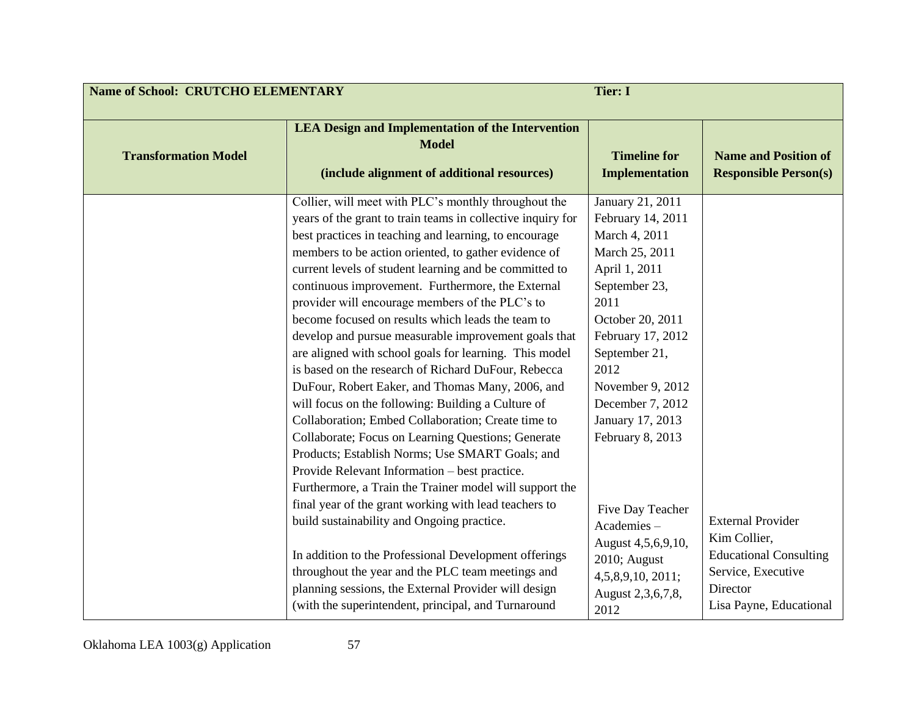| Name of School: CRUTCHO ELEMENTARY | | Tier: I | |
|---|---|---|---|
| **Transformation Model** | **LEA Design and Implementation of the Intervention Model**<br><br>**(include alignment of additional resources)** | **Timeline for Implementation** | **Name and Position of Responsible Person(s)** |
| | Collier, will meet with PLC's monthly throughout the years of the grant to train teams in collective inquiry for best practices in teaching and learning, to encourage members to be action oriented, to gather evidence of current levels of student learning and be committed to continuous improvement. Furthermore, the External provider will encourage members of the PLC's to become focused on results which leads the team to develop and pursue measurable improvement goals that are aligned with school goals for learning. This model is based on the research of Richard DuFour, Rebecca DuFour, Robert Eaker, and Thomas Many, 2006, and will focus on the following: Building a Culture of Collaboration; Embed Collaboration; Create time to Collaborate; Focus on Learning Questions; Generate Products; Establish Norms; Use SMART Goals; and Provide Relevant Information – best practice. Furthermore, a Train the Trainer model will support the final year of the grant working with lead teachers to build sustainability and Ongoing practice. | January 21, 2011<br>February 14, 2011<br>March 4, 2011<br>March 25, 2011<br>April 1, 2011<br>September 23, 2011<br>October 20, 2011<br>February 17, 2012<br>September 21, 2012<br>November 9, 2012<br>December 7, 2012<br>January 17, 2013<br>February 8, 2013 | |
| | In addition to the Professional Development offerings throughout the year and the PLC team meetings and planning sessions, the External Provider will design (with the superintendent, principal, and Turnaround | Five Day Teacher Academies – August 4,5,6,9,10, 2010; August 4,5,8,9,10, 2011; August 2,3,6,7,8, 2012 | External Provider<br>Kim Collier, Educational Consulting Service, Executive Director<br>Lisa Payne, Educational |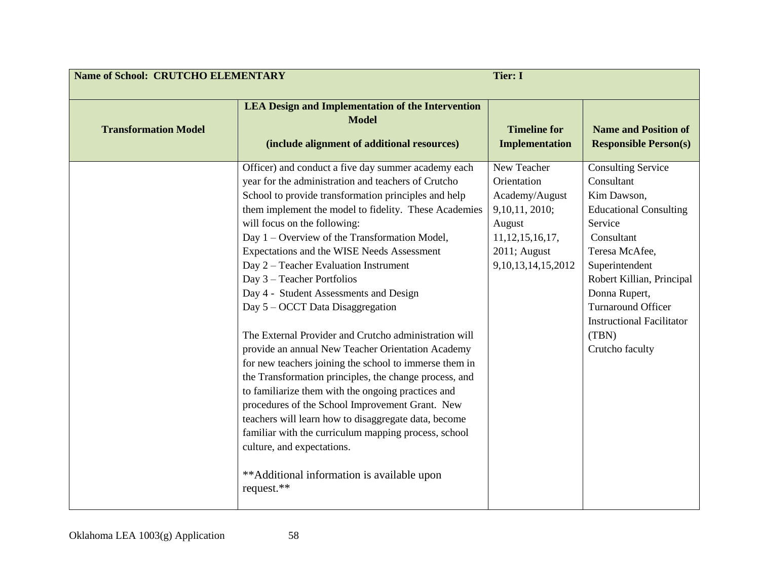| Name of School: CRUTCHO ELEMENTARY | | Tier: I | |
|---|---|---|---|
| **Transformation Model** | **LEA Design and Implementation of the Intervention Model**<br><br>**(include alignment of additional resources)** | **Timeline for Implementation** | **Name and Position of Responsible Person(s)** |
| | Officer) and conduct a five day summer academy each year for the administration and teachers of Crutcho School to provide transformation principles and help them implement the model to fidelity. These Academies will focus on the following:<br>Day 1 – Overview of the Transformation Model, Expectations and the WISE Needs Assessment<br>Day 2 – Teacher Evaluation Instrument<br>Day 3 – Teacher Portfolios<br>Day 4 - Student Assessments and Design<br>Day 5 – OCCT Data Disaggregation<br><br>The External Provider and Crutcho administration will provide an annual New Teacher Orientation Academy for new teachers joining the school to immerse them in the Transformation principles, the change process, and to familiarize them with the ongoing practices and procedures of the School Improvement Grant. New teachers will learn how to disaggregate data, become familiar with the curriculum mapping process, school culture, and expectations.<br><br>**Additional information is available upon request.** | New Teacher Orientation Academy/August 9,10,11, 2010; August 11,12,15,16,17, 2011; August 9,10,13,14,15,2012 | Consulting Service Consultant<br>Kim Dawson, Educational Consulting Service Consultant<br>Teresa McAfee, Superintendent<br>Robert Killian, Principal<br>Donna Rupert, Turnaround Officer<br>Instructional Facilitator (TBN)<br>Crutcho faculty |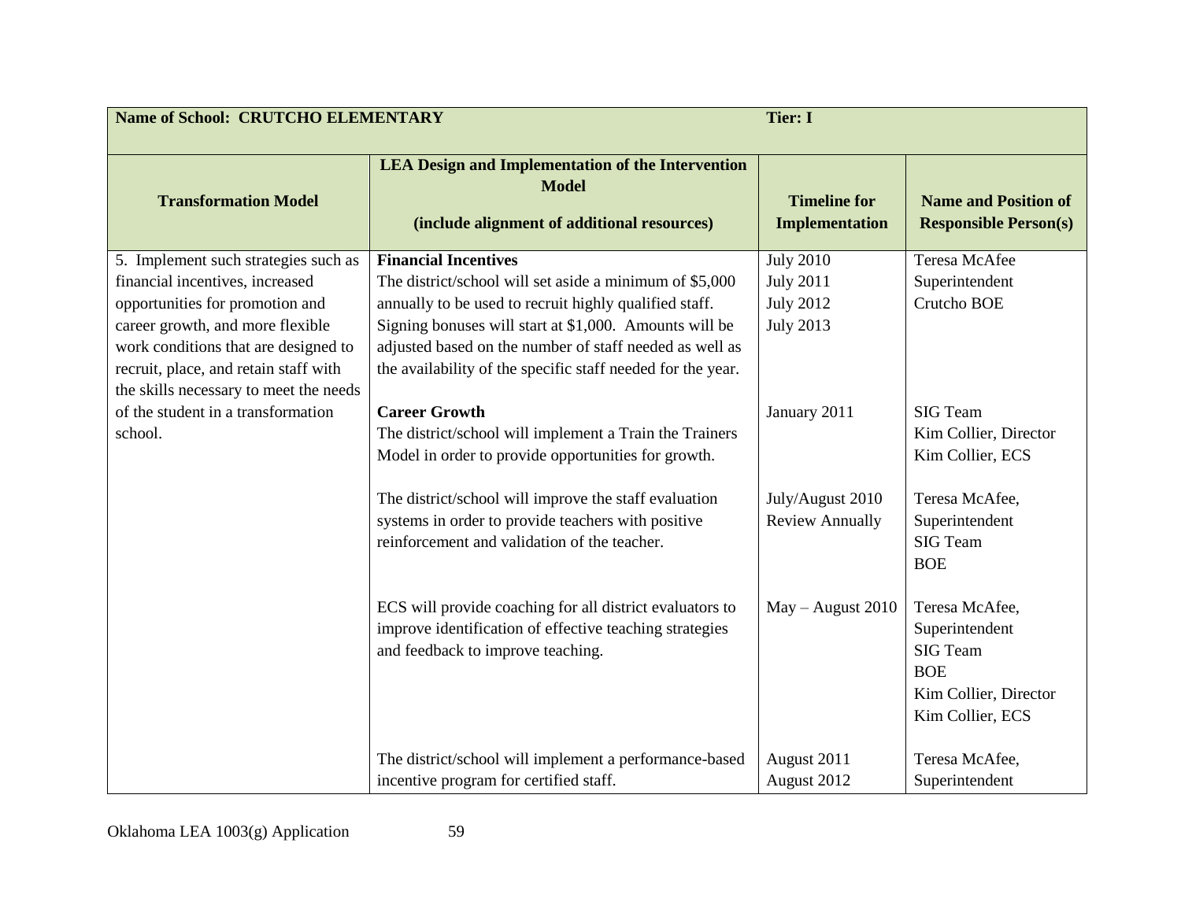| Name of School: CRUTCHO ELEMENTARY | | Tier: I | |
|---|---|---|---|
| **Transformation Model** | **LEA Design and Implementation of the Intervention Model**<br><br>**(include alignment of additional resources)** | **Timeline for Implementation** | **Name and Position of Responsible Person(s)** |
| 5. Implement such strategies such as financial incentives, increased opportunities for promotion and career growth, and more flexible work conditions that are designed to recruit, place, and retain staff with the skills necessary to meet the needs of the student in a transformation school. | **Financial Incentives**<br>The district/school will set aside a minimum of $5,000 annually to be used to recruit highly qualified staff. Signing bonuses will start at $1,000. Amounts will be adjusted based on the number of staff needed as well as the availability of the specific staff needed for the year. | July 2010<br>July 2011<br>July 2012<br>July 2013 | Teresa McAfee<br>Superintendent<br>Crutcho BOE |
| | **Career Growth**<br>The district/school will implement a Train the Trainers Model in order to provide opportunities for growth. | January 2011 | SIG Team<br>Kim Collier, Director<br>Kim Collier, ECS |
| | The district/school will improve the staff evaluation systems in order to provide teachers with positive reinforcement and validation of the teacher. | July/August 2010<br>Review Annually | Teresa McAfee,<br>Superintendent<br>SIG Team<br>BOE |
| | ECS will provide coaching for all district evaluators to improve identification of effective teaching strategies and feedback to improve teaching. | May – August 2010 | Teresa McAfee,<br>Superintendent<br>SIG Team<br>BOE<br>Kim Collier, Director<br>Kim Collier, ECS |
| | The district/school will implement a performance-based incentive program for certified staff. | August 2011<br>August 2012 | Teresa McAfee,<br>Superintendent |

Oklahoma LEA 1003(g) Application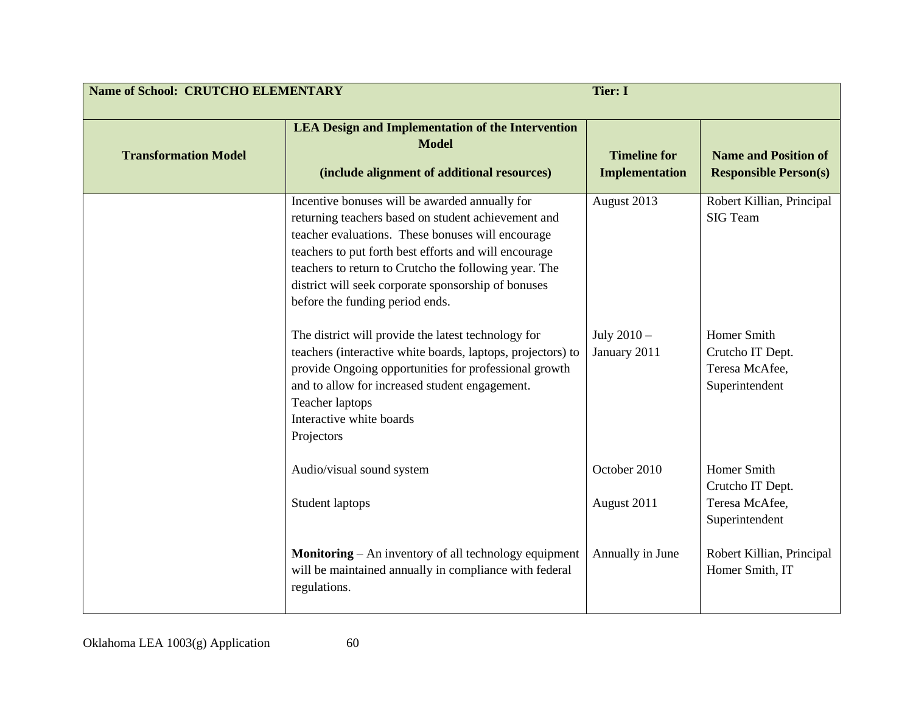| Name of School: CRUTCHO ELEMENTARY | | Tier: I | |
|---|---|---|---|
| **Transformation Model** | **LEA Design and Implementation of the Intervention Model**<br><br>**(include alignment of additional resources)** | **Timeline for Implementation** | **Name and Position of Responsible Person(s)** |
| | Incentive bonuses will be awarded annually for returning teachers based on student achievement and teacher evaluations. These bonuses will encourage teachers to put forth best efforts and will encourage teachers to return to Crutcho the following year. The district will seek corporate sponsorship of bonuses before the funding period ends. | August 2013 | Robert Killian, Principal<br>SIG Team |
| | The district will provide the latest technology for teachers (interactive white boards, laptops, projectors) to provide Ongoing opportunities for professional growth and to allow for increased student engagement.<br>Teacher laptops<br>Interactive white boards<br>Projectors | July 2010 – January 2011 | Homer Smith<br>Crutcho IT Dept.<br>Teresa McAfee,<br>Superintendent |
| | Audio/visual sound system<br><br>Student laptops | October 2010<br><br>August 2011 | Homer Smith<br>Crutcho IT Dept.<br>Teresa McAfee,<br>Superintendent |
| | **Monitoring** – An inventory of all technology equipment will be maintained annually in compliance with federal regulations. | Annually in June | Robert Killian, Principal<br>Homer Smith, IT |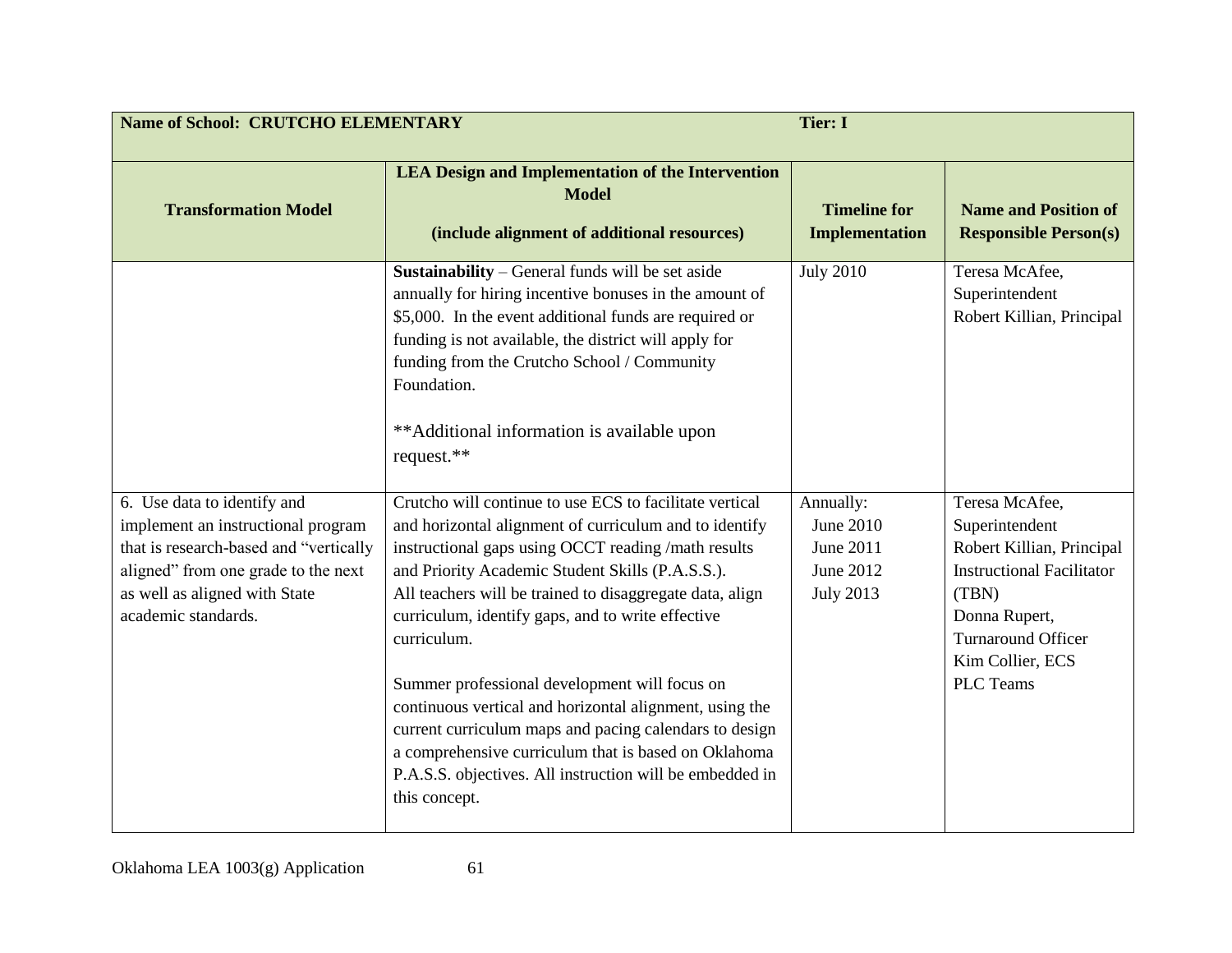| Name of School: CRUTCHO ELEMENTARY | | Tier: I | |
|---|---|---|---|
| **Transformation Model** | **LEA Design and Implementation of the Intervention Model (include alignment of additional resources)** | **Timeline for Implementation** | **Name and Position of Responsible Person(s)** |
| | **Sustainability** – General funds will be set aside annually for hiring incentive bonuses in the amount of $5,000. In the event additional funds are required or funding is not available, the district will apply for funding from the Crutcho School / Community Foundation.<br><br>**Additional information is available upon request.** | July 2010 | Teresa McAfee, Superintendent<br>Robert Killian, Principal |
| 6. Use data to identify and implement an instructional program that is research-based and "vertically aligned" from one grade to the next as well as aligned with State academic standards. | Crutcho will continue to use ECS to facilitate vertical and horizontal alignment of curriculum and to identify instructional gaps using OCCT reading /math results and Priority Academic Student Skills (P.A.S.S.). All teachers will be trained to disaggregate data, align curriculum, identify gaps, and to write effective curriculum.<br><br>Summer professional development will focus on continuous vertical and horizontal alignment, using the current curriculum maps and pacing calendars to design a comprehensive curriculum that is based on Oklahoma P.A.S.S. objectives. All instruction will be embedded in this concept. | Annually:<br>June 2010<br>June 2011<br>June 2012<br>July 2013 | Teresa McAfee, Superintendent<br>Robert Killian, Principal<br>Instructional Facilitator (TBN)<br>Donna Rupert, Turnaround Officer<br>Kim Collier, ECS<br>PLC Teams |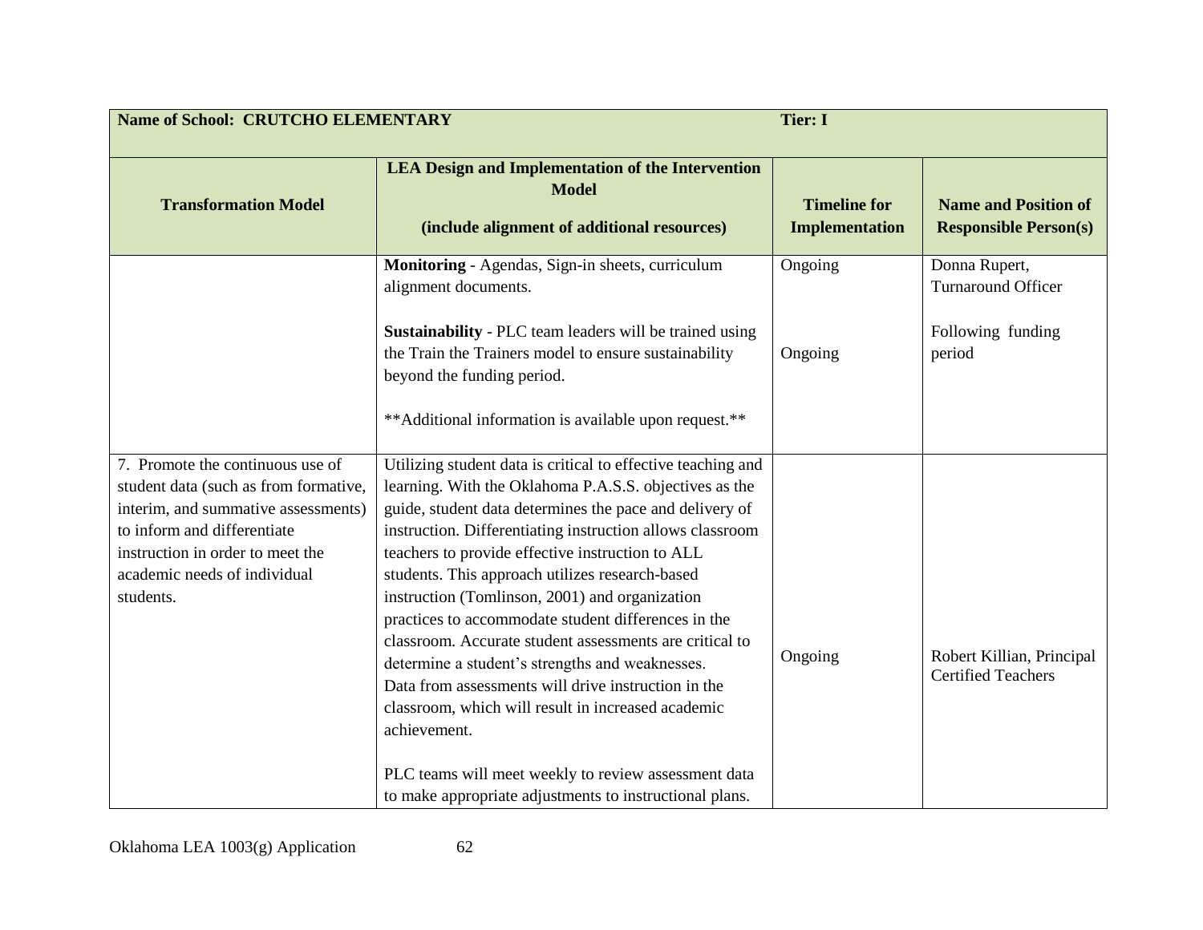| Name of School: CRUTCHO ELEMENTARY | | Tier: I | |
|---|---|---|---|
| **Transformation Model** | **LEA Design and Implementation of the Intervention Model**<br><br>**(include alignment of additional resources)** | **Timeline for Implementation** | **Name and Position of Responsible Person(s)** |
| | **Monitoring** - Agendas, Sign-in sheets, curriculum alignment documents.<br><br>**Sustainability** - PLC team leaders will be trained using the Train the Trainers model to ensure sustainability beyond the funding period.<br><br>**Additional information is available upon request.** | Ongoing<br><br>Ongoing | Donna Rupert, Turnaround Officer<br><br>Following funding period |
| 7. Promote the continuous use of student data (such as from formative, interim, and summative assessments) to inform and differentiate instruction in order to meet the academic needs of individual students. | Utilizing student data is critical to effective teaching and learning. With the Oklahoma P.A.S.S. objectives as the guide, student data determines the pace and delivery of instruction. Differentiating instruction allows classroom teachers to provide effective instruction to ALL students. This approach utilizes research-based instruction (Tomlinson, 2001) and organization practices to accommodate student differences in the classroom. Accurate student assessments are critical to determine a student's strengths and weaknesses. Data from assessments will drive instruction in the classroom, which will result in increased academic achievement.<br><br>PLC teams will meet weekly to review assessment data to make appropriate adjustments to instructional plans. | Ongoing | Robert Killian, Principal Certified Teachers |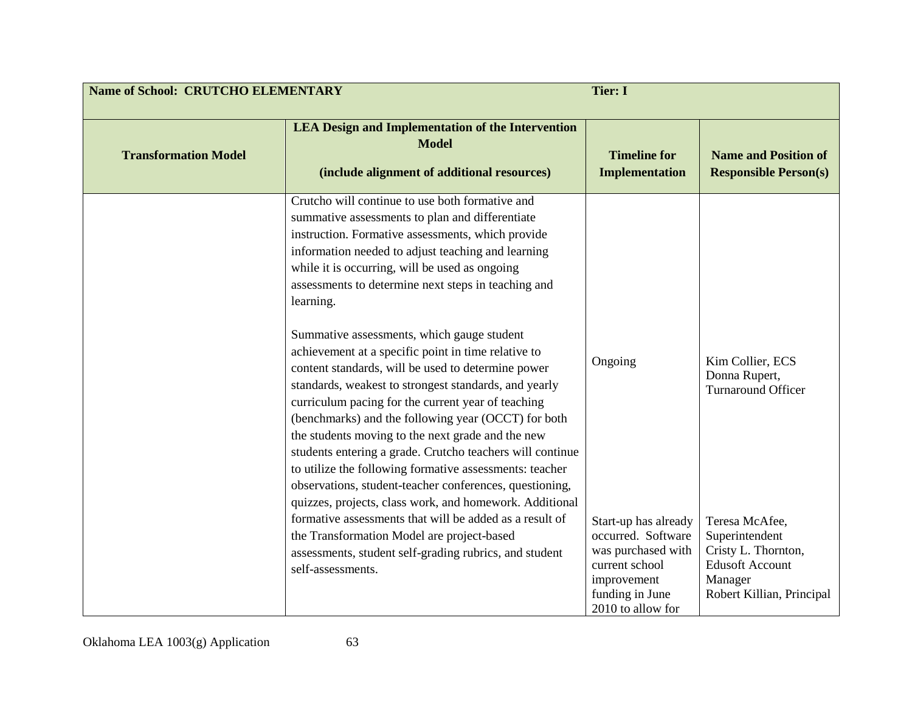| Name of School: CRUTCHO ELEMENTARY | | Tier: I | |
|---|---|---|---|
| **Transformation Model** | **LEA Design and Implementation of the Intervention Model**<br><br>**(include alignment of additional resources)** | **Timeline for Implementation** | **Name and Position of Responsible Person(s)** |
| | Crutcho will continue to use both formative and summative assessments to plan and differentiate instruction. Formative assessments, which provide information needed to adjust teaching and learning while it is occurring, will be used as ongoing assessments to determine next steps in teaching and learning.<br><br>Summative assessments, which gauge student achievement at a specific point in time relative to content standards, will be used to determine power standards, weakest to strongest standards, and yearly curriculum pacing for the current year of teaching (benchmarks) and the following year (OCCT) for both the students moving to the next grade and the new students entering a grade. Crutcho teachers will continue to utilize the following formative assessments: teacher observations, student-teacher conferences, questioning, quizzes, projects, class work, and homework. Additional formative assessments that will be added as a result of the Transformation Model are project-based assessments, student self-grading rubrics, and student self-assessments. | Ongoing<br><br>Start-up has already occurred. Software was purchased with current school improvement funding in June 2010 to allow for | Kim Collier, ECS<br>Donna Rupert, Turnaround Officer<br><br>Teresa McAfee, Superintendent<br>Cristy L. Thornton, Edusoft Account Manager<br>Robert Killian, Principal |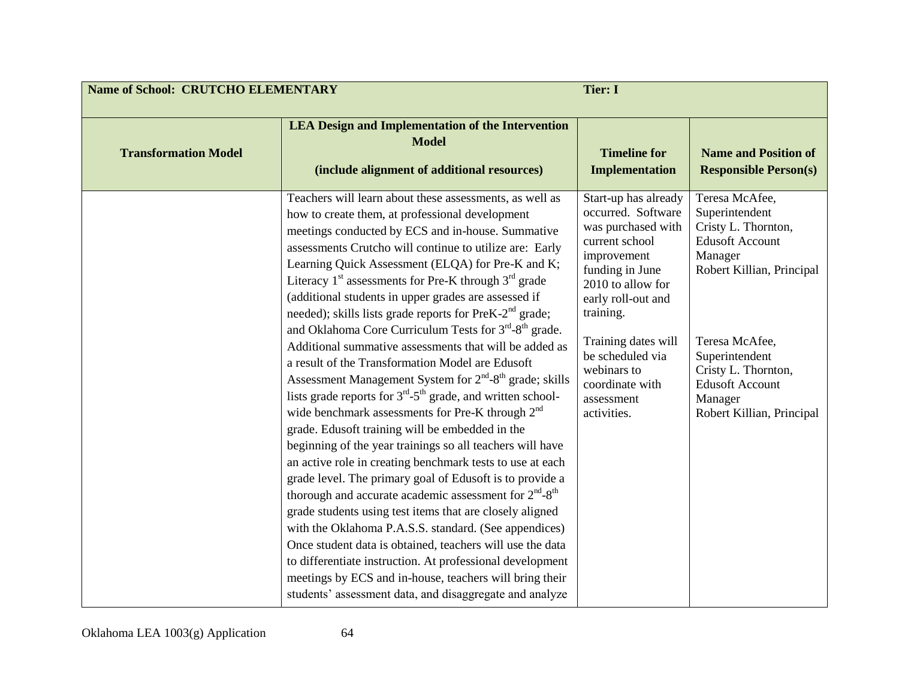| **Name of School: CRUTCHO ELEMENTARY** | | **Tier: I** | |
|---|---|---|---|
| **Transformation Model** | **LEA Design and Implementation of the Intervention Model (include alignment of additional resources)** | **Timeline for Implementation** | **Name and Position of Responsible Person(s)** |
| | Teachers will learn about these assessments, as well as how to create them, at professional development meetings conducted by ECS and in-house. Summative assessments Crutcho will continue to utilize are: Early Learning Quick Assessment (ELQA) for Pre-K and K; Literacy 1st assessments for Pre-K through 3rd grade (additional students in upper grades are assessed if needed); skills lists grade reports for PreK-2nd grade; and Oklahoma Core Curriculum Tests for 3rd-8th grade. Additional summative assessments that will be added as a result of the Transformation Model are Edusoft Assessment Management System for 2nd-8th grade; skills lists grade reports for 3rd-5th grade, and written school-wide benchmark assessments for Pre-K through 2nd grade. Edusoft training will be embedded in the beginning of the year trainings so all teachers will have an active role in creating benchmark tests to use at each grade level. The primary goal of Edusoft is to provide a thorough and accurate academic assessment for 2nd-8th grade students using test items that are closely aligned with the Oklahoma P.A.S.S. standard. (See appendices) Once student data is obtained, teachers will use the data to differentiate instruction. At professional development meetings by ECS and in-house, teachers will bring their students' assessment data, and disaggregate and analyze | Start-up has already occurred. Software was purchased with current school improvement funding in June 2010 to allow for early roll-out and training.<br><br>Training dates will be scheduled via webinars to coordinate with assessment activities. | Teresa McAfee, Superintendent<br>Cristy L. Thornton, Edusoft Account Manager<br>Robert Killian, Principal<br><br>Teresa McAfee, Superintendent<br>Cristy L. Thornton, Edusoft Account Manager<br>Robert Killian, Principal |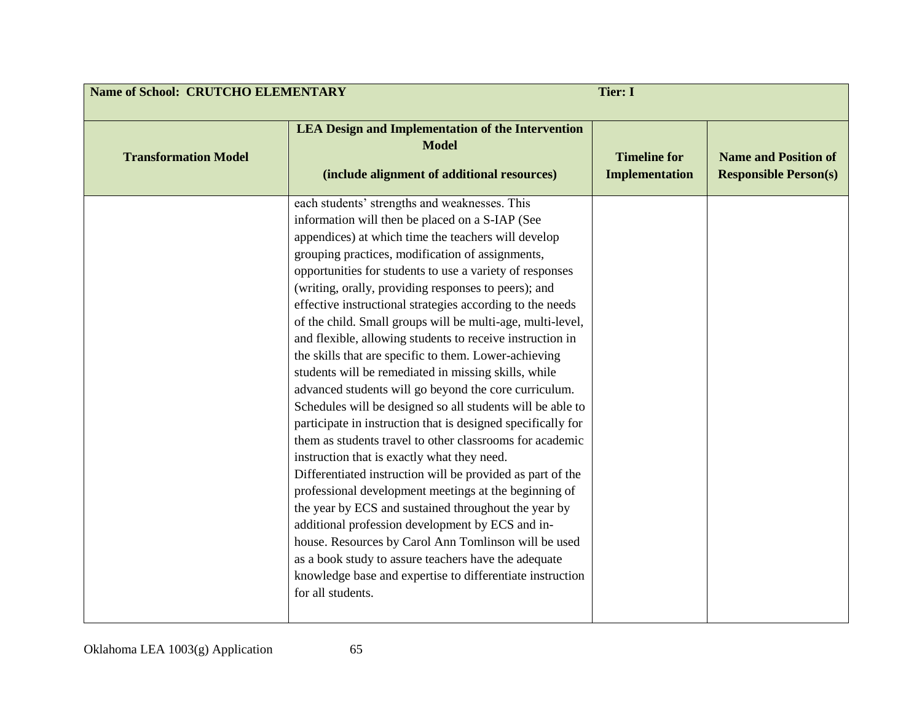| Name of School: CRUTCHO ELEMENTARY | | Tier: I | |
|---|---|---|---|
| **Transformation Model** | **LEA Design and Implementation of the Intervention Model (include alignment of additional resources)** | **Timeline for Implementation** | **Name and Position of Responsible Person(s)** |
| | each students' strengths and weaknesses. This information will then be placed on a S-IAP (See appendices) at which time the teachers will develop grouping practices, modification of assignments, opportunities for students to use a variety of responses (writing, orally, providing responses to peers); and effective instructional strategies according to the needs of the child. Small groups will be multi-age, multi-level, and flexible, allowing students to receive instruction in the skills that are specific to them. Lower-achieving students will be remediated in missing skills, while advanced students will go beyond the core curriculum. Schedules will be designed so all students will be able to participate in instruction that is designed specifically for them as students travel to other classrooms for academic instruction that is exactly what they need. Differentiated instruction will be provided as part of the professional development meetings at the beginning of the year by ECS and sustained throughout the year by additional profession development by ECS and in-house. Resources by Carol Ann Tomlinson will be used as a book study to assure teachers have the adequate knowledge base and expertise to differentiate instruction for all students. | | |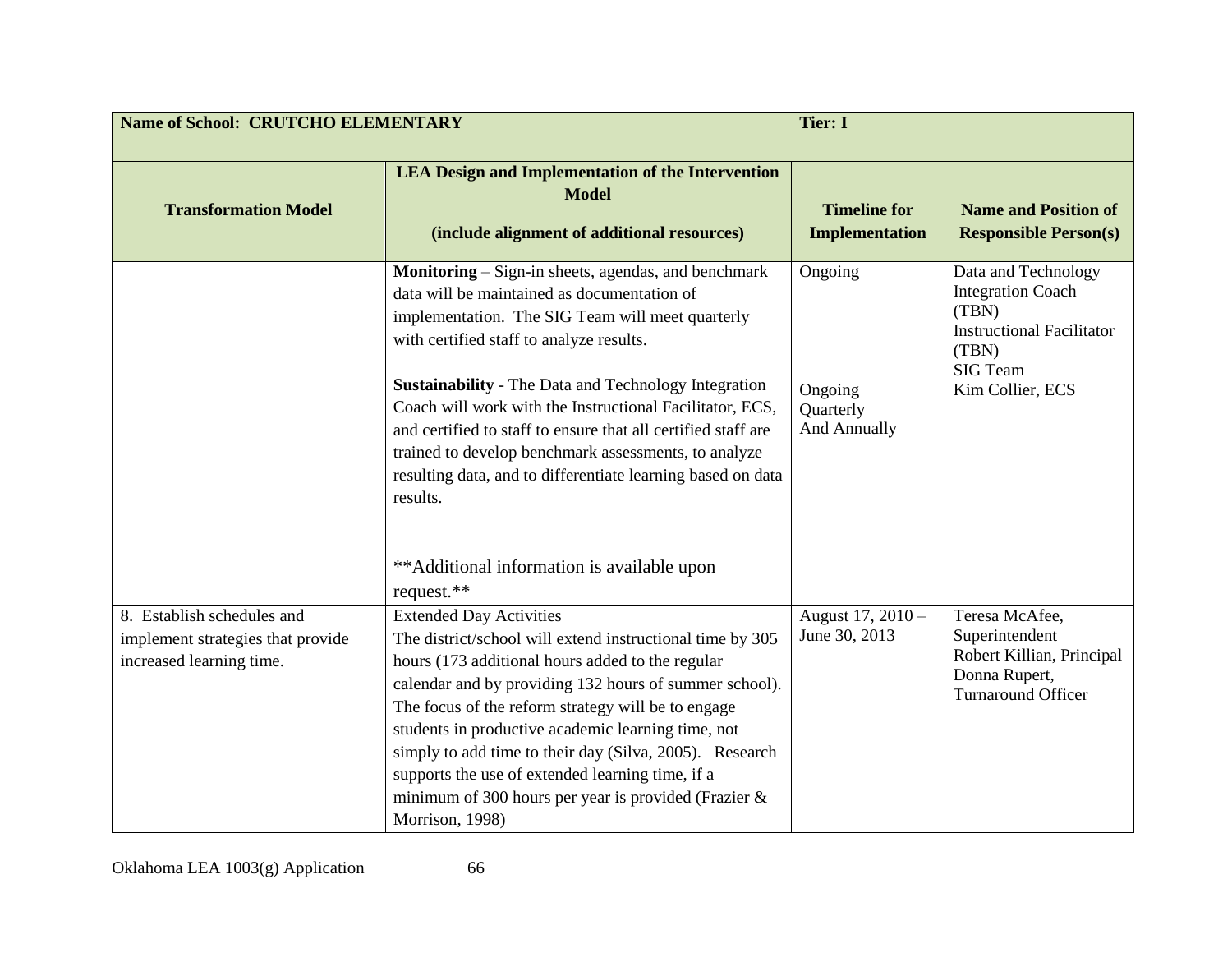| Name of School: CRUTCHO ELEMENTARY | | Tier: I | |
|---|---|---|---|
| **Transformation Model** | **LEA Design and Implementation of the Intervention Model**<br><br>**(include alignment of additional resources)** | **Timeline for Implementation** | **Name and Position of Responsible Person(s)** |
| | **Monitoring** – Sign-in sheets, agendas, and benchmark data will be maintained as documentation of implementation. The SIG Team will meet quarterly with certified staff to analyze results.<br><br>**Sustainability** - The Data and Technology Integration Coach will work with the Instructional Facilitator, ECS, and certified to staff to ensure that all certified staff are trained to develop benchmark assessments, to analyze resulting data, and to differentiate learning based on data results.<br><br>**Additional information is available upon request.** | Ongoing<br><br>Ongoing<br>Quarterly<br>And Annually | Data and Technology Integration Coach (TBN)<br>Instructional Facilitator (TBN)<br>SIG Team<br>Kim Collier, ECS |
| 8. Establish schedules and implement strategies that provide increased learning time. | Extended Day Activities<br>The district/school will extend instructional time by 305 hours (173 additional hours added to the regular calendar and by providing 132 hours of summer school). The focus of the reform strategy will be to engage students in productive academic learning time, not simply to add time to their day (Silva, 2005). Research supports the use of extended learning time, if a minimum of 300 hours per year is provided (Frazier & Morrison, 1998) | August 17, 2010 – June 30, 2013 | Teresa McAfee, Superintendent<br>Robert Killian, Principal<br>Donna Rupert, Turnaround Officer |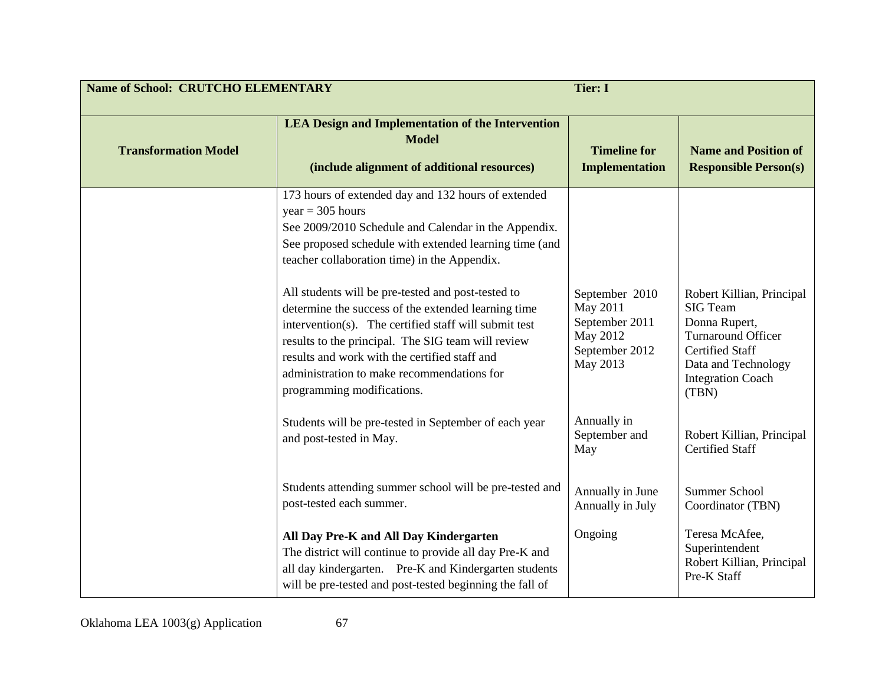| Name of School: CRUTCHO ELEMENTARY | | Tier: I | |
|---|---|---|---|
| **Transformation Model** | **LEA Design and Implementation of the Intervention Model**<br><br>**(include alignment of additional resources)** | **Timeline for Implementation** | **Name and Position of Responsible Person(s)** |
| | 173 hours of extended day and 132 hours of extended year = 305 hours<br>See 2009/2010 Schedule and Calendar in the Appendix.<br>See proposed schedule with extended learning time (and teacher collaboration time) in the Appendix. | | |
| | All students will be pre-tested and post-tested to determine the success of the extended learning time intervention(s). The certified staff will submit test results to the principal. The SIG team will review results and work with the certified staff and administration to make recommendations for programming modifications. | September 2010<br>May 2011<br>September 2011<br>May 2012<br>September 2012<br>May 2013 | Robert Killian, Principal<br>SIG Team<br>Donna Rupert, Turnaround Officer<br>Certified Staff<br>Data and Technology Integration Coach (TBN) |
| | Students will be pre-tested in September of each year and post-tested in May. | Annually in September and May | Robert Killian, Principal<br>Certified Staff |
| | Students attending summer school will be pre-tested and post-tested each summer. | Annually in June<br>Annually in July | Summer School Coordinator (TBN) |
| | **All Day Pre-K and All Day Kindergarten**<br>The district will continue to provide all day Pre-K and all day kindergarten. Pre-K and Kindergarten students will be pre-tested and post-tested beginning the fall of | Ongoing | Teresa McAfee, Superintendent<br>Robert Killian, Principal<br>Pre-K Staff |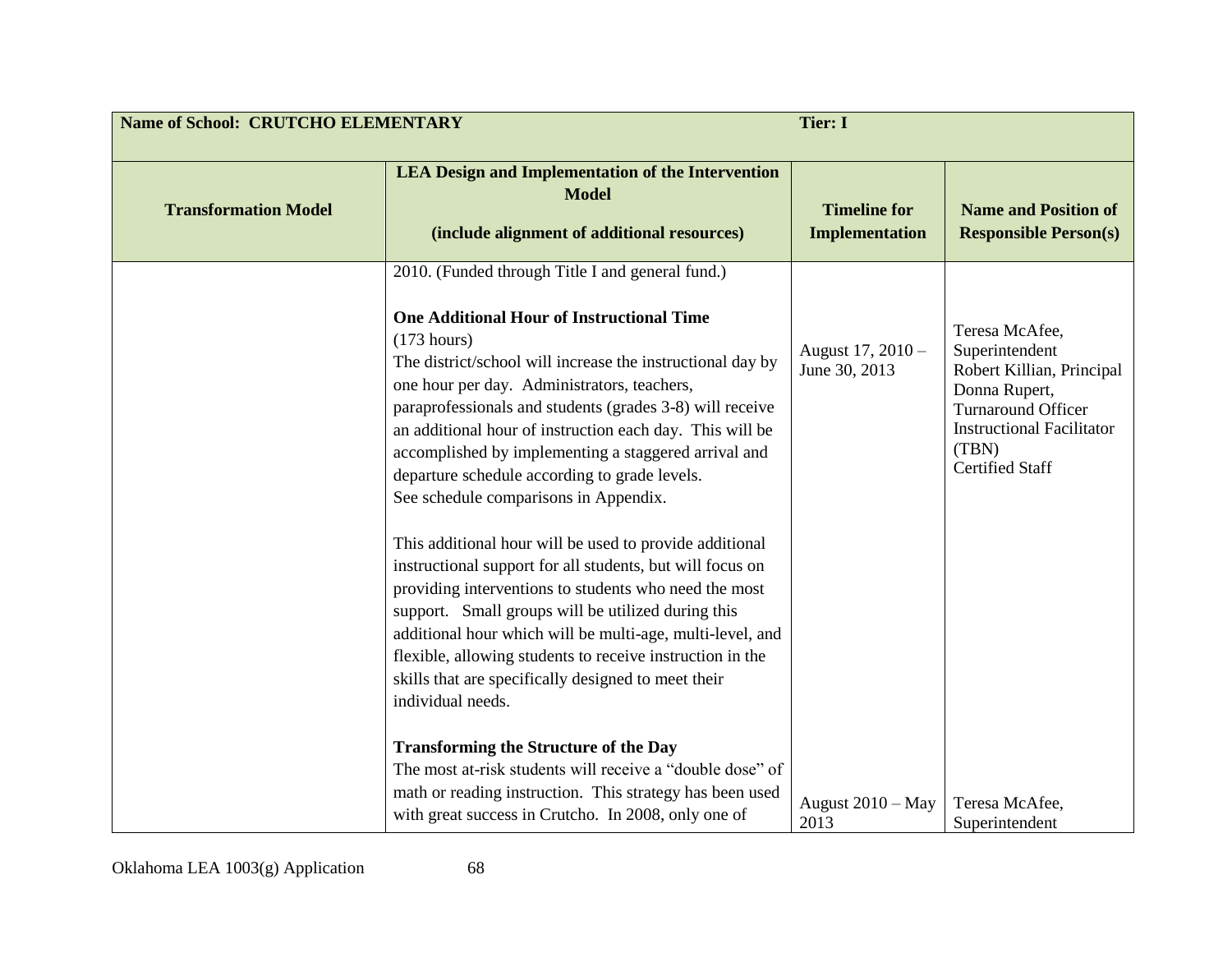| Name of School: CRUTCHO ELEMENTARY | | Tier: I | |
|---|---|---|---|
| **Transformation Model** | **LEA Design and Implementation of the Intervention Model**<br><br>**(include alignment of additional resources)** | **Timeline for Implementation** | **Name and Position of Responsible Person(s)** |
| | 2010. (Funded through Title I and general fund.)<br><br>**One Additional Hour of Instructional Time**<br>(173 hours)<br>The district/school will increase the instructional day by one hour per day. Administrators, teachers, paraprofessionals and students (grades 3-8) will receive an additional hour of instruction each day. This will be accomplished by implementing a staggered arrival and departure schedule according to grade levels.<br>See schedule comparisons in Appendix.<br><br>This additional hour will be used to provide additional instructional support for all students, but will focus on providing interventions to students who need the most support. Small groups will be utilized during this additional hour which will be multi-age, multi-level, and flexible, allowing students to receive instruction in the skills that are specifically designed to meet their individual needs. | August 17, 2010 – June 30, 2013 | Teresa McAfee, Superintendent<br>Robert Killian, Principal<br>Donna Rupert, Turnaround Officer<br>Instructional Facilitator (TBN)<br>Certified Staff |
| | **Transforming the Structure of the Day**<br>The most at-risk students will receive a "double dose" of math or reading instruction. This strategy has been used with great success in Crutcho. In 2008, only one of | August 2010 – May 2013 | Teresa McAfee, Superintendent |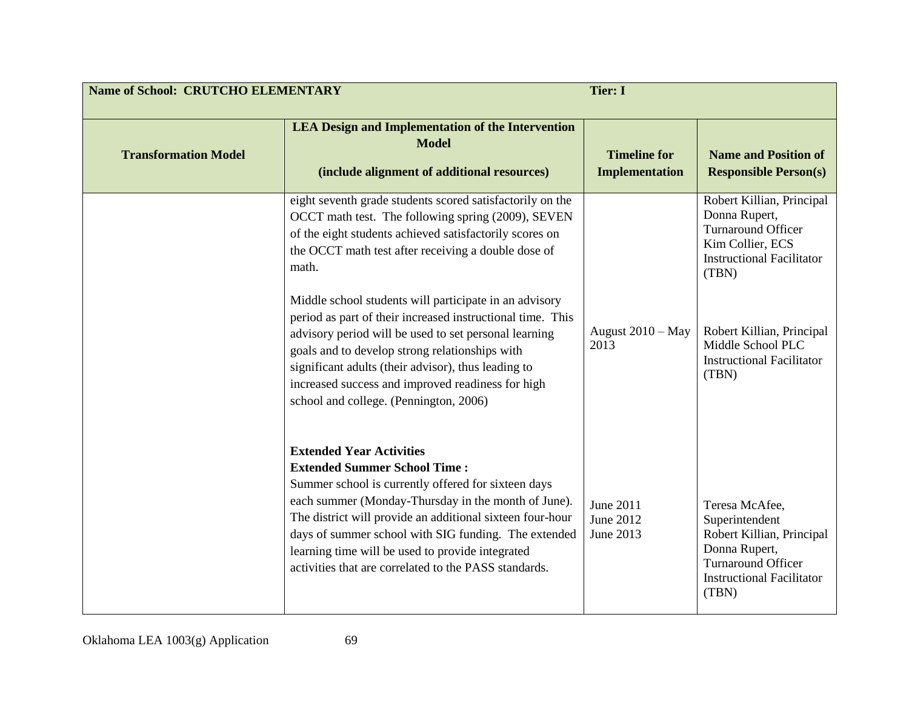| Name of School: CRUTCHO ELEMENTARY | | Tier: I | |
|---|---|---|---|
| **Transformation Model** | **LEA Design and Implementation of the Intervention Model**<br><br>**(include alignment of additional resources)** | **Timeline for Implementation** | **Name and Position of Responsible Person(s)** |
| | eight seventh grade students scored satisfactorily on the OCCT math test. The following spring (2009), SEVEN of the eight students achieved satisfactorily scores on the OCCT math test after receiving a double dose of math. | | Robert Killian, Principal<br>Donna Rupert, Turnaround Officer<br>Kim Collier, ECS<br>Instructional Facilitator (TBN) |
| | Middle school students will participate in an advisory period as part of their increased instructional time. This advisory period will be used to set personal learning goals and to develop strong relationships with significant adults (their advisor), thus leading to increased success and improved readiness for high school and college. (Pennington, 2006) | August 2010 – May 2013 | Robert Killian, Principal<br>Middle School PLC<br>Instructional Facilitator (TBN) |
| | **Extended Year Activities**<br>**Extended Summer School Time :**<br>Summer school is currently offered for sixteen days each summer (Monday-Thursday in the month of June). The district will provide an additional sixteen four-hour days of summer school with SIG funding. The extended learning time will be used to provide integrated activities that are correlated to the PASS standards. | June 2011<br>June 2012<br>June 2013 | Teresa McAfee, Superintendent<br>Robert Killian, Principal<br>Donna Rupert, Turnaround Officer<br>Instructional Facilitator (TBN) |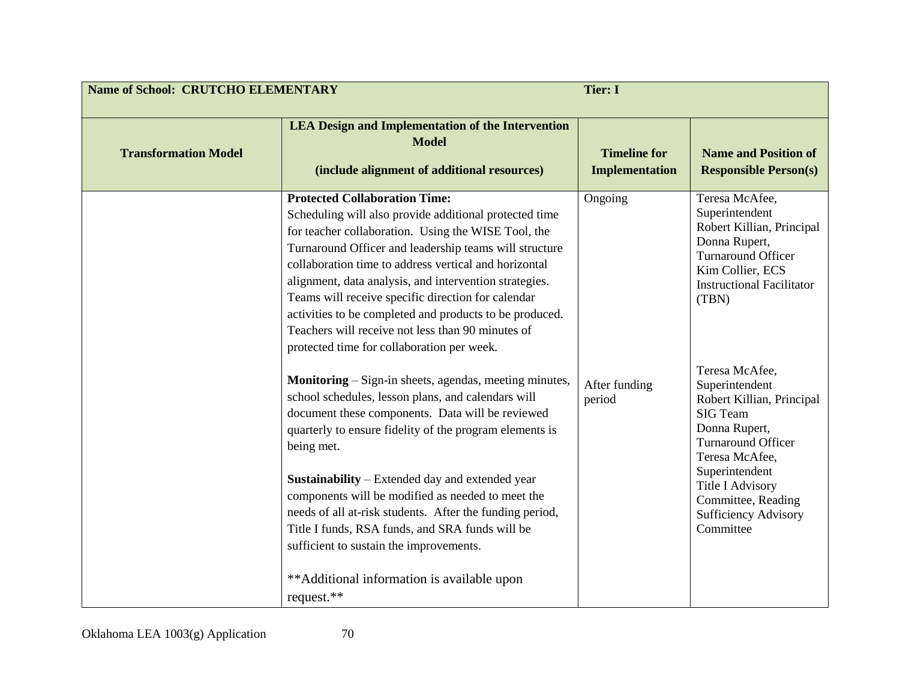| Name of School: CRUTCHO ELEMENTARY | | Tier: I | |
|---|---|---|---|
| **Transformation Model** | **LEA Design and Implementation of the Intervention Model (include alignment of additional resources)** | **Timeline for Implementation** | **Name and Position of Responsible Person(s)** |
| | **Protected Collaboration Time:** Scheduling will also provide additional protected time for teacher collaboration. Using the WISE Tool, the Turnaround Officer and leadership teams will structure collaboration time to address vertical and horizontal alignment, data analysis, and intervention strategies. Teams will receive specific direction for calendar activities to be completed and products to be produced. Teachers will receive not less than 90 minutes of protected time for collaboration per week. | Ongoing | Teresa McAfee, Superintendent<br>Robert Killian, Principal<br>Donna Rupert, Turnaround Officer<br>Kim Collier, ECS<br>Instructional Facilitator (TBN) |
| | **Monitoring** – Sign-in sheets, agendas, meeting minutes, school schedules, lesson plans, and calendars will document these components. Data will be reviewed quarterly to ensure fidelity of the program elements is being met.<br><br>**Sustainability** – Extended day and extended year components will be modified as needed to meet the needs of all at-risk students. After the funding period, Title I funds, RSA funds, and SRA funds will be sufficient to sustain the improvements.<br><br>**Additional information is available upon request.** | After funding period | Teresa McAfee, Superintendent<br>Robert Killian, Principal<br>SIG Team<br>Donna Rupert, Turnaround Officer<br>Teresa McAfee, Superintendent<br>Title I Advisory Committee, Reading Sufficiency Advisory Committee |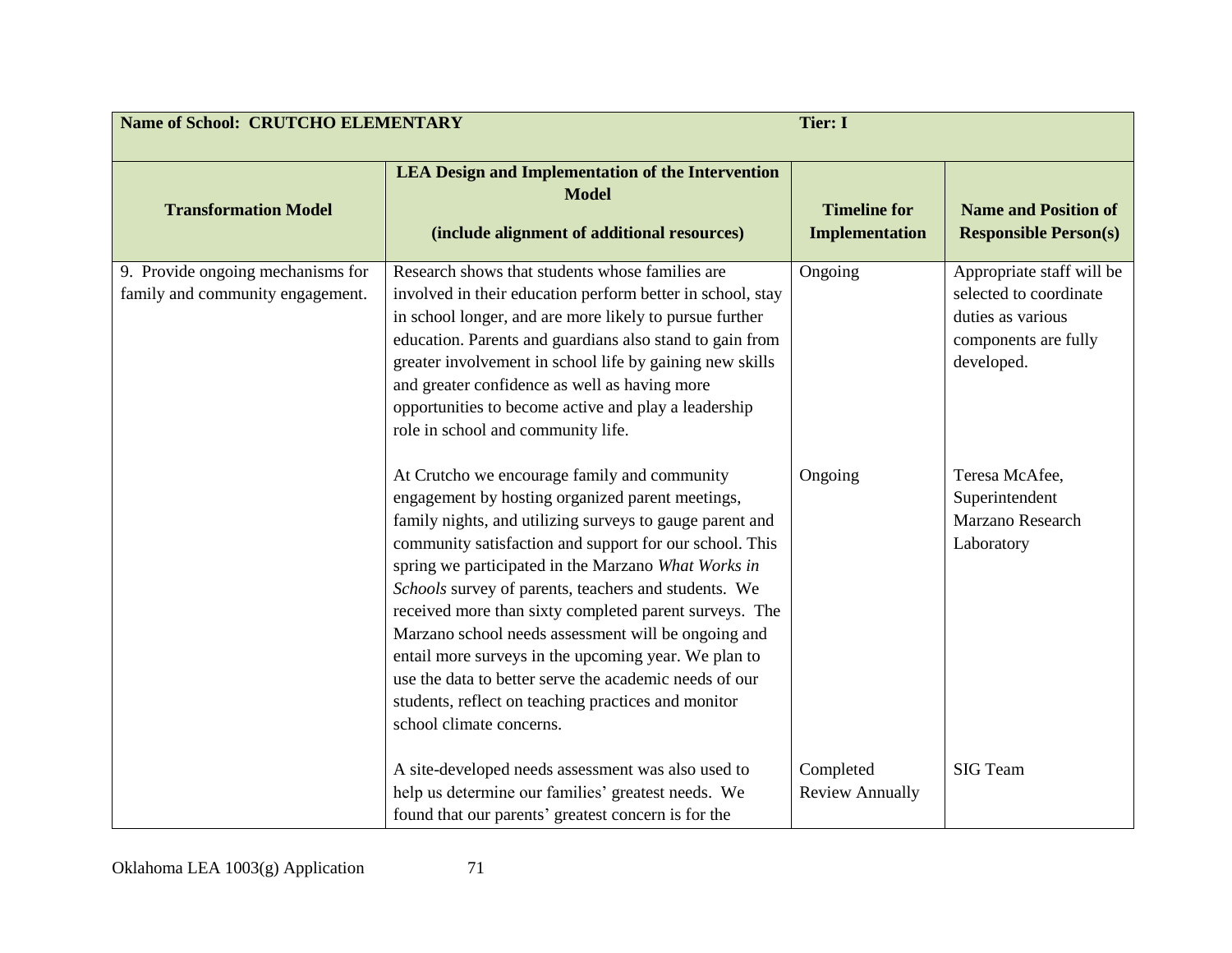| **Name of School: CRUTCHO ELEMENTARY** | | **Tier: I** | |
|---|---|---|---|
| **Transformation Model** | **LEA Design and Implementation of the Intervention Model (include alignment of additional resources)** | **Timeline for Implementation** | **Name and Position of Responsible Person(s)** |
| 9. Provide ongoing mechanisms for family and community engagement. | Research shows that students whose families are involved in their education perform better in school, stay in school longer, and are more likely to pursue further education. Parents and guardians also stand to gain from greater involvement in school life by gaining new skills and greater confidence as well as having more opportunities to become active and play a leadership role in school and community life. | Ongoing | Appropriate staff will be selected to coordinate duties as various components are fully developed. |
| | At Crutcho we encourage family and community engagement by hosting organized parent meetings, family nights, and utilizing surveys to gauge parent and community satisfaction and support for our school. This spring we participated in the Marzano *What Works in Schools* survey of parents, teachers and students. We received more than sixty completed parent surveys. The Marzano school needs assessment will be ongoing and entail more surveys in the upcoming year. We plan to use the data to better serve the academic needs of our students, reflect on teaching practices and monitor school climate concerns. | Ongoing | Teresa McAfee, Superintendent Marzano Research Laboratory |
| | A site-developed needs assessment was also used to help us determine our families' greatest needs. We found that our parents' greatest concern is for the | Completed Review Annually | SIG Team |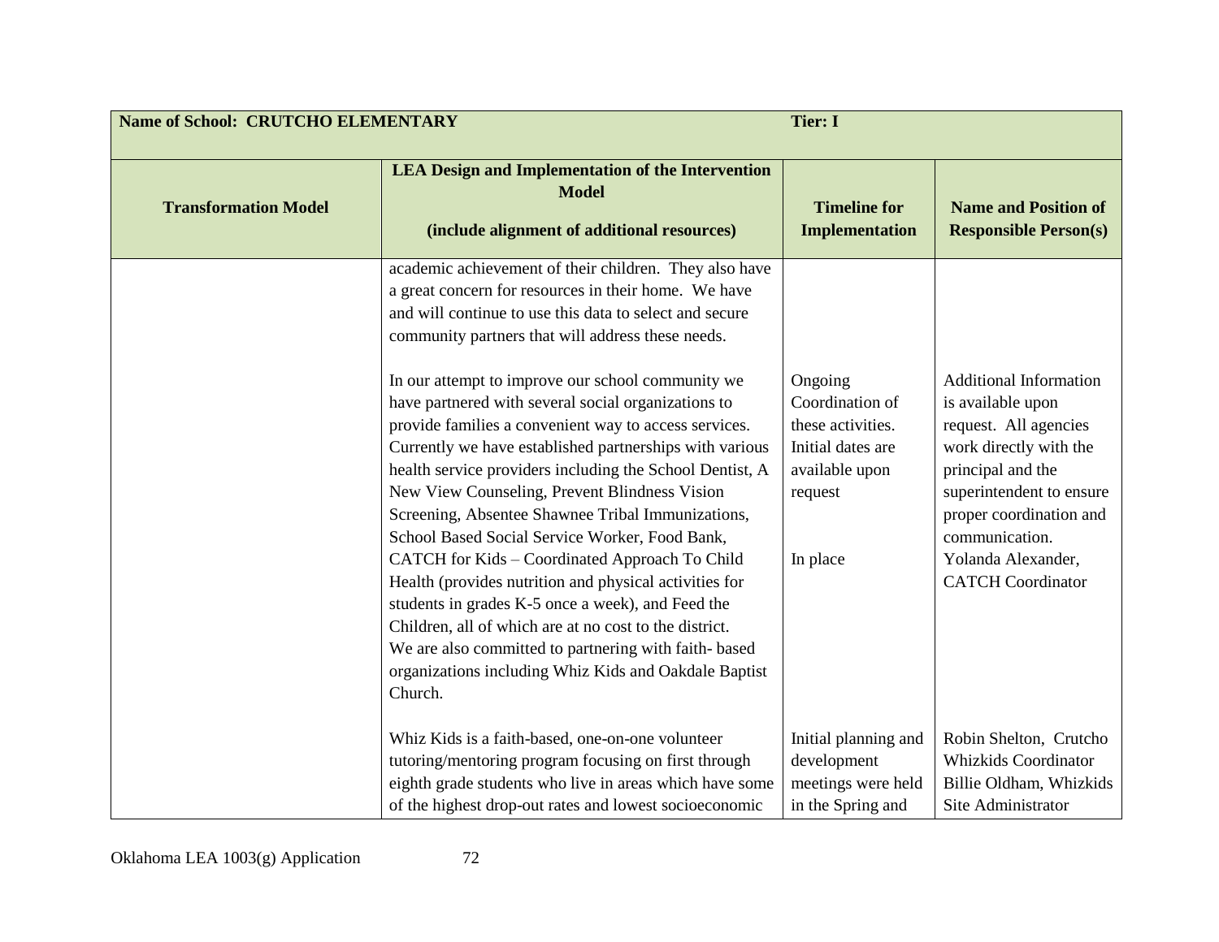| Name of School: CRUTCHO ELEMENTARY | | Tier: I | |
|---|---|---|---|
| **Transformation Model** | **LEA Design and Implementation of the Intervention Model**<br><br>**(include alignment of additional resources)** | **Timeline for Implementation** | **Name and Position of Responsible Person(s)** |
| | academic achievement of their children. They also have a great concern for resources in their home. We have and will continue to use this data to select and secure community partners that will address these needs.<br><br>In our attempt to improve our school community we have partnered with several social organizations to provide families a convenient way to access services. Currently we have established partnerships with various health service providers including the School Dentist, A New View Counseling, Prevent Blindness Vision Screening, Absentee Shawnee Tribal Immunizations, School Based Social Service Worker, Food Bank, CATCH for Kids – Coordinated Approach To Child Health (provides nutrition and physical activities for students in grades K-5 once a week), and Feed the Children, all of which are at no cost to the district. We are also committed to partnering with faith- based organizations including Whiz Kids and Oakdale Baptist Church.<br><br>Whiz Kids is a faith-based, one-on-one volunteer tutoring/mentoring program focusing on first through eighth grade students who live in areas which have some of the highest drop-out rates and lowest socioeconomic | Ongoing Coordination of these activities. Initial dates are available upon request<br><br>In place<br><br>Initial planning and development meetings were held in the Spring and | Additional Information is available upon request. All agencies work directly with the principal and the superintendent to ensure proper coordination and communication.<br>Yolanda Alexander, CATCH Coordinator<br><br>Robin Shelton, Crutcho Whizkids Coordinator<br>Billie Oldham, Whizkids Site Administrator |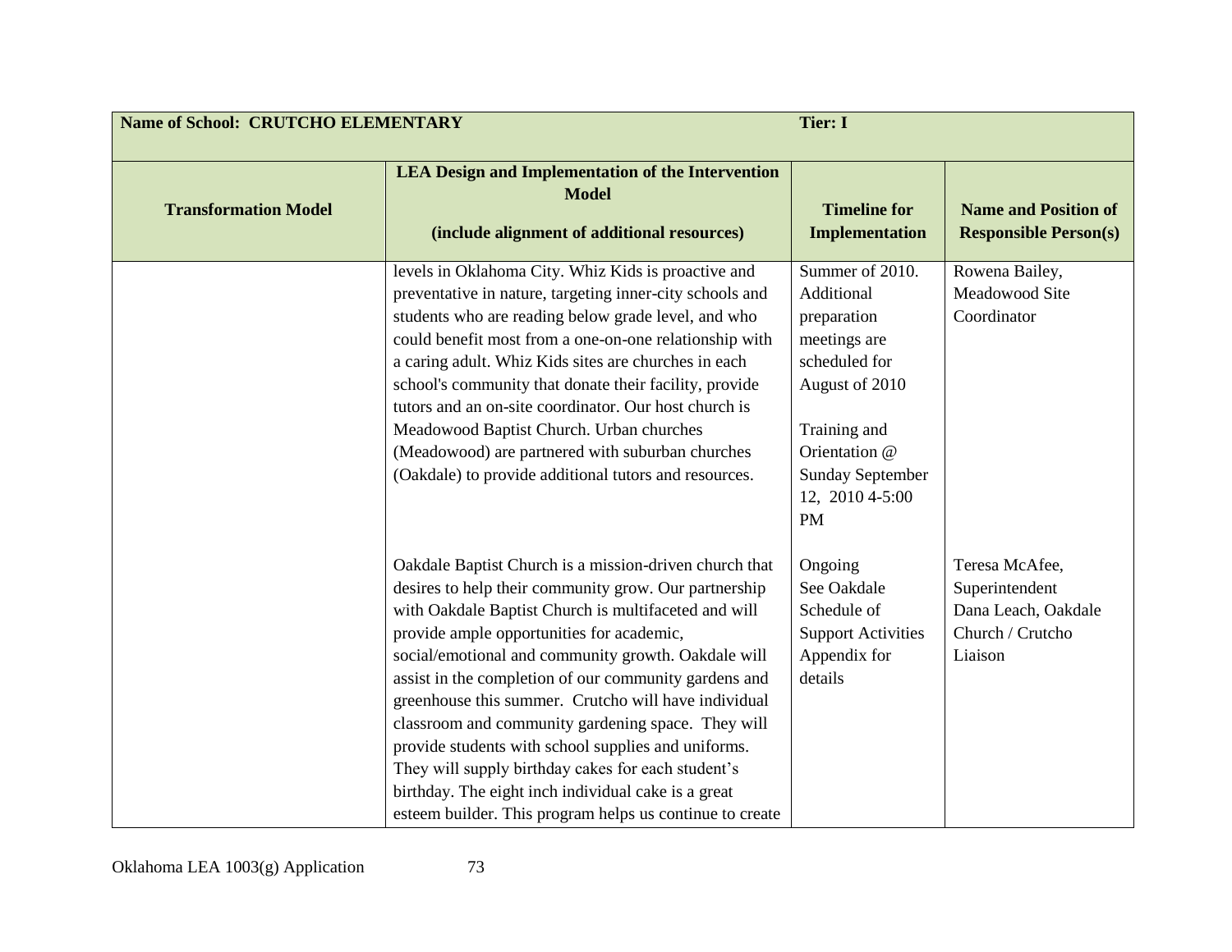| Name of School: CRUTCHO ELEMENTARY | | Tier: I | |
|---|---|---|---|
| **Transformation Model** | **LEA Design and Implementation of the Intervention Model**<br><br>**(include alignment of additional resources)** | **Timeline for Implementation** | **Name and Position of Responsible Person(s)** |
| | levels in Oklahoma City. Whiz Kids is proactive and preventative in nature, targeting inner-city schools and students who are reading below grade level, and who could benefit most from a one-on-one relationship with a caring adult. Whiz Kids sites are churches in each school's community that donate their facility, provide tutors and an on-site coordinator. Our host church is Meadowood Baptist Church. Urban churches (Meadowood) are partnered with suburban churches (Oakdale) to provide additional tutors and resources. | Summer of 2010. Additional preparation meetings are scheduled for August of 2010<br><br>Training and Orientation @ Sunday September 12, 2010 4-5:00 PM | Rowena Bailey, Meadowood Site Coordinator |
| | Oakdale Baptist Church is a mission-driven church that desires to help their community grow. Our partnership with Oakdale Baptist Church is multifaceted and will provide ample opportunities for academic, social/emotional and community growth. Oakdale will assist in the completion of our community gardens and greenhouse this summer. Crutcho will have individual classroom and community gardening space. They will provide students with school supplies and uniforms. They will supply birthday cakes for each student's birthday. The eight inch individual cake is a great esteem builder. This program helps us continue to create | Ongoing<br>See Oakdale Schedule of Support Activities Appendix for details | Teresa McAfee, Superintendent<br>Dana Leach, Oakdale Church / Crutcho Liaison |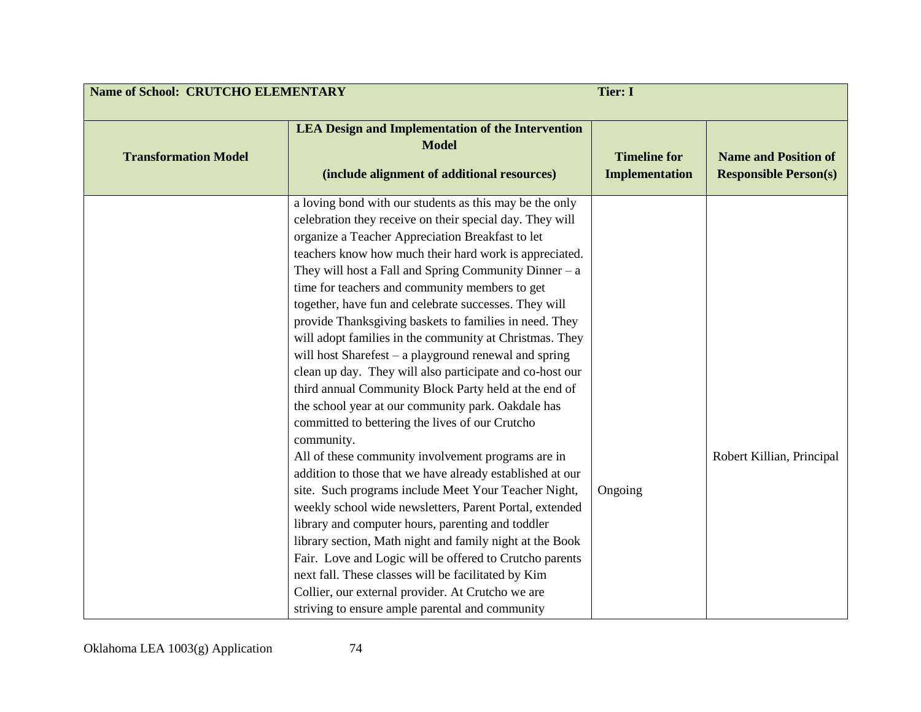| Name of School: CRUTCHO ELEMENTARY | | Tier: I | |
|---|---|---|---|
| **Transformation Model** | **LEA Design and Implementation of the Intervention Model**<br><br>**(include alignment of additional resources)** | **Timeline for Implementation** | **Name and Position of Responsible Person(s)** |
| | a loving bond with our students as this may be the only celebration they receive on their special day. They will organize a Teacher Appreciation Breakfast to let teachers know how much their hard work is appreciated. They will host a Fall and Spring Community Dinner – a time for teachers and community members to get together, have fun and celebrate successes. They will provide Thanksgiving baskets to families in need. They will adopt families in the community at Christmas. They will host Sharefest – a playground renewal and spring clean up day. They will also participate and co-host our third annual Community Block Party held at the end of the school year at our community park. Oakdale has committed to bettering the lives of our Crutcho community.<br>All of these community involvement programs are in addition to those that we have already established at our site. Such programs include Meet Your Teacher Night, weekly school wide newsletters, Parent Portal, extended library and computer hours, parenting and toddler library section, Math night and family night at the Book Fair. Love and Logic will be offered to Crutcho parents next fall. These classes will be facilitated by Kim Collier, our external provider. At Crutcho we are striving to ensure ample parental and community | Ongoing | Robert Killian, Principal |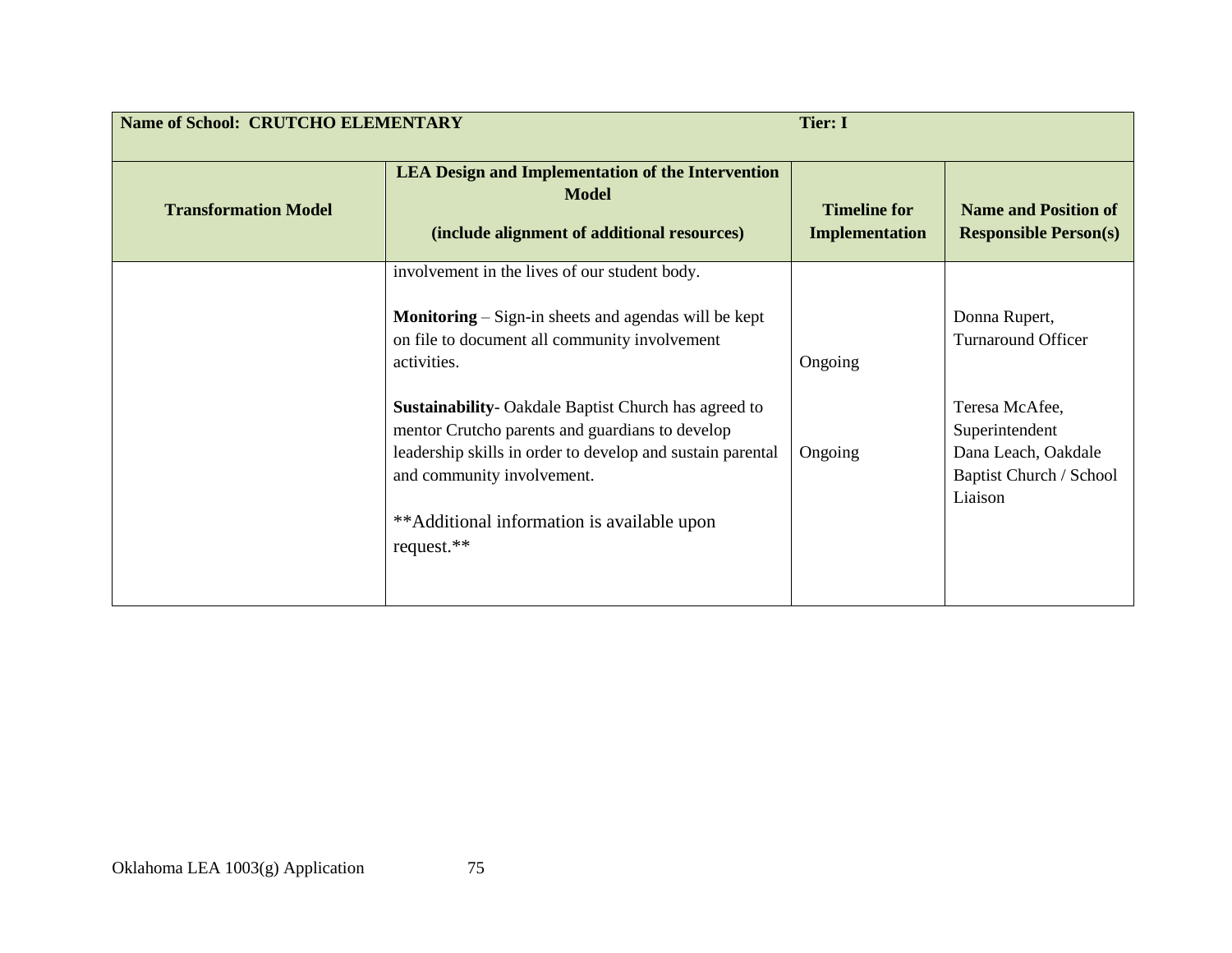| Name of School: CRUTCHO ELEMENTARY | | Tier: I | |
|---|---|---|---|
| **Transformation Model** | **LEA Design and Implementation of the Intervention Model**<br><br>**(include alignment of additional resources)** | **Timeline for Implementation** | **Name and Position of Responsible Person(s)** |
| | involvement in the lives of our student body.<br><br>**Monitoring** – Sign-in sheets and agendas will be kept on file to document all community involvement activities.<br><br>**Sustainability**- Oakdale Baptist Church has agreed to mentor Crutcho parents and guardians to develop leadership skills in order to develop and sustain parental and community involvement.<br><br>**Additional information is available upon request.** | Ongoing<br><br>Ongoing | Donna Rupert, Turnaround Officer<br><br>Teresa McAfee, Superintendent<br>Dana Leach, Oakdale Baptist Church / School Liaison |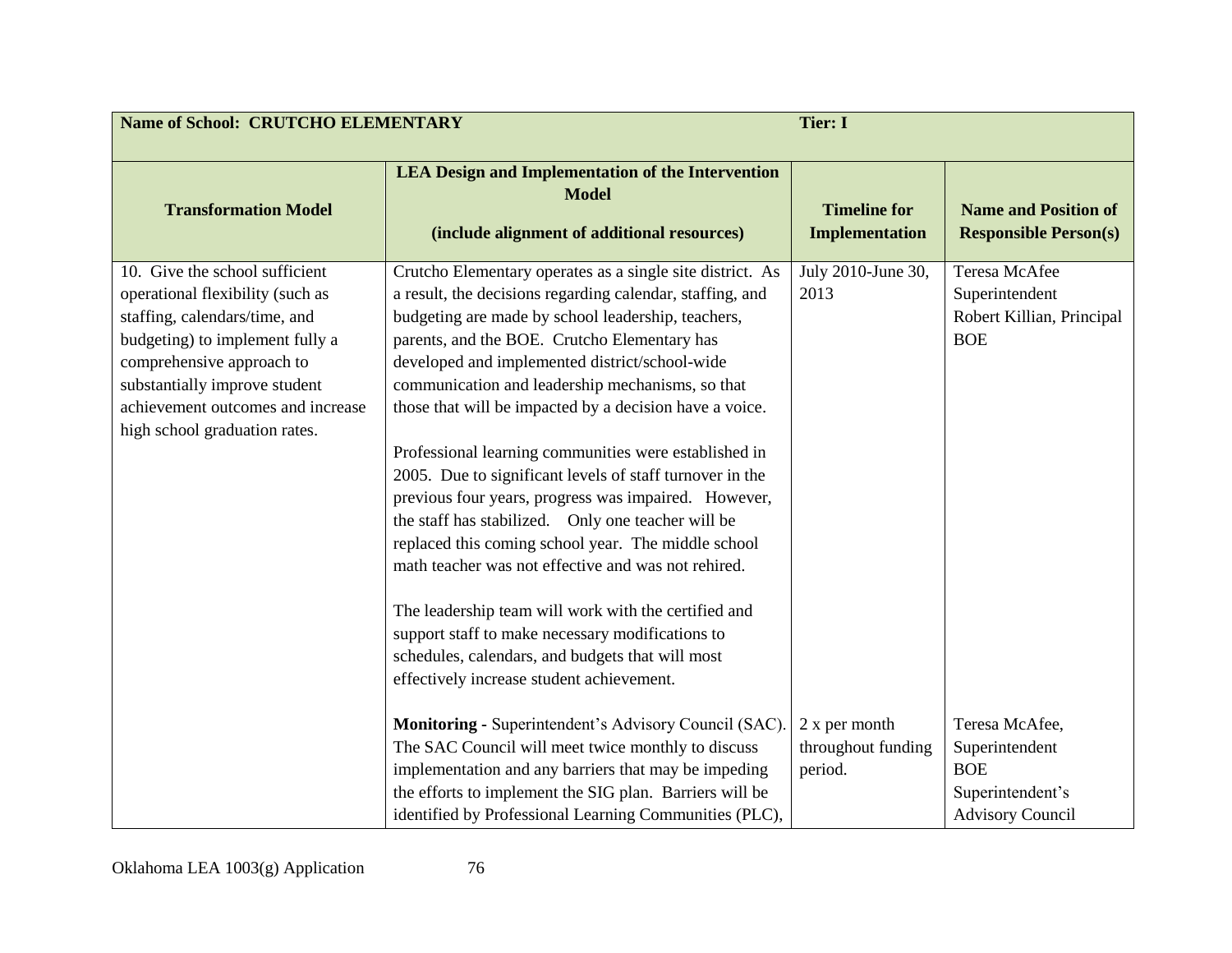| Name of School: CRUTCHO ELEMENTARY | | Tier: I | |
|---|---|---|---|
| **Transformation Model** | **LEA Design and Implementation of the Intervention Model**<br><br>**(include alignment of additional resources)** | **Timeline for Implementation** | **Name and Position of Responsible Person(s)** |
| 10. Give the school sufficient operational flexibility (such as staffing, calendars/time, and budgeting) to implement fully a comprehensive approach to substantially improve student achievement outcomes and increase high school graduation rates. | Crutcho Elementary operates as a single site district. As a result, the decisions regarding calendar, staffing, and budgeting are made by school leadership, teachers, parents, and the BOE. Crutcho Elementary has developed and implemented district/school-wide communication and leadership mechanisms, so that those that will be impacted by a decision have a voice.<br><br>Professional learning communities were established in 2005. Due to significant levels of staff turnover in the previous four years, progress was impaired. However, the staff has stabilized. Only one teacher will be replaced this coming school year. The middle school math teacher was not effective and was not rehired.<br><br>The leadership team will work with the certified and support staff to make necessary modifications to schedules, calendars, and budgets that will most effectively increase student achievement. | July 2010-June 30, 2013 | Teresa McAfee Superintendent<br>Robert Killian, Principal<br>BOE |
| | **Monitoring -** Superintendent's Advisory Council (SAC). The SAC Council will meet twice monthly to discuss implementation and any barriers that may be impeding the efforts to implement the SIG plan. Barriers will be identified by Professional Learning Communities (PLC), | 2 x per month throughout funding period. | Teresa McAfee, Superintendent<br>BOE<br>Superintendent's Advisory Council |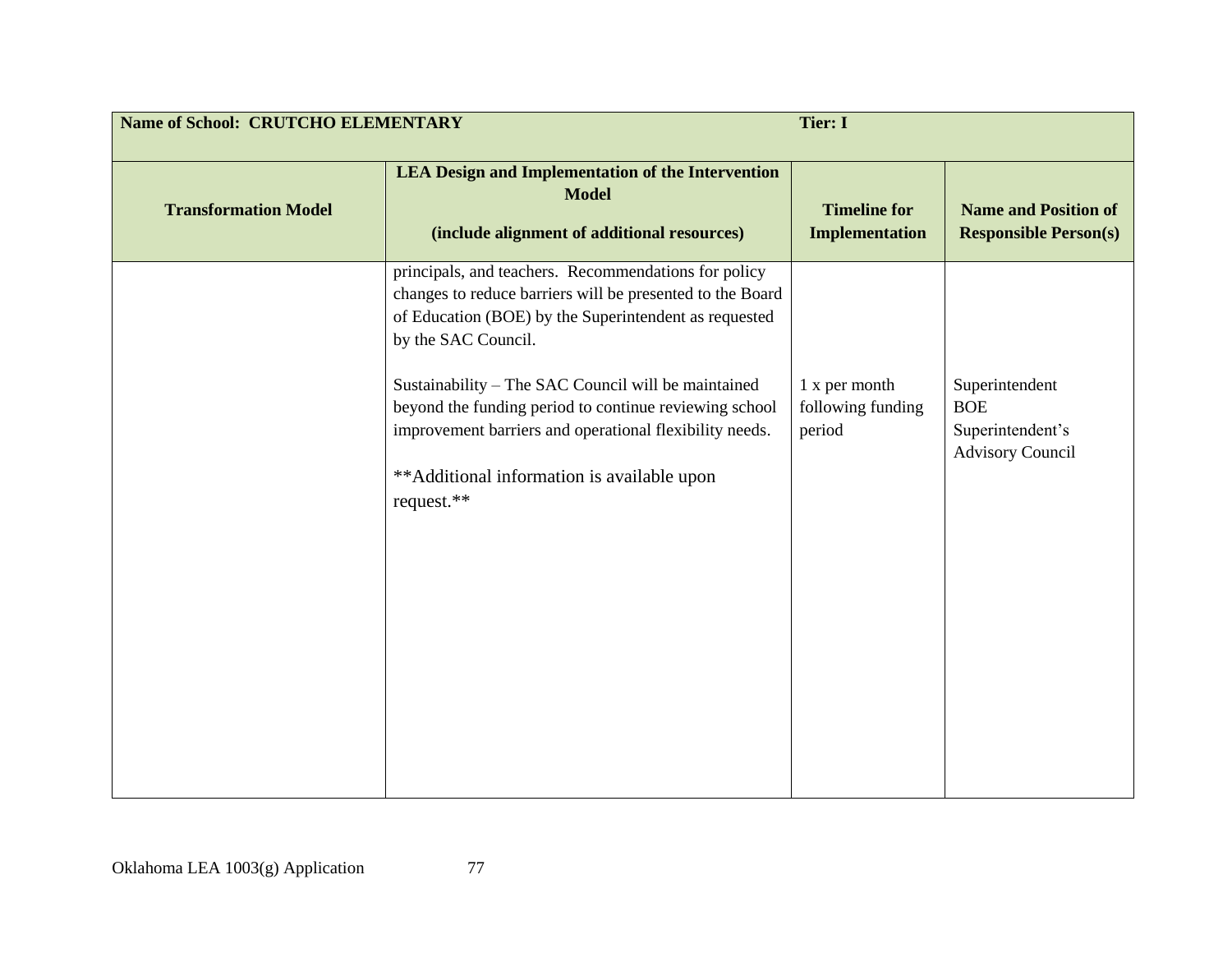| Name of School: CRUTCHO ELEMENTARY | | Tier: I | |
|---|---|---|---|
| **Transformation Model** | **LEA Design and Implementation of the Intervention Model**<br><br>**(include alignment of additional resources)** | **Timeline for Implementation** | **Name and Position of Responsible Person(s)** |
| | principals, and teachers. Recommendations for policy changes to reduce barriers will be presented to the Board of Education (BOE) by the Superintendent as requested by the SAC Council.<br><br>Sustainability – The SAC Council will be maintained beyond the funding period to continue reviewing school improvement barriers and operational flexibility needs.<br><br>**Additional information is available upon request.** | 1 x per month following funding period | Superintendent<br>BOE<br>Superintendent's Advisory Council |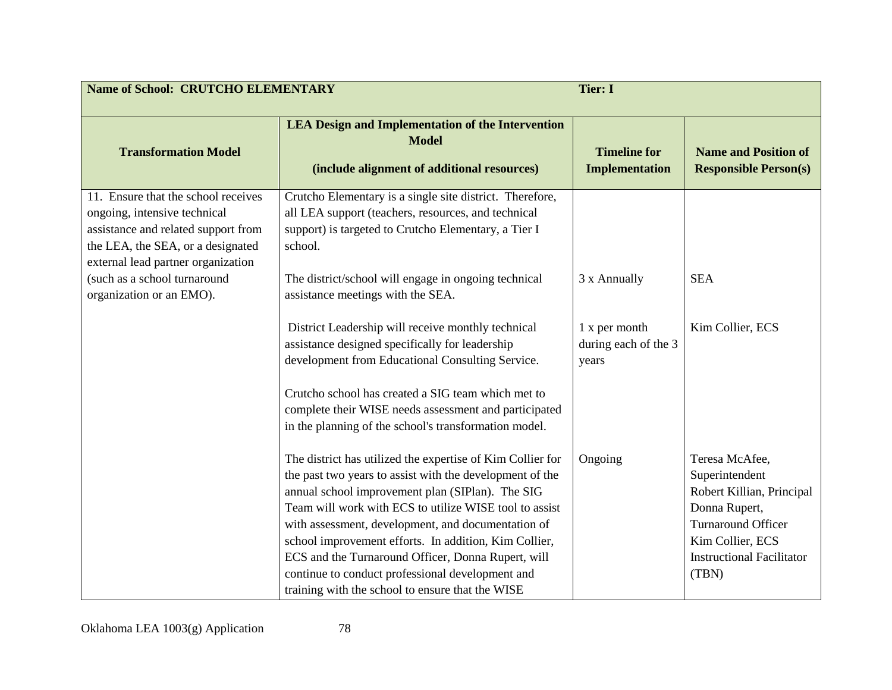| Name of School: CRUTCHO ELEMENTARY | | Tier: I | |
|---|---|---|---|
| **Transformation Model** | **LEA Design and Implementation of the Intervention Model (include alignment of additional resources)** | **Timeline for Implementation** | **Name and Position of Responsible Person(s)** |
| 11. Ensure that the school receives ongoing, intensive technical assistance and related support from the LEA, the SEA, or a designated external lead partner organization (such as a school turnaround organization or an EMO). | Crutcho Elementary is a single site district. Therefore, all LEA support (teachers, resources, and technical support) is targeted to Crutcho Elementary, a Tier I school. | | |
| | The district/school will engage in ongoing technical assistance meetings with the SEA. | 3 x Annually | SEA |
| | District Leadership will receive monthly technical assistance designed specifically for leadership development from Educational Consulting Service. | 1 x per month during each of the 3 years | Kim Collier, ECS |
| | Crutcho school has created a SIG team which met to complete their WISE needs assessment and participated in the planning of the school's transformation model. | | |
| | The district has utilized the expertise of Kim Collier for the past two years to assist with the development of the annual school improvement plan (SIPlan). The SIG Team will work with ECS to utilize WISE tool to assist with assessment, development, and documentation of school improvement efforts. In addition, Kim Collier, ECS and the Turnaround Officer, Donna Rupert, will continue to conduct professional development and training with the school to ensure that the WISE | Ongoing | Teresa McAfee, Superintendent<br>Robert Killian, Principal<br>Donna Rupert, Turnaround Officer<br>Kim Collier, ECS<br>Instructional Facilitator (TBN) |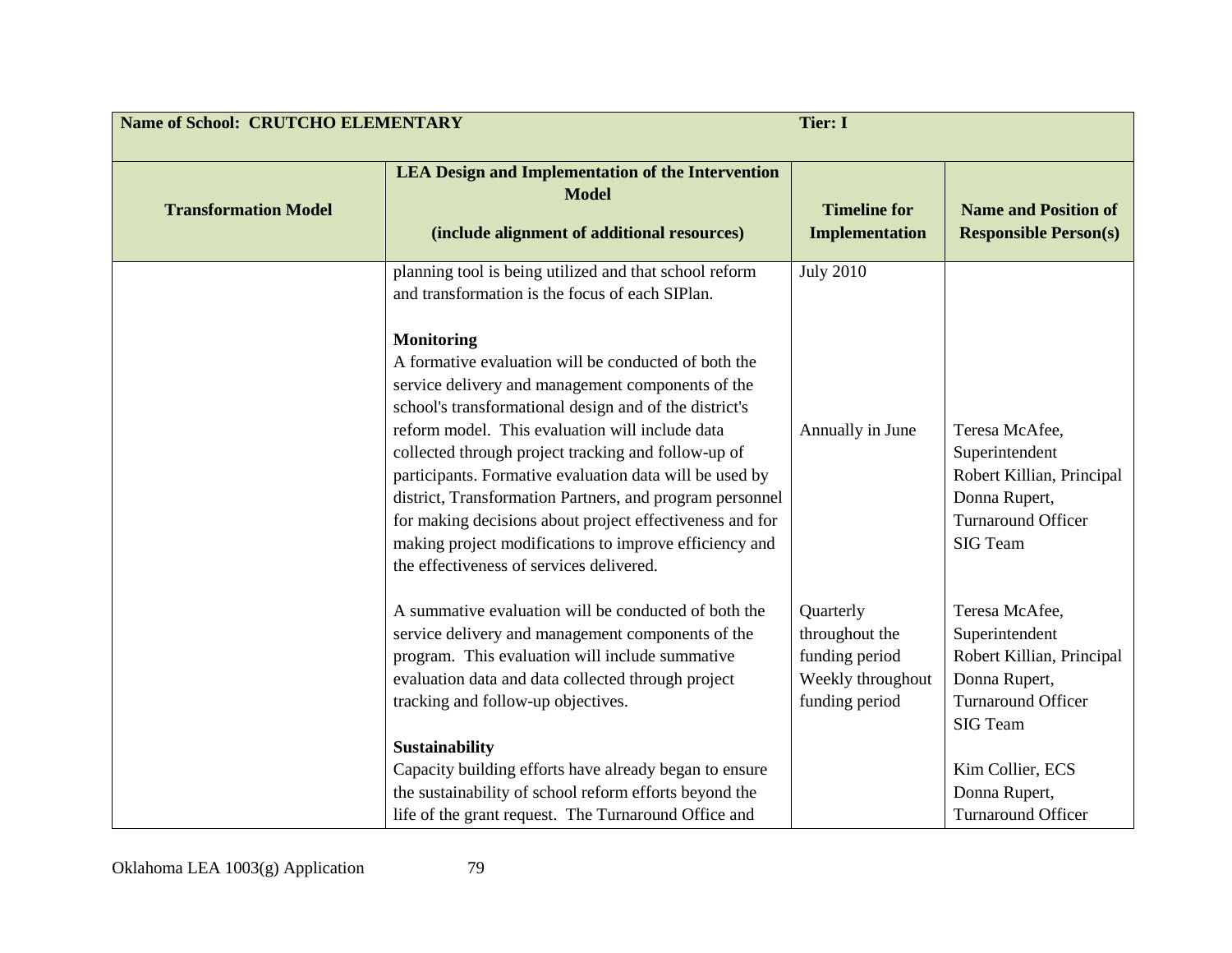| Name of School: CRUTCHO ELEMENTARY | | Tier: I | |
|---|---|---|---|
| **Transformation Model** | **LEA Design and Implementation of the Intervention Model**<br><br>**(include alignment of additional resources)** | **Timeline for Implementation** | **Name and Position of Responsible Person(s)** |
| | planning tool is being utilized and that school reform and transformation is the focus of each SIPlan. | July 2010 | |
| | **Monitoring**<br>A formative evaluation will be conducted of both the service delivery and management components of the school's transformational design and of the district's reform model. This evaluation will include data collected through project tracking and follow-up of participants. Formative evaluation data will be used by district, Transformation Partners, and program personnel for making decisions about project effectiveness and for making project modifications to improve efficiency and the effectiveness of services delivered. | Annually in June | Teresa McAfee, Superintendent<br>Robert Killian, Principal<br>Donna Rupert, Turnaround Officer<br>SIG Team |
| | A summative evaluation will be conducted of both the service delivery and management components of the program. This evaluation will include summative evaluation data and data collected through project tracking and follow-up objectives. | Quarterly throughout the funding period<br>Weekly throughout funding period | Teresa McAfee, Superintendent<br>Robert Killian, Principal<br>Donna Rupert, Turnaround Officer<br>SIG Team |
| | **Sustainability**<br>Capacity building efforts have already began to ensure the sustainability of school reform efforts beyond the life of the grant request. The Turnaround Office and | | Kim Collier, ECS<br>Donna Rupert, Turnaround Officer |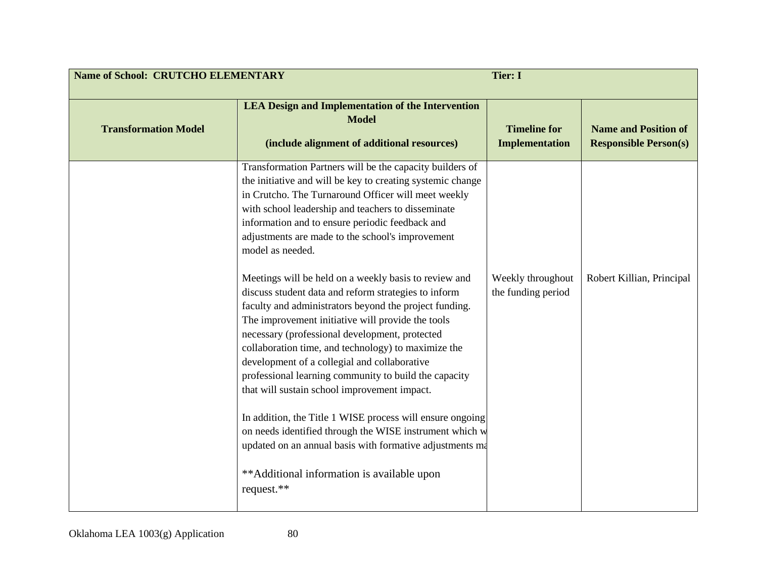| Name of School: CRUTCHO ELEMENTARY | | Tier: I | |
|---|---|---|---|
| **Transformation Model** | **LEA Design and Implementation of the Intervention Model**<br><br>**(include alignment of additional resources)** | **Timeline for Implementation** | **Name and Position of Responsible Person(s)** |
| | Transformation Partners will be the capacity builders of the initiative and will be key to creating systemic change in Crutcho. The Turnaround Officer will meet weekly with school leadership and teachers to disseminate information and to ensure periodic feedback and adjustments are made to the school's improvement model as needed.<br><br>Meetings will be held on a weekly basis to review and discuss student data and reform strategies to inform faculty and administrators beyond the project funding. The improvement initiative will provide the tools necessary (professional development, protected collaboration time, and technology) to maximize the development of a collegial and collaborative professional learning community to build the capacity that will sustain school improvement impact.<br><br>In addition, the Title 1 WISE process will ensure ongoing on needs identified through the WISE instrument which w updated on an annual basis with formative adjustments ma<br><br>**Additional information is available upon request.** | Weekly throughout the funding period | Robert Killian, Principal |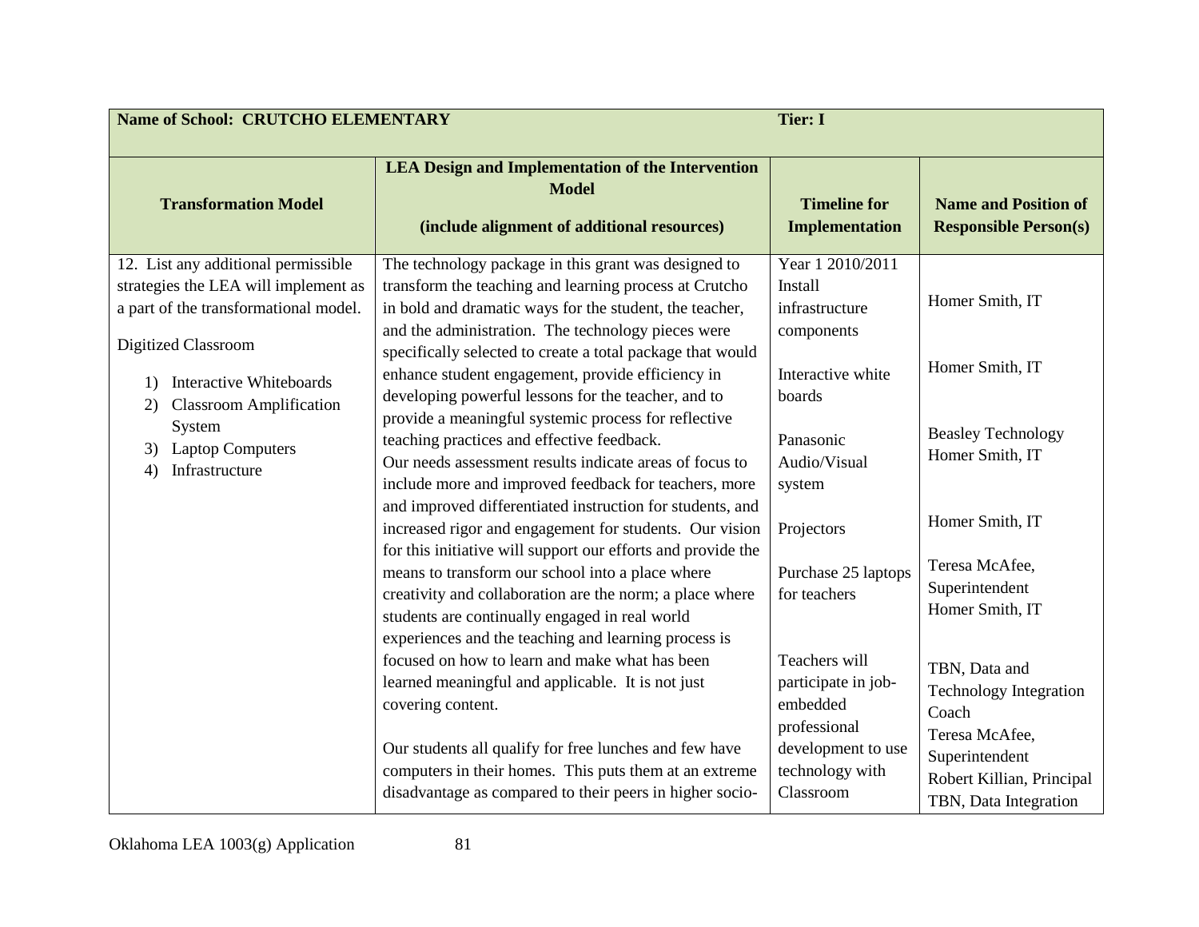| Name of School: CRUTCHO ELEMENTARY | | Tier: I | |
|---|---|---|---|
| **Transformation Model** | **LEA Design and Implementation of the Intervention Model**<br><br>**(include alignment of additional resources)** | **Timeline for Implementation** | **Name and Position of Responsible Person(s)** |
| 12. List any additional permissible strategies the LEA will implement as a part of the transformational model.<br><br>Digitized Classroom<br><br>1) Interactive Whiteboards<br>2) Classroom Amplification System<br>3) Laptop Computers<br>4) Infrastructure | The technology package in this grant was designed to transform the teaching and learning process at Crutcho in bold and dramatic ways for the student, the teacher, and the administration. The technology pieces were specifically selected to create a total package that would enhance student engagement, provide efficiency in developing powerful lessons for the teacher, and to provide a meaningful systemic process for reflective teaching practices and effective feedback.<br>Our needs assessment results indicate areas of focus to include more and improved feedback for teachers, more and improved differentiated instruction for students, and increased rigor and engagement for students. Our vision for this initiative will support our efforts and provide the means to transform our school into a place where creativity and collaboration are the norm; a place where students are continually engaged in real world experiences and the teaching and learning process is focused on how to learn and make what has been learned meaningful and applicable. It is not just covering content.<br><br>Our students all qualify for free lunches and few have computers in their homes. This puts them at an extreme disadvantage as compared to their peers in higher socio- | Year 1 2010/2011<br>Install infrastructure components<br><br>Interactive white boards<br><br>Panasonic Audio/Visual system<br><br>Projectors<br><br>Purchase 25 laptops for teachers<br><br>Teachers will participate in job-embedded professional development to use technology with Classroom | Homer Smith, IT<br><br>Homer Smith, IT<br><br>Beasley Technology<br>Homer Smith, IT<br><br>Homer Smith, IT<br><br>Teresa McAfee, Superintendent<br>Homer Smith, IT<br><br>TBN, Data and Technology Integration Coach<br>Teresa McAfee, Superintendent<br>Robert Killian, Principal<br>TBN, Data Integration |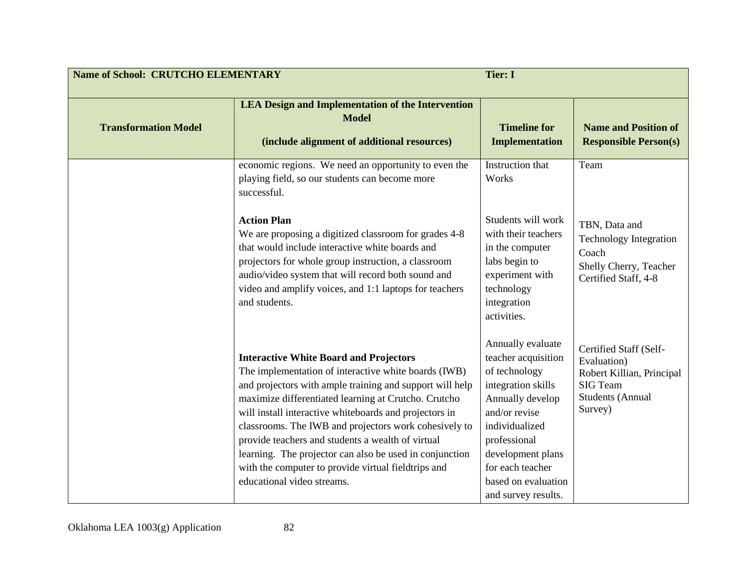| Name of School: CRUTCHO ELEMENTARY | | Tier: I | |
|---|---|---|---|
| **Transformation Model** | **LEA Design and Implementation of the Intervention Model**<br><br>**(include alignment of additional resources)** | **Timeline for Implementation** | **Name and Position of Responsible Person(s)** |
| | economic regions. We need an opportunity to even the playing field, so our students can become more successful. | Instruction that Works | Team |
| | **Action Plan**<br>We are proposing a digitized classroom for grades 4-8 that would include interactive white boards and projectors for whole group instruction, a classroom audio/video system that will record both sound and video and amplify voices, and 1:1 laptops for teachers and students. | Students will work with their teachers in the computer labs begin to experiment with technology integration activities. | TBN, Data and Technology Integration Coach<br>Shelly Cherry, Teacher<br>Certified Staff, 4-8 |
| | **Interactive White Board and Projectors**<br>The implementation of interactive white boards (IWB) and projectors with ample training and support will help maximize differentiated learning at Crutcho. Crutcho will install interactive whiteboards and projectors in classrooms. The IWB and projectors work cohesively to provide teachers and students a wealth of virtual learning. The projector can also be used in conjunction with the computer to provide virtual fieldtrips and educational video streams. | Annually evaluate teacher acquisition of technology integration skills<br>Annually develop and/or revise individualized professional development plans for each teacher based on evaluation and survey results. | Certified Staff (Self-Evaluation)<br>Robert Killian, Principal<br>SIG Team<br>Students (Annual Survey) |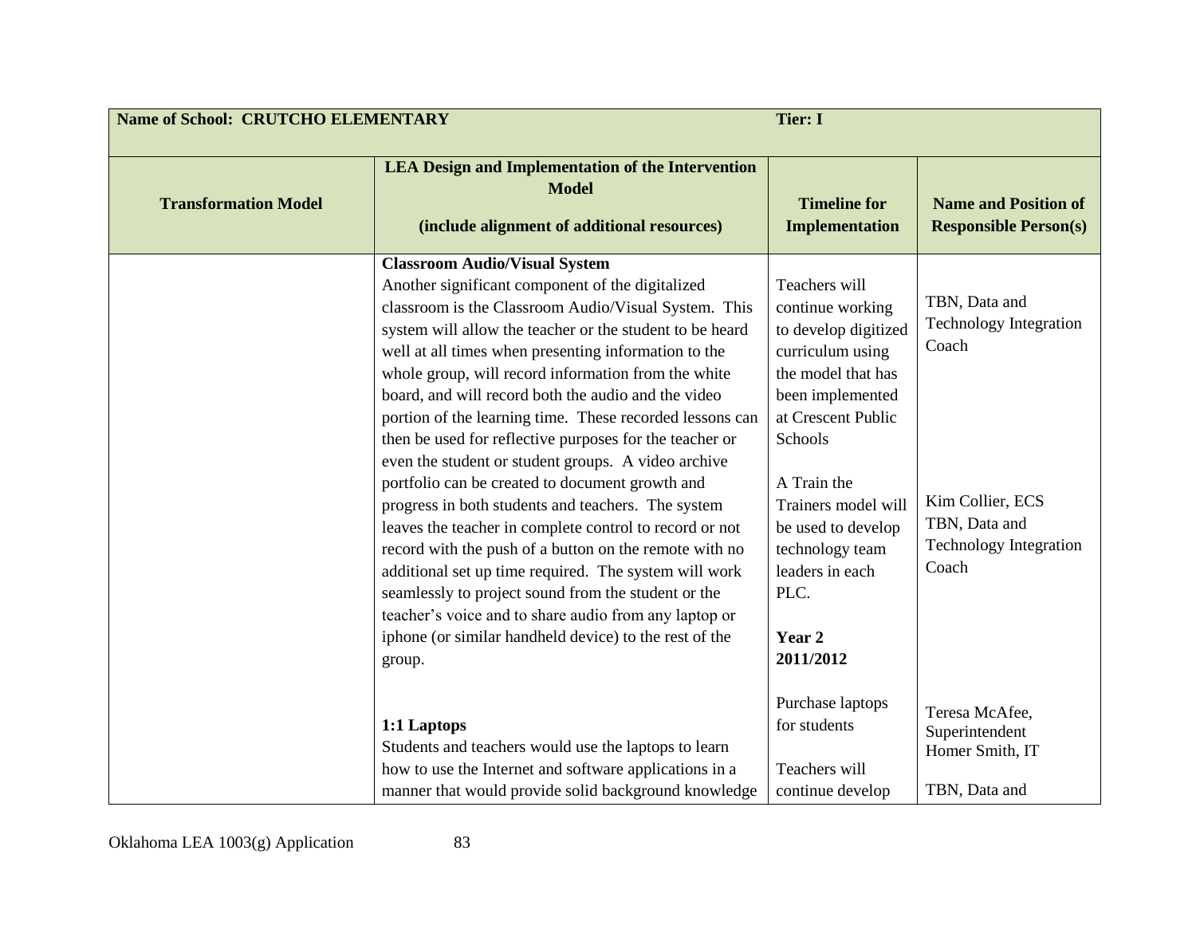| Name of School: CRUTCHO ELEMENTARY | | Tier: I | |
|---|---|---|---|
| **Transformation Model** | **LEA Design and Implementation of the Intervention Model**<br><br>**(include alignment of additional resources)** | **Timeline for Implementation** | **Name and Position of Responsible Person(s)** |
| | **Classroom Audio/Visual System**<br>Another significant component of the digitalized classroom is the Classroom Audio/Visual System. This system will allow the teacher or the student to be heard well at all times when presenting information to the whole group, will record information from the white board, and will record both the audio and the video portion of the learning time. These recorded lessons can then be used for reflective purposes for the teacher or even the student or student groups. A video archive portfolio can be created to document growth and progress in both students and teachers. The system leaves the teacher in complete control to record or not record with the push of a button on the remote with no additional set up time required. The system will work seamlessly to project sound from the student or the teacher's voice and to share audio from any laptop or iphone (or similar handheld device) to the rest of the group.<br><br>**1:1 Laptops**<br>Students and teachers would use the laptops to learn how to use the Internet and software applications in a manner that would provide solid background knowledge | Teachers will continue working to develop digitized curriculum using the model that has been implemented at Crescent Public Schools<br><br>A Train the Trainers model will be used to develop technology team leaders in each PLC.<br><br>**Year 2**<br>**2011/2012**<br><br>Purchase laptops for students<br><br>Teachers will continue develop | TBN, Data and Technology Integration Coach<br><br>Kim Collier, ECS<br>TBN, Data and Technology Integration Coach<br><br>Teresa McAfee, Superintendent<br>Homer Smith, IT<br><br>TBN, Data and |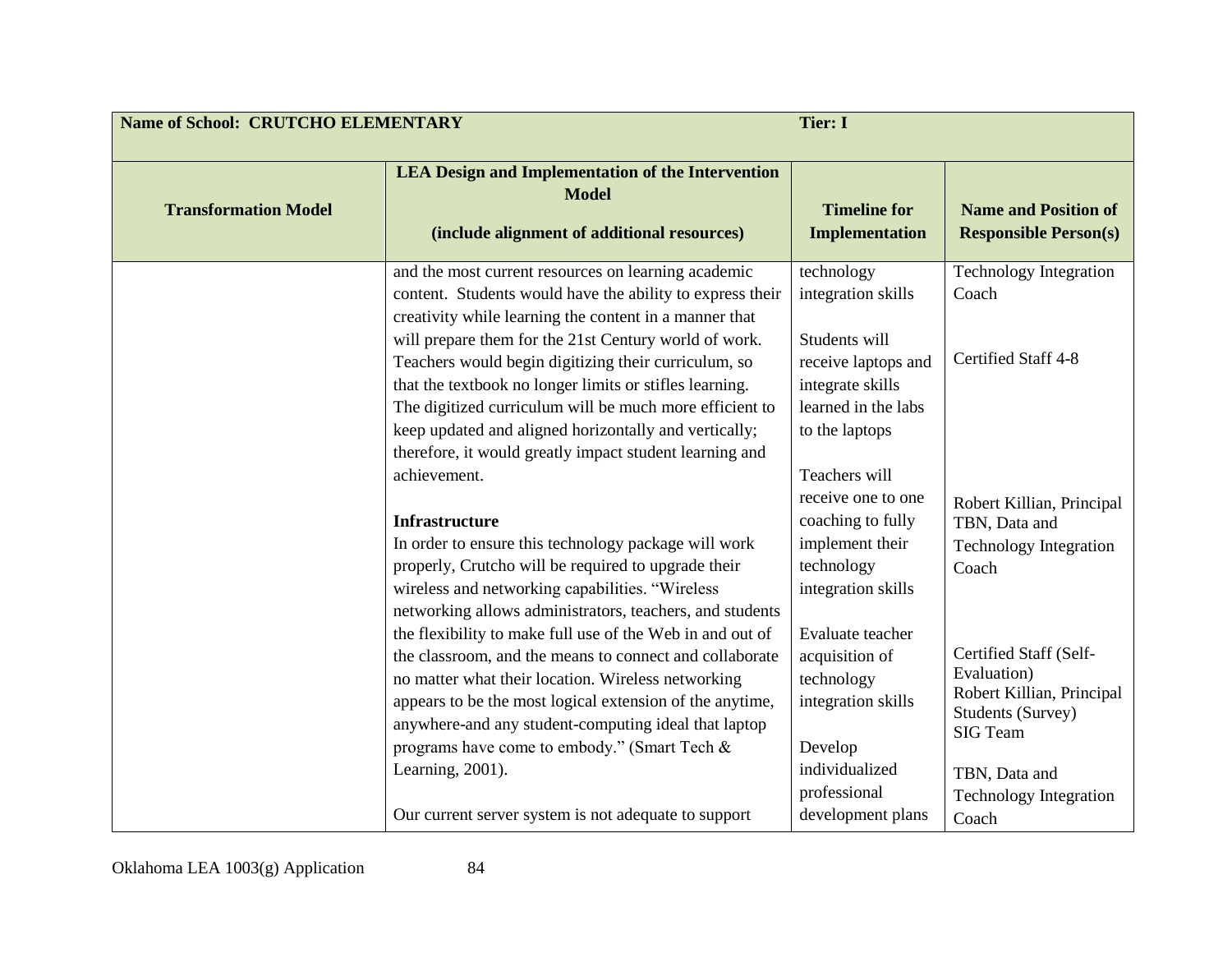| Name of School: CRUTCHO ELEMENTARY | | Tier: I | |
|---|---|---|---|
| **Transformation Model** | **LEA Design and Implementation of the Intervention Model (include alignment of additional resources)** | **Timeline for Implementation** | **Name and Position of Responsible Person(s)** |
| | and the most current resources on learning academic content. Students would have the ability to express their creativity while learning the content in a manner that will prepare them for the 21st Century world of work. Teachers would begin digitizing their curriculum, so that the textbook no longer limits or stifles learning. The digitized curriculum will be much more efficient to keep updated and aligned horizontally and vertically; therefore, it would greatly impact student learning and achievement.<br><br>**Infrastructure**<br>In order to ensure this technology package will work properly, Crutcho will be required to upgrade their wireless and networking capabilities. "Wireless networking allows administrators, teachers, and students the flexibility to make full use of the Web in and out of the classroom, and the means to connect and collaborate no matter what their location. Wireless networking appears to be the most logical extension of the anytime, anywhere-and any student-computing ideal that laptop programs have come to embody." (Smart Tech & Learning, 2001).<br><br>Our current server system is not adequate to support | technology integration skills<br><br>Students will receive laptops and integrate skills learned in the labs to the laptops<br><br>Teachers will receive one to one coaching to fully implement their technology integration skills<br><br>Evaluate teacher acquisition of technology integration skills<br><br>Develop individualized professional development plans | Technology Integration Coach<br><br>Certified Staff 4-8<br><br>Robert Killian, Principal<br>TBN, Data and Technology Integration Coach<br><br>Certified Staff (Self-Evaluation)<br>Robert Killian, Principal<br>Students (Survey)<br>SIG Team<br><br>TBN, Data and Technology Integration Coach |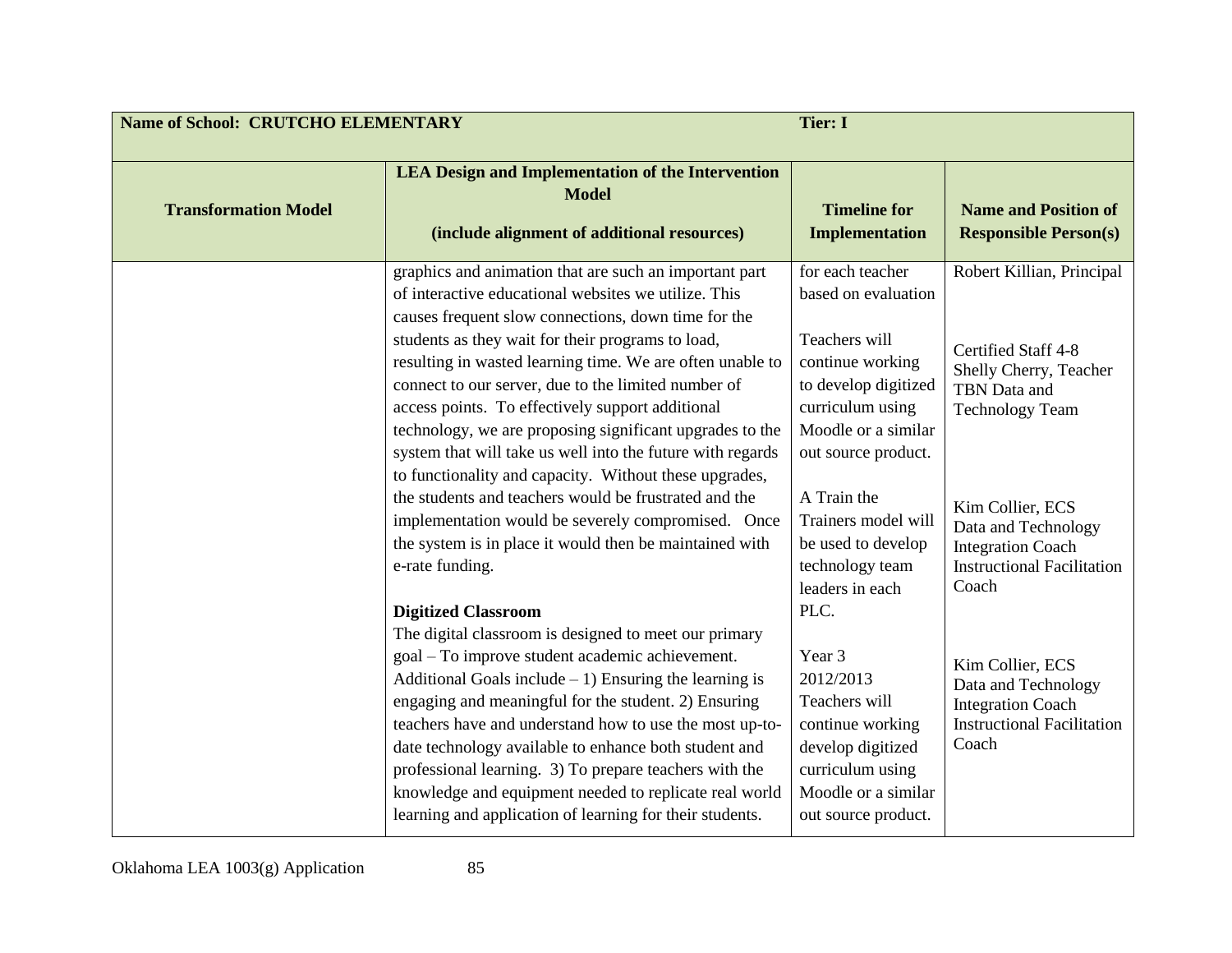| Name of School: CRUTCHO ELEMENTARY | | Tier: I | |
|---|---|---|---|
| **Transformation Model** | **LEA Design and Implementation of the Intervention Model**<br><br>**(include alignment of additional resources)** | **Timeline for Implementation** | **Name and Position of Responsible Person(s)** |
| | graphics and animation that are such an important part of interactive educational websites we utilize. This causes frequent slow connections, down time for the students as they wait for their programs to load, resulting in wasted learning time. We are often unable to connect to our server, due to the limited number of access points. To effectively support additional technology, we are proposing significant upgrades to the system that will take us well into the future with regards to functionality and capacity. Without these upgrades, the students and teachers would be frustrated and the implementation would be severely compromised. Once the system is in place it would then be maintained with e-rate funding.<br><br>**Digitized Classroom**<br>The digital classroom is designed to meet our primary goal – To improve student academic achievement. Additional Goals include – 1) Ensuring the learning is engaging and meaningful for the student. 2) Ensuring teachers have and understand how to use the most up-to-date technology available to enhance both student and professional learning. 3) To prepare teachers with the knowledge and equipment needed to replicate real world learning and application of learning for their students. | for each teacher based on evaluation<br><br>Teachers will continue working to develop digitized curriculum using Moodle or a similar out source product.<br><br>A Train the Trainers model will be used to develop technology team leaders in each PLC.<br><br>Year 3<br>2012/2013<br>Teachers will continue working develop digitized curriculum using Moodle or a similar out source product. | Robert Killian, Principal<br><br>Certified Staff 4-8<br>Shelly Cherry, Teacher<br>TBN Data and Technology Team<br><br>Kim Collier, ECS<br>Data and Technology Integration Coach<br>Instructional Facilitation Coach<br><br>Kim Collier, ECS<br>Data and Technology Integration Coach<br>Instructional Facilitation Coach |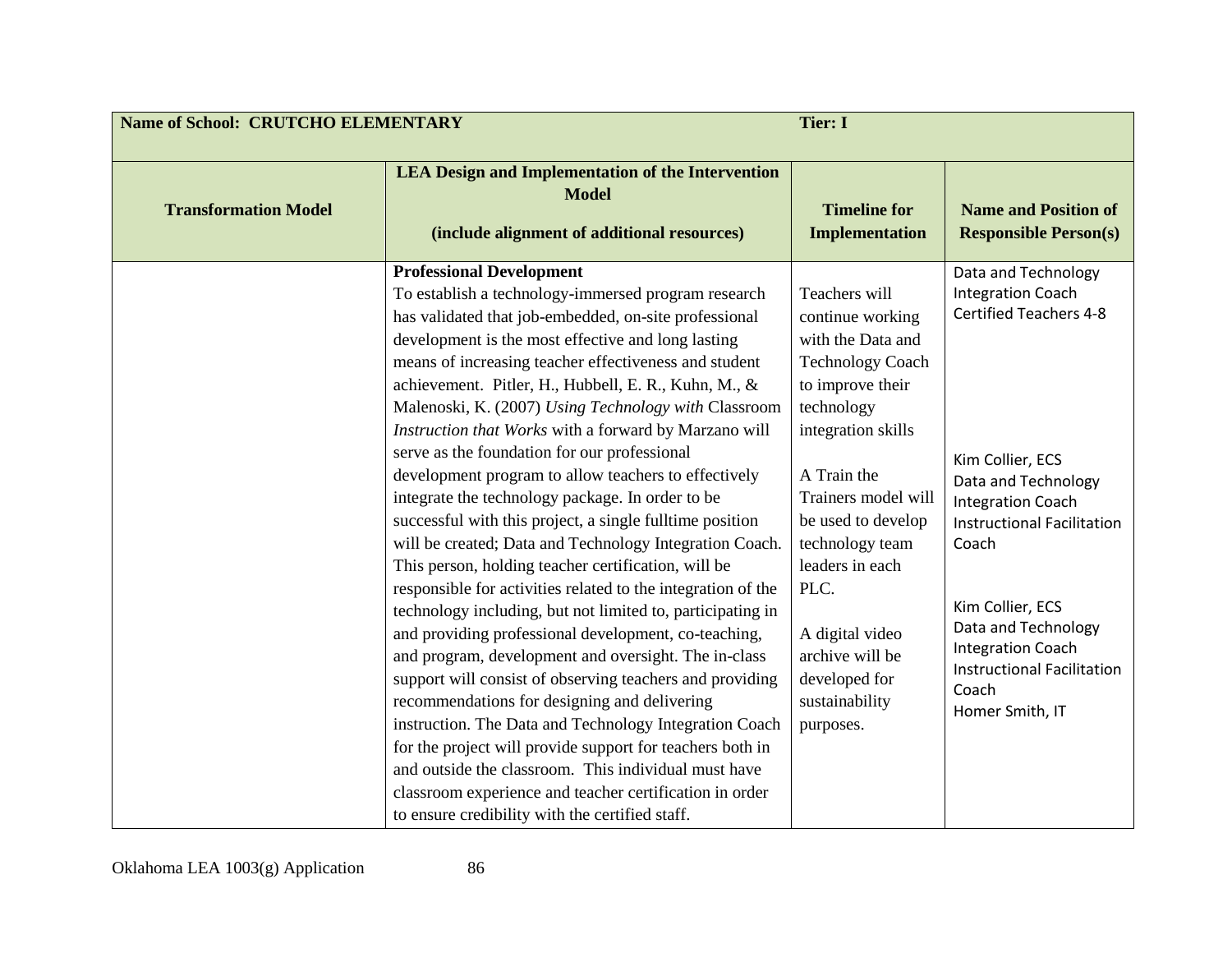| **Name of School: CRUTCHO ELEMENTARY** | | **Tier: I** | |
|---|---|---|---|
| **Transformation Model** | **LEA Design and Implementation of the Intervention Model**<br><br>**(include alignment of additional resources)** | **Timeline for Implementation** | **Name and Position of Responsible Person(s)** |
| | **Professional Development**<br>To establish a technology-immersed program research has validated that job-embedded, on-site professional development is the most effective and long lasting means of increasing teacher effectiveness and student achievement. Pitler, H., Hubbell, E. R., Kuhn, M., & Malenoski, K. (2007) *Using Technology with* Classroom *Instruction that Works* with a forward by Marzano will serve as the foundation for our professional development program to allow teachers to effectively integrate the technology package. In order to be successful with this project, a single fulltime position will be created; Data and Technology Integration Coach. This person, holding teacher certification, will be responsible for activities related to the integration of the technology including, but not limited to, participating in and providing professional development, co-teaching, and program, development and oversight. The in-class support will consist of observing teachers and providing recommendations for designing and delivering instruction. The Data and Technology Integration Coach for the project will provide support for teachers both in and outside the classroom. This individual must have classroom experience and teacher certification in order to ensure credibility with the certified staff. | Teachers will continue working with the Data and Technology Coach to improve their technology integration skills<br><br>A Train the Trainers model will be used to develop technology team leaders in each PLC.<br><br>A digital video archive will be developed for sustainability purposes. | Data and Technology Integration Coach<br>Certified Teachers 4-8<br><br>Kim Collier, ECS<br>Data and Technology Integration Coach<br>Instructional Facilitation Coach<br><br>Kim Collier, ECS<br>Data and Technology Integration Coach<br>Instructional Facilitation Coach<br>Homer Smith, IT |

Oklahoma LEA 1003(g) Application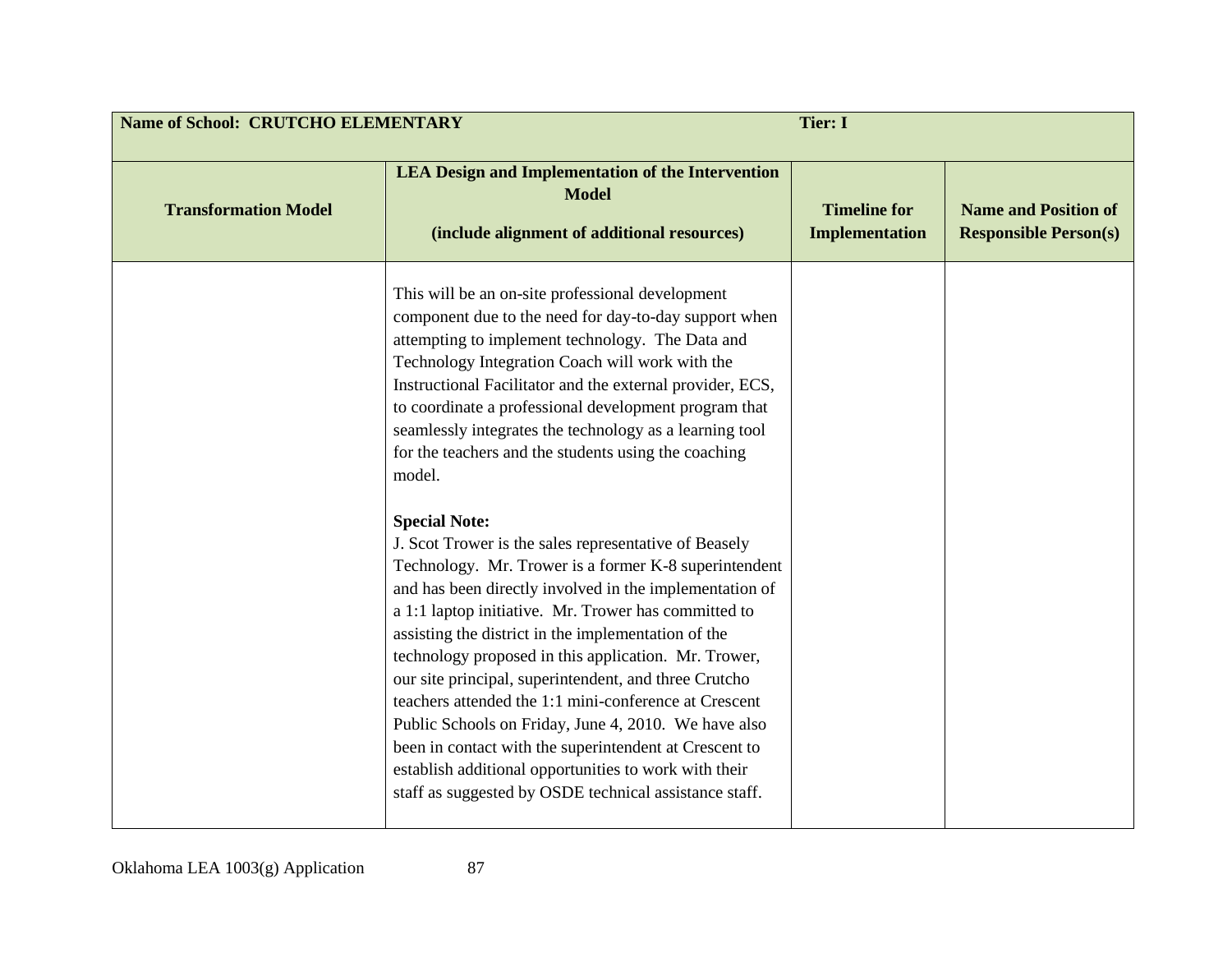| Name of School: CRUTCHO ELEMENTARY | | Tier: I | |
|---|---|---|---|
| **Transformation Model** | **LEA Design and Implementation of the Intervention Model**<br><br>**(include alignment of additional resources)** | **Timeline for Implementation** | **Name and Position of Responsible Person(s)** |
| | This will be an on-site professional development component due to the need for day-to-day support when attempting to implement technology. The Data and Technology Integration Coach will work with the Instructional Facilitator and the external provider, ECS, to coordinate a professional development program that seamlessly integrates the technology as a learning tool for the teachers and the students using the coaching model.<br><br>**Special Note:**<br>J. Scot Trower is the sales representative of Beasely Technology. Mr. Trower is a former K-8 superintendent and has been directly involved in the implementation of a 1:1 laptop initiative. Mr. Trower has committed to assisting the district in the implementation of the technology proposed in this application. Mr. Trower, our site principal, superintendent, and three Crutcho teachers attended the 1:1 mini-conference at Crescent Public Schools on Friday, June 4, 2010. We have also been in contact with the superintendent at Crescent to establish additional opportunities to work with their staff as suggested by OSDE technical assistance staff. | | |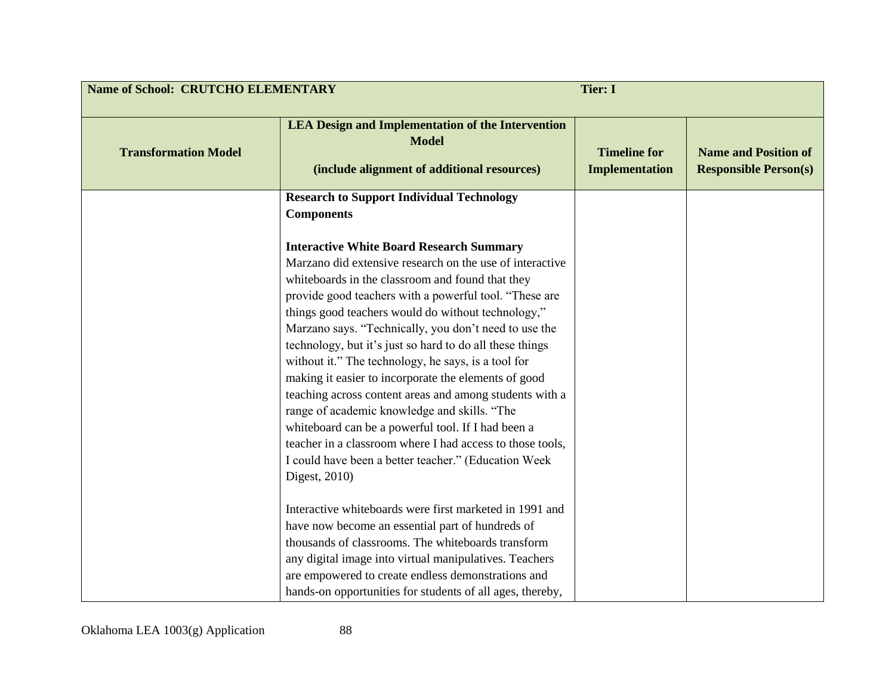| Name of School: CRUTCHO ELEMENTARY | Tier: I | | |
|---|---|---|---|
| **Transformation Model** | **LEA Design and Implementation of the Intervention Model**<br><br>**(include alignment of additional resources)** | **Timeline for Implementation** | **Name and Position of Responsible Person(s)** |
| | **Research to Support Individual Technology Components**<br><br>**Interactive White Board Research Summary**<br>Marzano did extensive research on the use of interactive whiteboards in the classroom and found that they provide good teachers with a powerful tool. "These are things good teachers would do without technology," Marzano says. "Technically, you don't need to use the technology, but it's just so hard to do all these things without it." The technology, he says, is a tool for making it easier to incorporate the elements of good teaching across content areas and among students with a range of academic knowledge and skills. "The whiteboard can be a powerful tool. If I had been a teacher in a classroom where I had access to those tools, I could have been a better teacher." (Education Week Digest, 2010)<br><br>Interactive whiteboards were first marketed in 1991 and have now become an essential part of hundreds of thousands of classrooms. The whiteboards transform any digital image into virtual manipulatives. Teachers are empowered to create endless demonstrations and hands-on opportunities for students of all ages, thereby, | | |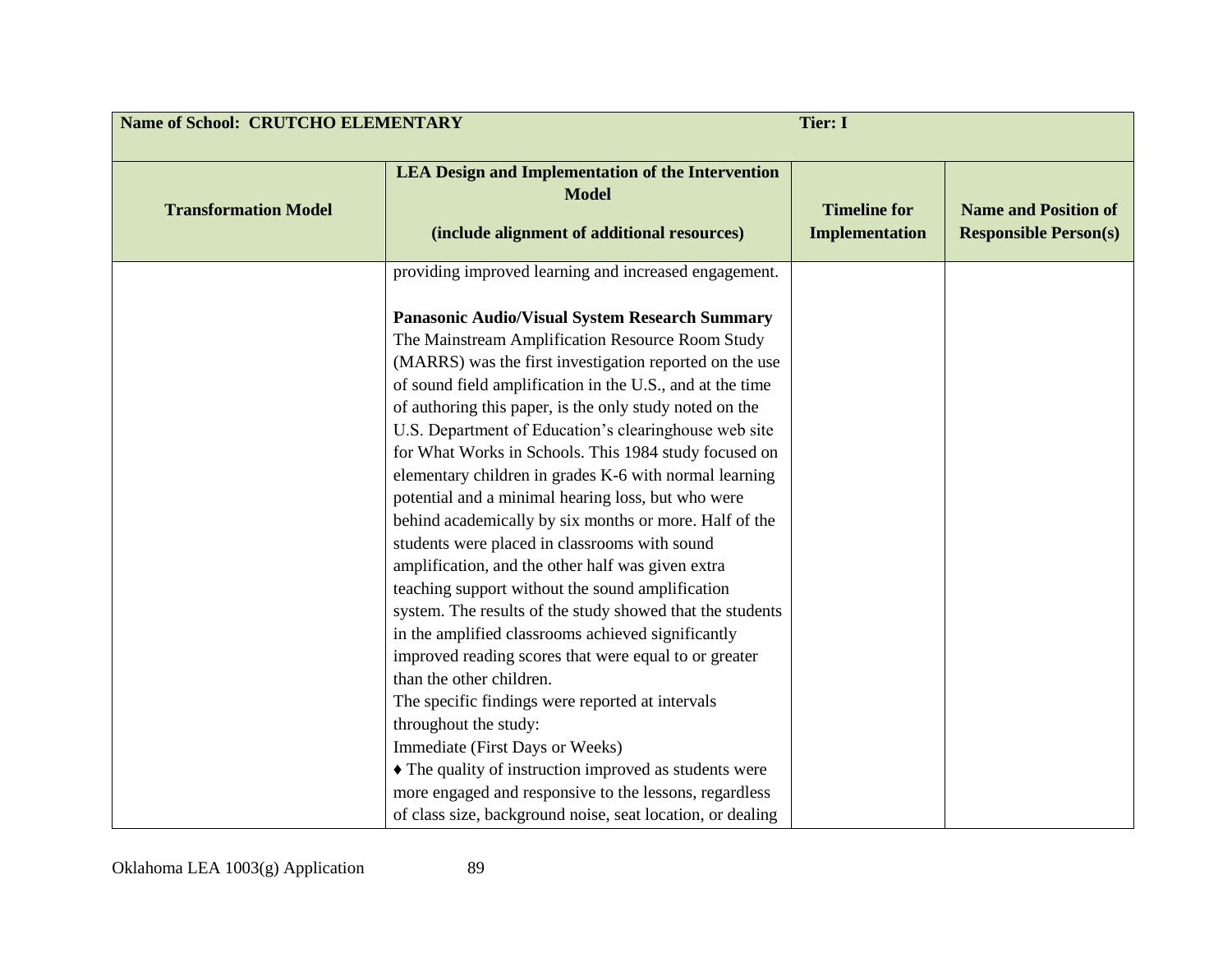| Name of School: CRUTCHO ELEMENTARY | Tier: I | | |
|---|---|---|---|
| **Transformation Model** | **LEA Design and Implementation of the Intervention Model**<br><br>**(include alignment of additional resources)** | **Timeline for Implementation** | **Name and Position of Responsible Person(s)** |
| | providing improved learning and increased engagement.<br><br>**Panasonic Audio/Visual System Research Summary**<br>The Mainstream Amplification Resource Room Study (MARRS) was the first investigation reported on the use of sound field amplification in the U.S., and at the time of authoring this paper, is the only study noted on the U.S. Department of Education's clearinghouse web site for What Works in Schools. This 1984 study focused on elementary children in grades K-6 with normal learning potential and a minimal hearing loss, but who were behind academically by six months or more. Half of the students were placed in classrooms with sound amplification, and the other half was given extra teaching support without the sound amplification system. The results of the study showed that the students in the amplified classrooms achieved significantly improved reading scores that were equal to or greater than the other children.<br>The specific findings were reported at intervals throughout the study:<br>Immediate (First Days or Weeks)<br>♦ The quality of instruction improved as students were more engaged and responsive to the lessons, regardless of class size, background noise, seat location, or dealing | | |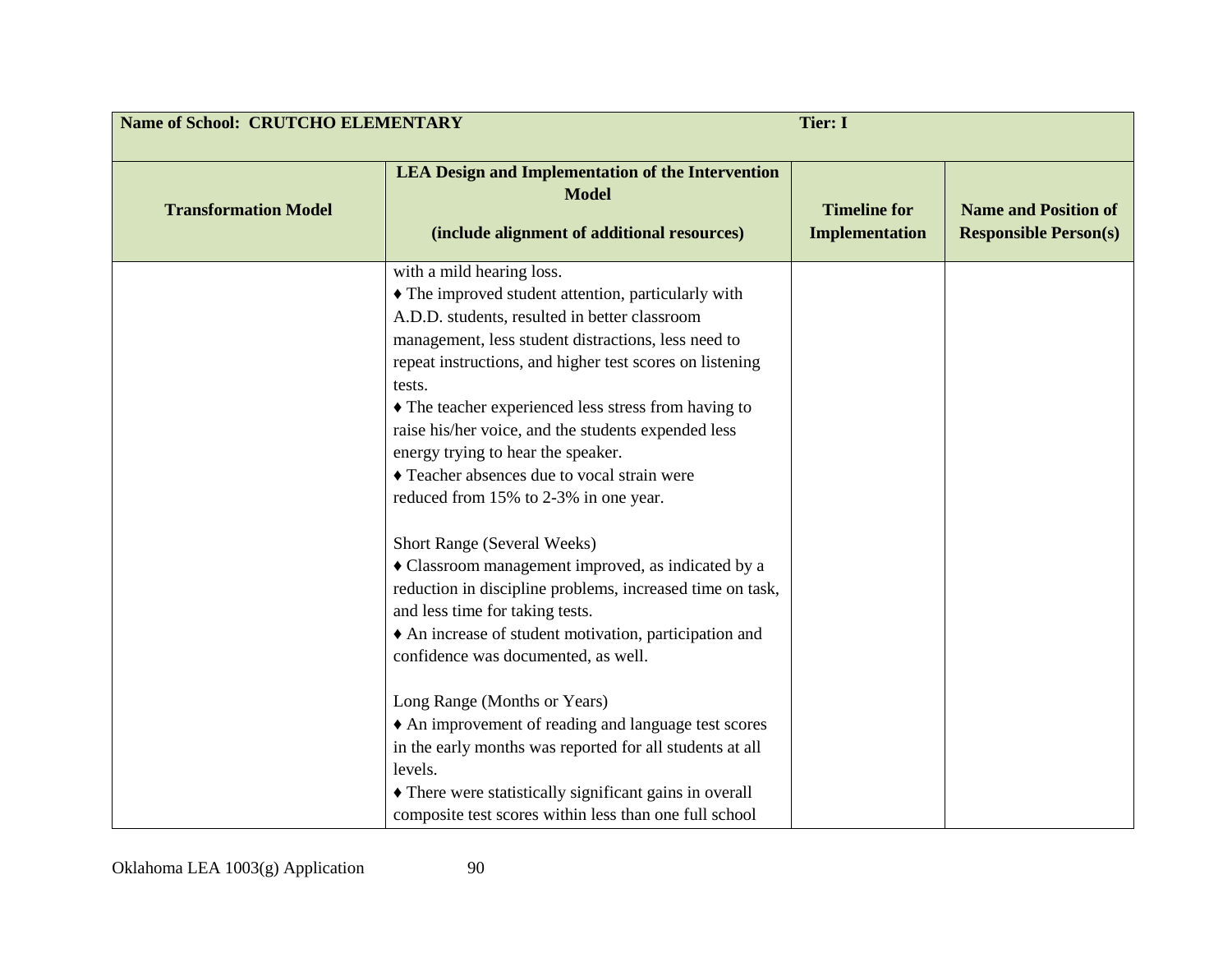| Name of School: CRUTCHO ELEMENTARY | | Tier: I | |
|---|---|---|---|
| **Transformation Model** | **LEA Design and Implementation of the Intervention Model**<br><br>**(include alignment of additional resources)** | **Timeline for Implementation** | **Name and Position of Responsible Person(s)** |
| | with a mild hearing loss.<br>♦ The improved student attention, particularly with A.D.D. students, resulted in better classroom management, less student distractions, less need to repeat instructions, and higher test scores on listening tests.<br>♦ The teacher experienced less stress from having to raise his/her voice, and the students expended less energy trying to hear the speaker.<br>♦ Teacher absences due to vocal strain were reduced from 15% to 2-3% in one year.<br><br>Short Range (Several Weeks)<br>♦ Classroom management improved, as indicated by a reduction in discipline problems, increased time on task, and less time for taking tests.<br>♦ An increase of student motivation, participation and confidence was documented, as well.<br><br>Long Range (Months or Years)<br>♦ An improvement of reading and language test scores in the early months was reported for all students at all levels.<br>♦ There were statistically significant gains in overall composite test scores within less than one full school | | |

Oklahoma LEA 1003(g) Application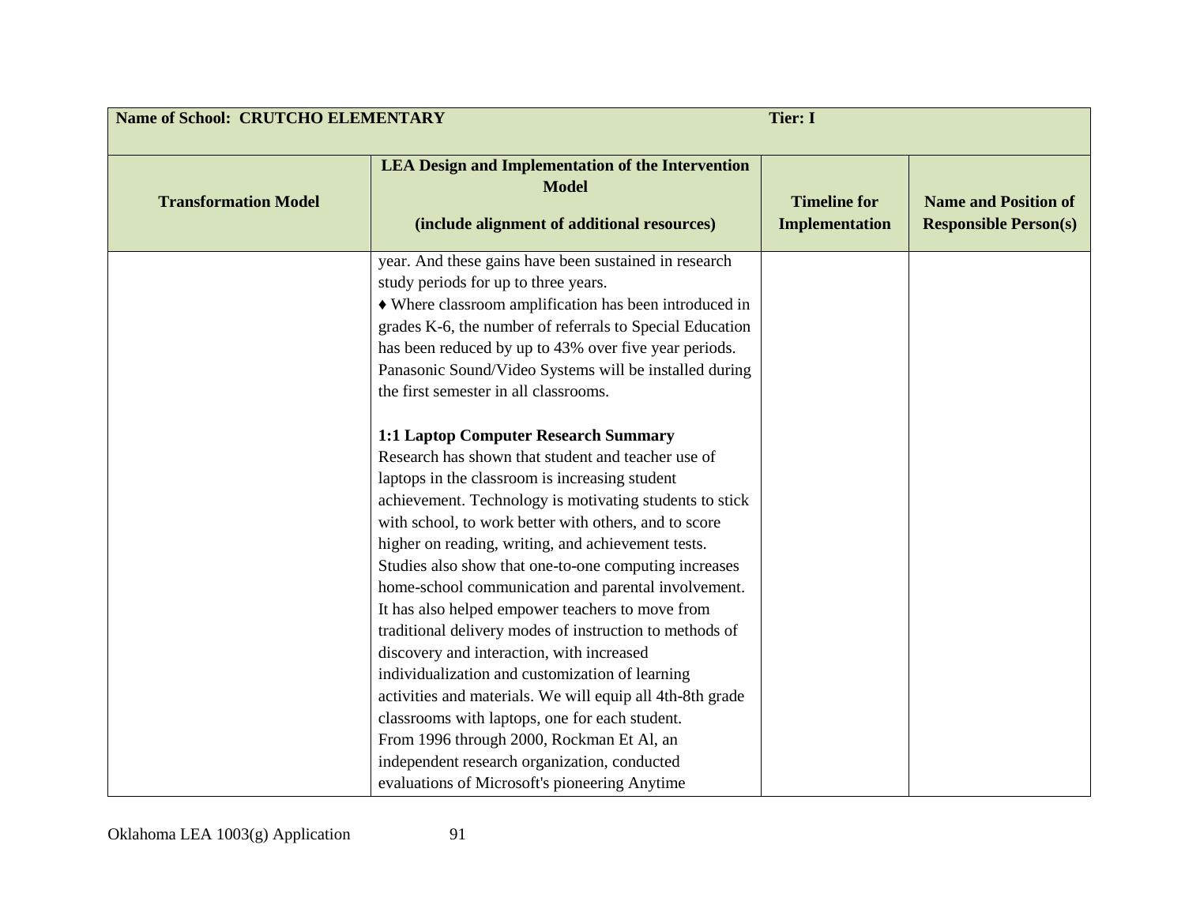| Name of School: CRUTCHO ELEMENTARY | | Tier: I | |
|---|---|---|---|
| **Transformation Model** | **LEA Design and Implementation of the Intervention Model**<br><br>**(include alignment of additional resources)** | **Timeline for Implementation** | **Name and Position of Responsible Person(s)** |
| | year. And these gains have been sustained in research study periods for up to three years.<br>♦ Where classroom amplification has been introduced in grades K-6, the number of referrals to Special Education has been reduced by up to 43% over five year periods. Panasonic Sound/Video Systems will be installed during the first semester in all classrooms.<br><br>**1:1 Laptop Computer Research Summary**<br>Research has shown that student and teacher use of laptops in the classroom is increasing student achievement. Technology is motivating students to stick with school, to work better with others, and to score higher on reading, writing, and achievement tests. Studies also show that one-to-one computing increases home-school communication and parental involvement. It has also helped empower teachers to move from traditional delivery modes of instruction to methods of discovery and interaction, with increased individualization and customization of learning activities and materials. We will equip all 4th-8th grade classrooms with laptops, one for each student.<br>From 1996 through 2000, Rockman Et Al, an independent research organization, conducted evaluations of Microsoft's pioneering Anytime | | |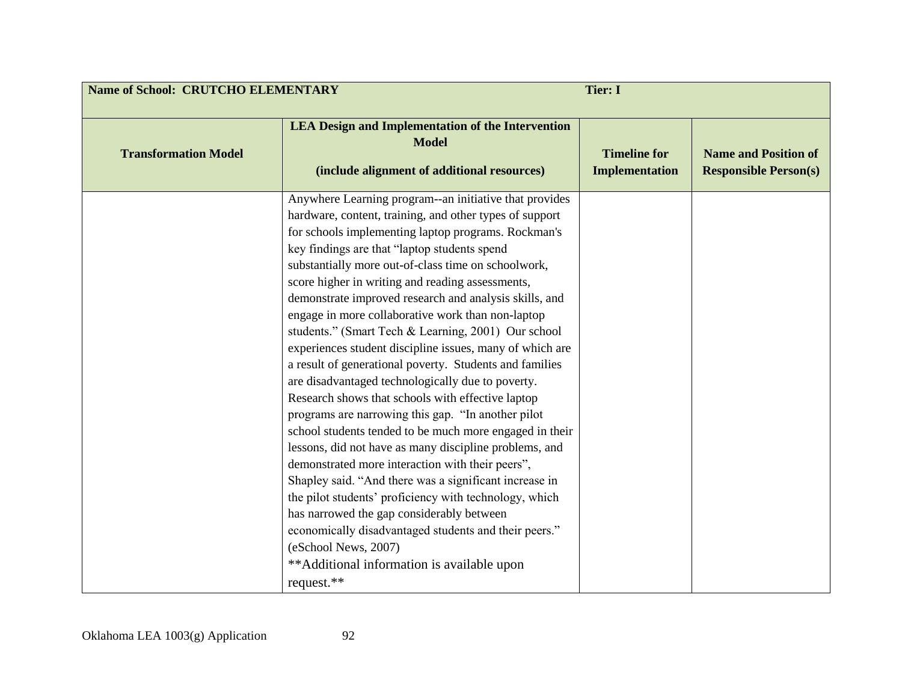| Name of School: CRUTCHO ELEMENTARY | | Tier: I | |
|---|---|---|---|
| **Transformation Model** | **LEA Design and Implementation of the Intervention Model**<br><br>**(include alignment of additional resources)** | **Timeline for Implementation** | **Name and Position of Responsible Person(s)** |
| | Anywhere Learning program--an initiative that provides hardware, content, training, and other types of support for schools implementing laptop programs. Rockman's key findings are that "laptop students spend substantially more out-of-class time on schoolwork, score higher in writing and reading assessments, demonstrate improved research and analysis skills, and engage in more collaborative work than non-laptop students." (Smart Tech & Learning, 2001) Our school experiences student discipline issues, many of which are a result of generational poverty. Students and families are disadvantaged technologically due to poverty. Research shows that schools with effective laptop programs are narrowing this gap. "In another pilot school students tended to be much more engaged in their lessons, did not have as many discipline problems, and demonstrated more interaction with their peers", Shapley said. "And there was a significant increase in the pilot students' proficiency with technology, which has narrowed the gap considerably between economically disadvantaged students and their peers." (eSchool News, 2007)<br>**Additional information is available upon request.** | | |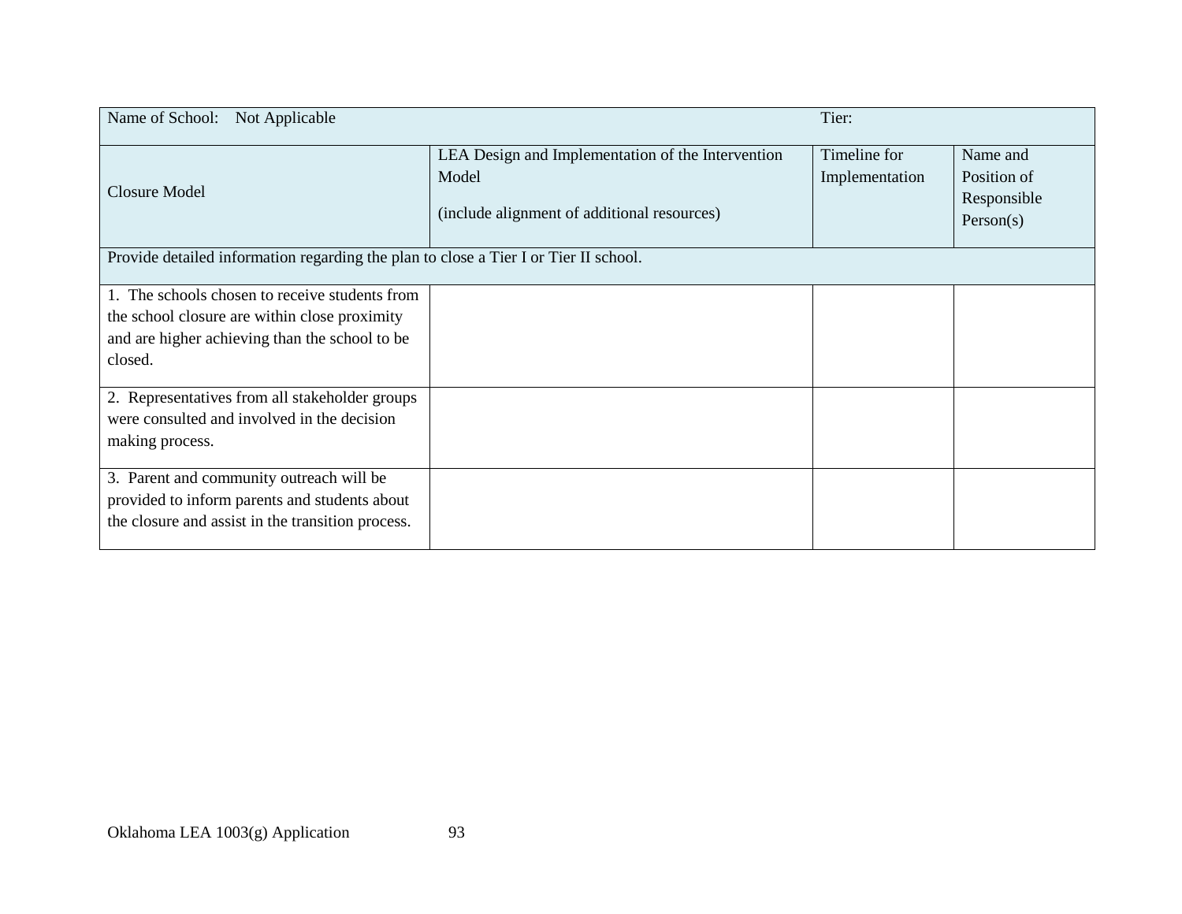| Name of School: Not Applicable | | Tier: | |
|---|---|---|---|
| Closure Model | LEA Design and Implementation of the Intervention Model<br><br>(include alignment of additional resources) | Timeline for Implementation | Name and Position of Responsible Person(s) |
| Provide detailed information regarding the plan to close a Tier I or Tier II school. | | | |
| 1. The schools chosen to receive students from the school closure are within close proximity and are higher achieving than the school to be closed. | | | |
| 2. Representatives from all stakeholder groups were consulted and involved in the decision making process. | | | |
| 3. Parent and community outreach will be provided to inform parents and students about the closure and assist in the transition process. | | | |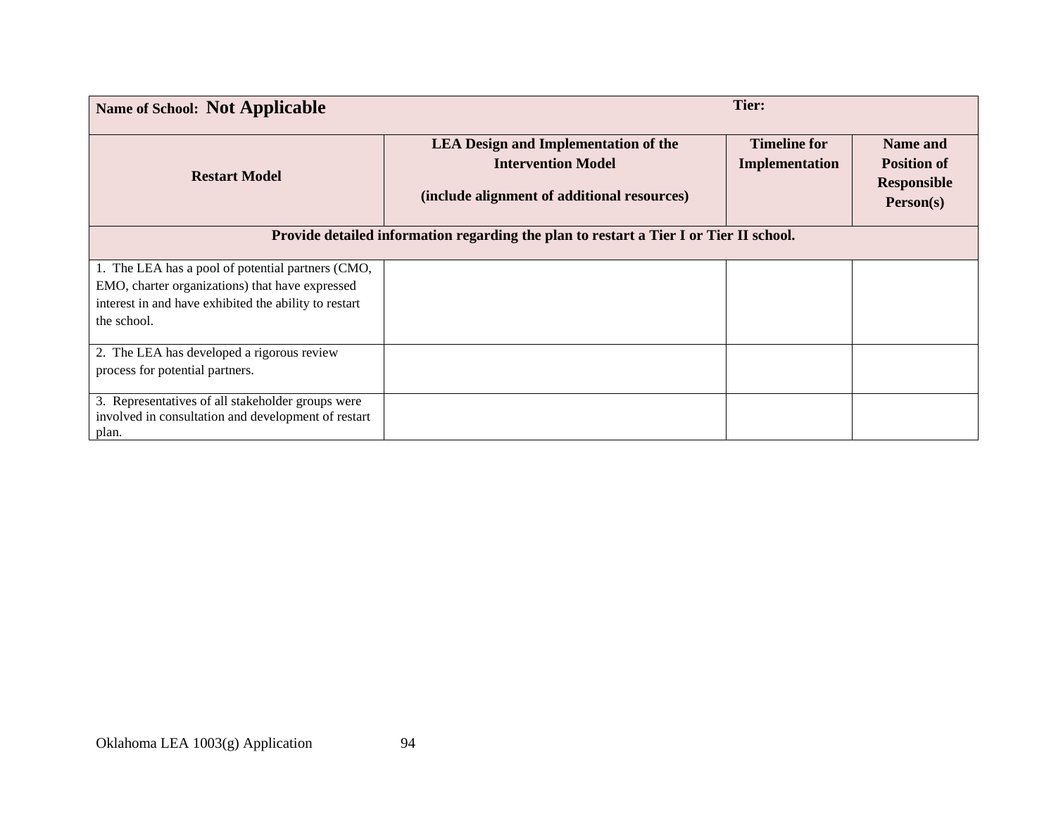| **Name of School: Not Applicable** | | **Tier:** | |
|---|---|---|---|
| **Restart Model** | **LEA Design and Implementation of the Intervention Model**<br><br>**(include alignment of additional resources)** | **Timeline for Implementation** | **Name and Position of Responsible Person(s)** |
| **Provide detailed information regarding the plan to restart a Tier I or Tier II school.** | | | |
| 1. The LEA has a pool of potential partners (CMO, EMO, charter organizations) that have expressed interest in and have exhibited the ability to restart the school. | | | |
| 2. The LEA has developed a rigorous review process for potential partners. | | | |
| 3. Representatives of all stakeholder groups were involved in consultation and development of restart plan. | | | |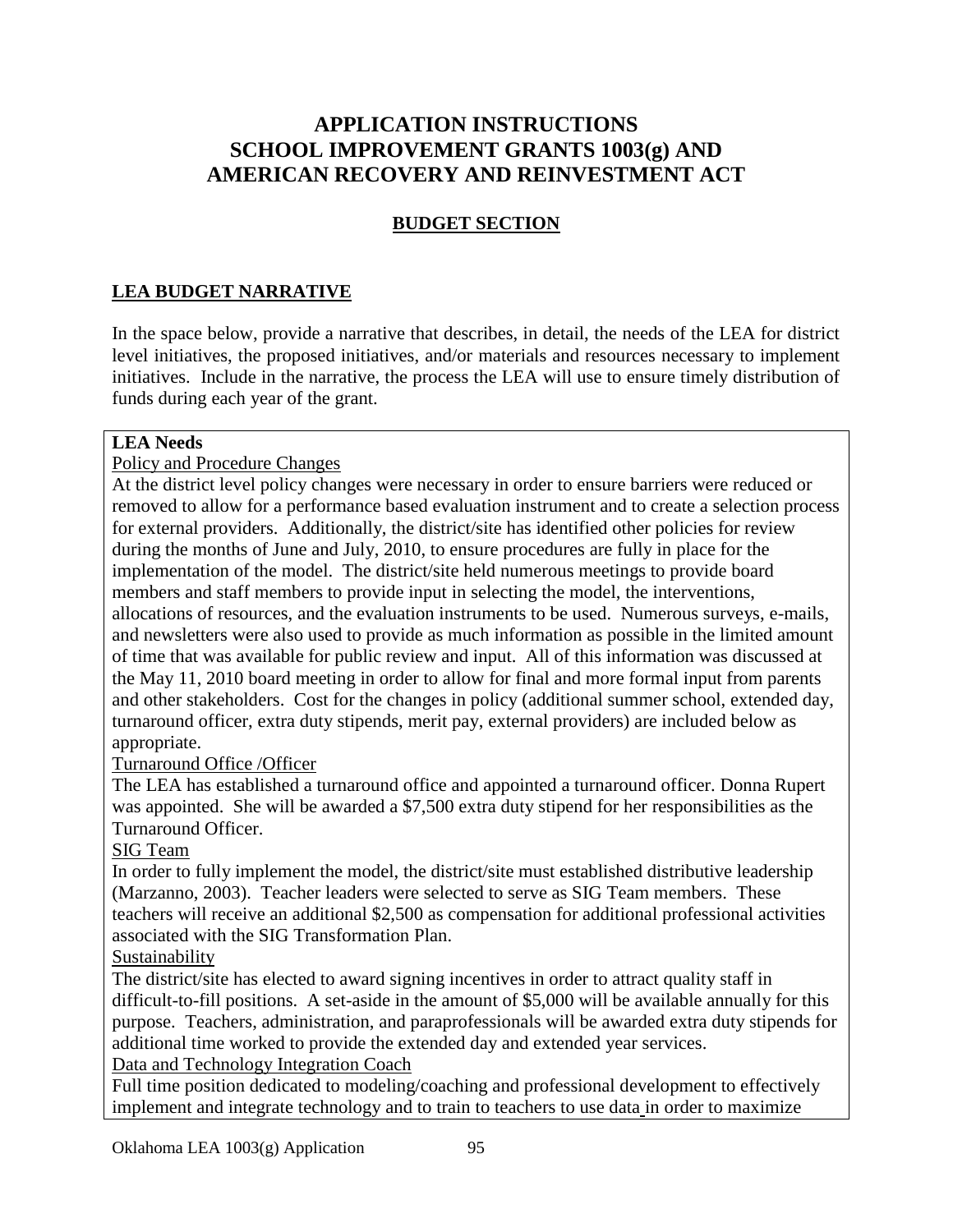# APPLICATION INSTRUCTIONS
# SCHOOL IMPROVEMENT GRANTS 1003(g) AND AMERICAN RECOVERY AND REINVESTMENT ACT

## BUDGET SECTION

### LEA BUDGET NARRATIVE

In the space below, provide a narrative that describes, in detail, the needs of the LEA for district level initiatives, the proposed initiatives, and/or materials and resources necessary to implement initiatives. Include in the narrative, the process the LEA will use to ensure timely distribution of funds during each year of the grant.

**LEA Needs**

Policy and Procedure Changes

At the district level policy changes were necessary in order to ensure barriers were reduced or removed to allow for a performance based evaluation instrument and to create a selection process for external providers. Additionally, the district/site has identified other policies for review during the months of June and July, 2010, to ensure procedures are fully in place for the implementation of the model. The district/site held numerous meetings to provide board members and staff members to provide input in selecting the model, the interventions, allocations of resources, and the evaluation instruments to be used. Numerous surveys, e-mails, and newsletters were also used to provide as much information as possible in the limited amount of time that was available for public review and input. All of this information was discussed at the May 11, 2010 board meeting in order to allow for final and more formal input from parents and other stakeholders. Cost for the changes in policy (additional summer school, extended day, turnaround officer, extra duty stipends, merit pay, external providers) are included below as appropriate.

Turnaround Office /Officer

The LEA has established a turnaround office and appointed a turnaround officer. Donna Rupert was appointed. She will be awarded a $7,500 extra duty stipend for her responsibilities as the Turnaround Officer.

SIG Team

In order to fully implement the model, the district/site must established distributive leadership (Marzanno, 2003). Teacher leaders were selected to serve as SIG Team members. These teachers will receive an additional $2,500 as compensation for additional professional activities associated with the SIG Transformation Plan.

Sustainability

The district/site has elected to award signing incentives in order to attract quality staff in difficult-to-fill positions. A set-aside in the amount of $5,000 will be available annually for this purpose. Teachers, administration, and paraprofessionals will be awarded extra duty stipends for additional time worked to provide the extended day and extended year services.

Data and Technology Integration Coach

Full time position dedicated to modeling/coaching and professional development to effectively implement and integrate technology and to train to teachers to use data in order to maximize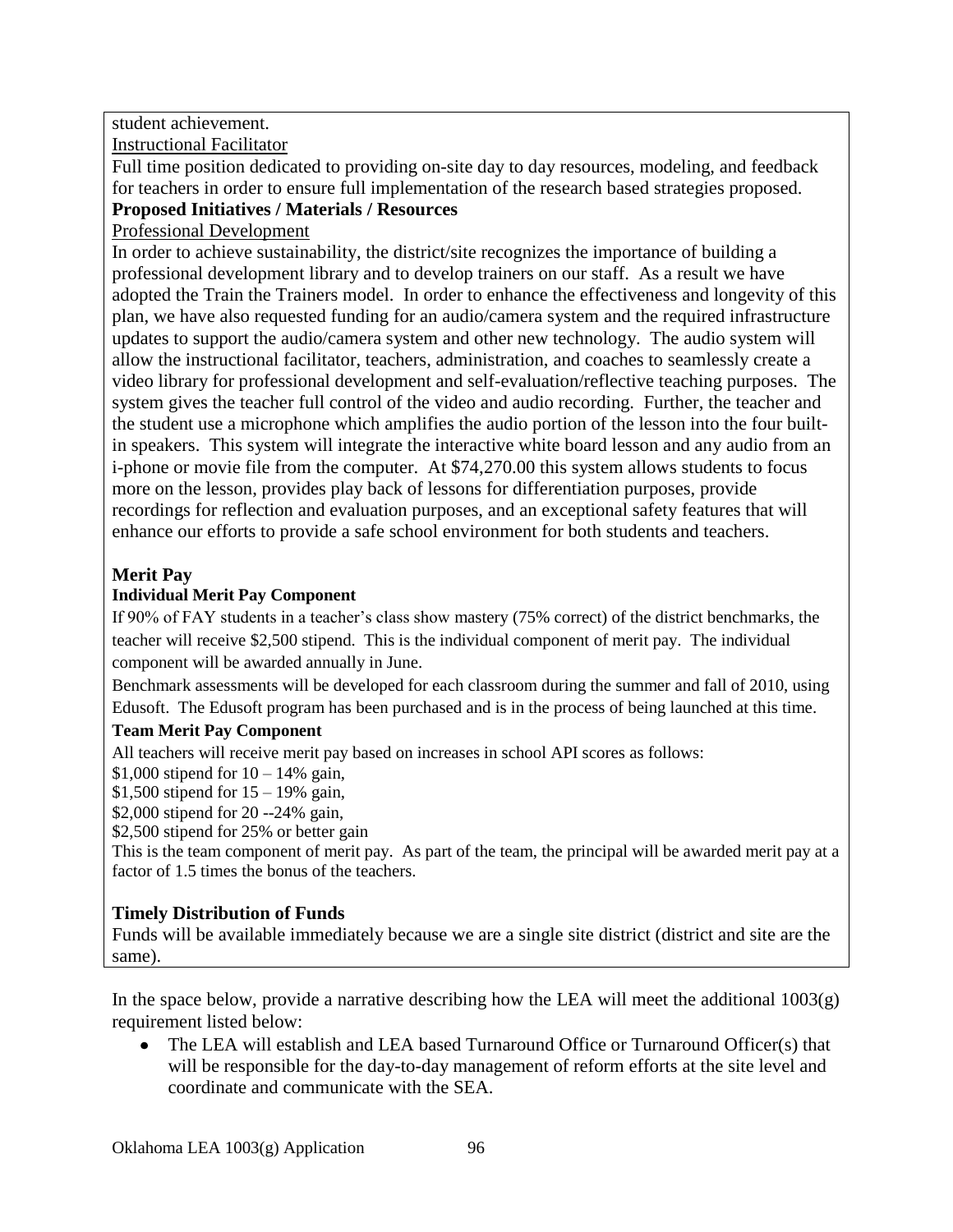student achievement.

Instructional Facilitator

Full time position dedicated to providing on-site day to day resources, modeling, and feedback for teachers in order to ensure full implementation of the research based strategies proposed.

**Proposed Initiatives / Materials / Resources**

Professional Development

In order to achieve sustainability, the district/site recognizes the importance of building a professional development library and to develop trainers on our staff. As a result we have adopted the Train the Trainers model. In order to enhance the effectiveness and longevity of this plan, we have also requested funding for an audio/camera system and the required infrastructure updates to support the audio/camera system and other new technology. The audio system will allow the instructional facilitator, teachers, administration, and coaches to seamlessly create a video library for professional development and self-evaluation/reflective teaching purposes. The system gives the teacher full control of the video and audio recording. Further, the teacher and the student use a microphone which amplifies the audio portion of the lesson into the four built-in speakers. This system will integrate the interactive white board lesson and any audio from an i-phone or movie file from the computer. At $74,270.00 this system allows students to focus more on the lesson, provides play back of lessons for differentiation purposes, provide recordings for reflection and evaluation purposes, and an exceptional safety features that will enhance our efforts to provide a safe school environment for both students and teachers.

**Merit Pay**

**Individual Merit Pay Component**

If 90% of FAY students in a teacher's class show mastery (75% correct) of the district benchmarks, the teacher will receive $2,500 stipend. This is the individual component of merit pay. The individual component will be awarded annually in June.

Benchmark assessments will be developed for each classroom during the summer and fall of 2010, using Edusoft. The Edusoft program has been purchased and is in the process of being launched at this time.

**Team Merit Pay Component**

All teachers will receive merit pay based on increases in school API scores as follows:

$1,000 stipend for 10 – 14% gain,
$1,500 stipend for 15 – 19% gain,
$2,000 stipend for 20 --24% gain,
$2,500 stipend for 25% or better gain

This is the team component of merit pay. As part of the team, the principal will be awarded merit pay at a factor of 1.5 times the bonus of the teachers.

**Timely Distribution of Funds**

Funds will be available immediately because we are a single site district (district and site are the same).

In the space below, provide a narrative describing how the LEA will meet the additional 1003(g) requirement listed below:

- The LEA will establish and LEA based Turnaround Office or Turnaround Officer(s) that will be responsible for the day-to-day management of reform efforts at the site level and coordinate and communicate with the SEA.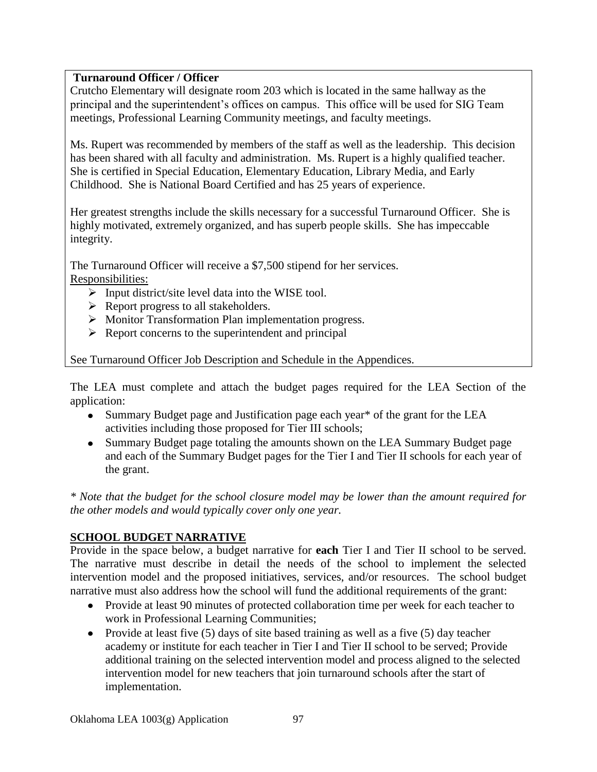**Turnaround Officer / Officer**

Crutcho Elementary will designate room 203 which is located in the same hallway as the principal and the superintendent's offices on campus. This office will be used for SIG Team meetings, Professional Learning Community meetings, and faculty meetings.

Ms. Rupert was recommended by members of the staff as well as the leadership. This decision has been shared with all faculty and administration. Ms. Rupert is a highly qualified teacher. She is certified in Special Education, Elementary Education, Library Media, and Early Childhood. She is National Board Certified and has 25 years of experience.

Her greatest strengths include the skills necessary for a successful Turnaround Officer. She is highly motivated, extremely organized, and has superb people skills. She has impeccable integrity.

The Turnaround Officer will receive a $7,500 stipend for her services.

Responsibilities:

- Input district/site level data into the WISE tool.
- Report progress to all stakeholders.
- Monitor Transformation Plan implementation progress.
- Report concerns to the superintendent and principal

See Turnaround Officer Job Description and Schedule in the Appendices.

The LEA must complete and attach the budget pages required for the LEA Section of the application:

- Summary Budget page and Justification page each year* of the grant for the LEA activities including those proposed for Tier III schools;
- Summary Budget page totaling the amounts shown on the LEA Summary Budget page and each of the Summary Budget pages for the Tier I and Tier II schools for each year of the grant.

*\* Note that the budget for the school closure model may be lower than the amount required for the other models and would typically cover only one year.*

## SCHOOL BUDGET NARRATIVE

Provide in the space below, a budget narrative for **each** Tier I and Tier II school to be served. The narrative must describe in detail the needs of the school to implement the selected intervention model and the proposed initiatives, services, and/or resources. The school budget narrative must also address how the school will fund the additional requirements of the grant:

- Provide at least 90 minutes of protected collaboration time per week for each teacher to work in Professional Learning Communities;
- Provide at least five (5) days of site based training as well as a five (5) day teacher academy or institute for each teacher in Tier I and Tier II school to be served; Provide additional training on the selected intervention model and process aligned to the selected intervention model for new teachers that join turnaround schools after the start of implementation.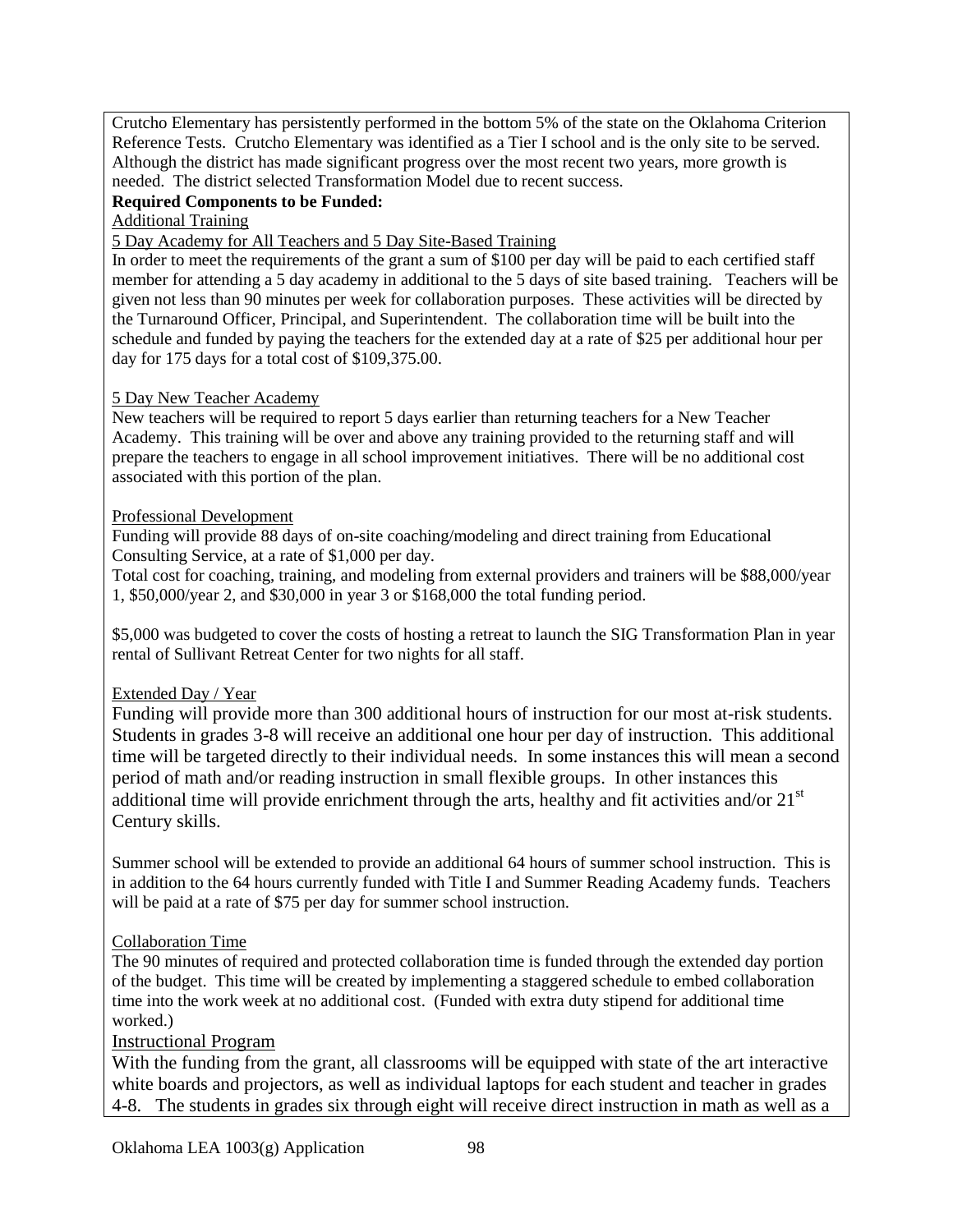Crutcho Elementary has persistently performed in the bottom 5% of the state on the Oklahoma Criterion Reference Tests. Crutcho Elementary was identified as a Tier I school and is the only site to be served. Although the district has made significant progress over the most recent two years, more growth is needed. The district selected Transformation Model due to recent success.

**Required Components to be Funded:**

Additional Training

5 Day Academy for All Teachers and 5 Day Site-Based Training

In order to meet the requirements of the grant a sum of $100 per day will be paid to each certified staff member for attending a 5 day academy in additional to the 5 days of site based training. Teachers will be given not less than 90 minutes per week for collaboration purposes. These activities will be directed by the Turnaround Officer, Principal, and Superintendent. The collaboration time will be built into the schedule and funded by paying the teachers for the extended day at a rate of $25 per additional hour per day for 175 days for a total cost of $109,375.00.

5 Day New Teacher Academy

New teachers will be required to report 5 days earlier than returning teachers for a New Teacher Academy. This training will be over and above any training provided to the returning staff and will prepare the teachers to engage in all school improvement initiatives. There will be no additional cost associated with this portion of the plan.

Professional Development

Funding will provide 88 days of on-site coaching/modeling and direct training from Educational Consulting Service, at a rate of $1,000 per day.

Total cost for coaching, training, and modeling from external providers and trainers will be $88,000/year 1, $50,000/year 2, and $30,000 in year 3 or $168,000 the total funding period.

$5,000 was budgeted to cover the costs of hosting a retreat to launch the SIG Transformation Plan in year rental of Sullivant Retreat Center for two nights for all staff.

Extended Day / Year

Funding will provide more than 300 additional hours of instruction for our most at-risk students. Students in grades 3-8 will receive an additional one hour per day of instruction. This additional time will be targeted directly to their individual needs. In some instances this will mean a second period of math and/or reading instruction in small flexible groups. In other instances this additional time will provide enrichment through the arts, healthy and fit activities and/or 21st Century skills.

Summer school will be extended to provide an additional 64 hours of summer school instruction. This is in addition to the 64 hours currently funded with Title I and Summer Reading Academy funds. Teachers will be paid at a rate of $75 per day for summer school instruction.

Collaboration Time

The 90 minutes of required and protected collaboration time is funded through the extended day portion of the budget. This time will be created by implementing a staggered schedule to embed collaboration time into the work week at no additional cost. (Funded with extra duty stipend for additional time worked.)

Instructional Program

With the funding from the grant, all classrooms will be equipped with state of the art interactive white boards and projectors, as well as individual laptops for each student and teacher in grades 4-8. The students in grades six through eight will receive direct instruction in math as well as a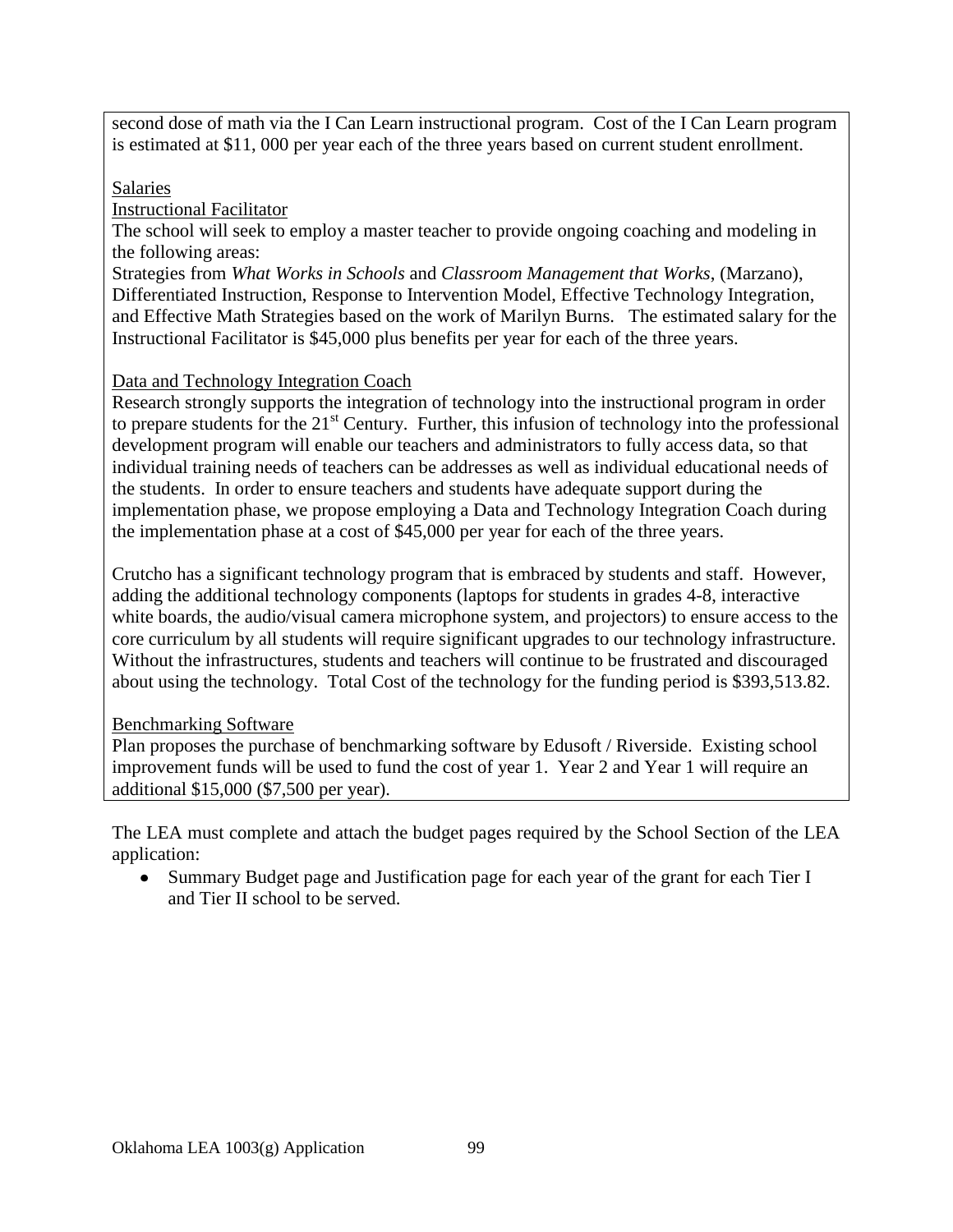second dose of math via the I Can Learn instructional program. Cost of the I Can Learn program is estimated at $11, 000 per year each of the three years based on current student enrollment.

<u>Salaries</u>

<u>Instructional Facilitator</u>

The school will seek to employ a master teacher to provide ongoing coaching and modeling in the following areas:

Strategies from *What Works in Schools* and *Classroom Management that Works*, (Marzano), Differentiated Instruction, Response to Intervention Model, Effective Technology Integration, and Effective Math Strategies based on the work of Marilyn Burns. The estimated salary for the Instructional Facilitator is $45,000 plus benefits per year for each of the three years.

<u>Data and Technology Integration Coach</u>

Research strongly supports the integration of technology into the instructional program in order to prepare students for the 21st Century. Further, this infusion of technology into the professional development program will enable our teachers and administrators to fully access data, so that individual training needs of teachers can be addresses as well as individual educational needs of the students. In order to ensure teachers and students have adequate support during the implementation phase, we propose employing a Data and Technology Integration Coach during the implementation phase at a cost of $45,000 per year for each of the three years.

Crutcho has a significant technology program that is embraced by students and staff. However, adding the additional technology components (laptops for students in grades 4-8, interactive white boards, the audio/visual camera microphone system, and projectors) to ensure access to the core curriculum by all students will require significant upgrades to our technology infrastructure. Without the infrastructures, students and teachers will continue to be frustrated and discouraged about using the technology. Total Cost of the technology for the funding period is $393,513.82.

<u>Benchmarking Software</u>

Plan proposes the purchase of benchmarking software by Edusoft / Riverside. Existing school improvement funds will be used to fund the cost of year 1. Year 2 and Year 1 will require an additional $15,000 ($7,500 per year).

The LEA must complete and attach the budget pages required by the School Section of the LEA application:

- Summary Budget page and Justification page for each year of the grant for each Tier I and Tier II school to be served.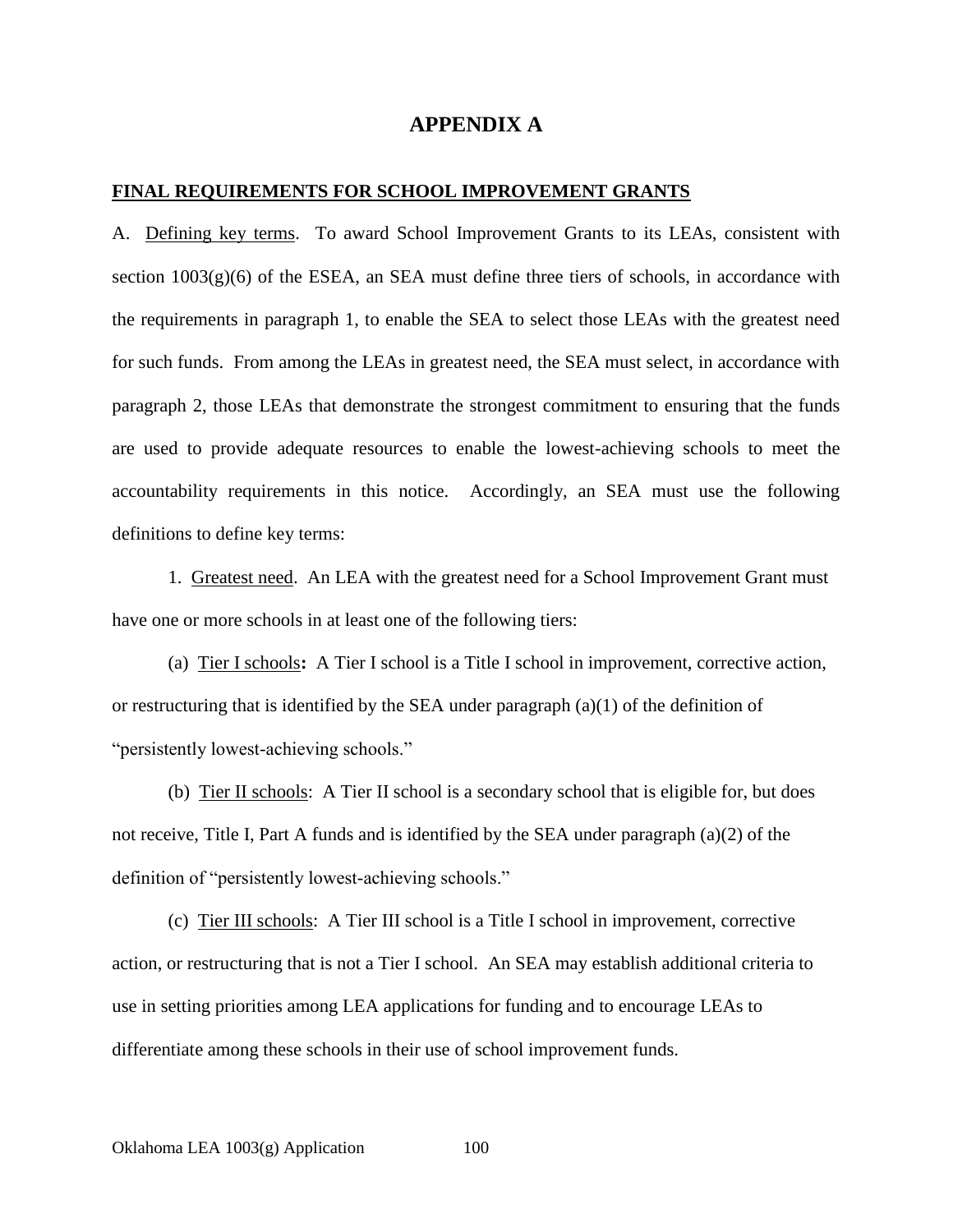# APPENDIX A

**FINAL REQUIREMENTS FOR SCHOOL IMPROVEMENT GRANTS**

A. Defining key terms. To award School Improvement Grants to its LEAs, consistent with section 1003(g)(6) of the ESEA, an SEA must define three tiers of schools, in accordance with the requirements in paragraph 1, to enable the SEA to select those LEAs with the greatest need for such funds. From among the LEAs in greatest need, the SEA must select, in accordance with paragraph 2, those LEAs that demonstrate the strongest commitment to ensuring that the funds are used to provide adequate resources to enable the lowest-achieving schools to meet the accountability requirements in this notice. Accordingly, an SEA must use the following definitions to define key terms:

1. Greatest need. An LEA with the greatest need for a School Improvement Grant must have one or more schools in at least one of the following tiers:

(a) Tier I schools**:** A Tier I school is a Title I school in improvement, corrective action, or restructuring that is identified by the SEA under paragraph (a)(1) of the definition of "persistently lowest-achieving schools."

(b) Tier II schools: A Tier II school is a secondary school that is eligible for, but does not receive, Title I, Part A funds and is identified by the SEA under paragraph (a)(2) of the definition of "persistently lowest-achieving schools."

(c) Tier III schools: A Tier III school is a Title I school in improvement, corrective action, or restructuring that is not a Tier I school. An SEA may establish additional criteria to use in setting priorities among LEA applications for funding and to encourage LEAs to differentiate among these schools in their use of school improvement funds.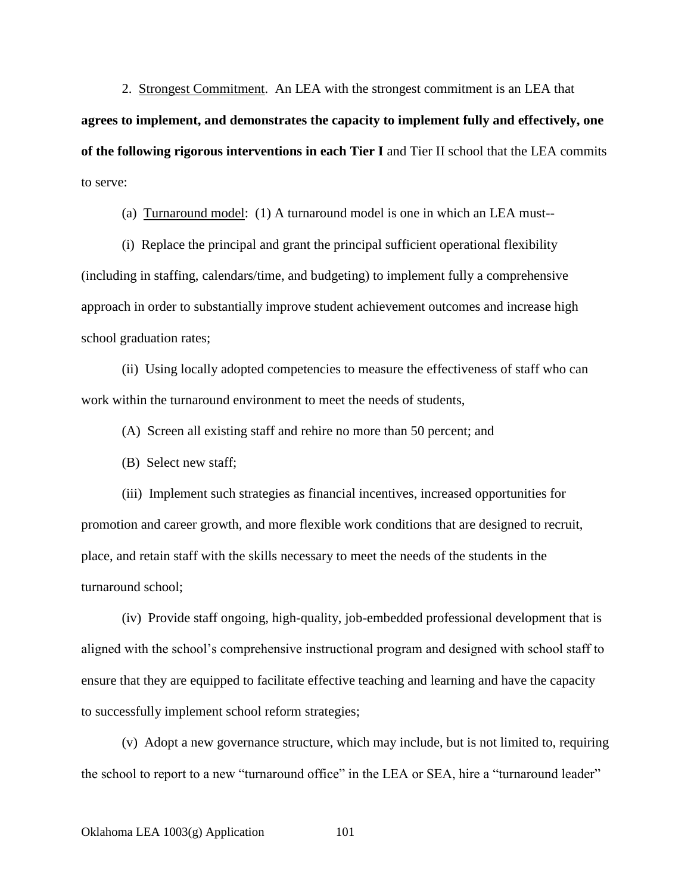2. Strongest Commitment. An LEA with the strongest commitment is an LEA that **agrees to implement, and demonstrates the capacity to implement fully and effectively, one of the following rigorous interventions in each Tier I** and Tier II school that the LEA commits to serve:

(a) Turnaround model: (1) A turnaround model is one in which an LEA must--

(i) Replace the principal and grant the principal sufficient operational flexibility (including in staffing, calendars/time, and budgeting) to implement fully a comprehensive approach in order to substantially improve student achievement outcomes and increase high school graduation rates;

(ii) Using locally adopted competencies to measure the effectiveness of staff who can work within the turnaround environment to meet the needs of students,

(A) Screen all existing staff and rehire no more than 50 percent; and

(B) Select new staff;

(iii) Implement such strategies as financial incentives, increased opportunities for promotion and career growth, and more flexible work conditions that are designed to recruit, place, and retain staff with the skills necessary to meet the needs of the students in the turnaround school;

(iv) Provide staff ongoing, high-quality, job-embedded professional development that is aligned with the school's comprehensive instructional program and designed with school staff to ensure that they are equipped to facilitate effective teaching and learning and have the capacity to successfully implement school reform strategies;

(v) Adopt a new governance structure, which may include, but is not limited to, requiring the school to report to a new "turnaround office" in the LEA or SEA, hire a "turnaround leader"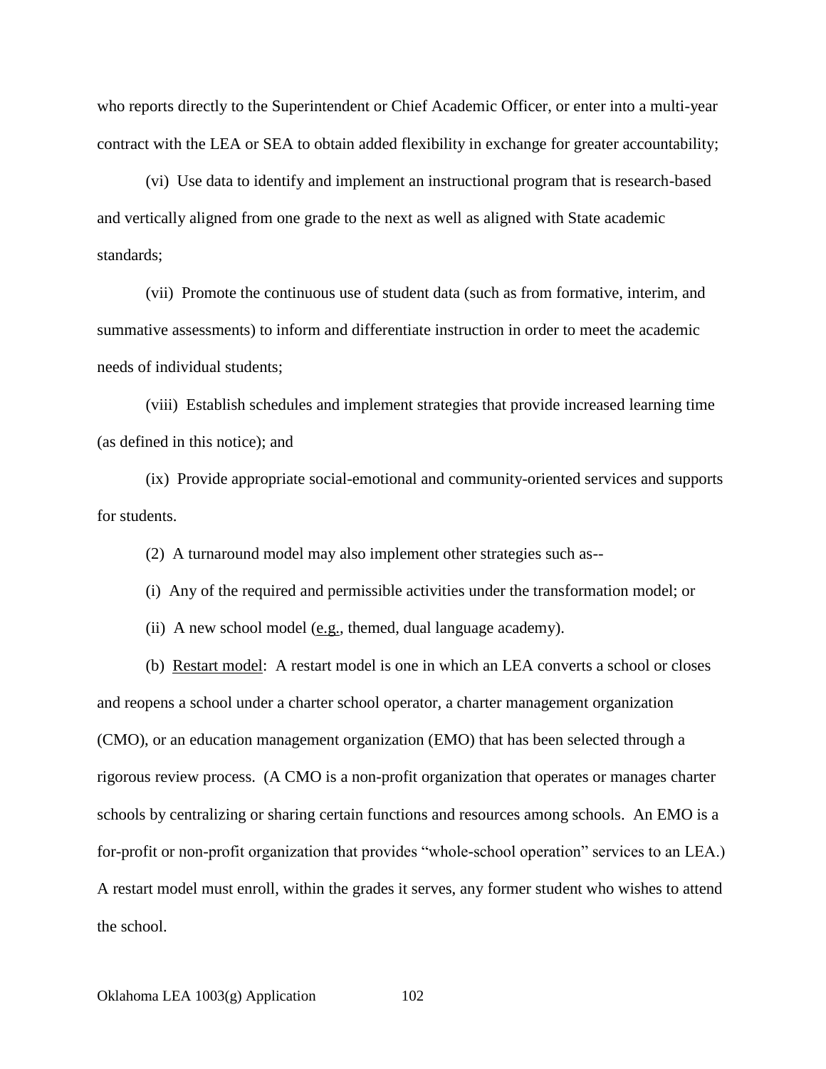who reports directly to the Superintendent or Chief Academic Officer, or enter into a multi-year contract with the LEA or SEA to obtain added flexibility in exchange for greater accountability;

(vi) Use data to identify and implement an instructional program that is research-based and vertically aligned from one grade to the next as well as aligned with State academic standards;

(vii) Promote the continuous use of student data (such as from formative, interim, and summative assessments) to inform and differentiate instruction in order to meet the academic needs of individual students;

(viii) Establish schedules and implement strategies that provide increased learning time (as defined in this notice); and

(ix) Provide appropriate social-emotional and community-oriented services and supports for students.

(2) A turnaround model may also implement other strategies such as--

(i) Any of the required and permissible activities under the transformation model; or

(ii) A new school model (e.g., themed, dual language academy).

(b) Restart model: A restart model is one in which an LEA converts a school or closes and reopens a school under a charter school operator, a charter management organization (CMO), or an education management organization (EMO) that has been selected through a rigorous review process. (A CMO is a non-profit organization that operates or manages charter schools by centralizing or sharing certain functions and resources among schools. An EMO is a for-profit or non-profit organization that provides "whole-school operation" services to an LEA.) A restart model must enroll, within the grades it serves, any former student who wishes to attend the school.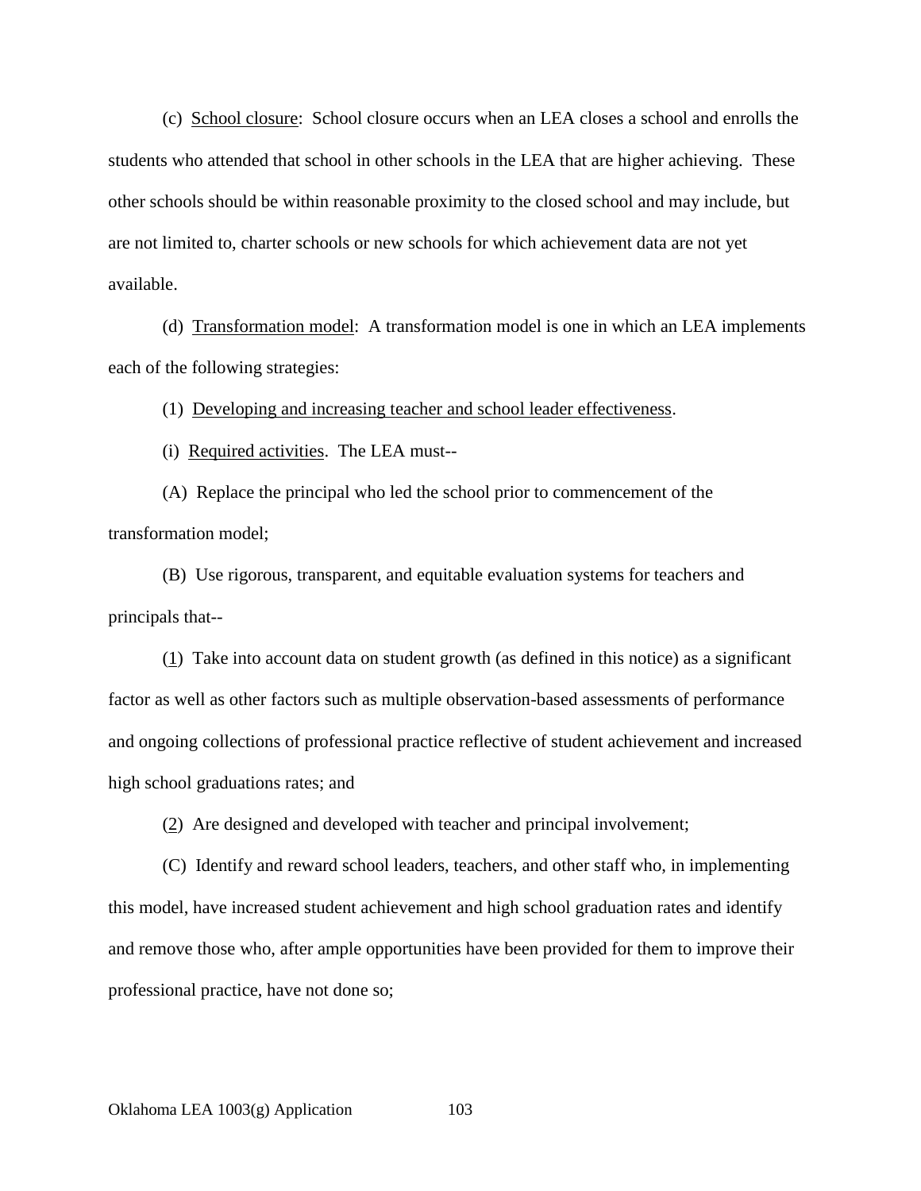(c) <u>School closure</u>: School closure occurs when an LEA closes a school and enrolls the students who attended that school in other schools in the LEA that are higher achieving. These other schools should be within reasonable proximity to the closed school and may include, but are not limited to, charter schools or new schools for which achievement data are not yet available.

(d) <u>Transformation model</u>: A transformation model is one in which an LEA implements each of the following strategies:

(1) <u>Developing and increasing teacher and school leader effectiveness</u>.

(i) <u>Required activities</u>. The LEA must--

(A) Replace the principal who led the school prior to commencement of the transformation model;

(B) Use rigorous, transparent, and equitable evaluation systems for teachers and principals that--

(<u>1</u>) Take into account data on student growth (as defined in this notice) as a significant factor as well as other factors such as multiple observation-based assessments of performance and ongoing collections of professional practice reflective of student achievement and increased high school graduations rates; and

(<u>2</u>) Are designed and developed with teacher and principal involvement;

(C) Identify and reward school leaders, teachers, and other staff who, in implementing this model, have increased student achievement and high school graduation rates and identify and remove those who, after ample opportunities have been provided for them to improve their professional practice, have not done so;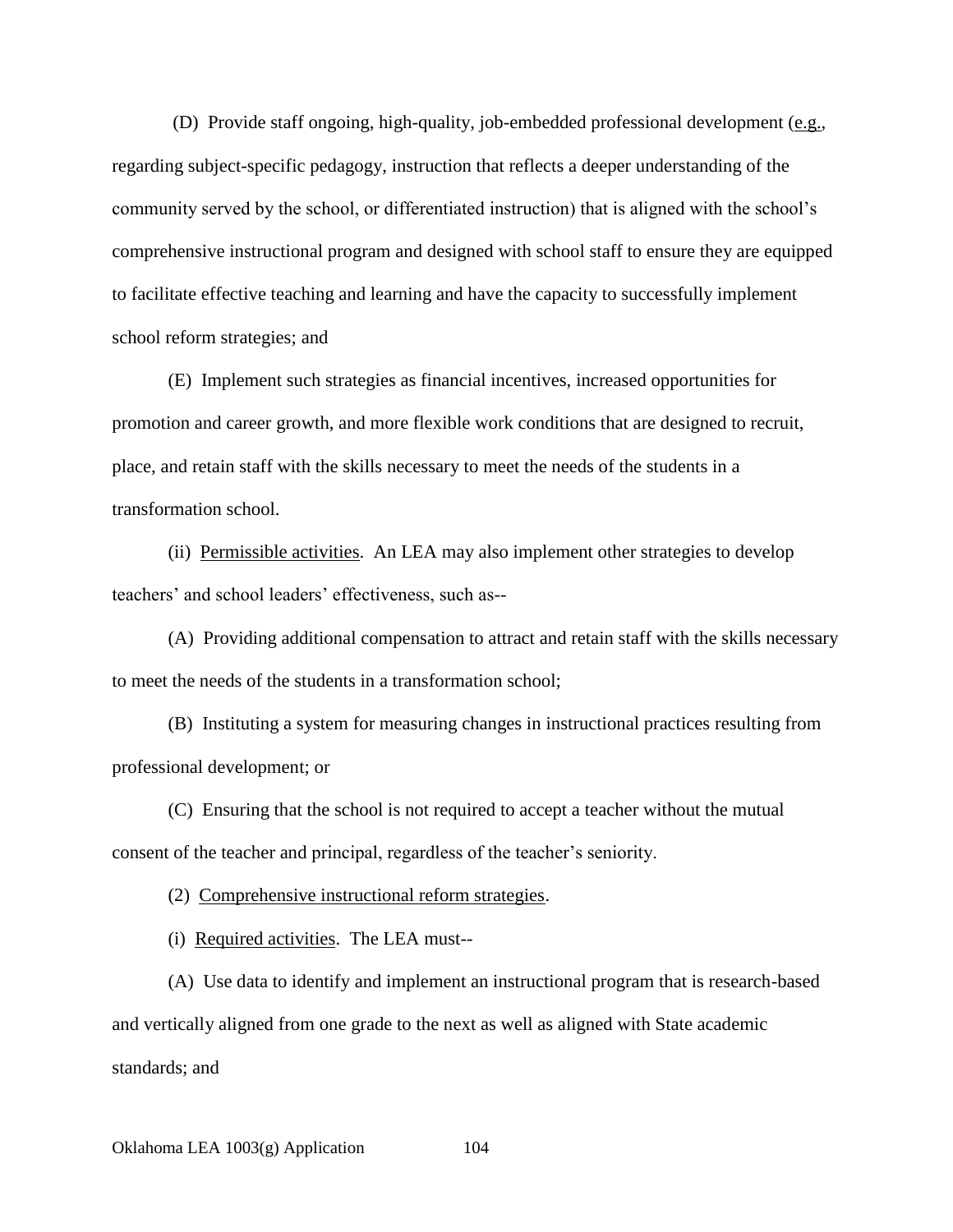(D) Provide staff ongoing, high-quality, job-embedded professional development (e.g., regarding subject-specific pedagogy, instruction that reflects a deeper understanding of the community served by the school, or differentiated instruction) that is aligned with the school's comprehensive instructional program and designed with school staff to ensure they are equipped to facilitate effective teaching and learning and have the capacity to successfully implement school reform strategies; and

(E) Implement such strategies as financial incentives, increased opportunities for promotion and career growth, and more flexible work conditions that are designed to recruit, place, and retain staff with the skills necessary to meet the needs of the students in a transformation school.

(ii) Permissible activities. An LEA may also implement other strategies to develop teachers' and school leaders' effectiveness, such as--

(A) Providing additional compensation to attract and retain staff with the skills necessary to meet the needs of the students in a transformation school;

(B) Instituting a system for measuring changes in instructional practices resulting from professional development; or

(C) Ensuring that the school is not required to accept a teacher without the mutual consent of the teacher and principal, regardless of the teacher's seniority.

(2) Comprehensive instructional reform strategies.

(i) Required activities. The LEA must--

(A) Use data to identify and implement an instructional program that is research-based and vertically aligned from one grade to the next as well as aligned with State academic standards; and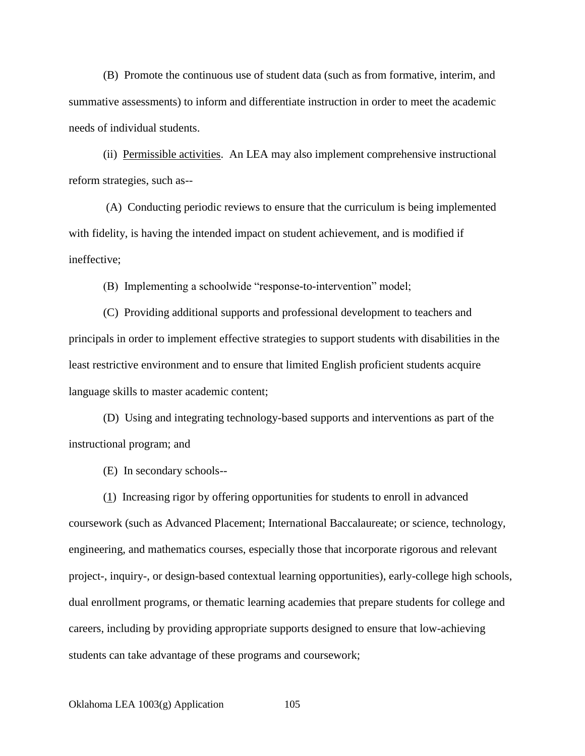(B) Promote the continuous use of student data (such as from formative, interim, and summative assessments) to inform and differentiate instruction in order to meet the academic needs of individual students.

(ii) Permissible activities. An LEA may also implement comprehensive instructional reform strategies, such as--

(A) Conducting periodic reviews to ensure that the curriculum is being implemented with fidelity, is having the intended impact on student achievement, and is modified if ineffective;

(B) Implementing a schoolwide "response-to-intervention" model;

(C) Providing additional supports and professional development to teachers and principals in order to implement effective strategies to support students with disabilities in the least restrictive environment and to ensure that limited English proficient students acquire language skills to master academic content;

(D) Using and integrating technology-based supports and interventions as part of the instructional program; and

(E) In secondary schools--

(1) Increasing rigor by offering opportunities for students to enroll in advanced coursework (such as Advanced Placement; International Baccalaureate; or science, technology, engineering, and mathematics courses, especially those that incorporate rigorous and relevant project-, inquiry-, or design-based contextual learning opportunities), early-college high schools, dual enrollment programs, or thematic learning academies that prepare students for college and careers, including by providing appropriate supports designed to ensure that low-achieving students can take advantage of these programs and coursework;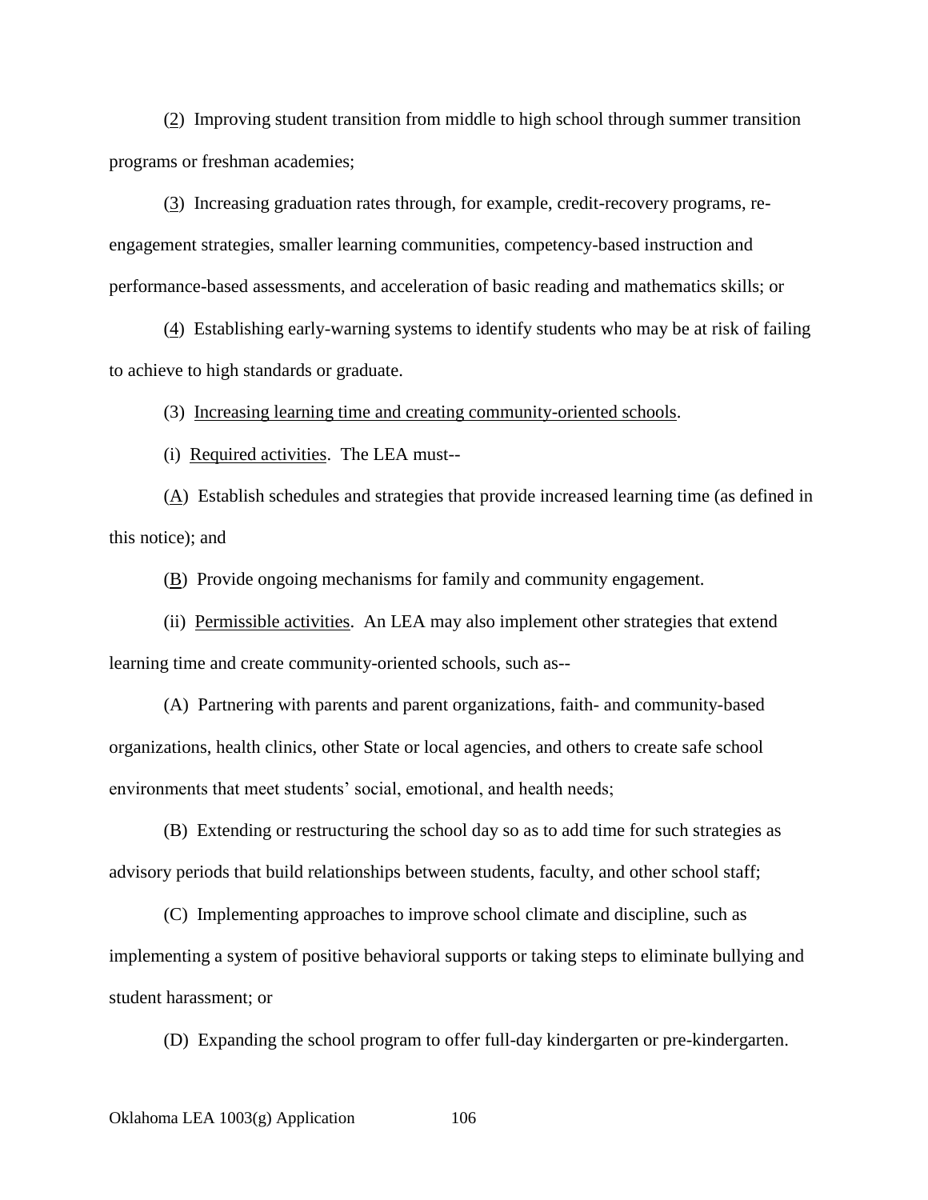(2)  Improving student transition from middle to high school through summer transition programs or freshman academies;

(3)  Increasing graduation rates through, for example, credit-recovery programs, re-engagement strategies, smaller learning communities, competency-based instruction and performance-based assessments, and acceleration of basic reading and mathematics skills; or

(4)  Establishing early-warning systems to identify students who may be at risk of failing to achieve to high standards or graduate.

(3)  Increasing learning time and creating community-oriented schools.

(i)  Required activities.  The LEA must--

(A)  Establish schedules and strategies that provide increased learning time (as defined in this notice); and

(B)  Provide ongoing mechanisms for family and community engagement.

(ii)  Permissible activities.  An LEA may also implement other strategies that extend learning time and create community-oriented schools, such as--

(A)  Partnering with parents and parent organizations, faith- and community-based organizations, health clinics, other State or local agencies, and others to create safe school environments that meet students' social, emotional, and health needs;

(B)  Extending or restructuring the school day so as to add time for such strategies as advisory periods that build relationships between students, faculty, and other school staff;

(C)  Implementing approaches to improve school climate and discipline, such as implementing a system of positive behavioral supports or taking steps to eliminate bullying and student harassment; or

(D)  Expanding the school program to offer full-day kindergarten or pre-kindergarten.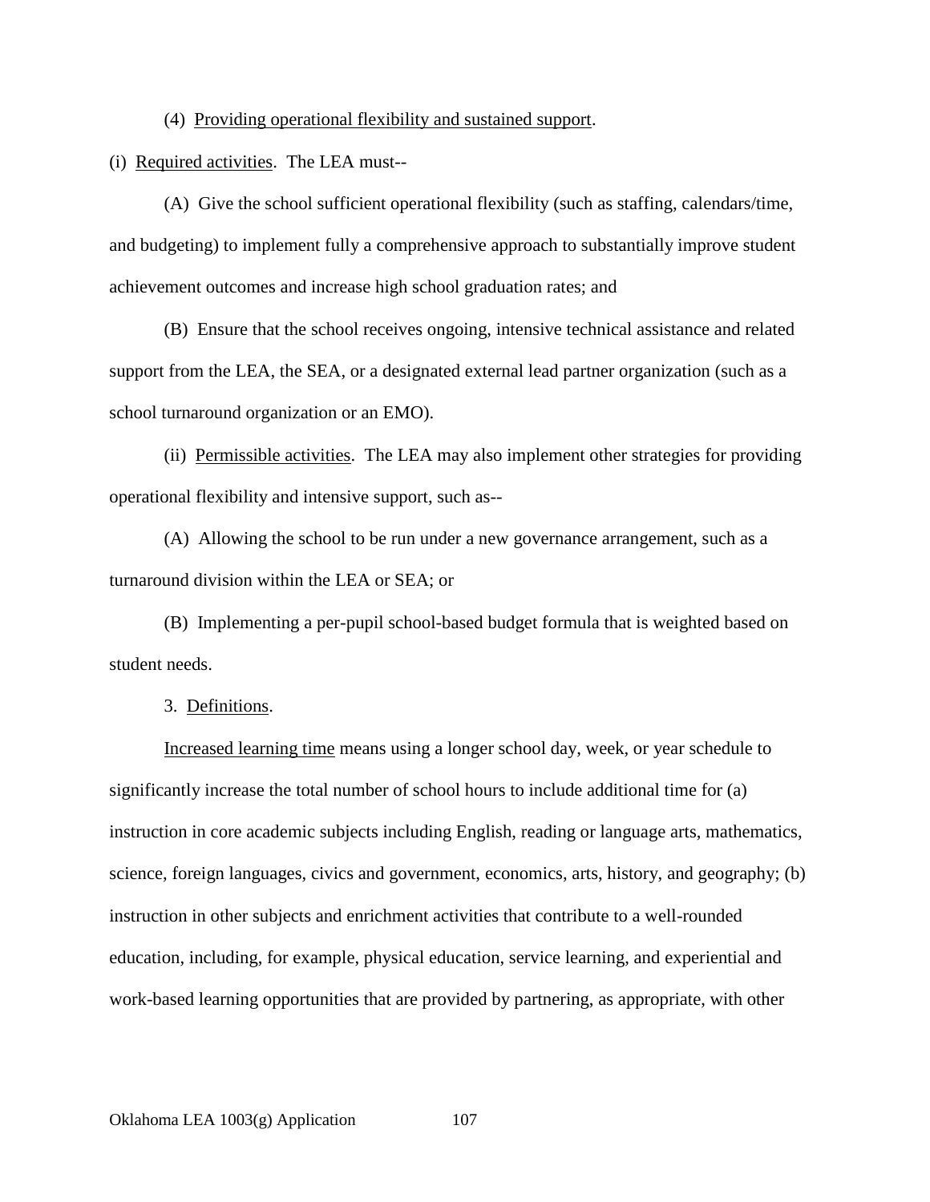(4) Providing operational flexibility and sustained support.

(i) Required activities. The LEA must--

(A) Give the school sufficient operational flexibility (such as staffing, calendars/time, and budgeting) to implement fully a comprehensive approach to substantially improve student achievement outcomes and increase high school graduation rates; and

(B) Ensure that the school receives ongoing, intensive technical assistance and related support from the LEA, the SEA, or a designated external lead partner organization (such as a school turnaround organization or an EMO).

(ii) Permissible activities. The LEA may also implement other strategies for providing operational flexibility and intensive support, such as--

(A) Allowing the school to be run under a new governance arrangement, such as a turnaround division within the LEA or SEA; or

(B) Implementing a per-pupil school-based budget formula that is weighted based on student needs.

3. Definitions.

Increased learning time means using a longer school day, week, or year schedule to significantly increase the total number of school hours to include additional time for (a) instruction in core academic subjects including English, reading or language arts, mathematics, science, foreign languages, civics and government, economics, arts, history, and geography; (b) instruction in other subjects and enrichment activities that contribute to a well-rounded education, including, for example, physical education, service learning, and experiential and work-based learning opportunities that are provided by partnering, as appropriate, with other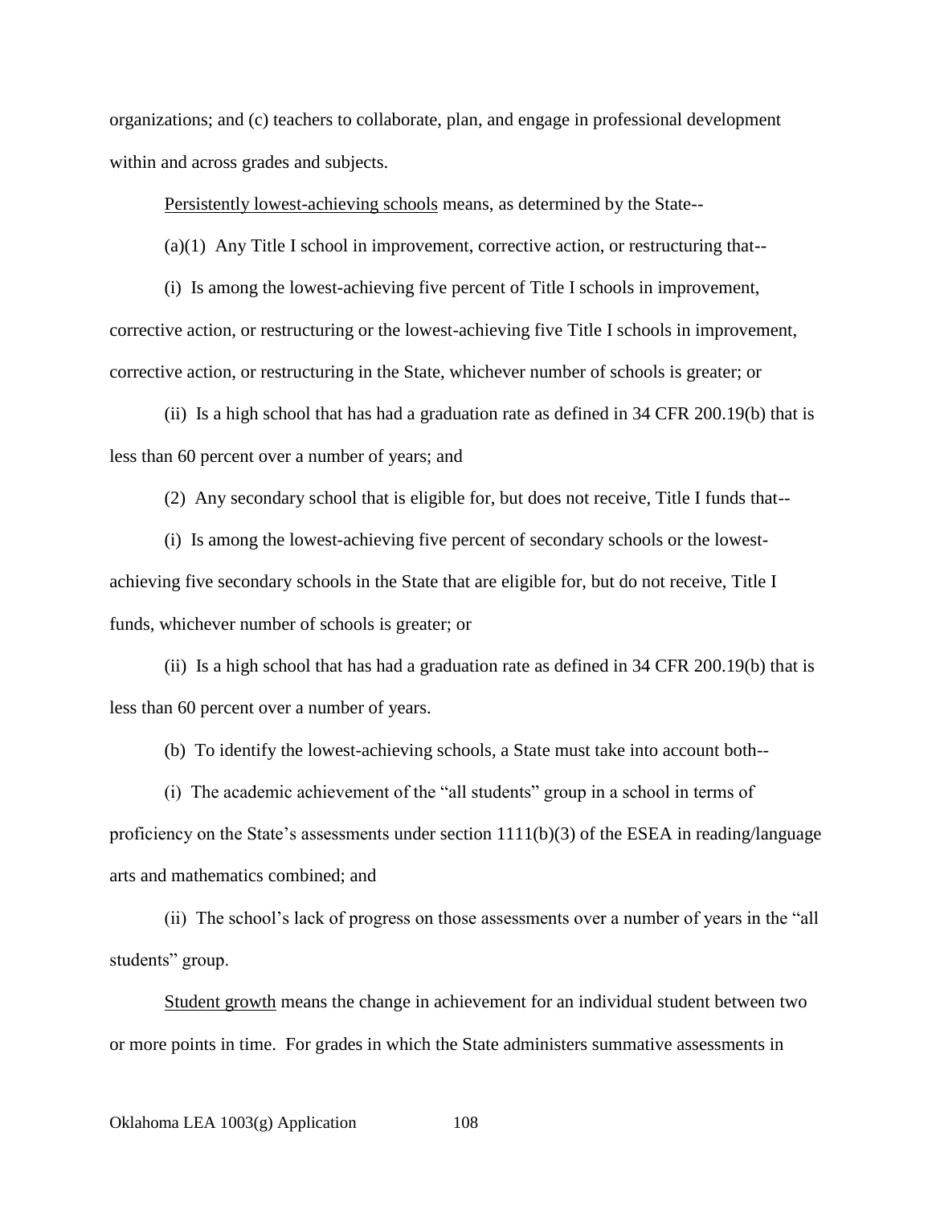organizations; and (c) teachers to collaborate, plan, and engage in professional development within and across grades and subjects.

Persistently lowest-achieving schools means, as determined by the State--

(a)(1) Any Title I school in improvement, corrective action, or restructuring that--

(i) Is among the lowest-achieving five percent of Title I schools in improvement, corrective action, or restructuring or the lowest-achieving five Title I schools in improvement, corrective action, or restructuring in the State, whichever number of schools is greater; or

(ii) Is a high school that has had a graduation rate as defined in 34 CFR 200.19(b) that is less than 60 percent over a number of years; and

(2) Any secondary school that is eligible for, but does not receive, Title I funds that--

(i) Is among the lowest-achieving five percent of secondary schools or the lowest-achieving five secondary schools in the State that are eligible for, but do not receive, Title I funds, whichever number of schools is greater; or

(ii) Is a high school that has had a graduation rate as defined in 34 CFR 200.19(b) that is less than 60 percent over a number of years.

(b) To identify the lowest-achieving schools, a State must take into account both--

(i) The academic achievement of the "all students" group in a school in terms of proficiency on the State's assessments under section 1111(b)(3) of the ESEA in reading/language arts and mathematics combined; and

(ii) The school's lack of progress on those assessments over a number of years in the "all students" group.

Student growth means the change in achievement for an individual student between two or more points in time. For grades in which the State administers summative assessments in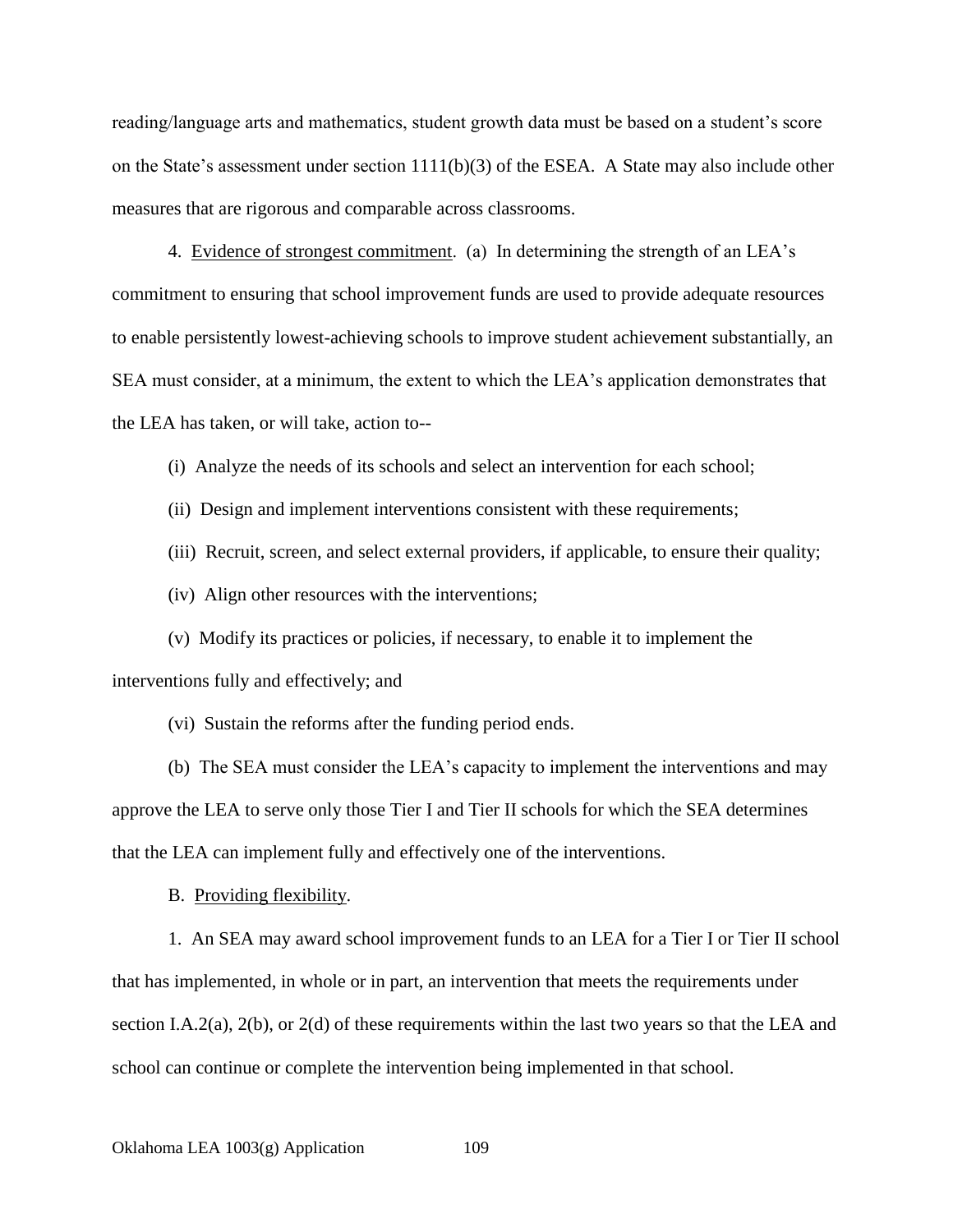reading/language arts and mathematics, student growth data must be based on a student's score on the State's assessment under section 1111(b)(3) of the ESEA. A State may also include other measures that are rigorous and comparable across classrooms.

4. Evidence of strongest commitment. (a) In determining the strength of an LEA's commitment to ensuring that school improvement funds are used to provide adequate resources to enable persistently lowest-achieving schools to improve student achievement substantially, an SEA must consider, at a minimum, the extent to which the LEA's application demonstrates that the LEA has taken, or will take, action to--

(i) Analyze the needs of its schools and select an intervention for each school;

(ii) Design and implement interventions consistent with these requirements;

(iii) Recruit, screen, and select external providers, if applicable, to ensure their quality;

(iv) Align other resources with the interventions;

(v) Modify its practices or policies, if necessary, to enable it to implement the interventions fully and effectively; and

(vi) Sustain the reforms after the funding period ends.

(b) The SEA must consider the LEA's capacity to implement the interventions and may approve the LEA to serve only those Tier I and Tier II schools for which the SEA determines that the LEA can implement fully and effectively one of the interventions.

B. Providing flexibility.

1. An SEA may award school improvement funds to an LEA for a Tier I or Tier II school that has implemented, in whole or in part, an intervention that meets the requirements under section I.A.2(a), 2(b), or 2(d) of these requirements within the last two years so that the LEA and school can continue or complete the intervention being implemented in that school.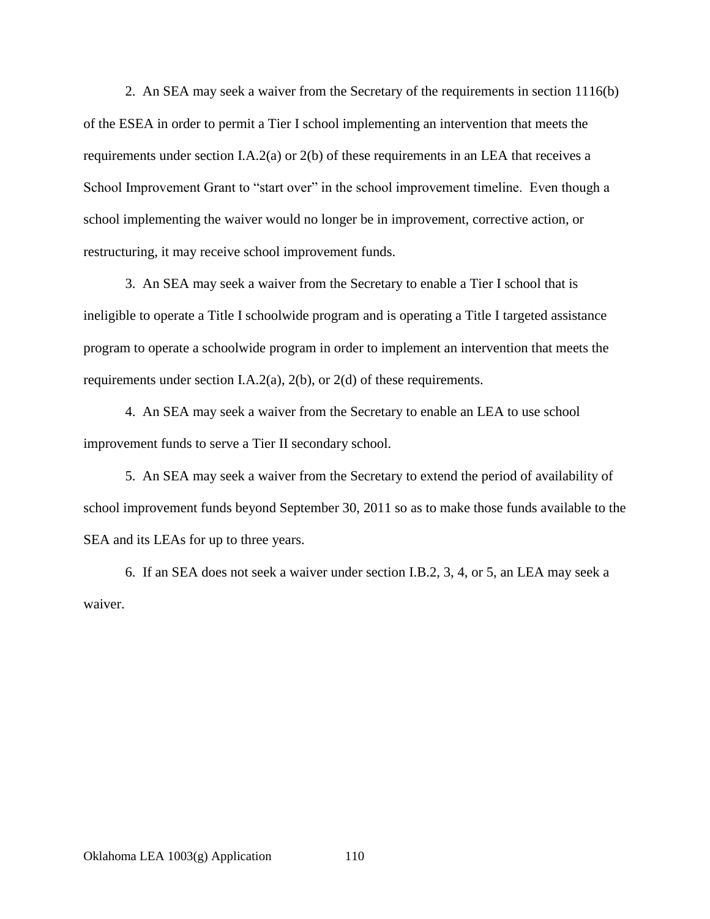2. An SEA may seek a waiver from the Secretary of the requirements in section 1116(b) of the ESEA in order to permit a Tier I school implementing an intervention that meets the requirements under section I.A.2(a) or 2(b) of these requirements in an LEA that receives a School Improvement Grant to "start over" in the school improvement timeline. Even though a school implementing the waiver would no longer be in improvement, corrective action, or restructuring, it may receive school improvement funds.

3. An SEA may seek a waiver from the Secretary to enable a Tier I school that is ineligible to operate a Title I schoolwide program and is operating a Title I targeted assistance program to operate a schoolwide program in order to implement an intervention that meets the requirements under section I.A.2(a), 2(b), or 2(d) of these requirements.

4. An SEA may seek a waiver from the Secretary to enable an LEA to use school improvement funds to serve a Tier II secondary school.

5. An SEA may seek a waiver from the Secretary to extend the period of availability of school improvement funds beyond September 30, 2011 so as to make those funds available to the SEA and its LEAs for up to three years.

6. If an SEA does not seek a waiver under section I.B.2, 3, 4, or 5, an LEA may seek a waiver.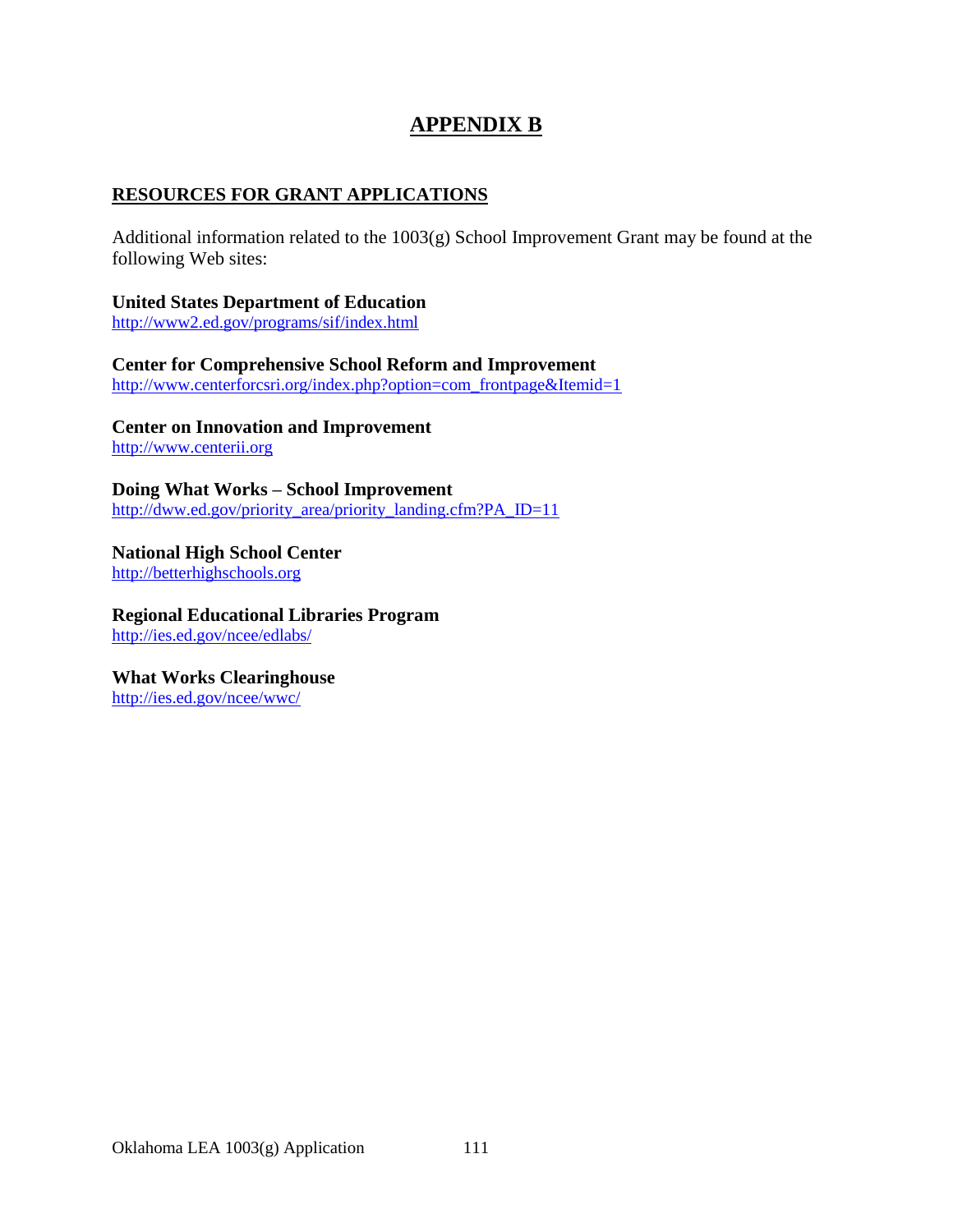# APPENDIX B

## RESOURCES FOR GRANT APPLICATIONS

Additional information related to the 1003(g) School Improvement Grant may be found at the following Web sites:

**United States Department of Education**
http://www2.ed.gov/programs/sif/index.html

**Center for Comprehensive School Reform and Improvement**
http://www.centerforcsri.org/index.php?option=com_frontpage&Itemid=1

**Center on Innovation and Improvement**
http://www.centerii.org

**Doing What Works – School Improvement**
http://dww.ed.gov/priority_area/priority_landing.cfm?PA_ID=11

**National High School Center**
http://betterhighschools.org

**Regional Educational Libraries Program**
http://ies.ed.gov/ncee/edlabs/

**What Works Clearinghouse**
http://ies.ed.gov/ncee/wwc/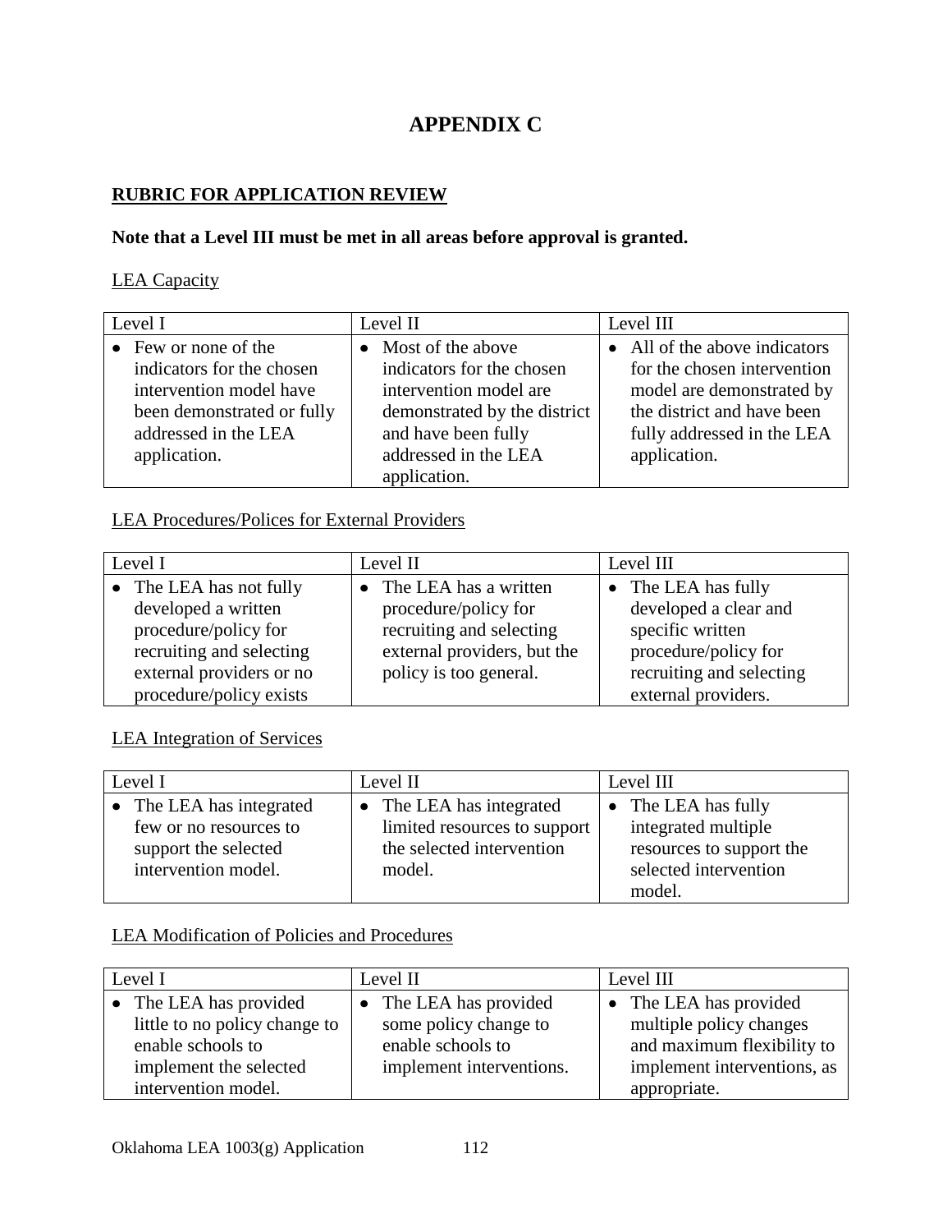# APPENDIX C

## RUBRIC FOR APPLICATION REVIEW

**Note that a Level III must be met in all areas before approval is granted.**

LEA Capacity

| Level I | Level II | Level III |
|---|---|---|
| • Few or none of the indicators for the chosen intervention model have been demonstrated or fully addressed in the LEA application. | • Most of the above indicators for the chosen intervention model are demonstrated by the district and have been fully addressed in the LEA application. | • All of the above indicators for the chosen intervention model are demonstrated by the district and have been fully addressed in the LEA application. |

LEA Procedures/Polices for External Providers

| Level I | Level II | Level III |
|---|---|---|
| • The LEA has not fully developed a written procedure/policy for recruiting and selecting external providers or no procedure/policy exists | • The LEA has a written procedure/policy for recruiting and selecting external providers, but the policy is too general. | • The LEA has fully developed a clear and specific written procedure/policy for recruiting and selecting external providers. |

LEA Integration of Services

| Level I | Level II | Level III |
|---|---|---|
| • The LEA has integrated few or no resources to support the selected intervention model. | • The LEA has integrated limited resources to support the selected intervention model. | • The LEA has fully integrated multiple resources to support the selected intervention model. |

LEA Modification of Policies and Procedures

| Level I | Level II | Level III |
|---|---|---|
| • The LEA has provided little to no policy change to enable schools to implement the selected intervention model. | • The LEA has provided some policy change to enable schools to implement interventions. | • The LEA has provided multiple policy changes and maximum flexibility to implement interventions, as appropriate. |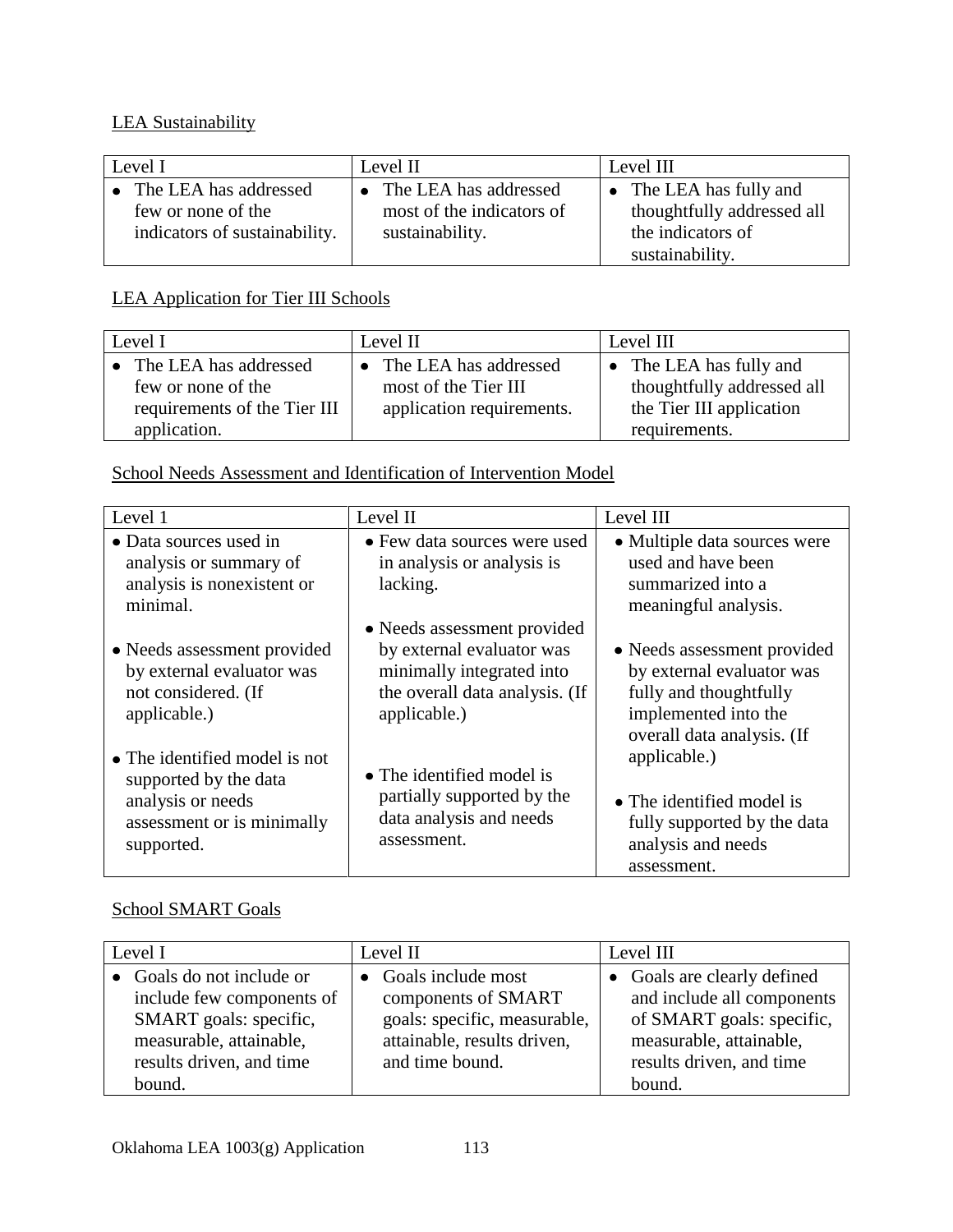LEA Sustainability

| Level I | Level II | Level III |
| --- | --- | --- |
| • The LEA has addressed few or none of the indicators of sustainability. | • The LEA has addressed most of the indicators of sustainability. | • The LEA has fully and thoughtfully addressed all the indicators of sustainability. |

LEA Application for Tier III Schools

| Level I | Level II | Level III |
| --- | --- | --- |
| • The LEA has addressed few or none of the requirements of the Tier III application. | • The LEA has addressed most of the Tier III application requirements. | • The LEA has fully and thoughtfully addressed all the Tier III application requirements. |

School Needs Assessment and Identification of Intervention Model

| Level 1 | Level II | Level III |
| --- | --- | --- |
| • Data sources used in analysis or summary of analysis is nonexistent or minimal.<br><br>• Needs assessment provided by external evaluator was not considered. (If applicable.)<br><br>• The identified model is not supported by the data analysis or needs assessment or is minimally supported. | • Few data sources were used in analysis or analysis is lacking.<br><br>• Needs assessment provided by external evaluator was minimally integrated into the overall data analysis. (If applicable.)<br><br>• The identified model is partially supported by the data analysis and needs assessment. | • Multiple data sources were used and have been summarized into a meaningful analysis.<br><br>• Needs assessment provided by external evaluator was fully and thoughtfully implemented into the overall data analysis. (If applicable.)<br><br>• The identified model is fully supported by the data analysis and needs assessment. |

School SMART Goals

| Level I | Level II | Level III |
| --- | --- | --- |
| • Goals do not include or include few components of SMART goals: specific, measurable, attainable, results driven, and time bound. | • Goals include most components of SMART goals: specific, measurable, attainable, results driven, and time bound. | • Goals are clearly defined and include all components of SMART goals: specific, measurable, attainable, results driven, and time bound. |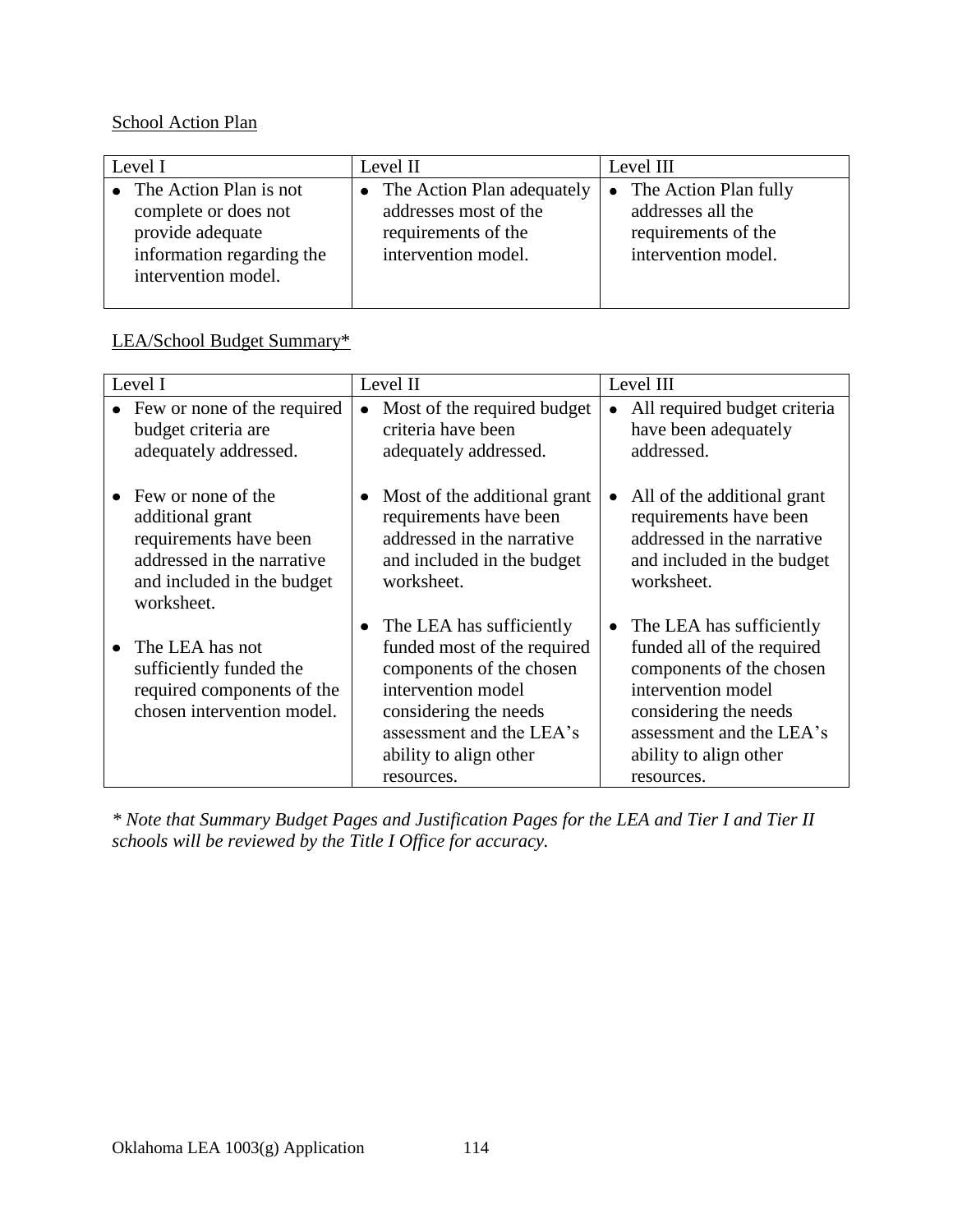School Action Plan

| Level I | Level II | Level III |
| --- | --- | --- |
| • The Action Plan is not complete or does not provide adequate information regarding the intervention model. | • The Action Plan adequately addresses most of the requirements of the intervention model. | • The Action Plan fully addresses all the requirements of the intervention model. |

LEA/School Budget Summary*

| Level I | Level II | Level III |
| --- | --- | --- |
| • Few or none of the required budget criteria are adequately addressed.<br><br>• Few or none of the additional grant requirements have been addressed in the narrative and included in the budget worksheet.<br><br>• The LEA has not sufficiently funded the required components of the chosen intervention model. | • Most of the required budget criteria have been adequately addressed.<br><br>• Most of the additional grant requirements have been addressed in the narrative and included in the budget worksheet.<br><br>• The LEA has sufficiently funded most of the required components of the chosen intervention model considering the needs assessment and the LEA's ability to align other resources. | • All required budget criteria have been adequately addressed.<br><br>• All of the additional grant requirements have been addressed in the narrative and included in the budget worksheet.<br><br>• The LEA has sufficiently funded all of the required components of the chosen intervention model considering the needs assessment and the LEA's ability to align other resources. |

*\* Note that Summary Budget Pages and Justification Pages for the LEA and Tier I and Tier II schools will be reviewed by the Title I Office for accuracy.*